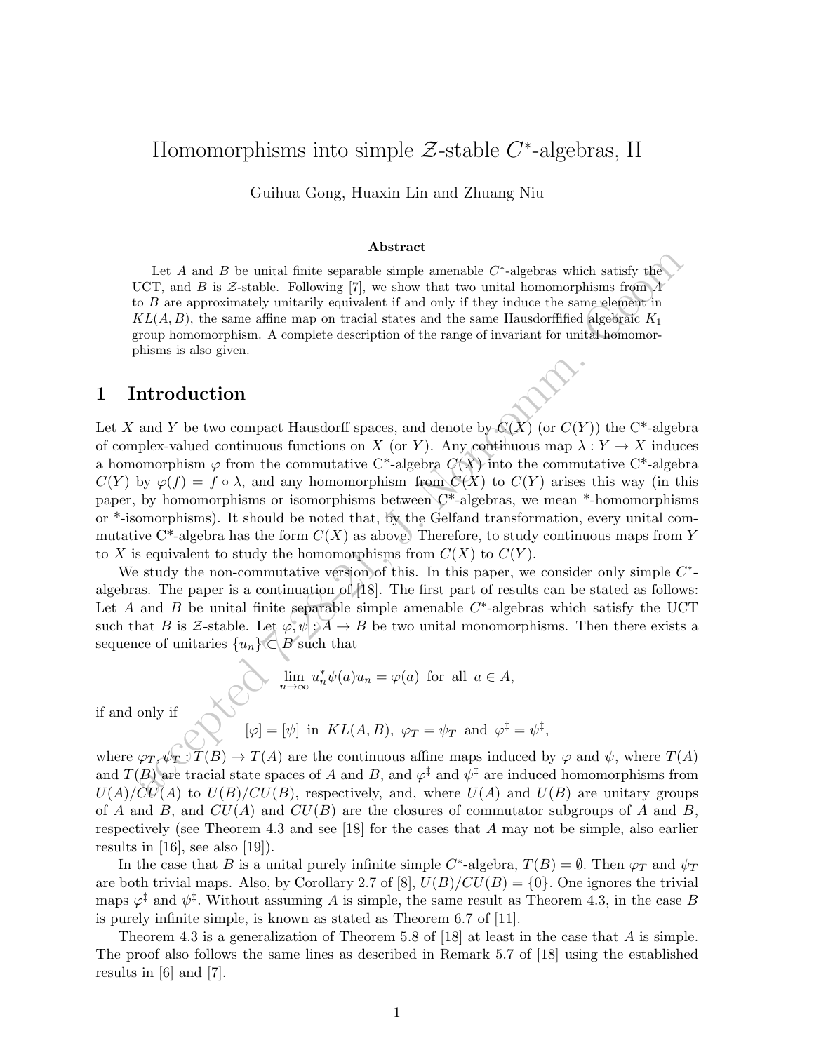# Homomorphisms into simple $\mathcal{Z}$-stable $C^*$-algebras, II

Guihua Gong, Huaxin Lin and Zhuang Niu

### Abstract

Let $A$ and $B$ be unital finite separable simple amenable $C^*$-algebras which satisfy the UCT, and $B$ is $\mathcal{Z}$-stable. Following [7], we show that two unital homomorphisms from $A$ to $B$ are approximately unitarily equivalent if and only if they induce the same element in $KL(A, B)$, the same affine map on tracial states and the same Hausdorffified algebraic $K_1$ group homomorphism. A complete description of the range of invariant for unital homomorphisms is also given.

## 1 Introduction

Let $X$ and $Y$ be two compact Hausdorff spaces, and denote by $C(X)$ (or $C(Y)$) the C\*-algebra of complex-valued continuous functions on $X$ (or $Y$). Any continuous map $\lambda : Y \to X$ induces a homomorphism $\varphi$ from the commutative C\*-algebra $C(X)$ into the commutative C\*-algebra $C(Y)$ by $\varphi(f) = f \circ \lambda$, and any homomorphism from $C(X)$ to $C(Y)$ arises this way (in this paper, by homomorphisms or isomorphisms between C\*-algebras, we mean \*-homomorphisms or \*-isomorphisms). It should be noted that, by the Gelfand transformation, every unital commutative C\*-algebra has the form $C(X)$ as above. Therefore, to study continuous maps from $Y$ to $X$ is equivalent to study the homomorphisms from $C(X)$ to $C(Y)$.

We study the non-commutative version of this. In this paper, we consider only simple $C^*$-algebras. The paper is a continuation of [18]. The first part of results can be stated as follows: Let $A$ and $B$ be unital finite separable simple amenable $C^*$-algebras which satisfy the UCT such that $B$ is $\mathcal{Z}$-stable. Let $\varphi, \psi : A \to B$ be two unital monomorphisms. Then there exists a sequence of unitaries $\{u_n\} \subset B$ such that

$$\lim_{n\to\infty} u_n^* \psi(a) u_n = \varphi(a) \text{ for all } a \in A,$$

if and only if

$$[\varphi] = [\psi] \text{ in } KL(A, B), \ \varphi_T = \psi_T \text{ and } \varphi^\ddagger = \psi^\ddagger,$$

where $\varphi_T, \psi_T : T(B) \to T(A)$ are the continuous affine maps induced by $\varphi$ and $\psi$, where $T(A)$ and $T(B)$ are tracial state spaces of $A$ and $B$, and $\varphi^\ddagger$ and $\psi^\ddagger$ are induced homomorphisms from $U(A)/CU(A)$ to $U(B)/CU(B)$, respectively, and, where $U(A)$ and $U(B)$ are unitary groups of $A$ and $B$, and $CU(A)$ and $CU(B)$ are the closures of commutator subgroups of $A$ and $B$, respectively (see Theorem 4.3 and see [18] for the cases that $A$ may not be simple, also earlier results in [16], see also [19]).

In the case that $B$ is a unital purely infinite simple $C^*$-algebra, $T(B) = \emptyset$. Then $\varphi_T$ and $\psi_T$ are both trivial maps. Also, by Corollary 2.7 of [8], $U(B)/CU(B) = \{0\}$. One ignores the trivial maps $\varphi^\ddagger$ and $\psi^\ddagger$. Without assuming $A$ is simple, the same result as Theorem 4.3, in the case $B$ is purely infinite simple, is known as stated as Theorem 6.7 of [11].

Theorem 4.3 is a generalization of Theorem 5.8 of [18] at least in the case that $A$ is simple. The proof also follows the same lines as described in Remark 5.7 of [18] using the established results in [6] and [7].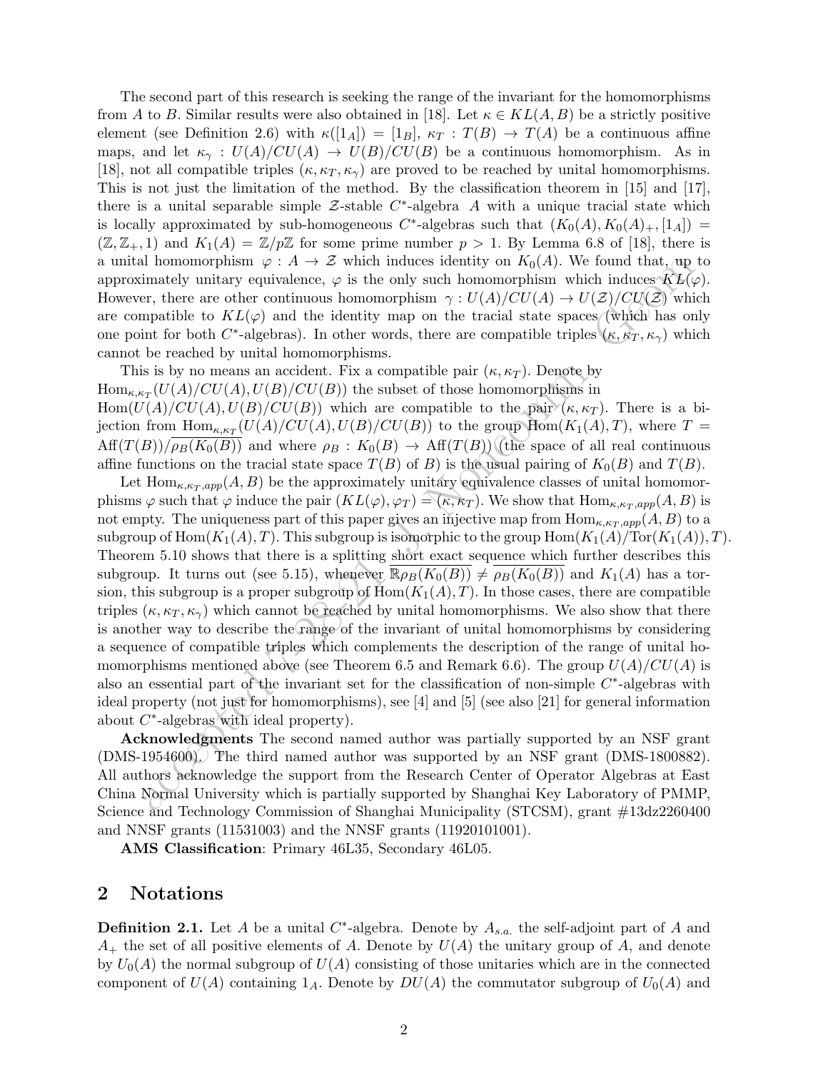The second part of this research is seeking the range of the invariant for the homomorphisms from $A$ to $B$. Similar results were also obtained in [18]. Let $\kappa \in KL(A,B)$ be a strictly positive element (see Definition 2.6) with $\kappa([1_A]) = [1_B]$, $\kappa_T : T(B) \to T(A)$ be a continuous affine maps, and let $\kappa_\gamma : U(A)/CU(A) \to U(B)/CU(B)$ be a continuous homomorphism. As in [18], not all compatible triples $(\kappa, \kappa_T, \kappa_\gamma)$ are proved to be reached by unital homomorphisms. This is not just the limitation of the method. By the classification theorem in [15] and [17], there is a unital separable simple $\mathcal{Z}$-stable $C^*$-algebra $A$ with a unique tracial state which is locally approximated by sub-homogeneous $C^*$-algebras such that $(K_0(A), K_0(A)_+, [1_A]) = (\mathbb{Z}, \mathbb{Z}_+, 1)$ and $K_1(A) = \mathbb{Z}/p\mathbb{Z}$ for some prime number $p > 1$. By Lemma 6.8 of [18], there is a unital homomorphism $\varphi : A \to \mathcal{Z}$ which induces identity on $K_0(A)$. We found that, up to approximately unitary equivalence, $\varphi$ is the only such homomorphism which induces $KL(\varphi)$. However, there are other continuous homomorphism $\gamma : U(A)/CU(A) \to U(\mathcal{Z})/CU(\mathcal{Z})$ which are compatible to $KL(\varphi)$ and the identity map on the tracial state spaces (which has only one point for both $C^*$-algebras). In other words, there are compatible triples $(\kappa, \kappa_T, \kappa_\gamma)$ which cannot be reached by unital homomorphisms.

This is by no means an accident. Fix a compatible pair $(\kappa, \kappa_T)$. Denote by $\mathrm{Hom}_{\kappa,\kappa_T}(U(A)/CU(A), U(B)/CU(B))$ the subset of those homomorphisms in $\mathrm{Hom}(U(A)/CU(A), U(B)/CU(B))$ which are compatible to the pair $(\kappa, \kappa_T)$. There is a bijection from $\mathrm{Hom}_{\kappa,\kappa_T}(U(A)/CU(A), U(B)/CU(B))$ to the group $\mathrm{Hom}(K_1(A), T)$, where $T = \mathrm{Aff}(T(B))/\overline{\rho_B(K_0(B))}$ and where $\rho_B : K_0(B) \to \mathrm{Aff}(T(B))$ (the space of all real continuous affine functions on the tracial state space $T(B)$ of $B$) is the usual pairing of $K_0(B)$ and $T(B)$.

Let $\mathrm{Hom}_{\kappa,\kappa_T,app}(A,B)$ be the approximately unitary equivalence classes of unital homomorphisms $\varphi$ such that $\varphi$ induce the pair $(KL(\varphi), \varphi_T) = (\kappa, \kappa_T)$. We show that $\mathrm{Hom}_{\kappa,\kappa_T,app}(A,B)$ is not empty. The uniqueness part of this paper gives an injective map from $\mathrm{Hom}_{\kappa,\kappa_T,app}(A,B)$ to a subgroup of $\mathrm{Hom}(K_1(A), T)$. This subgroup is isomorphic to the group $\mathrm{Hom}(K_1(A)/\mathrm{Tor}(K_1(A)), T)$. Theorem 5.10 shows that there is a splitting short exact sequence which further describes this subgroup. It turns out (see 5.15), whenever $\overline{\mathbb{R}\rho_B(K_0(B))} \neq \overline{\rho_B(K_0(B))}$ and $K_1(A)$ has a torsion, this subgroup is a proper subgroup of $\mathrm{Hom}(K_1(A), T)$. In those cases, there are compatible triples $(\kappa, \kappa_T, \kappa_\gamma)$ which cannot be reached by unital homomorphisms. We also show that there is another way to describe the range of the invariant of unital homomorphisms by considering a sequence of compatible triples which complements the description of the range of unital homomorphisms mentioned above (see Theorem 6.5 and Remark 6.6). The group $U(A)/CU(A)$ is also an essential part of the invariant set for the classification of non-simple $C^*$-algebras with ideal property (not just for homomorphisms), see [4] and [5] (see also [21] for general information about $C^*$-algebras with ideal property).

**Acknowledgments** The second named author was partially supported by an NSF grant (DMS-1954600). The third named author was supported by an NSF grant (DMS-1800882). All authors acknowledge the support from the Research Center of Operator Algebras at East China Normal University which is partially supported by Shanghai Key Laboratory of PMMP, Science and Technology Commission of Shanghai Municipality (STCSM), grant #13dz2260400 and NNSF grants (11531003) and the NNSF grants (11920101001).

**AMS Classification**: Primary 46L35, Secondary 46L05.

## 2 Notations

**Definition 2.1.** Let $A$ be a unital $C^*$-algebra. Denote by $A_{s.a.}$ the self-adjoint part of $A$ and $A_+$ the set of all positive elements of $A$. Denote by $U(A)$ the unitary group of $A$, and denote by $U_0(A)$ the normal subgroup of $U(A)$ consisting of those unitaries which are in the connected component of $U(A)$ containing $1_A$. Denote by $DU(A)$ the commutator subgroup of $U_0(A)$ and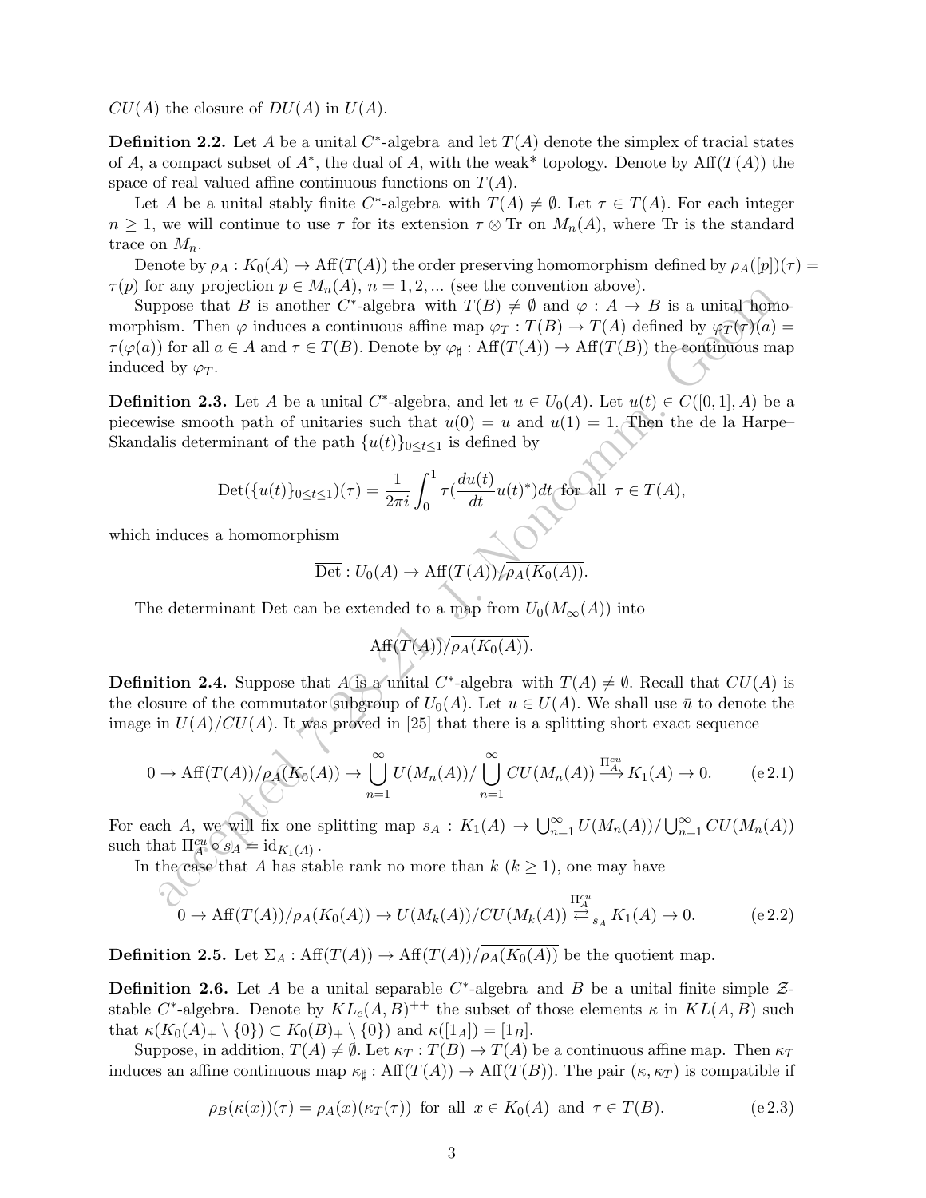$CU(A)$ the closure of $DU(A)$ in $U(A)$.

**Definition 2.2.** Let $A$ be a unital $C^*$-algebra and let $T(A)$ denote the simplex of tracial states of $A$, a compact subset of $A^*$, the dual of $A$, with the weak* topology. Denote by $\mathrm{Aff}(T(A))$ the space of real valued affine continuous functions on $T(A)$.

Let $A$ be a unital stably finite $C^*$-algebra with $T(A) \neq \emptyset$. Let $\tau \in T(A)$. For each integer $n \geq 1$, we will continue to use $\tau$ for its extension $\tau \otimes \mathrm{Tr}$ on $M_n(A)$, where Tr is the standard trace on $M_n$.

Denote by $\rho_A : K_0(A) \to \mathrm{Aff}(T(A))$ the order preserving homomorphism defined by $\rho_A([p])(\tau) = \tau(p)$ for any projection $p \in M_n(A)$, $n = 1, 2, ...$ (see the convention above).

Suppose that $B$ is another $C^*$-algebra with $T(B) \neq \emptyset$ and $\varphi : A \to B$ is a unital homomorphism. Then $\varphi$ induces a continuous affine map $\varphi_T : T(B) \to T(A)$ defined by $\varphi_T(\tau)(a) = \tau(\varphi(a))$ for all $a \in A$ and $\tau \in T(B)$. Denote by $\varphi_\sharp : \mathrm{Aff}(T(A)) \to \mathrm{Aff}(T(B))$ the continuous map induced by $\varphi_T$.

**Definition 2.3.** Let $A$ be a unital $C^*$-algebra, and let $u \in U_0(A)$. Let $u(t) \in C([0, 1], A)$ be a piecewise smooth path of unitaries such that $u(0) = u$ and $u(1) = 1$. Then the de la Harpe–Skandalis determinant of the path $\{u(t)\}_{0 \leq t \leq 1}$ is defined by

$$\mathrm{Det}(\{u(t)\}_{0 \leq t \leq 1})(\tau) = \frac{1}{2\pi i} \int_0^1 \tau(\frac{du(t)}{dt} u(t)^*) dt \text{ for all } \tau \in T(A),$$

which induces a homomorphism

$$\overline{\mathrm{Det}} : U_0(A) \to \mathrm{Aff}(T(A))/\overline{\rho_A(K_0(A))}.$$

The determinant $\overline{\mathrm{Det}}$ can be extended to a map from $U_0(M_\infty(A))$ into

$$\mathrm{Aff}(T(A))/\overline{\rho_A(K_0(A))}.$$

**Definition 2.4.** Suppose that $A$ is a unital $C^*$-algebra with $T(A) \neq \emptyset$. Recall that $CU(A)$ is the closure of the commutator subgroup of $U_0(A)$. Let $u \in U(A)$. We shall use $\bar{u}$ to denote the image in $U(A)/CU(A)$. It was proved in [25] that there is a splitting short exact sequence

$$0 \to \mathrm{Aff}(T(A))/\overline{\rho_A(K_0(A))} \to \bigcup_{n=1}^{\infty} U(M_n(A))/\bigcup_{n=1}^{\infty} CU(M_n(A)) \xrightarrow{\Pi_A^{cu}} K_1(A) \to 0. \tag{e 2.1}$$

For each $A$, we will fix one splitting map $s_A : K_1(A) \to \bigcup_{n=1}^{\infty} U(M_n(A))/\bigcup_{n=1}^{\infty} CU(M_n(A))$ such that $\Pi_A^{cu} \circ s_A = \mathrm{id}_{K_1(A)}$.

In the case that $A$ has stable rank no more than $k$ ($k \geq 1$), one may have

$$0 \to \mathrm{Aff}(T(A))/\overline{\rho_A(K_0(A))} \to U(M_k(A))/CU(M_k(A)) \underset{s_A}{\overset{\Pi_A^{cu}}{\rightleftarrows}} K_1(A) \to 0. \tag{e 2.2}$$

**Definition 2.5.** Let $\Sigma_A : \mathrm{Aff}(T(A)) \to \mathrm{Aff}(T(A))/\overline{\rho_A(K_0(A))}$ be the quotient map.

**Definition 2.6.** Let $A$ be a unital separable $C^*$-algebra and $B$ be a unital finite simple $\mathcal{Z}$-stable $C^*$-algebra. Denote by $KL_e(A, B)^{++}$ the subset of those elements $\kappa$ in $KL(A, B)$ such that $\kappa(K_0(A)_+ \setminus \{0\}) \subset K_0(B)_+ \setminus \{0\})$ and $\kappa([1_A]) = [1_B]$.

Suppose, in addition, $T(A) \neq \emptyset$. Let $\kappa_T : T(B) \to T(A)$ be a continuous affine map. Then $\kappa_T$ induces an affine continuous map $\kappa_\sharp : \mathrm{Aff}(T(A)) \to \mathrm{Aff}(T(B))$. The pair $(\kappa, \kappa_T)$ is compatible if

$$\rho_B(\kappa(x))(\tau) = \rho_A(x)(\kappa_T(\tau)) \text{ for all } x \in K_0(A) \text{ and } \tau \in T(B). \tag{e 2.3}$$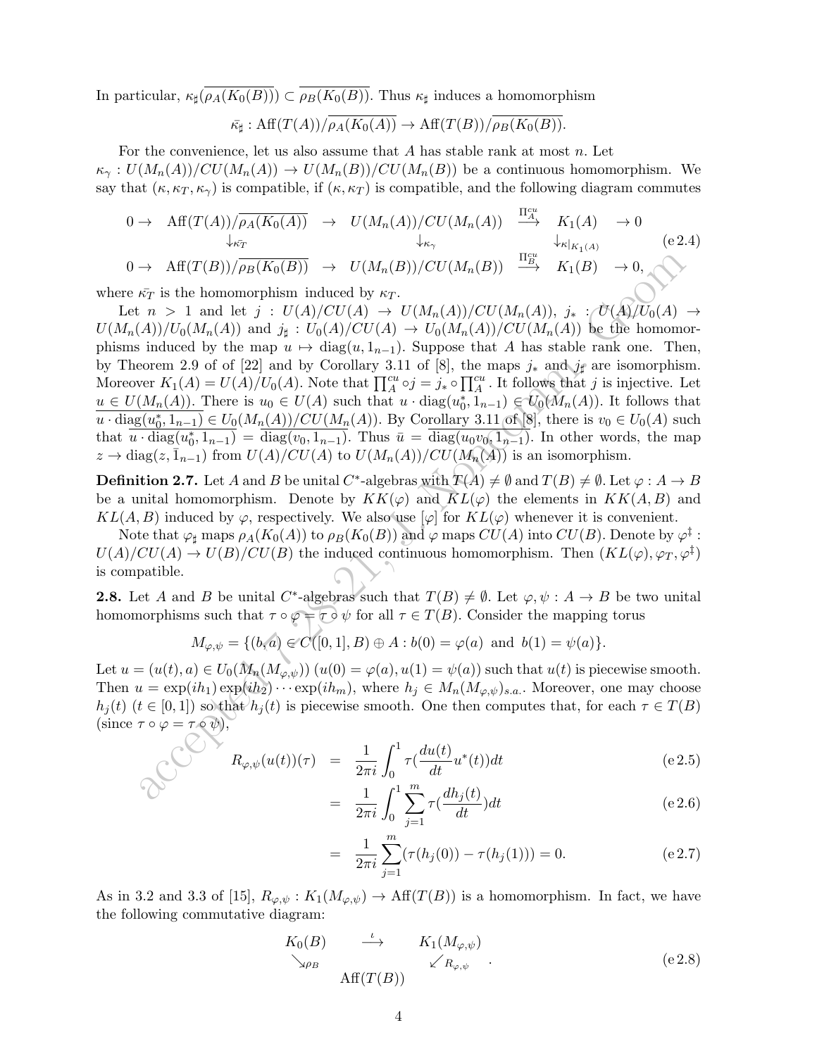In particular, $\kappa_\sharp(\overline{\rho_A(K_0(B))}) \subset \overline{\rho_B(K_0(B))}$. Thus $\kappa_\sharp$ induces a homomorphism

$$\bar{\kappa_\sharp} : \mathrm{Aff}(T(A))/\overline{\rho_A(K_0(A))} \to \mathrm{Aff}(T(B))/\overline{\rho_B(K_0(B))}.$$

For the convenience, let us also assume that $A$ has stable rank at most $n$. Let $\kappa_\gamma : U(M_n(A))/CU(M_n(A)) \to U(M_n(B))/CU(M_n(B))$ be a continuous homomorphism. We say that $(\kappa, \kappa_T, \kappa_\gamma)$ is compatible, if $(\kappa, \kappa_T)$ is compatible, and the following diagram commutes

$$\begin{array}{ccccccc} 0 \to & \mathrm{Aff}(T(A))/\overline{\rho_A(K_0(A))} & \to & U(M_n(A))/CU(M_n(A)) & \xrightarrow{\Pi_A^{cu}} & K_1(A) & \to 0 \\ & \downarrow_{\bar{\kappa_T}} & & \downarrow_{\kappa_\gamma} & & \downarrow_{\kappa|_{K_1(A)}} & \\ 0 \to & \mathrm{Aff}(T(B))/\overline{\rho_B(K_0(B))} & \to & U(M_n(B))/CU(M_n(B)) & \xrightarrow{\Pi_B^{cu}} & K_1(B) & \to 0, \end{array} \tag{e 2.4}$$

where $\bar{\kappa_T}$ is the homomorphism induced by $\kappa_T$.

Let $n > 1$ and let $j : U(A)/CU(A) \to U(M_n(A))/CU(M_n(A))$, $j_* : U(A)/U_0(A) \to U(M_n(A))/U_0(M_n(A))$ and $j_\sharp : U_0(A)/CU(A) \to U_0(M_n(A))/CU(M_n(A))$ be the homomorphisms induced by the map $u \mapsto \mathrm{diag}(u, 1_{n-1})$. Suppose that $A$ has stable rank one. Then, by Theorem 2.9 of of [22] and by Corollary 3.11 of [8], the maps $j_*$ and $j_\sharp$ are isomorphism. Moreover $K_1(A) = U(A)/U_0(A)$. Note that $\prod_A^{cu} \circ j = j_* \circ \prod_A^{cu}$. It follows that $j$ is injective. Let $u \in U(M_n(A))$. There is $u_0 \in U(A)$ such that $u \cdot \mathrm{diag}(u_0^*, 1_{n-1}) \in U_0(M_n(A))$. It follows that $\overline{u \cdot \mathrm{diag}(u_0^*, 1_{n-1})} \in U_0(M_n(A))/CU(M_n(A))$. By Corollary 3.11 of [8], there is $v_0 \in U_0(A)$ such that $\overline{u \cdot \mathrm{diag}(u_0^*, 1_{n-1})} = \overline{\mathrm{diag}(v_0, 1_{n-1})}$. Thus $\bar{u} = \overline{\mathrm{diag}(u_0 v_0, 1_{n-1})}$. In other words, the map $z \to \mathrm{diag}(z, \bar{1}_{n-1})$ from $U(A)/CU(A)$ to $U(M_n(A))/CU(M_n(A))$ is an isomorphism.

**Definition 2.7.** Let $A$ and $B$ be unital $C^*$-algebras with $T(A) \neq \emptyset$ and $T(B) \neq \emptyset$. Let $\varphi : A \to B$ be a unital homomorphism. Denote by $KK(\varphi)$ and $KL(\varphi)$ the elements in $KK(A, B)$ and $KL(A, B)$ induced by $\varphi$, respectively. We also use $[\varphi]$ for $KL(\varphi)$ whenever it is convenient.

Note that $\varphi_\sharp$ maps $\rho_A(K_0(A))$ to $\rho_B(K_0(B))$ and $\varphi$ maps $CU(A)$ into $CU(B)$. Denote by $\varphi^\ddagger : U(A)/CU(A) \to U(B)/CU(B)$ the induced continuous homomorphism. Then $(KL(\varphi), \varphi_T, \varphi^\ddagger)$ is compatible.

**2.8.** Let $A$ and $B$ be unital $C^*$-algebras such that $T(B) \neq \emptyset$. Let $\varphi, \psi : A \to B$ be two unital homomorphisms such that $\tau \circ \varphi = \tau \circ \psi$ for all $\tau \in T(B)$. Consider the mapping torus

$$M_{\varphi,\psi} = \{(b, a) \in C([0,1], B) \oplus A : b(0) = \varphi(a) \text{ and } b(1) = \psi(a)\}.$$

Let $u = (u(t), a) \in U_0(M_n(M_{\varphi,\psi}))$ $(u(0) = \varphi(a), u(1) = \psi(a))$ such that $u(t)$ is piecewise smooth. Then $u = \exp(ih_1)\exp(ih_2)\cdots\exp(ih_m)$, where $h_j \in M_n(M_{\varphi,\psi})_{s.a.}$. Moreover, one may choose $h_j(t)$ $(t \in [0,1])$ so that $h_j(t)$ is piecewise smooth. One then computes that, for each $\tau \in T(B)$ (since $\tau \circ \varphi = \tau \circ \psi$),

$$R_{\varphi,\psi}(u(t))(\tau) = \frac{1}{2\pi i}\int_0^1 \tau\Big(\frac{du(t)}{dt}u^*(t)\Big)dt \tag{e 2.5}$$

$$= \frac{1}{2\pi i}\int_0^1 \sum_{j=1}^m \tau\Big(\frac{dh_j(t)}{dt}\Big)dt \tag{e 2.6}$$

$$= \frac{1}{2\pi i}\sum_{j=1}^m (\tau(h_j(0)) - \tau(h_j(1))) = 0. \tag{e 2.7}$$

As in 3.2 and 3.3 of [15], $R_{\varphi,\psi} : K_1(M_{\varphi,\psi}) \to \mathrm{Aff}(T(B))$ is a homomorphism. In fact, we have the following commutative diagram:

$$\begin{array}{ccc} K_0(B) & \xrightarrow{\iota} & K_1(M_{\varphi,\psi}) \\ \searrow_{\rho_B} & & \swarrow_{R_{\varphi,\psi}} \\ & \mathrm{Aff}(T(B)) & \end{array}. \tag{e 2.8}$$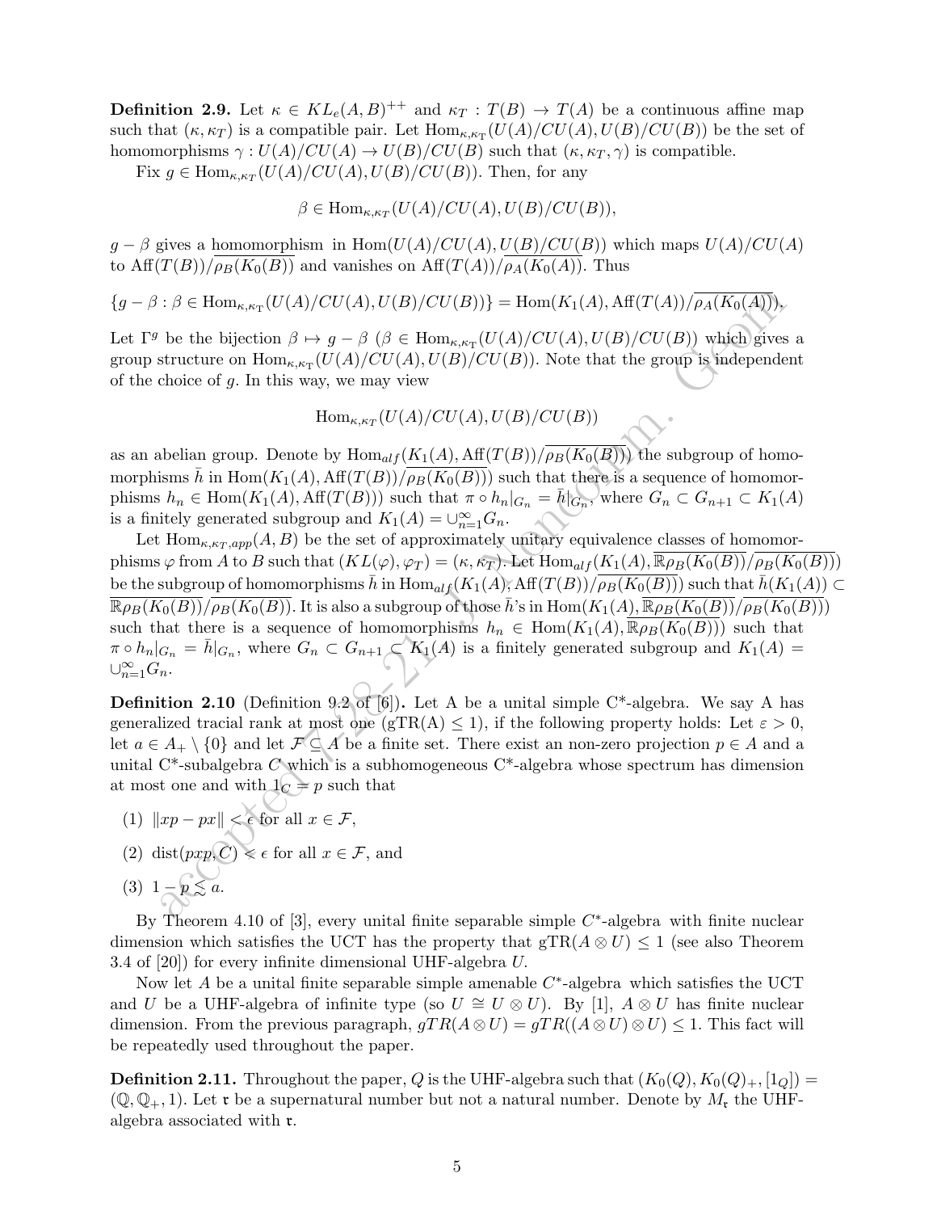**Definition 2.9.** Let $\kappa \in KL_e(A,B)^{++}$ and $\kappa_T : T(B) \to T(A)$ be a continuous affine map such that $(\kappa, \kappa_T)$ is a compatible pair. Let $\mathrm{Hom}_{\kappa,\kappa_T}(U(A)/CU(A), U(B)/CU(B))$ be the set of homomorphisms $\gamma : U(A)/CU(A) \to U(B)/CU(B)$ such that $(\kappa, \kappa_T, \gamma)$ is compatible.

Fix $g \in \mathrm{Hom}_{\kappa,\kappa_T}(U(A)/CU(A), U(B)/CU(B))$. Then, for any

$$\beta \in \mathrm{Hom}_{\kappa,\kappa_T}(U(A)/CU(A), U(B)/CU(B)),$$

$g - \beta$ gives a homomorphism in $\mathrm{Hom}(U(A)/CU(A), U(B)/CU(B))$ which maps $U(A)/CU(A)$ to $\mathrm{Aff}(T(B))/\overline{\rho_B(K_0(B))}$ and vanishes on $\mathrm{Aff}(T(A))/\overline{\rho_A(K_0(A))}$. Thus

$$\{g - \beta : \beta \in \mathrm{Hom}_{\kappa,\kappa_T}(U(A)/CU(A), U(B)/CU(B))\} = \mathrm{Hom}(K_1(A), \mathrm{Aff}(T(A))/\overline{\rho_A(K_0(A))}).$$

Let $\Gamma^g$ be the bijection $\beta \mapsto g - \beta$ ($\beta \in \mathrm{Hom}_{\kappa,\kappa_T}(U(A)/CU(A), U(B)/CU(B))$) which gives a group structure on $\mathrm{Hom}_{\kappa,\kappa_T}(U(A)/CU(A), U(B)/CU(B))$. Note that the group is independent of the choice of $g$. In this way, we may view

$$\mathrm{Hom}_{\kappa,\kappa_T}(U(A)/CU(A), U(B)/CU(B))$$

as an abelian group. Denote by $\mathrm{Hom}_{alf}(K_1(A), \mathrm{Aff}(T(B))/\overline{\rho_B(K_0(B))})$ the subgroup of homomorphisms $\bar{h}$ in $\mathrm{Hom}(K_1(A), \mathrm{Aff}(T(B))/\overline{\rho_B(K_0(B))})$ such that there is a sequence of homomorphisms $h_n \in \mathrm{Hom}(K_1(A), \mathrm{Aff}(T(B)))$ such that $\pi \circ h_n|_{G_n} = \bar{h}|_{G_n}$, where $G_n \subset G_{n+1} \subset K_1(A)$ is a finitely generated subgroup and $K_1(A) = \cup_{n=1}^{\infty} G_n$.

Let $\mathrm{Hom}_{\kappa,\kappa_T,app}(A,B)$ be the set of approximately unitary equivalence classes of homomorphisms $\varphi$ from $A$ to $B$ such that $(KL(\varphi), \varphi_T) = (\kappa, \kappa_T)$. Let $\mathrm{Hom}_{alf}(K_1(A), \overline{\mathbb{R}\rho_B(K_0(B))}/\overline{\rho_B(K_0(B))})$ be the subgroup of homomorphisms $\bar{h}$ in $\mathrm{Hom}_{alf}(K_1(A), \mathrm{Aff}(T(B))/\overline{\rho_B(K_0(B))})$ such that $\bar{h}(K_1(A)) \subset \overline{\mathbb{R}\rho_B(K_0(B))}/\overline{\rho_B(K_0(B))}$. It is also a subgroup of those $\bar{h}$'s in $\mathrm{Hom}(K_1(A), \overline{\mathbb{R}\rho_B(K_0(B))}/\overline{\rho_B(K_0(B))})$ such that there is a sequence of homomorphisms $h_n \in \mathrm{Hom}(K_1(A), \overline{\mathbb{R}\rho_B(K_0(B))})$ such that $\pi \circ h_n|_{G_n} = \bar{h}|_{G_n}$, where $G_n \subset G_{n+1} \subset K_1(A)$ is a finitely generated subgroup and $K_1(A) = \cup_{n=1}^{\infty} G_n$.

**Definition 2.10** (Definition 9.2 of [6]). Let A be a unital simple C*-algebra. We say A has generalized tracial rank at most one (gTR(A) $\leq 1$), if the following property holds: Let $\varepsilon > 0$, let $a \in A_+ \setminus \{0\}$ and let $\mathcal{F} \subseteq A$ be a finite set. There exist an non-zero projection $p \in A$ and a unital C*-subalgebra $C$ which is a subhomogeneous C*-algebra whose spectrum has dimension at most one and with $1_C = p$ such that

(1) $\|xp - px\| < \epsilon$ for all $x \in \mathcal{F}$,

(2) $\mathrm{dist}(pxp, C) < \epsilon$ for all $x \in \mathcal{F}$, and

(3) $1 - p \lesssim a$.

By Theorem 4.10 of [3], every unital finite separable simple $C^*$-algebra with finite nuclear dimension which satisfies the UCT has the property that $\mathrm{gTR}(A \otimes U) \leq 1$ (see also Theorem 3.4 of [20]) for every infinite dimensional UHF-algebra $U$.

Now let $A$ be a unital finite separable simple amenable $C^*$-algebra which satisfies the UCT and $U$ be a UHF-algebra of infinite type (so $U \cong U \otimes U$). By [1], $A \otimes U$ has finite nuclear dimension. From the previous paragraph, $gTR(A \otimes U) = gTR((A \otimes U) \otimes U) \leq 1$. This fact will be repeatedly used throughout the paper.

**Definition 2.11.** Throughout the paper, $Q$ is the UHF-algebra such that $(K_0(Q), K_0(Q)_+, [1_Q]) = (\mathbb{Q}, \mathbb{Q}_+, 1)$. Let $\mathfrak{r}$ be a supernatural number but not a natural number. Denote by $M_{\mathfrak{r}}$ the UHF-algebra associated with $\mathfrak{r}$.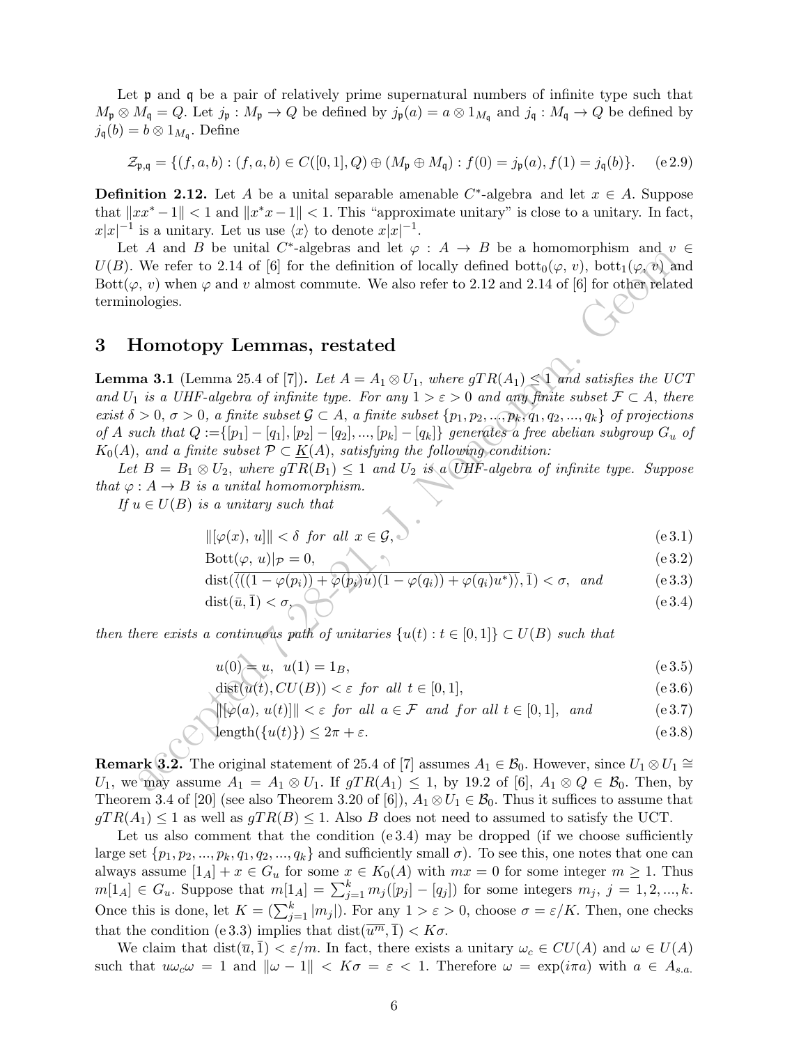Let $\mathfrak{p}$ and $\mathfrak{q}$ be a pair of relatively prime supernatural numbers of infinite type such that $M_{\mathfrak{p}} \otimes M_{\mathfrak{q}} = Q$. Let $j_{\mathfrak{p}} : M_{\mathfrak{p}} \to Q$ be defined by $j_{\mathfrak{p}}(a) = a \otimes 1_{M_{\mathfrak{q}}}$ and $j_{\mathfrak{q}} : M_{\mathfrak{q}} \to Q$ be defined by $j_{\mathfrak{q}}(b) = b \otimes 1_{M_{\mathfrak{q}}}$. Define

$$\mathcal{Z}_{\mathfrak{p},\mathfrak{q}} = \{(f, a, b) : (f, a, b) \in C([0,1], Q) \oplus (M_{\mathfrak{p}} \oplus M_{\mathfrak{q}}) : f(0) = j_{\mathfrak{p}}(a), f(1) = j_{\mathfrak{q}}(b)\}. \quad \text{(e 2.9)}$$

**Definition 2.12.** Let $A$ be a unital separable amenable $C^*$-algebra and let $x \in A$. Suppose that $\|xx^* - 1\| < 1$ and $\|x^*x - 1\| < 1$. This "approximate unitary" is close to a unitary. In fact, $x|x|^{-1}$ is a unitary. Let us use $\langle x \rangle$ to denote $x|x|^{-1}$.

Let $A$ and $B$ be unital $C^*$-algebras and let $\varphi : A \to B$ be a homomorphism and $v \in U(B)$. We refer to 2.14 of [6] for the definition of locally defined $\mathrm{bott}_0(\varphi, v)$, $\mathrm{bott}_1(\varphi, v)$ and $\mathrm{Bott}(\varphi, v)$ when $\varphi$ and $v$ almost commute. We also refer to 2.12 and 2.14 of [6] for other related terminologies.

## 3 Homotopy Lemmas, restated

**Lemma 3.1** (Lemma 25.4 of [7]). *Let $A = A_1 \otimes U_1$, where $gTR(A_1) \le 1$ and satisfies the UCT and $U_1$ is a UHF-algebra of infinite type. For any $1 > \varepsilon > 0$ and any finite subset $\mathcal{F} \subset A$, there exist $\delta > 0$, $\sigma > 0$, a finite subset $\mathcal{G} \subset A$, a finite subset $\{p_1, p_2, ..., p_k, q_1, q_2, ..., q_k\}$ of projections of $A$ such that $Q := \{[p_1] - [q_1], [p_2] - [q_2], ..., [p_k] - [q_k]\}$ generates a free abelian subgroup $G_u$ of $K_0(A)$, and a finite subset $\mathcal{P} \subset \underline{K}(A)$, satisfying the following condition:*

*Let $B = B_1 \otimes U_2$, where $gTR(B_1) \le 1$ and $U_2$ is a UHF-algebra of infinite type. Suppose that $\varphi : A \to B$ is a unital homomorphism.*

*If $u \in U(B)$ is a unitary such that*

$$\|[\varphi(x), u]\| < \delta \text{ for all } x \in \mathcal{G}, \quad \text{(e 3.1)}$$

$$\mathrm{Bott}(\varphi, u)|_{\mathcal{P}} = 0, \quad \text{(e 3.2)}$$

$$\mathrm{dist}(\overline{\langle((1 - \varphi(p_i)) + \varphi(p_i)u)(1 - \varphi(q_i)) + \varphi(q_i)u^*)\rangle}, \bar{1}) < \sigma, \text{ and} \quad \text{(e 3.3)}$$

$$\mathrm{dist}(\bar{u}, \bar{1}) < \sigma, \quad \text{(e 3.4)}$$

*then there exists a continuous path of unitaries $\{u(t) : t \in [0,1]\} \subset U(B)$ such that*

$$u(0) = u, \ u(1) = 1_B, \quad \text{(e 3.5)}$$

$$\mathrm{dist}(u(t), CU(B)) < \varepsilon \text{ for all } t \in [0,1], \quad \text{(e 3.6)}$$

$$\|[\varphi(a), u(t)]\| < \varepsilon \text{ for all } a \in \mathcal{F} \text{ and for all } t \in [0,1], \text{ and} \quad \text{(e 3.7)}$$

$$\mathrm{length}(\{u(t)\}) \le 2\pi + \varepsilon. \quad \text{(e 3.8)}$$

**Remark 3.2.** The original statement of 25.4 of [7] assumes $A_1 \in \mathcal{B}_0$. However, since $U_1 \otimes U_1 \cong U_1$, we may assume $A_1 = A_1 \otimes U_1$. If $gTR(A_1) \le 1$, by 19.2 of [6], $A_1 \otimes Q \in \mathcal{B}_0$. Then, by Theorem 3.4 of [20] (see also Theorem 3.20 of [6]), $A_1 \otimes U_1 \in \mathcal{B}_0$. Thus it suffices to assume that $gTR(A_1) \le 1$ as well as $gTR(B) \le 1$. Also $B$ does not need to assumed to satisfy the UCT.

Let us also comment that the condition (e 3.4) may be dropped (if we choose sufficiently large set $\{p_1, p_2, ..., p_k, q_1, q_2, ..., q_k\}$ and sufficiently small $\sigma$). To see this, one notes that one can always assume $[1_A] + x \in G_u$ for some $x \in K_0(A)$ with $mx = 0$ for some integer $m \ge 1$. Thus $m[1_A] \in G_u$. Suppose that $m[1_A] = \sum_{j=1}^k m_j([p_j] - [q_j])$ for some integers $m_j$, $j = 1, 2, ..., k$. Once this is done, let $K = (\sum_{j=1}^k |m_j|)$. For any $1 > \varepsilon > 0$, choose $\sigma = \varepsilon/K$. Then, one checks that the condition (e 3.3) implies that $\mathrm{dist}(\overline{u^m}, \bar{1}) < K\sigma$.

We claim that $\mathrm{dist}(\bar{u}, \bar{1}) < \varepsilon/m$. In fact, there exists a unitary $\omega_c \in CU(A)$ and $\omega \in U(A)$ such that $u\omega_c\omega = 1$ and $\|\omega - 1\| < K\sigma = \varepsilon < 1$. Therefore $\omega = \exp(i\pi a)$ with $a \in A_{s.a.}$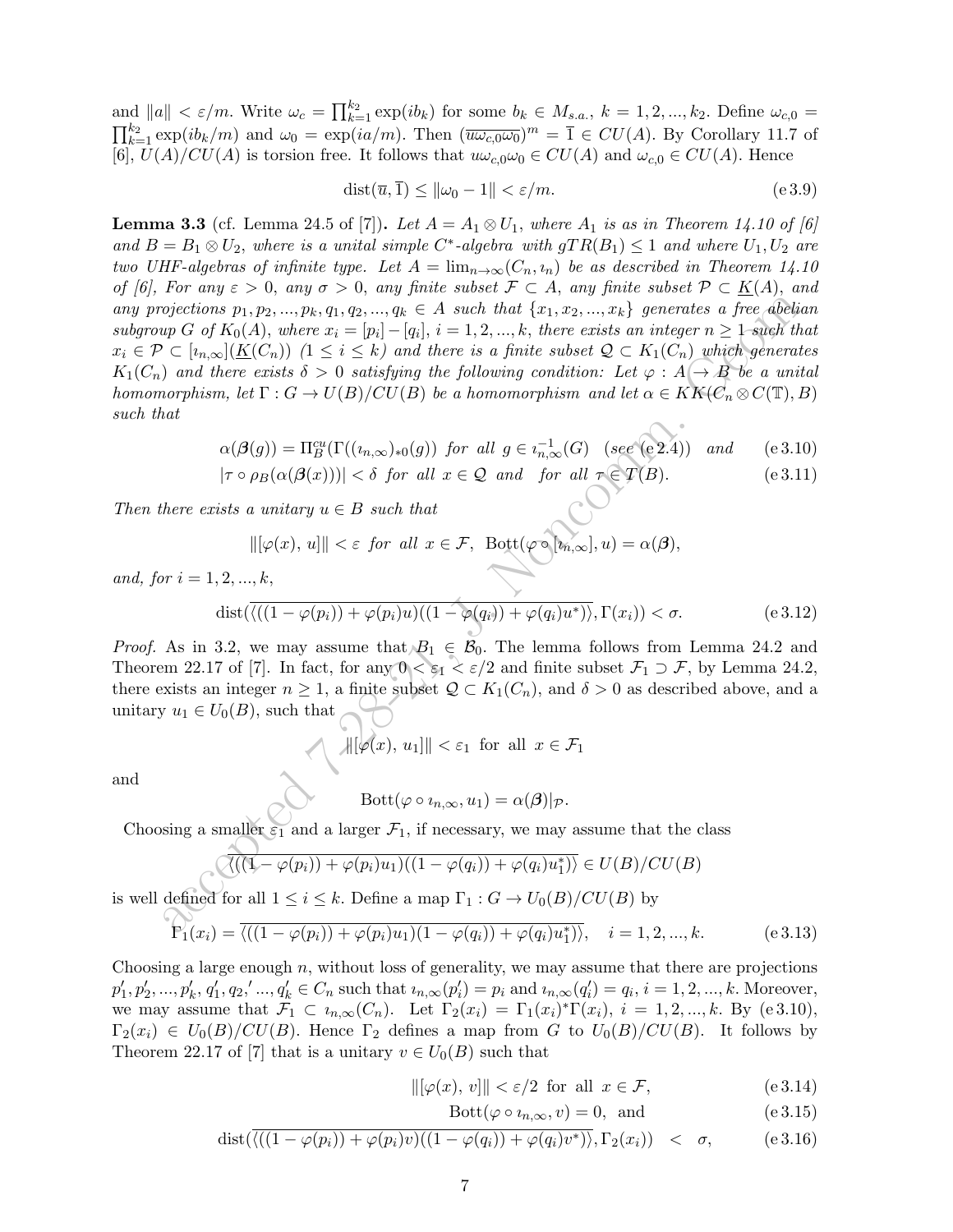and $\|a\| < \varepsilon/m$. Write $\omega_c = \prod_{k=1}^{k_2} \exp(ib_k)$ for some $b_k \in M_{s.a.}$, $k = 1, 2, ..., k_2$. Define $\omega_{c,0} = \prod_{k=1}^{k_2} \exp(ib_k/m)$ and $\omega_0 = \exp(ia/m)$. Then $(\overline{u\omega_{c,0}\omega_0})^m = \overline{1} \in CU(A)$. By Corollary 11.7 of [6], $U(A)/CU(A)$ is torsion free. It follows that $u\omega_{c,0}\omega_0 \in CU(A)$ and $\omega_{c,0} \in CU(A)$. Hence

$$\mathrm{dist}(\overline{u}, \overline{1}) \le \|\omega_0 - 1\| < \varepsilon/m. \tag{e 3.9}$$

**Lemma 3.3** (cf. Lemma 24.5 of [7]). *Let $A = A_1 \otimes U_1$, where $A_1$ is as in Theorem 14.10 of [6] and $B = B_1 \otimes U_2$, where is a unital simple $C^*$-algebra with $gTR(B_1) \le 1$ and where $U_1, U_2$ are two UHF-algebras of infinite type. Let $A = \lim_{n\to\infty}(C_n, \imath_n)$ be as described in Theorem 14.10 of [6], For any $\varepsilon > 0$, any $\sigma > 0$, any finite subset $\mathcal{F} \subset A$, any finite subset $\mathcal{P} \subset \underline{K}(A)$, and any projections $p_1, p_2, ..., p_k, q_1, q_2, ..., q_k \in A$ such that $\{x_1, x_2, ..., x_k\}$ generates a free abelian subgroup $G$ of $K_0(A)$, where $x_i = [p_i] - [q_i]$, $i = 1, 2, ..., k$, there exists an integer $n \ge 1$ such that $x_i \in \mathcal{P} \subset [\imath_{n,\infty}](\underline{K}(C_n))$ $(1 \le i \le k)$ and there is a finite subset $\mathcal{Q} \subset K_1(C_n)$ which generates $K_1(C_n)$ and there exists $\delta > 0$ satisfying the following condition: Let $\varphi : A \to B$ be a unital homomorphism, let $\Gamma : G \to U(B)/CU(B)$ be a homomorphism and let $\alpha \in KK(C_n \otimes C(\mathbb{T}), B)$ such that*

$$\alpha(\boldsymbol{\beta}(g)) = \Pi_B^{cu}(\Gamma((\imath_{n,\infty})_{*0}(g))) \text{ for all } g \in \imath_{n,\infty}^{-1}(G) \quad (\text{see (e 2.4)}) \quad \text{and} \tag{e 3.10}$$

$$|\tau \circ \rho_B(\alpha(\boldsymbol{\beta}(x)))| < \delta \text{ for all } x \in \mathcal{Q} \text{ and for all } \tau \in T(B). \tag{e 3.11}$$

*Then there exists a unitary $u \in B$ such that*

$$\|[\varphi(x), u]\| < \varepsilon \text{ for all } x \in \mathcal{F}, \ \mathrm{Bott}(\varphi \circ [\imath_{n,\infty}], u) = \alpha(\boldsymbol{\beta}),$$

*and, for $i = 1, 2, ..., k$,*

$$\mathrm{dist}(\overline{\langle((1 - \varphi(p_i)) + \varphi(p_i)u)((1 - \varphi(q_i)) + \varphi(q_i)u^*)\rangle}, \Gamma(x_i)) < \sigma. \tag{e 3.12}$$

*Proof.* As in 3.2, we may assume that $B_1 \in \mathcal{B}_0$. The lemma follows from Lemma 24.2 and Theorem 22.17 of [7]. In fact, for any $0 < \varepsilon_1 < \varepsilon/2$ and finite subset $\mathcal{F}_1 \supset \mathcal{F}$, by Lemma 24.2, there exists an integer $n \ge 1$, a finite subset $\mathcal{Q} \subset K_1(C_n)$, and $\delta > 0$ as described above, and a unitary $u_1 \in U_0(B)$, such that

$$\|[\varphi(x), u_1]\| < \varepsilon_1 \text{ for all } x \in \mathcal{F}_1$$

and

$$\mathrm{Bott}(\varphi \circ \imath_{n,\infty}, u_1) = \alpha(\boldsymbol{\beta})|_{\mathcal{P}}.$$

Choosing a smaller $\varepsilon_1$ and a larger $\mathcal{F}_1$, if necessary, we may assume that the class

$$\overline{\langle((1 - \varphi(p_i)) + \varphi(p_i)u_1)((1 - \varphi(q_i)) + \varphi(q_i)u_1^*)\rangle} \in U(B)/CU(B)$$

is well defined for all $1 \le i \le k$. Define a map $\Gamma_1 : G \to U_0(B)/CU(B)$ by

$$\Gamma_1(x_i) = \overline{\langle((1 - \varphi(p_i)) + \varphi(p_i)u_1)(1 - \varphi(q_i)) + \varphi(q_i)u_1^*)\rangle}, \quad i = 1, 2, ..., k. \tag{e 3.13}$$

Choosing a large enough $n$, without loss of generality, we may assume that there are projections $p_1', p_2', ..., p_k', q_1', q_2', ..., q_k' \in C_n$ such that $\imath_{n,\infty}(p_i') = p_i$ and $\imath_{n,\infty}(q_i') = q_i$, $i = 1, 2, ..., k$. Moreover, we may assume that $\mathcal{F}_1 \subset \imath_{n,\infty}(C_n)$. Let $\Gamma_2(x_i) = \Gamma_1(x_i)^*\Gamma(x_i)$, $i = 1, 2, ..., k$. By (e 3.10), $\Gamma_2(x_i) \in U_0(B)/CU(B)$. Hence $\Gamma_2$ defines a map from $G$ to $U_0(B)/CU(B)$. It follows by Theorem 22.17 of [7] that is a unitary $v \in U_0(B)$ such that

$$\|[\varphi(x), v]\| < \varepsilon/2 \text{ for all } x \in \mathcal{F}, \tag{e 3.14}$$

$$\mathrm{Bott}(\varphi \circ \imath_{n,\infty}, v) = 0, \text{ and} \tag{e 3.15}$$

$$\mathrm{dist}(\overline{\langle((1 - \varphi(p_i)) + \varphi(p_i)v)((1 - \varphi(q_i)) + \varphi(q_i)v^*)\rangle}, \Gamma_2(x_i)) < \sigma, \tag{e 3.16}$$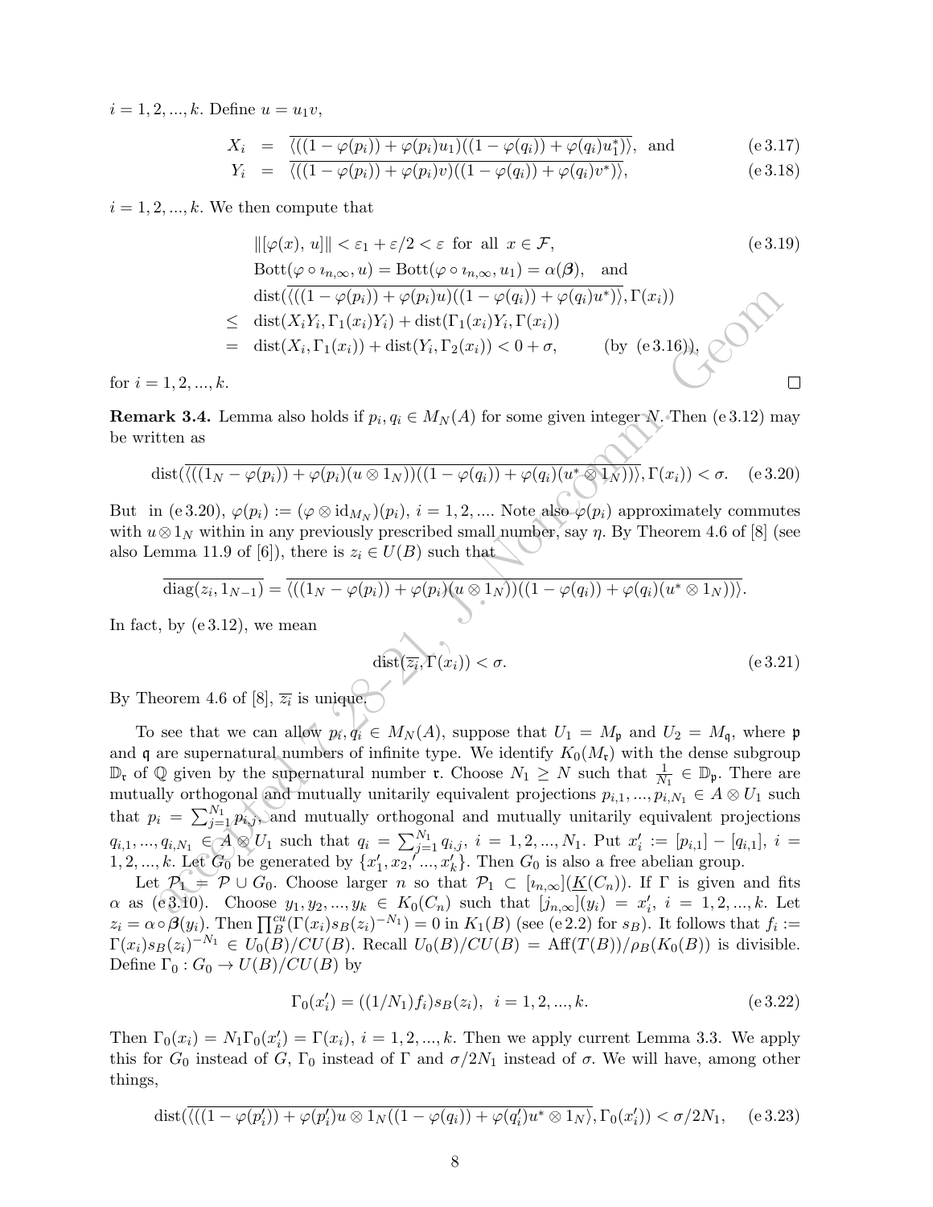$i = 1, 2, ..., k$. Define $u = u_1 v$,

$$
\begin{aligned}
X_i &= \overline{\langle((1-\varphi(p_i)) + \varphi(p_i)u_1)((1-\varphi(q_i)) + \varphi(q_i)u_1^*)\rangle}, \text{ and} && \text{(e 3.17)}\\
Y_i &= \overline{\langle((1-\varphi(p_i)) + \varphi(p_i)v)((1-\varphi(q_i)) + \varphi(q_i)v^*)\rangle}, && \text{(e 3.18)}
\end{aligned}
$$

$i = 1, 2, ..., k$. We then compute that

$$
\begin{aligned}
& \|[\varphi(x),\, u]\| < \varepsilon_1 + \varepsilon/2 < \varepsilon \text{ for all } x \in \mathcal{F}, && \text{(e 3.19)}\\
& \mathrm{Bott}(\varphi \circ \imath_{n,\infty}, u) = \mathrm{Bott}(\varphi \circ \imath_{n,\infty}, u_1) = \alpha(\boldsymbol{\beta}), \quad \text{and}\\
& \mathrm{dist}(\overline{\langle((1-\varphi(p_i)) + \varphi(p_i)u)((1-\varphi(q_i)) + \varphi(q_i)u^*)\rangle}, \Gamma(x_i))\\
\le\ & \mathrm{dist}(X_iY_i, \Gamma_1(x_i)Y_i) + \mathrm{dist}(\Gamma_1(x_i)Y_i, \Gamma(x_i))\\
=\ & \mathrm{dist}(X_i, \Gamma_1(x_i)) + \mathrm{dist}(Y_i, \Gamma_2(x_i)) < 0 + \sigma, \qquad \text{(by (e 3.16))},
\end{aligned}
$$

for $i = 1, 2, ..., k$. □

**Remark 3.4.** Lemma also holds if $p_i, q_i \in M_N(A)$ for some given integer $N$. Then (e 3.12) may be written as

$$
\mathrm{dist}(\overline{\langle((1_N - \varphi(p_i)) + \varphi(p_i)(u \otimes 1_N))((1-\varphi(q_i)) + \varphi(q_i)(u^* \otimes 1_N))\rangle}, \Gamma(x_i)) < \sigma. \quad \text{(e 3.20)}
$$

But in (e 3.20), $\varphi(p_i) := (\varphi \otimes \mathrm{id}_{M_N})(p_i)$, $i = 1, 2, ....$ Note also $\varphi(p_i)$ approximately commutes with $u \otimes 1_N$ within in any previously prescribed small number, say $\eta$. By Theorem 4.6 of [8] (see also Lemma 11.9 of [6]), there is $z_i \in U(B)$ such that

$$
\overline{\mathrm{diag}(z_i, 1_{N-1})} = \overline{\langle((1_N - \varphi(p_i)) + \varphi(p_i)(u \otimes 1_N))((1-\varphi(q_i)) + \varphi(q_i)(u^* \otimes 1_N))\rangle}.
$$

In fact, by (e 3.12), we mean

$$
\mathrm{dist}(\overline{z_i}, \Gamma(x_i)) < \sigma. \quad \text{(e 3.21)}
$$

By Theorem 4.6 of [8], $\overline{z_i}$ is unique.

To see that we can allow $p_i, q_i \in M_N(A)$, suppose that $U_1 = M_{\mathfrak{p}}$ and $U_2 = M_{\mathfrak{q}}$, where $\mathfrak{p}$ and $\mathfrak{q}$ are supernatural numbers of infinite type. We identify $K_0(M_{\mathfrak{r}})$ with the dense subgroup $\mathbb{D}_{\mathfrak{r}}$ of $\mathbb{Q}$ given by the supernatural number $\mathfrak{r}$. Choose $N_1 \ge N$ such that $\frac{1}{N_1} \in \mathbb{D}_{\mathfrak{p}}$. There are mutually orthogonal and mutually unitarily equivalent projections $p_{i,1}, ..., p_{i,N_1} \in A \otimes U_1$ such that $p_i = \sum_{j=1}^{N_1} p_{i,j}$, and mutually orthogonal and mutually unitarily equivalent projections $q_{i,1}, ..., q_{i,N_1} \in A \otimes U_1$ such that $q_i = \sum_{j=1}^{N_1} q_{i,j}$, $i = 1, 2, ..., N_1$. Put $x_i' := [p_{i,1}] - [q_{i,1}]$, $i = 1, 2, ..., k$. Let $G_0$ be generated by $\{x_1', x_2', ..., x_k'\}$. Then $G_0$ is also a free abelian group.

Let $\mathcal{P}_1 = \mathcal{P} \cup G_0$. Choose larger $n$ so that $\mathcal{P}_1 \subset [\imath_{n,\infty}](\underline{K}(C_n))$. If $\Gamma$ is given and fits $\alpha$ as (e 3.10). Choose $y_1, y_2, ..., y_k \in K_0(C_n)$ such that $[j_{n,\infty}](y_i) = x_i'$, $i = 1, 2, ..., k$. Let $z_i = \alpha \circ \boldsymbol{\beta}(y_i)$. Then $\prod_B^{cu}(\Gamma(x_i)s_B(z_i)^{-N_1}) = 0$ in $K_1(B)$ (see (e 2.2) for $s_B$). It follows that $f_i := \Gamma(x_i)s_B(z_i)^{-N_1} \in U_0(B)/CU(B)$. Recall $U_0(B)/CU(B) = \mathrm{Aff}(T(B))/\rho_B(K_0(B))$ is divisible. Define $\Gamma_0 : G_0 \to U(B)/CU(B)$ by

$$
\Gamma_0(x_i') = ((1/N_1)f_i)s_B(z_i), \ \ i = 1, 2, ..., k. \quad \text{(e 3.22)}
$$

Then $\Gamma_0(x_i) = N_1\Gamma_0(x_i') = \Gamma(x_i)$, $i = 1, 2, ..., k$. Then we apply current Lemma 3.3. We apply this for $G_0$ instead of $G$, $\Gamma_0$ instead of $\Gamma$ and $\sigma/2N_1$ instead of $\sigma$. We will have, among other things,

$$
\mathrm{dist}(\overline{\langle((1-\varphi(p_i')) + \varphi(p_i')u \otimes 1_N((1-\varphi(q_i)) + \varphi(q_i')u^* \otimes 1_N\rangle}, \Gamma_0(x_i')) < \sigma/2N_1, \quad \text{(e 3.23)}
$$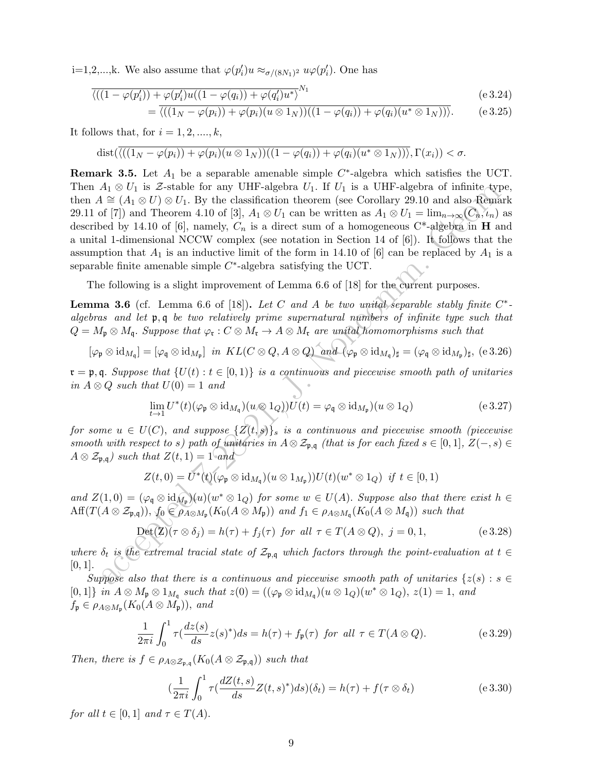i=1,2,...,k. We also assume that $\varphi(p_i')u \approx_{\sigma/(8N_1)^2} u\varphi(p_i')$. One has

$$\overline{\langle((1-\varphi(p_i'))+\varphi(p_i')u((1-\varphi(q_i))+\varphi(q_i')u^*\rangle}^{N_1} \tag{e 3.24}$$

$$= \overline{\langle((1_N-\varphi(p_i))+\varphi(p_i)(u\otimes 1_N))((1-\varphi(q_i))+\varphi(q_i)(u^*\otimes 1_N))\rangle}. \tag{e 3.25}$$

It follows that, for $i=1,2,....,k$,

$$\mathrm{dist}(\overline{\langle((1_N-\varphi(p_i))+\varphi(p_i)(u\otimes 1_N))((1-\varphi(q_i))+\varphi(q_i)(u^*\otimes 1_N))\rangle}, \Gamma(x_i)) < \sigma.$$

**Remark 3.5.** Let $A_1$ be a separable amenable simple $C^*$-algebra which satisfies the UCT. Then $A_1 \otimes U_1$ is $\mathcal{Z}$-stable for any UHF-algebra $U_1$. If $U_1$ is a UHF-algebra of infinite type, then $A \cong (A_1 \otimes U) \otimes U_1$. By the classification theorem (see Corollary 29.10 and also Remark 29.11 of [7]) and Theorem 4.10 of [3], $A_1 \otimes U_1$ can be written as $A_1 \otimes U_1 = \lim_{n\to\infty}(C_n, \iota_n)$ as described by 14.10 of [6], namely, $C_n$ is a direct sum of a homogeneous C*-algebra in $\mathbf{H}$ and a unital 1-dimensional NCCW complex (see notation in Section 14 of [6]). It follows that the assumption that $A_1$ is an inductive limit of the form in 14.10 of [6] can be replaced by $A_1$ is a separable finite amenable simple $C^*$-algebra satisfying the UCT.

The following is a slight improvement of Lemma 6.6 of [18] for the current purposes.

**Lemma 3.6** (cf. Lemma 6.6 of [18]). *Let $C$ and $A$ be two unital separable stably finite $C^*$-algebras and let $\mathfrak{p}, \mathfrak{q}$ be two relatively prime supernatural numbers of infinite type such that $Q = M_\mathfrak{p} \otimes M_\mathfrak{q}$. Suppose that $\varphi_\mathfrak{r} : C \otimes M_\mathfrak{r} \to A \otimes M_\mathfrak{r}$ are unital homomorphisms such that*

$$[\varphi_\mathfrak{p} \otimes \mathrm{id}_{M_\mathfrak{q}}] = [\varphi_\mathfrak{q} \otimes \mathrm{id}_{M_\mathfrak{p}}] \text{ in } KL(C \otimes Q, A \otimes Q) \text{ and } (\varphi_\mathfrak{p} \otimes \mathrm{id}_{M_\mathfrak{q}})_\sharp = (\varphi_\mathfrak{q} \otimes \mathrm{id}_{M_\mathfrak{p}})_\sharp, \tag{e 3.26}$$

*$\mathfrak{r} = \mathfrak{p}, \mathfrak{q}$. Suppose that $\{U(t) : t \in [0,1)\}$ is a continuous and piecewise smooth path of unitaries in $A \otimes Q$ such that $U(0) = 1$ and*

$$\lim_{t\to 1} U^*(t)(\varphi_\mathfrak{p} \otimes \mathrm{id}_{M_\mathfrak{q}})(u \otimes 1_Q))U(t) = \varphi_\mathfrak{q} \otimes \mathrm{id}_{M_\mathfrak{p}})(u \otimes 1_Q) \tag{e 3.27}$$

*for some $u \in U(C)$, and suppose $\{Z(t,s)\}_s$ is a continuous and piecewise smooth (piecewise smooth with respect to $s$) path of unitaries in $A \otimes \mathcal{Z}_{\mathfrak{p},\mathfrak{q}}$ (that is for each fixed $s \in [0,1]$, $Z(-,s) \in A \otimes \mathcal{Z}_{\mathfrak{p},\mathfrak{q}}$) such that $Z(t,1) = 1$ and*

$$Z(t,0) = U^*(t)(\varphi_\mathfrak{p} \otimes \mathrm{id}_{M_\mathfrak{q}})(u \otimes 1_{M_\mathfrak{p}}))U(t)(w^* \otimes 1_Q) \text{ if } t \in [0,1)$$

*and $Z(1,0) = (\varphi_\mathfrak{q} \otimes \mathrm{id}_{M_\mathfrak{p}})(u)(w^* \otimes 1_Q)$ for some $w \in U(A)$. Suppose also that there exist $h \in \mathrm{Aff}(T(A \otimes \mathcal{Z}_{\mathfrak{p},\mathfrak{q}}))$, $f_0 \in \rho_{A\otimes M_\mathfrak{p}}(K_0(A \otimes M_\mathfrak{p}))$ and $f_1 \in \rho_{A\otimes M_\mathfrak{q}}(K_0(A \otimes M_\mathfrak{q}))$ such that*

$$\mathrm{Det(Z)}(\tau \otimes \delta_j) = h(\tau) + f_j(\tau) \text{ for all } \tau \in T(A \otimes Q),\ j = 0,1, \tag{e 3.28}$$

*where $\delta_t$ is the extremal tracial state of $\mathcal{Z}_{\mathfrak{p},\mathfrak{q}}$ which factors through the point-evaluation at $t \in [0,1]$.*

*Suppose also that there is a continuous and piecewise smooth path of unitaries $\{z(s) : s \in [0,1]\}$ in $A \otimes M_\mathfrak{p} \otimes 1_{M_\mathfrak{q}}$ such that $z(0) = ((\varphi_\mathfrak{p} \otimes \mathrm{id}_{M_\mathfrak{q}})(u \otimes 1_Q)(w^* \otimes 1_Q)$, $z(1) = 1$, and $f_\mathfrak{p} \in \rho_{A\otimes M_\mathfrak{p}}(K_0(A \otimes M_\mathfrak{p}))$, and*

$$\frac{1}{2\pi i}\int_0^1 \tau(\frac{dz(s)}{ds}z(s)^*)ds = h(\tau) + f_\mathfrak{p}(\tau) \text{ for all } \tau \in T(A \otimes Q). \tag{e 3.29}$$

*Then, there is $f \in \rho_{A\otimes\mathcal{Z}_{\mathfrak{p},\mathfrak{q}}}(K_0(A \otimes \mathcal{Z}_{\mathfrak{p},\mathfrak{q}}))$ such that*

$$(\frac{1}{2\pi i}\int_0^1 \tau(\frac{dZ(t,s)}{ds}Z(t,s)^*)ds)(\delta_t) = h(\tau) + f(\tau \otimes \delta_t) \tag{e 3.30}$$

*for all $t \in [0,1]$ and $\tau \in T(A)$.*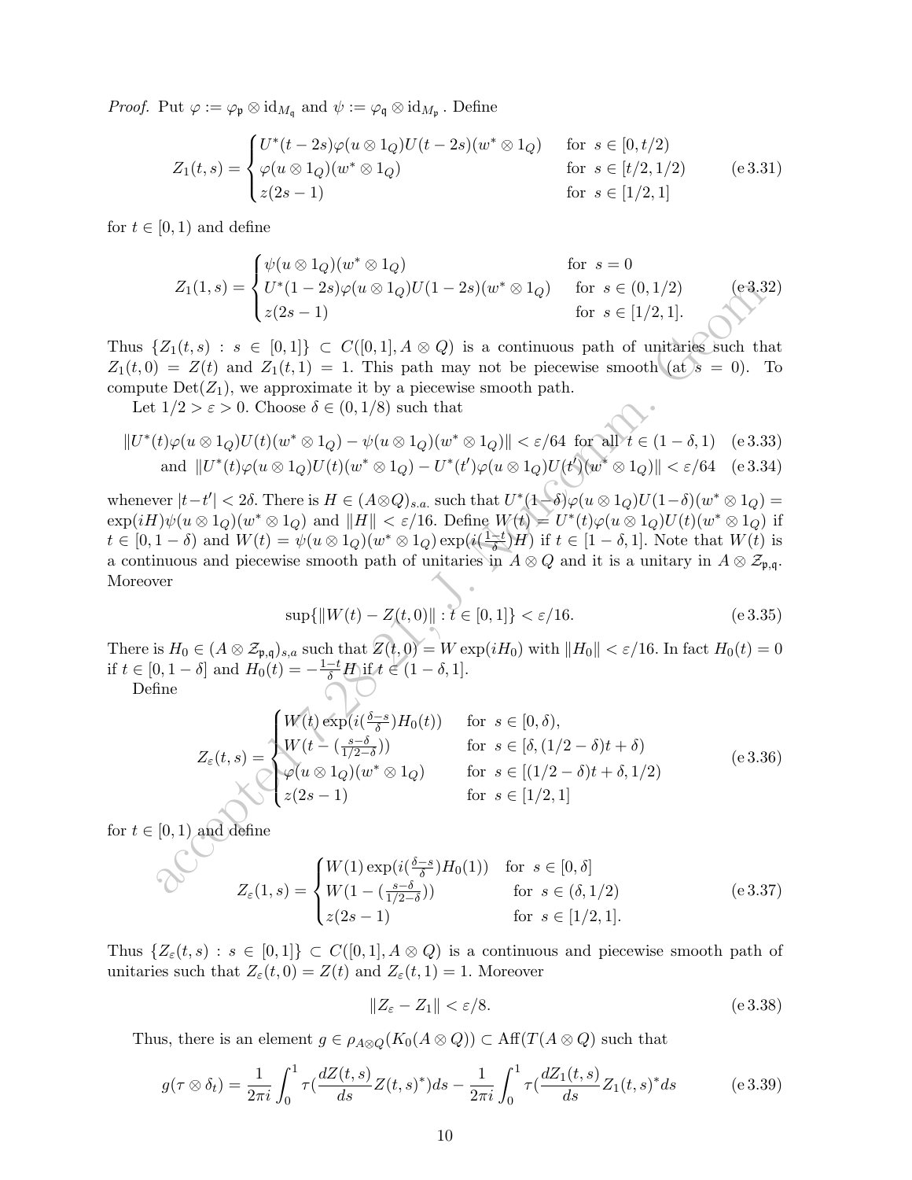*Proof.* Put $\varphi := \varphi_{\mathfrak{p}} \otimes \mathrm{id}_{M_{\mathfrak{q}}}$ and $\psi := \varphi_{\mathfrak{q}} \otimes \mathrm{id}_{M_{\mathfrak{p}}}$. Define

$$Z_1(t,s) = \begin{cases} U^*(t-2s)\varphi(u\otimes 1_Q)U(t-2s)(w^*\otimes 1_Q) & \text{for } s\in[0,t/2) \\ \varphi(u\otimes 1_Q)(w^*\otimes 1_Q) & \text{for } s\in[t/2,1/2) \\ z(2s-1) & \text{for } s\in[1/2,1] \end{cases} \tag{e 3.31}$$

for $t\in[0,1)$ and define

$$Z_1(1,s) = \begin{cases} \psi(u\otimes 1_Q)(w^*\otimes 1_Q) & \text{for } s=0 \\ U^*(1-2s)\varphi(u\otimes 1_Q)U(1-2s)(w^*\otimes 1_Q) & \text{for } s\in(0,1/2) \\ z(2s-1) & \text{for } s\in[1/2,1]. \end{cases} \tag{e 3.32}$$

Thus $\{Z_1(t,s) : s\in[0,1]\}\subset C([0,1],A\otimes Q)$ is a continuous path of unitaries such that $Z_1(t,0)=Z(t)$ and $Z_1(t,1)=1$. This path may not be piecewise smooth (at $s=0$). To compute $\mathrm{Det}(Z_1)$, we approximate it by a piecewise smooth path.

Let $1/2>\varepsilon>0$. Choose $\delta\in(0,1/8)$ such that

$$\|U^*(t)\varphi(u\otimes 1_Q)U(t)(w^*\otimes 1_Q)-\psi(u\otimes 1_Q)(w^*\otimes 1_Q)\|<\varepsilon/64 \ \text{ for all } t\in(1-\delta,1) \tag{e 3.33}$$
$$\text{and } \ \|U^*(t)\varphi(u\otimes 1_Q)U(t)(w^*\otimes 1_Q)-U^*(t')\varphi(u\otimes 1_Q)U(t')(w^*\otimes 1_Q)\|<\varepsilon/64 \tag{e 3.34}$$

whenever $|t-t'|<2\delta$. There is $H\in(A\otimes Q)_{s.a.}$ such that $U^*(1-\delta)\varphi(u\otimes 1_Q)U(1-\delta)(w^*\otimes 1_Q)=\exp(iH)\psi(u\otimes 1_Q)(w^*\otimes 1_Q)$ and $\|H\|<\varepsilon/16$. Define $W(t)=U^*(t)\varphi(u\otimes 1_Q)U(t)(w^*\otimes 1_Q)$ if $t\in[0,1-\delta)$ and $W(t)=\psi(u\otimes 1_Q)(w^*\otimes 1_Q)\exp(i(\frac{1-t}{\delta})H)$ if $t\in[1-\delta,1]$. Note that $W(t)$ is a continuous and piecewise smooth path of unitaries in $A\otimes Q$ and it is a unitary in $A\otimes\mathcal{Z}_{\mathfrak{p},\mathfrak{q}}$. Moreover

$$\sup\{\|W(t)-Z(t,0)\| : t\in[0,1]\}<\varepsilon/16. \tag{e 3.35}$$

There is $H_0\in(A\otimes\mathcal{Z}_{\mathfrak{p},\mathfrak{q}})_{s,a}$ such that $Z(t,0)=W\exp(iH_0)$ with $\|H_0\|<\varepsilon/16$. In fact $H_0(t)=0$ if $t\in[0,1-\delta]$ and $H_0(t)=-\frac{1-t}{\delta}H$ if $t\in(1-\delta,1]$.

Define

$$Z_\varepsilon(t,s) = \begin{cases} W(t)\exp(i(\frac{\delta-s}{\delta})H_0(t)) & \text{for } s\in[0,\delta), \\ W(t-(\frac{s-\delta}{1/2-\delta})) & \text{for } s\in[\delta,(1/2-\delta)t+\delta) \\ \varphi(u\otimes 1_Q)(w^*\otimes 1_Q) & \text{for } s\in[(1/2-\delta)t+\delta,1/2) \\ z(2s-1) & \text{for } s\in[1/2,1] \end{cases} \tag{e 3.36}$$

for $t\in[0,1)$ and define

$$Z_\varepsilon(1,s) = \begin{cases} W(1)\exp(i(\frac{\delta-s}{\delta})H_0(1)) & \text{for } s\in[0,\delta] \\ W(1-(\frac{s-\delta}{1/2-\delta})) & \text{for } s\in(\delta,1/2) \\ z(2s-1) & \text{for } s\in[1/2,1]. \end{cases} \tag{e 3.37}$$

Thus $\{Z_\varepsilon(t,s) : s\in[0,1]\}\subset C([0,1],A\otimes Q)$ is a continuous and piecewise smooth path of unitaries such that $Z_\varepsilon(t,0)=Z(t)$ and $Z_\varepsilon(t,1)=1$. Moreover

$$\|Z_\varepsilon - Z_1\|<\varepsilon/8. \tag{e 3.38}$$

Thus, there is an element $g\in\rho_{A\otimes Q}(K_0(A\otimes Q))\subset\mathrm{Aff}(T(A\otimes Q)$ such that

$$g(\tau\otimes\delta_t)=\frac{1}{2\pi i}\int_0^1\tau(\frac{dZ(t,s)}{ds}Z(t,s)^*)ds-\frac{1}{2\pi i}\int_0^1\tau(\frac{dZ_1(t,s)}{ds}Z_1(t,s)^*ds \tag{e 3.39}$$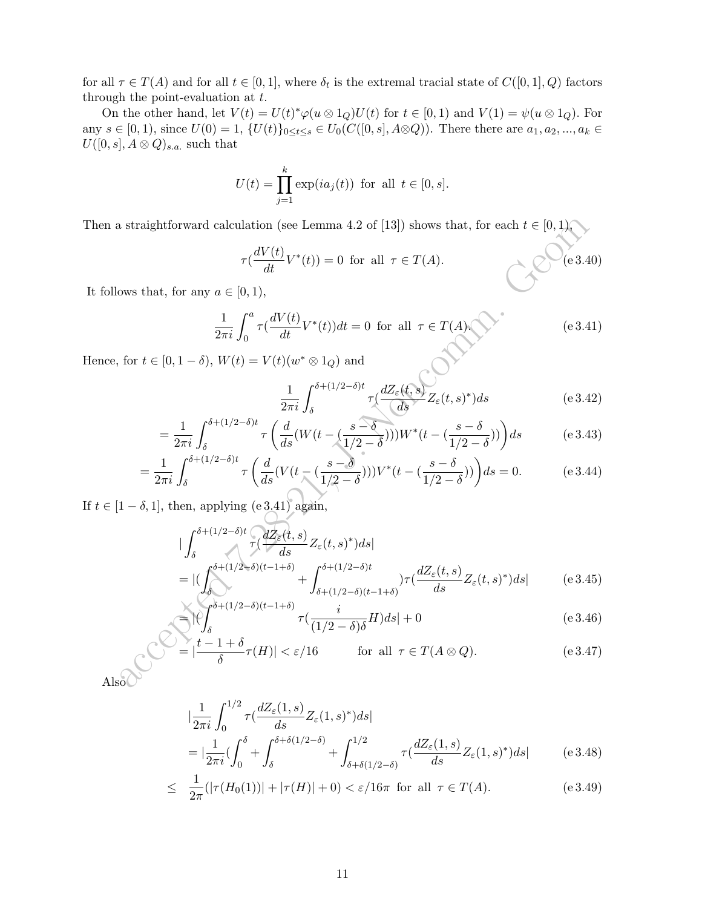for all $\tau \in T(A)$ and for all $t \in [0,1]$, where $\delta_t$ is the extremal tracial state of $C([0,1], Q)$ factors through the point-evaluation at $t$.

On the other hand, let $V(t) = U(t)^*\varphi(u \otimes 1_Q)U(t)$ for $t \in [0,1)$ and $V(1) = \psi(u \otimes 1_Q)$. For any $s \in [0,1)$, since $U(0) = 1$, $\{U(t)\}_{0 \le t \le s} \in U_0(C([0,s], A \otimes Q))$. There there are $a_1, a_2, ..., a_k \in U([0,s], A \otimes Q)_{s.a.}$ such that

$$U(t) = \prod_{j=1}^{k} \exp(ia_j(t)) \text{ for all } t \in [0,s].$$

Then a straightforward calculation (see Lemma 4.2 of [13]) shows that, for each $t \in [0,1)$,

$$\tau(\frac{dV(t)}{dt}V^*(t)) = 0 \text{ for all } \tau \in T(A). \tag{e 3.40}$$

It follows that, for any $a \in [0,1)$,

$$\frac{1}{2\pi i}\int_0^a \tau(\frac{dV(t)}{dt}V^*(t))dt = 0 \text{ for all } \tau \in T(A). \tag{e 3.41}$$

Hence, for $t \in [0, 1-\delta)$, $W(t) = V(t)(w^* \otimes 1_Q)$ and

$$\frac{1}{2\pi i}\int_\delta^{\delta+(1/2-\delta)t} \tau(\frac{dZ_\varepsilon(t,s)}{ds}Z_\varepsilon(t,s)^*)ds \tag{e 3.42}$$

$$= \frac{1}{2\pi i}\int_\delta^{\delta+(1/2-\delta)t} \tau\left(\frac{d}{ds}(W(t-(\frac{s-\delta}{1/2-\delta})))W^*(t-(\frac{s-\delta}{1/2-\delta}))\right)ds \tag{e 3.43}$$

$$= \frac{1}{2\pi i}\int_\delta^{\delta+(1/2-\delta)t} \tau\left(\frac{d}{ds}(V(t-(\frac{s-\delta}{1/2-\delta})))V^*(t-(\frac{s-\delta}{1/2-\delta}))\right)ds = 0. \tag{e 3.44}$$

If $t \in [1-\delta, 1]$, then, applying (e 3.41) again,

$$|\int_\delta^{\delta+(1/2-\delta)t} \tau(\frac{dZ_\varepsilon(t,s)}{ds}Z_\varepsilon(t,s)^*)ds|$$

$$= |(\int_\delta^{\delta+(1/2-\delta)(t-1+\delta)} + \int_{\delta+(1/2-\delta)(t-1+\delta)}^{\delta+(1/2-\delta)t})\tau(\frac{dZ_\varepsilon(t,s)}{ds}Z_\varepsilon(t,s)^*)ds| \tag{e 3.45}$$

$$= |(\int_\delta^{\delta+(1/2-\delta)(t-1+\delta)} \tau(\frac{i}{(1/2-\delta)\delta}H)ds| + 0 \tag{e 3.46}$$

$$= |\frac{t-1+\delta}{\delta}\tau(H)| < \varepsilon/16 \qquad \text{for all } \tau \in T(A \otimes Q). \tag{e 3.47}$$

Also

$$|\frac{1}{2\pi i}\int_0^{1/2} \tau(\frac{dZ_\varepsilon(1,s)}{ds}Z_\varepsilon(1,s)^*)ds|$$

$$= |\frac{1}{2\pi i}(\int_0^\delta + \int_\delta^{\delta+\delta(1/2-\delta)} + \int_{\delta+\delta(1/2-\delta)}^{1/2} \tau(\frac{dZ_\varepsilon(1,s)}{ds}Z_\varepsilon(1,s)^*)ds| \tag{e 3.48}$$

$$\le \frac{1}{2\pi}(|\tau(H_0(1))| + |\tau(H)| + 0) < \varepsilon/16\pi \text{ for all } \tau \in T(A). \tag{e 3.49}$$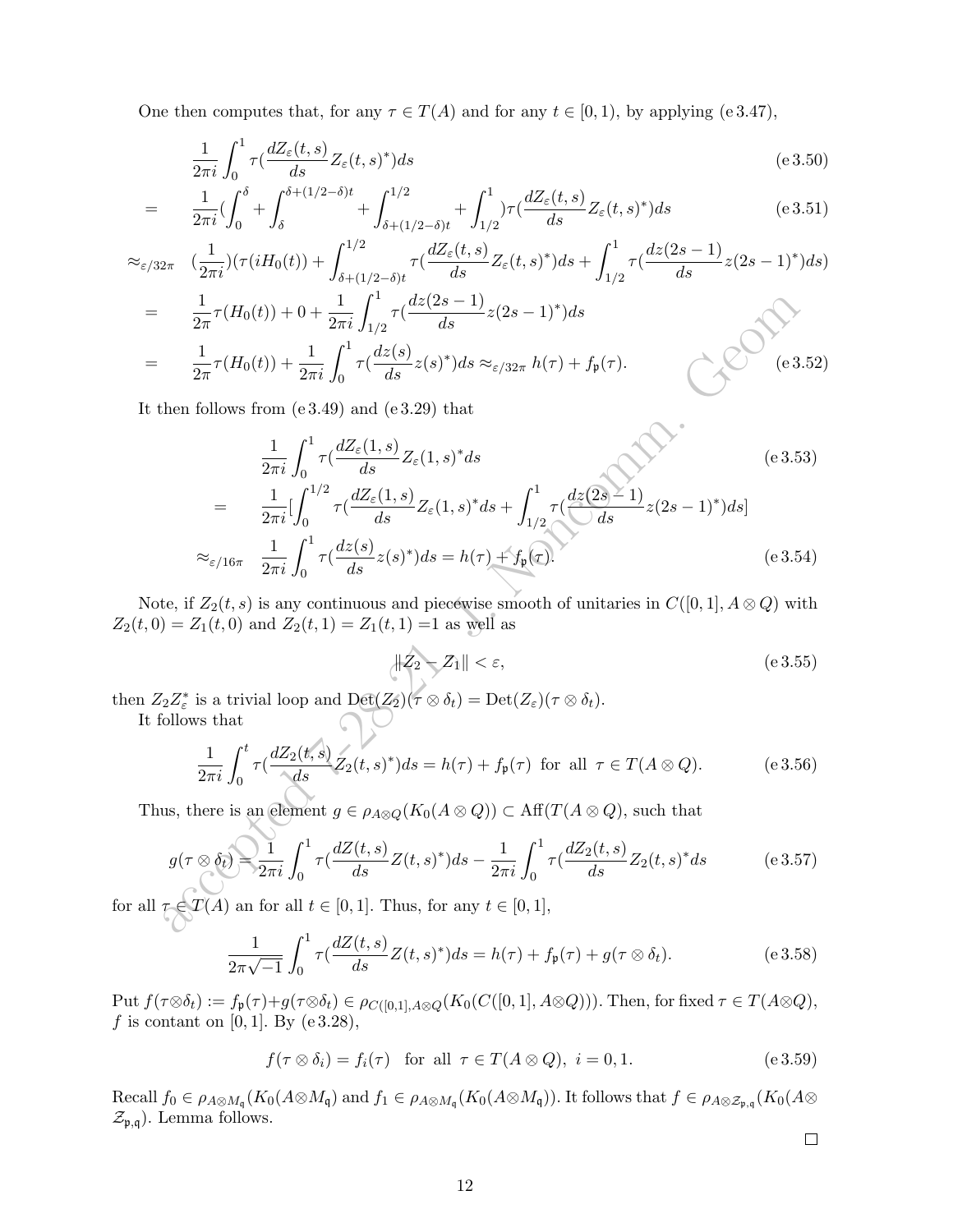One then computes that, for any $\tau \in T(A)$ and for any $t \in [0,1)$, by applying (e 3.47),

$$
\begin{aligned}
& \frac{1}{2\pi i}\int_0^1 \tau(\frac{dZ_\varepsilon(t,s)}{ds}Z_\varepsilon(t,s)^*)ds && \text{(e 3.50)}\\
= \quad & \frac{1}{2\pi i}(\int_0^\delta + \int_\delta^{\delta+(1/2-\delta)t} + \int_{\delta+(1/2-\delta)t}^{1/2} + \int_{1/2}^1)\tau(\frac{dZ_\varepsilon(t,s)}{ds}Z_\varepsilon(t,s)^*)ds && \text{(e 3.51)}\\
\approx_{\varepsilon/32\pi} \quad & (\frac{1}{2\pi i})(\tau(iH_0(t)) + \int_{\delta+(1/2-\delta)t}^{1/2}\tau(\frac{dZ_\varepsilon(t,s)}{ds}Z_\varepsilon(t,s)^*)ds + \int_{1/2}^1 \tau(\frac{dz(2s-1)}{ds}z(2s-1)^*)ds)\\
= \quad & \frac{1}{2\pi}\tau(H_0(t)) + 0 + \frac{1}{2\pi i}\int_{1/2}^1 \tau(\frac{dz(2s-1)}{ds}z(2s-1)^*)ds\\
= \quad & \frac{1}{2\pi}\tau(H_0(t)) + \frac{1}{2\pi i}\int_0^1 \tau(\frac{dz(s)}{ds}z(s)^*)ds \approx_{\varepsilon/32\pi} h(\tau) + f_{\mathfrak{p}}(\tau). && \text{(e 3.52)}
\end{aligned}
$$

It then follows from (e 3.49) and (e 3.29) that

$$
\begin{aligned}
& \frac{1}{2\pi i}\int_0^1 \tau(\frac{dZ_\varepsilon(1,s)}{ds}Z_\varepsilon(1,s)^*ds && \text{(e 3.53)}\\
= \quad & \frac{1}{2\pi i}[\int_0^{1/2}\tau(\frac{dZ_\varepsilon(1,s)}{ds}Z_\varepsilon(1,s)^*ds + \int_{1/2}^1 \tau(\frac{dz(2s-1)}{ds}z(2s-1)^*)ds]\\
\approx_{\varepsilon/16\pi} \quad & \frac{1}{2\pi i}\int_0^1 \tau(\frac{dz(s)}{ds}z(s)^*)ds = h(\tau) + f_{\mathfrak{p}}(\tau). && \text{(e 3.54)}
\end{aligned}
$$

Note, if $Z_2(t,s)$ is any continuous and piecewise smooth of unitaries in $C([0,1], A\otimes Q)$ with $Z_2(t,0) = Z_1(t,0)$ and $Z_2(t,1) = Z_1(t,1) = 1$ as well as

$$
\|Z_2 - Z_1\| < \varepsilon, \tag{e 3.55}
$$

then $Z_2Z_\varepsilon^*$ is a trivial loop and $\mathrm{Det}(Z_2)(\tau\otimes\delta_t) = \mathrm{Det}(Z_\varepsilon)(\tau\otimes\delta_t)$.

It follows that

$$
\frac{1}{2\pi i}\int_0^t \tau(\frac{dZ_2(t,s)}{ds}Z_2(t,s)^*)ds = h(\tau) + f_{\mathfrak{p}}(\tau) \text{ for all } \tau \in T(A\otimes Q). \tag{e 3.56}
$$

Thus, there is an element $g \in \rho_{A\otimes Q}(K_0(A\otimes Q)) \subset \mathrm{Aff}(T(A\otimes Q))$, such that

$$
g(\tau\otimes\delta_t) = \frac{1}{2\pi i}\int_0^1 \tau(\frac{dZ(t,s)}{ds}Z(t,s)^*)ds - \frac{1}{2\pi i}\int_0^1 \tau(\frac{dZ_2(t,s)}{ds}Z_2(t,s)^*ds \tag{e 3.57}
$$

for all $\tau \in T(A)$ an for all $t \in [0,1]$. Thus, for any $t \in [0,1]$,

$$
\frac{1}{2\pi\sqrt{-1}}\int_0^1 \tau(\frac{dZ(t,s)}{ds}Z(t,s)^*)ds = h(\tau) + f_{\mathfrak{p}}(\tau) + g(\tau\otimes\delta_t). \tag{e 3.58}
$$

Put $f(\tau\otimes\delta_t) := f_{\mathfrak{p}}(\tau) + g(\tau\otimes\delta_t) \in \rho_{C([0,1],A\otimes Q}(K_0(C([0,1], A\otimes Q)))$. Then, for fixed $\tau \in T(A\otimes Q)$, $f$ is contant on $[0,1]$. By (e 3.28),

$$
f(\tau\otimes\delta_i) = f_i(\tau) \quad \text{for all } \tau \in T(A\otimes Q),\ i = 0,1. \tag{e 3.59}
$$

Recall $f_0 \in \rho_{A\otimes M_{\mathfrak{q}}}(K_0(A\otimes M_{\mathfrak{q}})$ and $f_1 \in \rho_{A\otimes M_{\mathfrak{q}}}(K_0(A\otimes M_{\mathfrak{q}}))$. It follows that $f \in \rho_{A\otimes \mathcal{Z}_{\mathfrak{p},\mathfrak{q}}}(K_0(A\otimes \mathcal{Z}_{\mathfrak{p},\mathfrak{q}})$. Lemma follows.

□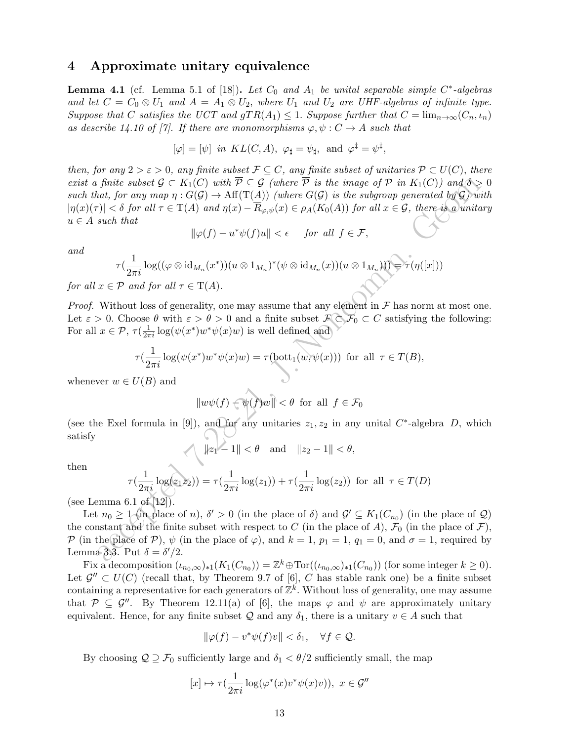## 4 Approximate unitary equivalence

**Lemma 4.1** (cf. Lemma 5.1 of [18]). *Let $C_0$ and $A_1$ be unital separable simple $C^*$-algebras and let $C = C_0 \otimes U_1$ and $A = A_1 \otimes U_2$, where $U_1$ and $U_2$ are UHF-algebras of infinite type. Suppose that $C$ satisfies the UCT and $gTR(A_1) \le 1$. Suppose further that $C = \lim_{n\to\infty}(C_n, \iota_n)$ as describe 14.10 of [7]. If there are monomorphisms $\varphi, \psi : C \to A$ such that*

$$[\varphi] = [\psi] \text{ in } KL(C, A),\ \varphi_\sharp = \psi_\sharp, \text{ and } \varphi^\ddagger = \psi^\ddagger,$$

*then, for any $2 > \varepsilon > 0$, any finite subset $\mathcal{F} \subseteq C$, any finite subset of unitaries $\mathcal{P} \subset U(C)$, there exist a finite subset $\mathcal{G} \subset K_1(C)$ with $\overline{\mathcal{P}} \subseteq \mathcal{G}$ (where $\overline{\mathcal{P}}$ is the image of $\mathcal{P}$ in $K_1(C)$) and $\delta > 0$ such that, for any map $\eta : G(\mathcal{G}) \to \mathrm{Aff}(\mathrm{T}(A))$ (where $G(\mathcal{G})$ is the subgroup generated by $\mathcal{G}$) with $|\eta(x)(\tau)| < \delta$ for all $\tau \in \mathrm{T}(A)$ and $\eta(x) - \overline{R}_{\varphi,\psi}(x) \in \rho_A(K_0(A))$ for all $x \in \mathcal{G}$, there is a unitary $u \in A$ such that*

$$\|\varphi(f) - u^*\psi(f)u\| < \epsilon \quad \text{ for all } f \in \mathcal{F},$$

*and*

$$\tau(\frac{1}{2\pi i}\log((\varphi \otimes \mathrm{id}_{M_n}(x^*))(u \otimes 1_{M_n})^*(\psi \otimes \mathrm{id}_{M_n}(x))(u \otimes 1_{M_n}))) = \tau(\eta([x]))$$

*for all $x \in \mathcal{P}$ and for all $\tau \in \mathrm{T}(A)$.*

*Proof.* Without loss of generality, one may assume that any element in $\mathcal{F}$ has norm at most one. Let $\varepsilon > 0$. Choose $\theta$ with $\varepsilon > \theta > 0$ and a finite subset $\mathcal{F} \subset \mathcal{F}_0 \subset C$ satisfying the following: For all $x \in \mathcal{P}$, $\tau(\frac{1}{2\pi i}\log(\psi(x^*)w^*\psi(x)w)$ is well defined and

$$\tau(\frac{1}{2\pi i}\log(\psi(x^*)w^*\psi(x)w) = \tau(\mathrm{bott}_1(w, \psi(x))) \text{ for all } \tau \in T(B),$$

whenever $w \in U(B)$ and

$$\|w\psi(f) - \psi(f)w\| < \theta \text{ for all } f \in \mathcal{F}_0$$

(see the Exel formula in [9]), and for any unitaries $z_1, z_2$ in any unital $C^*$-algebra $D$, which satisfy

$$\|z_1 - 1\| < \theta \quad \text{and} \quad \|z_2 - 1\| < \theta,$$

then

$$\tau(\frac{1}{2\pi i}\log(z_1z_2)) = \tau(\frac{1}{2\pi i}\log(z_1)) + \tau(\frac{1}{2\pi i}\log(z_2)) \text{ for all } \tau \in T(D)$$

(see Lemma 6.1 of [12]).

Let $n_0 \ge 1$ (in place of $n$), $\delta' > 0$ (in the place of $\delta$) and $\mathcal{G}' \subseteq K_1(C_{n_0})$ (in the place of $\mathcal{Q}$) the constant and the finite subset with respect to $C$ (in the place of $A$), $\mathcal{F}_0$ (in the place of $\mathcal{F}$), $\mathcal{P}$ (in the place of $\mathcal{P}$), $\psi$ (in the place of $\varphi$), and $k = 1$, $p_1 = 1$, $q_1 = 0$, and $\sigma = 1$, required by Lemma 3.3. Put $\delta = \delta'/2$.

Fix a decomposition $(\iota_{n_0,\infty})_{*1}(K_1(C_{n_0})) = \mathbb{Z}^k \oplus \mathrm{Tor}((\iota_{n_0,\infty})_{*1}(C_{n_0}))$ (for some integer $k \ge 0$). Let $\mathcal{G}'' \subset U(C)$ (recall that, by Theorem 9.7 of [6], $C$ has stable rank one) be a finite subset containing a representative for each generators of $\mathbb{Z}^k$. Without loss of generality, one may assume that $\mathcal{P} \subseteq \mathcal{G}''$. By Theorem 12.11(a) of [6], the maps $\varphi$ and $\psi$ are approximately unitary equivalent. Hence, for any finite subset $\mathcal{Q}$ and any $\delta_1$, there is a unitary $v \in A$ such that

$$\|\varphi(f) - v^*\psi(f)v\| < \delta_1, \quad \forall f \in \mathcal{Q}.$$

By choosing $\mathcal{Q} \supseteq \mathcal{F}_0$ sufficiently large and $\delta_1 < \theta/2$ sufficiently small, the map

$$[x] \mapsto \tau(\frac{1}{2\pi i}\log(\varphi^*(x)v^*\psi(x)v)),\ x \in \mathcal{G}''$$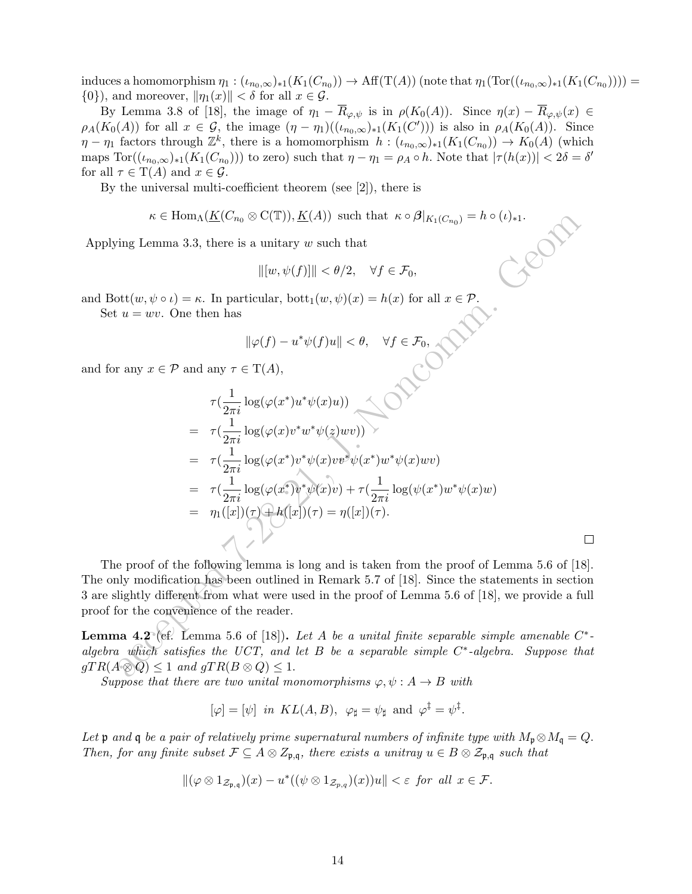induces a homomorphism $\eta_1 : (\iota_{n_0,\infty})_{*1}(K_1(C_{n_0})) \to \mathrm{Aff}(\mathrm{T}(A))$ (note that $\eta_1(\mathrm{Tor}((\iota_{n_0,\infty})_{*1}(K_1(C_{n_0})))) = \{0\}$), and moreover, $\|\eta_1(x)\| < \delta$ for all $x \in \mathcal{G}$.

By Lemma 3.8 of [18], the image of $\eta_1 - \overline{R}_{\varphi,\psi}$ is in $\rho(K_0(A))$. Since $\eta(x) - \overline{R}_{\varphi,\psi}(x) \in \rho_A(K_0(A))$ for all $x \in \mathcal{G}$, the image $(\eta - \eta_1)((\iota_{n_0,\infty})_{*1}(K_1(C')))$ is also in $\rho_A(K_0(A))$. Since $\eta - \eta_1$ factors through $\mathbb{Z}^k$, there is a homomorphism $h : (\iota_{n_0,\infty})_{*1}(K_1(C_{n_0})) \to K_0(A)$ (which maps $\mathrm{Tor}((\iota_{n_0,\infty})_{*1}(K_1(C_{n_0})))$ to zero) such that $\eta - \eta_1 = \rho_A \circ h$. Note that $|\tau(h(x))| < 2\delta = \delta'$ for all $\tau \in \mathrm{T}(A)$ and $x \in \mathcal{G}$.

By the universal multi-coefficient theorem (see [2]), there is

$$\kappa \in \mathrm{Hom}_\Lambda(\underline{K}(C_{n_0} \otimes \mathrm{C}(\mathbb{T})), \underline{K}(A)) \text{ such that } \kappa \circ \boldsymbol{\beta}|_{K_1(C_{n_0})} = h \circ (\iota)_{*1}.$$

Applying Lemma 3.3, there is a unitary $w$ such that

$$\|[w, \psi(f)]\| < \theta/2, \quad \forall f \in \mathcal{F}_0,$$

and $\mathrm{Bott}(w, \psi \circ \iota) = \kappa$. In particular, $\mathrm{bott}_1(w, \psi)(x) = h(x)$ for all $x \in \mathcal{P}$.

Set $u = wv$. One then has

$$\|\varphi(f) - u^*\psi(f)u\| < \theta, \quad \forall f \in \mathcal{F}_0,$$

and for any $x \in \mathcal{P}$ and any $\tau \in \mathrm{T}(A)$,

$$\begin{aligned}
& \tau(\frac{1}{2\pi i}\log(\varphi(x^*)u^*\psi(x)u)) \\
= \ & \tau(\frac{1}{2\pi i}\log(\varphi(x)v^*w^*\psi(z)wv)) \\
= \ & \tau(\frac{1}{2\pi i}\log(\varphi(x^*)v^*\psi(x)vv^*\psi(x^*)w^*\psi(x)wv) \\
= \ & \tau(\frac{1}{2\pi i}\log(\varphi(x^*)v^*\psi(x)v) + \tau(\frac{1}{2\pi i}\log(\psi(x^*)w^*\psi(x)w) \\
= \ & \eta_1([x])(\tau) + h([x])(\tau) = \eta([x])(\tau).
\end{aligned}$$

□

The proof of the following lemma is long and is taken from the proof of Lemma 5.6 of [18]. The only modification has been outlined in Remark 5.7 of [18]. Since the statements in section 3 are slightly different from what were used in the proof of Lemma 5.6 of [18], we provide a full proof for the convenience of the reader.

**Lemma 4.2** (cf. Lemma 5.6 of [18])**.** *Let $A$ be a unital finite separable simple amenable $C^*$-algebra which satisfies the UCT, and let $B$ be a separable simple $C^*$-algebra. Suppose that $gTR(A \otimes Q) \le 1$ and $gTR(B \otimes Q) \le 1$.*

*Suppose that there are two unital monomorphisms $\varphi, \psi : A \to B$ with*

$$[\varphi] = [\psi] \text{ in } KL(A, B), \ \varphi_\sharp = \psi_\sharp \text{ and } \varphi^\dagger = \psi^\dagger.$$

*Let $\mathfrak{p}$ and $\mathfrak{q}$ be a pair of relatively prime supernatural numbers of infinite type with $M_\mathfrak{p} \otimes M_\mathfrak{q} = Q$. Then, for any finite subset $\mathcal{F} \subseteq A \otimes Z_{\mathfrak{p},\mathfrak{q}}$, there exists a unitray $u \in B \otimes \mathcal{Z}_{\mathfrak{p},\mathfrak{q}}$ such that*

$$\|(\varphi \otimes 1_{\mathcal{Z}_{\mathfrak{p},\mathfrak{q}}})(x) - u^*((\psi \otimes 1_{\mathcal{Z}_{p,q}})(x))u\| < \varepsilon \text{ for all } x \in \mathcal{F}.$$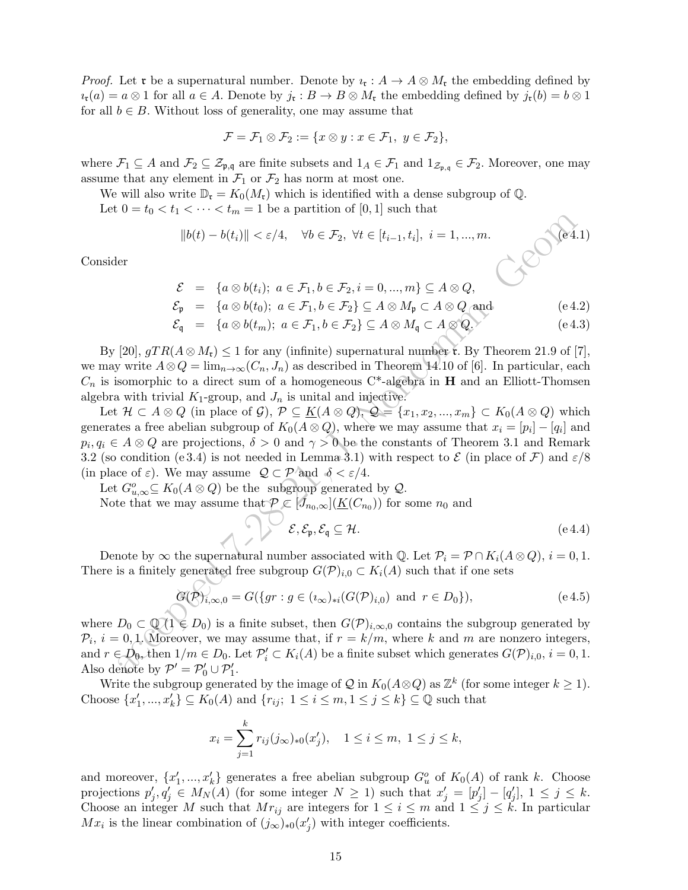*Proof.* Let $\mathfrak{r}$ be a supernatural number. Denote by $\imath_{\mathfrak{r}} : A \to A \otimes M_{\mathfrak{r}}$ the embedding defined by $\imath_{\mathfrak{r}}(a) = a \otimes 1$ for all $a \in A$. Denote by $j_{\mathfrak{r}} : B \to B \otimes M_{\mathfrak{r}}$ the embedding defined by $j_{\mathfrak{r}}(b) = b \otimes 1$ for all $b \in B$. Without loss of generality, one may assume that

$$\mathcal{F} = \mathcal{F}_1 \otimes \mathcal{F}_2 := \{x \otimes y : x \in \mathcal{F}_1,\ y \in \mathcal{F}_2\},$$

where $\mathcal{F}_1 \subseteq A$ and $\mathcal{F}_2 \subseteq \mathcal{Z}_{\mathfrak{p},\mathfrak{q}}$ are finite subsets and $1_A \in \mathcal{F}_1$ and $1_{\mathcal{Z}_{\mathfrak{p},\mathfrak{q}}} \in \mathcal{F}_2$. Moreover, one may assume that any element in $\mathcal{F}_1$ or $\mathcal{F}_2$ has norm at most one.

We will also write $\mathbb{D}_{\mathfrak{r}} = K_0(M_{\mathfrak{r}})$ which is identified with a dense subgroup of $\mathbb{Q}$.

Let $0 = t_0 < t_1 < \cdots < t_m = 1$ be a partition of $[0, 1]$ such that

$$\|b(t) - b(t_i)\| < \varepsilon/4, \quad \forall b \in \mathcal{F}_2,\ \forall t \in [t_{i-1}, t_i],\ i = 1, ..., m. \tag{e 4.1}$$

Consider

$$\begin{aligned}
\mathcal{E} &= \{a \otimes b(t_i);\ a \in \mathcal{F}_1, b \in \mathcal{F}_2, i = 0, ..., m\} \subseteq A \otimes Q, \\
\mathcal{E}_{\mathfrak{p}} &= \{a \otimes b(t_0);\ a \in \mathcal{F}_1, b \in \mathcal{F}_2\} \subseteq A \otimes M_{\mathfrak{p}} \subset A \otimes Q \text{ and} \qquad \text{(e 4.2)} \\
\mathcal{E}_{\mathfrak{q}} &= \{a \otimes b(t_m);\ a \in \mathcal{F}_1, b \in \mathcal{F}_2\} \subseteq A \otimes M_{\mathfrak{q}} \subset A \otimes Q. \qquad \text{(e 4.3)}
\end{aligned}$$

By [20], $gTR(A \otimes M_{\mathfrak{r}}) \le 1$ for any (infinite) supernatural number $\mathfrak{r}$. By Theorem 21.9 of [7], we may write $A \otimes Q = \lim_{n\to\infty}(C_n, J_n)$ as described in Theorem 14.10 of [6]. In particular, each $C_n$ is isomorphic to a direct sum of a homogeneous C*-algebra in $\mathbf{H}$ and an Elliott-Thomsen algebra with trivial $K_1$-group, and $J_n$ is unital and injective.

Let $\mathcal{H} \subset A \otimes Q$ (in place of $\mathcal{G}$), $\mathcal{P} \subseteq \underline{K}(A \otimes Q)$, $\mathcal{Q} = \{x_1, x_2, ..., x_m\} \subset K_0(A \otimes Q)$ which generates a free abelian subgroup of $K_0(A \otimes Q)$, where we may assume that $x_i = [p_i] - [q_i]$ and $p_i, q_i \in A \otimes Q$ are projections, $\delta > 0$ and $\gamma > 0$ be the constants of Theorem 3.1 and Remark 3.2 (so condition (e 3.4) is not needed in Lemma 3.1) with respect to $\mathcal{E}$ (in place of $\mathcal{F}$) and $\varepsilon/8$ (in place of $\varepsilon$). We may assume $\mathcal{Q} \subset \mathcal{P}$ and $\delta < \varepsilon/4$.

Let $G^o_{u,\infty} \subseteq K_0(A \otimes Q)$ be the subgroup generated by $\mathcal{Q}$.

Note that we may assume that $\mathcal{P} \subset [J_{n_0,\infty}](\underline{K}(C_{n_0}))$ for some $n_0$ and

$$\mathcal{E}, \mathcal{E}_{\mathfrak{p}}, \mathcal{E}_{\mathfrak{q}} \subseteq \mathcal{H}. \tag{e 4.4}$$

Denote by $\infty$ the supernatural number associated with $\mathbb{Q}$. Let $\mathcal{P}_i = \mathcal{P} \cap K_i(A \otimes Q)$, $i = 0, 1$. There is a finitely generated free subgroup $G(\mathcal{P})_{i,0} \subset K_i(A)$ such that if one sets

$$G(\mathcal{P})_{i,\infty,0} = G(\{gr : g \in (\imath_\infty)_{*i}(G(\mathcal{P})_{i,0}) \text{ and } r \in D_0\}), \tag{e 4.5}$$

where $D_0 \subset \mathbb{Q}$ $(1 \in D_0)$ is a finite subset, then $G(\mathcal{P})_{i,\infty,0}$ contains the subgroup generated by $\mathcal{P}_i$, $i = 0, 1$. Moreover, we may assume that, if $r = k/m$, where $k$ and $m$ are nonzero integers, and $r \in D_0$, then $1/m \in D_0$. Let $\mathcal{P}'_i \subset K_i(A)$ be a finite subset which generates $G(\mathcal{P})_{i,0}$, $i = 0, 1$. Also denote by $\mathcal{P}' = \mathcal{P}'_0 \cup \mathcal{P}'_1$.

Write the subgroup generated by the image of $\mathcal{Q}$ in $K_0(A \otimes Q)$ as $\mathbb{Z}^k$ (for some integer $k \ge 1$). Choose $\{x'_1, ..., x'_k\} \subseteq K_0(A)$ and $\{r_{ij};\ 1 \le i \le m, 1 \le j \le k\} \subseteq \mathbb{Q}$ such that

$$x_i = \sum_{j=1}^{k} r_{ij}(j_\infty)_{*0}(x'_j), \quad 1 \le i \le m,\ 1 \le j \le k,$$

and moreover, $\{x'_1, ..., x'_k\}$ generates a free abelian subgroup $G^o_u$ of $K_0(A)$ of rank $k$. Choose projections $p'_j, q'_j \in M_N(A)$ (for some integer $N \ge 1$) such that $x'_j = [p'_j] - [q'_j]$, $1 \le j \le k$. Choose an integer $M$ such that $Mr_{ij}$ are integers for $1 \le i \le m$ and $1 \le j \le k$. In particular $Mx_i$ is the linear combination of $(j_\infty)_{*0}(x'_j)$ with integer coefficients.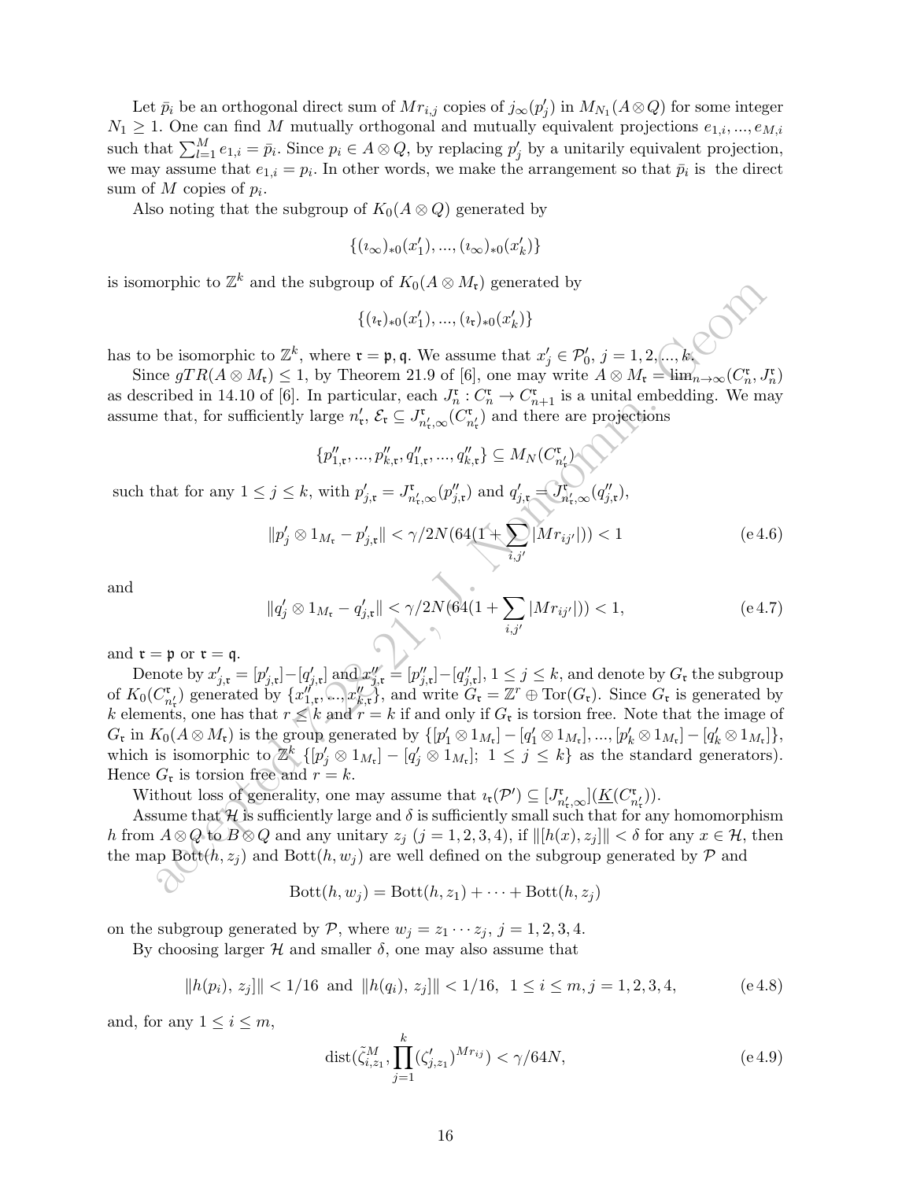Let $\bar{p}_i$ be an orthogonal direct sum of $Mr_{i,j}$ copies of $j_\infty(p'_j)$ in $M_{N_1}(A\otimes Q)$ for some integer $N_1 \geq 1$. One can find $M$ mutually orthogonal and mutually equivalent projections $e_{1,i}, ..., e_{M,i}$ such that $\sum_{l=1}^{M} e_{1,i} = \bar{p}_i$. Since $p_i \in A\otimes Q$, by replacing $p'_j$ by a unitarily equivalent projection, we may assume that $e_{1,i} = p_i$. In other words, we make the arrangement so that $\bar{p}_i$ is the direct sum of $M$ copies of $p_i$.

Also noting that the subgroup of $K_0(A\otimes Q)$ generated by

$$\{(\imath_\infty)_{*0}(x'_1), ..., (\imath_\infty)_{*0}(x'_k)\}$$

is isomorphic to $\mathbb{Z}^k$ and the subgroup of $K_0(A\otimes M_{\mathfrak{r}})$ generated by

$$\{(\imath_{\mathfrak{r}})_{*0}(x'_1), ..., (\imath_{\mathfrak{r}})_{*0}(x'_k)\}$$

has to be isomorphic to $\mathbb{Z}^k$, where $\mathfrak{r} = \mathfrak{p}, \mathfrak{q}$. We assume that $x'_j \in \mathcal{P}'_0$, $j = 1, 2, ..., k$.

Since $gTR(A\otimes M_{\mathfrak{r}}) \leq 1$, by Theorem 21.9 of [6], one may write $A\otimes M_{\mathfrak{r}} = \lim_{n\to\infty}(C_n^{\mathfrak{r}}, J_n^{\mathfrak{r}})$ as described in 14.10 of [6]. In particular, each $J_n^{\mathfrak{r}} : C_n^{\mathfrak{r}} \to C_{n+1}^{\mathfrak{r}}$ is a unital embedding. We may assume that, for sufficiently large $n'_{\mathfrak{r}}$, $\mathcal{E}_{\mathfrak{r}} \subseteq J^{\mathfrak{r}}_{n'_{\mathfrak{r}},\infty}(C^{\mathfrak{r}}_{n'_{\mathfrak{r}}})$ and there are projections

$$\{p''_{1,\mathfrak{r}}, ..., p''_{k,\mathfrak{r}}, q''_{1,\mathfrak{r}}, ..., q''_{k,\mathfrak{r}}\} \subseteq M_N(C^{\mathfrak{r}}_{n'_{\mathfrak{r}}})$$

such that for any $1 \leq j \leq k$, with $p'_{j,\mathfrak{r}} = J^{\mathfrak{r}}_{n'_{\mathfrak{r}},\infty}(p''_{j,\mathfrak{r}})$ and $q'_{j,\mathfrak{r}} = J^{\mathfrak{r}}_{n'_{\mathfrak{r}},\infty}(q''_{j,\mathfrak{r}})$,

$$\|p'_j \otimes 1_{M_{\mathfrak{r}}} - p'_{j,\mathfrak{r}}\| < \gamma/2N(64(1+\sum_{i,j'}|Mr_{ij'}|)) < 1 \tag{e 4.6}$$

and

$$\|q'_j \otimes 1_{M_{\mathfrak{r}}} - q'_{j,\mathfrak{r}}\| < \gamma/2N(64(1+\sum_{i,j'}|Mr_{ij'}|)) < 1, \tag{e 4.7}$$

and $\mathfrak{r} = \mathfrak{p}$ or $\mathfrak{r} = \mathfrak{q}$.

Denote by $x'_{j,\mathfrak{r}} = [p'_{j,\mathfrak{r}}] - [q'_{j,\mathfrak{r}}]$ and $x''_{j,\mathfrak{r}} = [p''_{j,\mathfrak{r}}] - [q''_{j,\mathfrak{r}}]$, $1 \leq j \leq k$, and denote by $G_{\mathfrak{r}}$ the subgroup of $K_0(C^{\mathfrak{r}}_{n'_{\mathfrak{r}}})$ generated by $\{x''_{1,\mathfrak{r}}, ..., x''_{k,\mathfrak{r}}\}$, and write $G_{\mathfrak{r}} = \mathbb{Z}^r \oplus \mathrm{Tor}(G_{\mathfrak{r}})$. Since $G_{\mathfrak{r}}$ is generated by $k$ elements, one has that $r \leq k$ and $r = k$ if and only if $G_{\mathfrak{r}}$ is torsion free. Note that the image of $G_{\mathfrak{r}}$ in $K_0(A\otimes M_{\mathfrak{r}})$ is the group generated by $\{[p'_1 \otimes 1_{M_{\mathfrak{r}}}] - [q'_1 \otimes 1_{M_{\mathfrak{r}}}], ..., [p'_k \otimes 1_{M_{\mathfrak{r}}}] - [q'_k \otimes 1_{M_{\mathfrak{r}}}]\}$, which is isomorphic to $\mathbb{Z}^k$ $\{[p'_j \otimes 1_{M_{\mathfrak{r}}}] - [q'_j \otimes 1_{M_{\mathfrak{r}}}];\ 1 \leq j \leq k\}$ as the standard generators). Hence $G_{\mathfrak{r}}$ is torsion free and $r = k$.

Without loss of generality, one may assume that $\imath_{\mathfrak{r}}(\mathcal{P}') \subseteq [J^{\mathfrak{r}}_{n'_{\mathfrak{r}},\infty}](\underline{K}(C^{\mathfrak{r}}_{n'_{\mathfrak{r}}}))$.

Assume that $\mathcal{H}$ is sufficiently large and $\delta$ is sufficiently small such that for any homomorphism $h$ from $A\otimes Q$ to $B\otimes Q$ and any unitary $z_j$ $(j = 1, 2, 3, 4)$, if $\|[h(x), z_j]\| < \delta$ for any $x \in \mathcal{H}$, then the map $\mathrm{Bott}(h, z_j)$ and $\mathrm{Bott}(h, w_j)$ are well defined on the subgroup generated by $\mathcal{P}$ and

$$\mathrm{Bott}(h, w_j) = \mathrm{Bott}(h, z_1) + \cdots + \mathrm{Bott}(h, z_j)$$

on the subgroup generated by $\mathcal{P}$, where $w_j = z_1 \cdots z_j$, $j = 1, 2, 3, 4$.

By choosing larger $\mathcal{H}$ and smaller $\delta$, one may also assume that

$$\|h(p_i),\, z_j]\| < 1/16 \text{ and } \|h(q_i),\, z_j]\| < 1/16,\ \ 1 \leq i \leq m, j = 1, 2, 3, 4, \tag{e 4.8}$$

and, for any $1 \leq i \leq m$,

$$\mathrm{dist}(\tilde{\zeta}^M_{i,z_1}, \prod_{j=1}^{k}(\zeta'_{j,z_1})^{Mr_{ij}}) < \gamma/64N, \tag{e 4.9}$$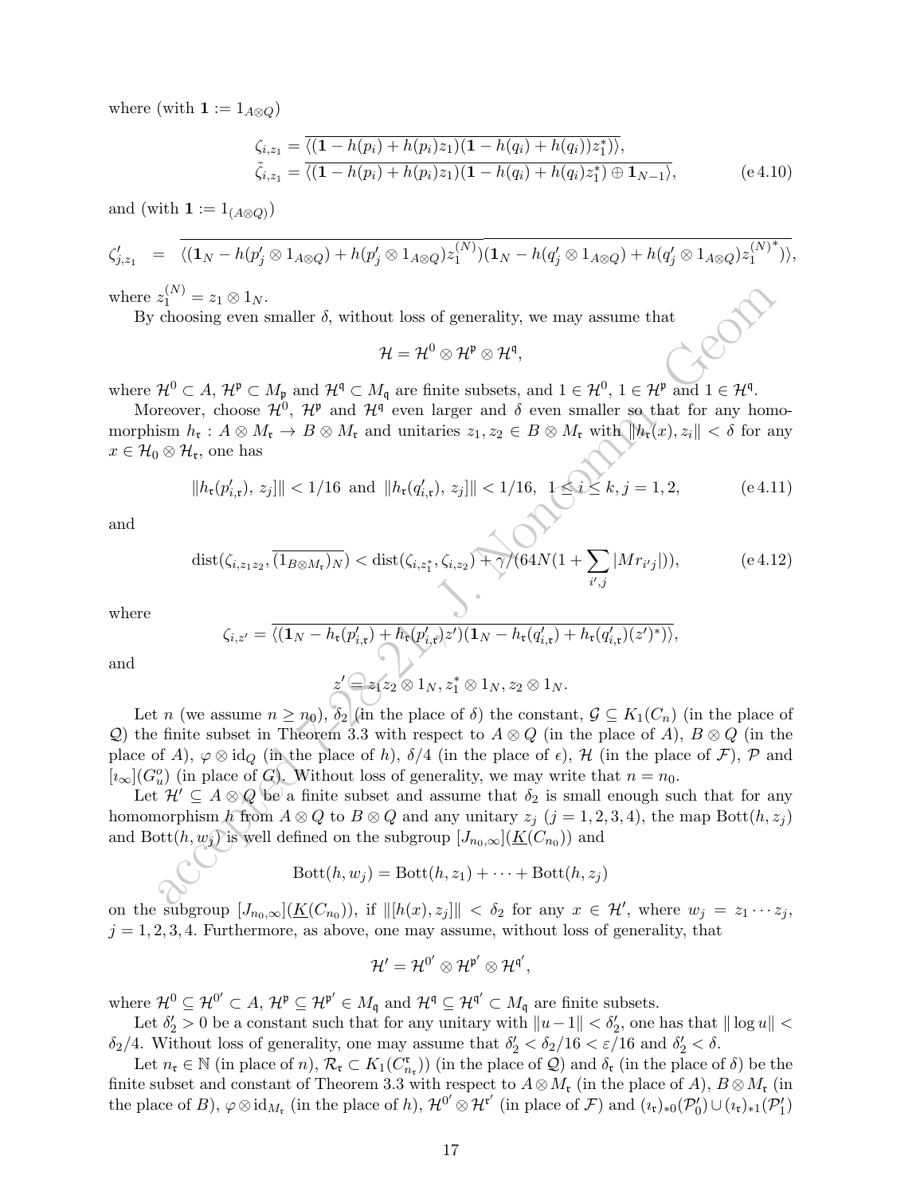where (with $\mathbf{1} := 1_{A\otimes Q}$)

$$
\begin{aligned}
\zeta_{i,z_1} &= \overline{\langle(\mathbf{1} - h(p_i) + h(p_i)z_1)(\mathbf{1} - h(q_i) + h(q_i))z_1^*)\rangle}, \\
\tilde{\zeta}_{i,z_1} &= \overline{\langle(\mathbf{1} - h(p_i) + h(p_i)z_1)(\mathbf{1} - h(q_i) + h(q_i)z_1^*) \oplus \mathbf{1}_{N-1}\rangle},
\end{aligned} \tag{e 4.10}
$$

and (with $\mathbf{1} := 1_{(A\otimes Q)}$)

$$
\zeta'_{j,z_1} = \overline{\langle(\mathbf{1}_N - h(p'_j \otimes 1_{A\otimes Q}) + h(p'_j \otimes 1_{A\otimes Q})z_1^{(N)})(\mathbf{1}_N - h(q'_j \otimes 1_{A\otimes Q}) + h(q'_j \otimes 1_{A\otimes Q})z_1^{(N)^*})\rangle},
$$

where $z_1^{(N)} = z_1 \otimes 1_N$.

By choosing even smaller $\delta$, without loss of generality, we may assume that

$$
\mathcal{H} = \mathcal{H}^0 \otimes \mathcal{H}^{\mathfrak{p}} \otimes \mathcal{H}^{\mathfrak{q}},
$$

where $\mathcal{H}^0 \subset A$, $\mathcal{H}^{\mathfrak{p}} \subset M_{\mathfrak{p}}$ and $\mathcal{H}^{\mathfrak{q}} \subset M_{\mathfrak{q}}$ are finite subsets, and $1 \in \mathcal{H}^0$, $1 \in \mathcal{H}^{\mathfrak{p}}$ and $1 \in \mathcal{H}^{\mathfrak{q}}$.

Moreover, choose $\mathcal{H}^0$, $\mathcal{H}^{\mathfrak{p}}$ and $\mathcal{H}^{\mathfrak{q}}$ even larger and $\delta$ even smaller so that for any homomorphism $h_{\mathfrak{r}} : A \otimes M_{\mathfrak{r}} \to B \otimes M_{\mathfrak{r}}$ and unitaries $z_1, z_2 \in B \otimes M_{\mathfrak{r}}$ with $\|h_{\mathfrak{r}}(x), z_i\| < \delta$ for any $x \in \mathcal{H}_0 \otimes \mathcal{H}_{\mathfrak{r}}$, one has

$$
\|h_{\mathfrak{r}}(p'_{i,\mathfrak{r}}),\, z_j]\| < 1/16 \text{ and } \|h_{\mathfrak{r}}(q'_{i,\mathfrak{r}}),\, z_j]\| < 1/16, \;\; 1 \le i \le k, j = 1, 2, \tag{e 4.11}
$$

and

$$
\operatorname{dist}(\zeta_{i,z_1z_2}, \overline{(1_{B\otimes M_{\mathfrak{r}}})_N}) < \operatorname{dist}(\zeta_{i,z_1^*}, \zeta_{i,z_2}) + \gamma/(64N(1 + \sum_{i',j} |Mr_{i'j}|)), \tag{e 4.12}
$$

where

$$
\zeta_{i,z'} = \overline{\langle(\mathbf{1}_N - h_{\mathfrak{r}}(p'_{i,\mathfrak{r}}) + h_{\mathfrak{r}}(p'_{i,\mathfrak{r}})z')(\mathbf{1}_N - h_{\mathfrak{r}}(q'_{i,\mathfrak{r}}) + h_{\mathfrak{r}}(q'_{i,\mathfrak{r}})(z')^*)\rangle},
$$

and

$$
z' = z_1 z_2 \otimes 1_N, z_1^* \otimes 1_N, z_2 \otimes 1_N.
$$

Let $n$ (we assume $n \ge n_0$), $\delta_2$ (in the place of $\delta$) the constant, $\mathcal{G} \subseteq K_1(C_n)$ (in the place of $\mathcal{Q}$) the finite subset in Theorem 3.3 with respect to $A \otimes Q$ (in the place of $A$), $B \otimes Q$ (in the place of $A$), $\varphi \otimes \mathrm{id}_Q$ (in the place of $h$), $\delta/4$ (in the place of $\epsilon$), $\mathcal{H}$ (in the place of $\mathcal{F}$), $\mathcal{P}$ and $[\imath_\infty](G_u^o)$ (in place of $G$). Without loss of generality, we may write that $n = n_0$.

Let $\mathcal{H}' \subseteq A \otimes Q$ be a finite subset and assume that $\delta_2$ is small enough such that for any homomorphism $h$ from $A \otimes Q$ to $B \otimes Q$ and any unitary $z_j$ ($j = 1, 2, 3, 4$), the map $\mathrm{Bott}(h, z_j)$ and $\mathrm{Bott}(h, w_j)$ is well defined on the subgroup $[J_{n_0,\infty}](\underline{K}(C_{n_0}))$ and

$$
\mathrm{Bott}(h, w_j) = \mathrm{Bott}(h, z_1) + \cdots + \mathrm{Bott}(h, z_j)
$$

on the subgroup $[J_{n_0,\infty}](\underline{K}(C_{n_0}))$, if $\|[h(x), z_j]\| < \delta_2$ for any $x \in \mathcal{H}'$, where $w_j = z_1 \cdots z_j$, $j = 1, 2, 3, 4$. Furthermore, as above, one may assume, without loss of generality, that

$$
\mathcal{H}' = \mathcal{H}^{0'} \otimes \mathcal{H}^{\mathfrak{p}'} \otimes \mathcal{H}^{\mathfrak{q}'},
$$

where $\mathcal{H}^0 \subseteq \mathcal{H}^{0'} \subset A$, $\mathcal{H}^{\mathfrak{p}} \subseteq \mathcal{H}^{\mathfrak{p}'} \in M_{\mathfrak{q}}$ and $\mathcal{H}^{\mathfrak{q}} \subseteq \mathcal{H}^{\mathfrak{q}'} \subset M_{\mathfrak{q}}$ are finite subsets.

Let $\delta'_2 > 0$ be a constant such that for any unitary with $\|u - 1\| < \delta'_2$, one has that $\|\log u\| < \delta_2/4$. Without loss of generality, one may assume that $\delta'_2 < \delta_2/16 < \varepsilon/16$ and $\delta'_2 < \delta$.

Let $n_{\mathfrak{r}} \in \mathbb{N}$ (in place of $n$), $\mathcal{R}_{\mathfrak{r}} \subset K_1(C_{n_{\mathfrak{r}}}^{\mathfrak{r}})$) (in the place of $\mathcal{Q}$) and $\delta_{\mathfrak{r}}$ (in the place of $\delta$) be the finite subset and constant of Theorem 3.3 with respect to $A \otimes M_{\mathfrak{r}}$ (in the place of $A$), $B \otimes M_{\mathfrak{r}}$ (in the place of $B$), $\varphi \otimes \mathrm{id}_{M_{\mathfrak{r}}}$ (in the place of $h$), $\mathcal{H}^{0'} \otimes \mathcal{H}^{\mathfrak{r}'}$ (in place of $\mathcal{F}$) and $(\imath_{\mathfrak{r}})_{*0}(\mathcal{P}'_0) \cup (\imath_{\mathfrak{r}})_{*1}(\mathcal{P}'_1)$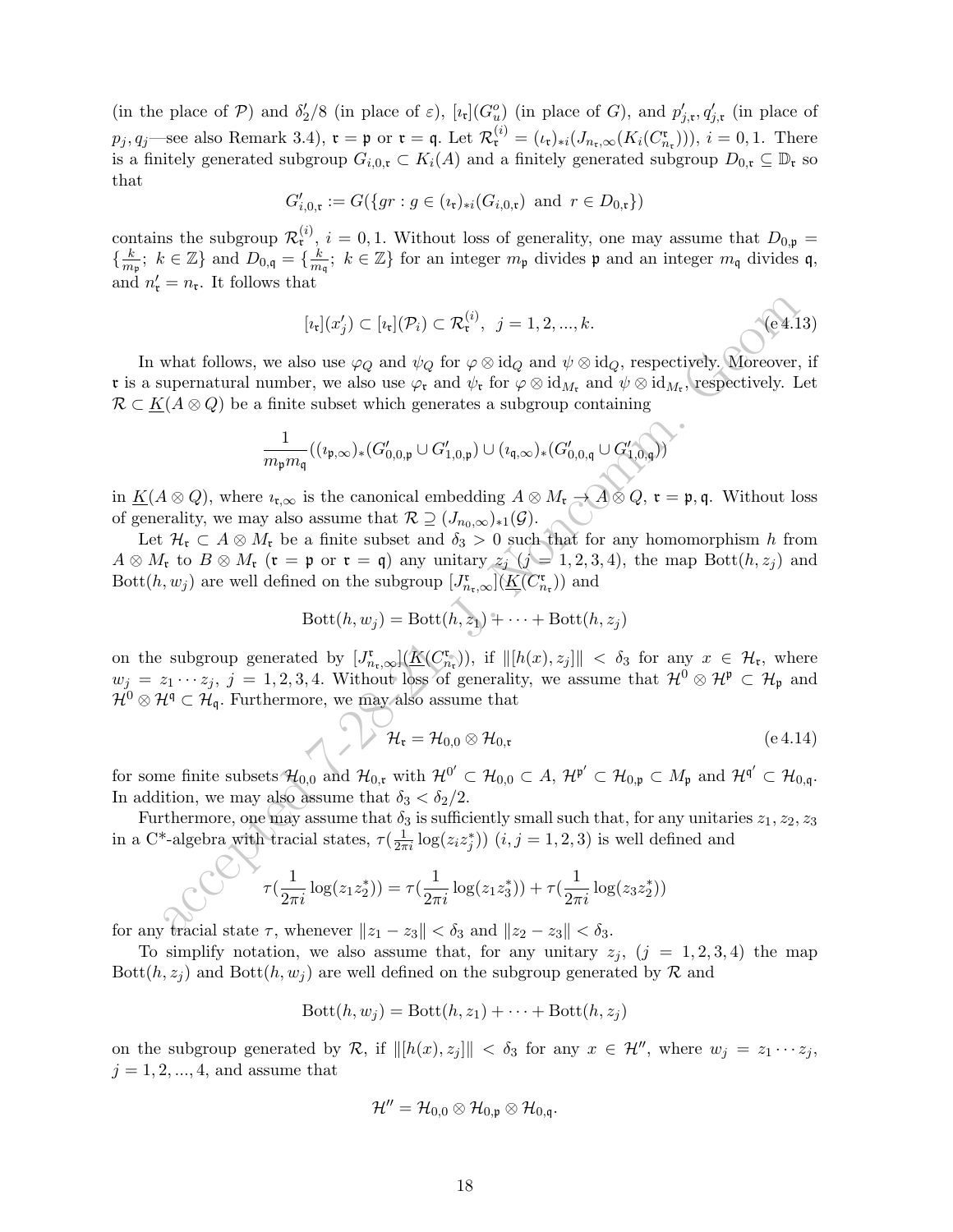(in the place of $\mathcal{P}$) and $\delta_2'/8$ (in place of $\varepsilon$), $[\imath_{\mathfrak{r}}](G_u^o)$ (in place of $G$), and $p'_{j,\mathfrak{r}}, q'_{j,\mathfrak{r}}$ (in place of $p_j, q_j$—see also Remark 3.4), $\mathfrak{r} = \mathfrak{p}$ or $\mathfrak{r} = \mathfrak{q}$. Let $\mathcal{R}_{\mathfrak{r}}^{(i)} = (\iota_{\mathfrak{r}})_{*i}(J_{n_{\mathfrak{r}},\infty}(K_i(C_{n_{\mathfrak{r}}}^{\mathfrak{r}})))$, $i = 0, 1$. There is a finitely generated subgroup $G_{i,0,\mathfrak{r}} \subset K_i(A)$ and a finitely generated subgroup $D_{0,\mathfrak{r}} \subseteq \mathbb{D}_{\mathfrak{r}}$ so that

$$G'_{i,0,\mathfrak{r}} := G(\{gr : g \in (\imath_{\mathfrak{r}})_{*i}(G_{i,0,\mathfrak{r}}) \text{ and } r \in D_{0,\mathfrak{r}}\})$$

contains the subgroup $\mathcal{R}_{\mathfrak{r}}^{(i)}$, $i = 0, 1$. Without loss of generality, one may assume that $D_{0,\mathfrak{p}} = \{\frac{k}{m_{\mathfrak{p}}};\ k \in \mathbb{Z}\}$ and $D_{0,\mathfrak{q}} = \{\frac{k}{m_{\mathfrak{q}}};\ k \in \mathbb{Z}\}$ for an integer $m_{\mathfrak{p}}$ divides $\mathfrak{p}$ and an integer $m_{\mathfrak{q}}$ divides $\mathfrak{q}$, and $n'_{\mathfrak{r}} = n_{\mathfrak{r}}$. It follows that

$$[\imath_{\mathfrak{r}}](x'_j) \subset [\imath_{\mathfrak{r}}](\mathcal{P}_i) \subset \mathcal{R}_{\mathfrak{r}}^{(i)},\ \ j = 1, 2, ..., k. \tag{e 4.13}$$

In what follows, we also use $\varphi_Q$ and $\psi_Q$ for $\varphi \otimes \mathrm{id}_Q$ and $\psi \otimes \mathrm{id}_Q$, respectively. Moreover, if $\mathfrak{r}$ is a supernatural number, we also use $\varphi_{\mathfrak{r}}$ and $\psi_{\mathfrak{r}}$ for $\varphi \otimes \mathrm{id}_{M_{\mathfrak{r}}}$ and $\psi \otimes \mathrm{id}_{M_{\mathfrak{r}}}$, respectively. Let $\mathcal{R} \subset \underline{K}(A \otimes Q)$ be a finite subset which generates a subgroup containing

$$\frac{1}{m_{\mathfrak{p}} m_{\mathfrak{q}}}((\imath_{\mathfrak{p},\infty})_*(G'_{0,0,\mathfrak{p}} \cup G'_{1,0,\mathfrak{p}}) \cup (\imath_{\mathfrak{q},\infty})_*(G'_{0,0,\mathfrak{q}} \cup G'_{1,0,\mathfrak{q}}))$$

in $\underline{K}(A \otimes Q)$, where $\imath_{\mathfrak{r},\infty}$ is the canonical embedding $A \otimes M_{\mathfrak{r}} \to A \otimes Q$, $\mathfrak{r} = \mathfrak{p}, \mathfrak{q}$. Without loss of generality, we may also assume that $\mathcal{R} \supseteq (J_{n_0,\infty})_{*1}(\mathcal{G})$.

Let $\mathcal{H}_{\mathfrak{r}} \subset A \otimes M_{\mathfrak{r}}$ be a finite subset and $\delta_3 > 0$ such that for any homomorphism $h$ from $A \otimes M_{\mathfrak{r}}$ to $B \otimes M_{\mathfrak{r}}$ ($\mathfrak{r} = \mathfrak{p}$ or $\mathfrak{r} = \mathfrak{q}$) any unitary $z_j$ ($j = 1, 2, 3, 4$), the map $\mathrm{Bott}(h, z_j)$ and $\mathrm{Bott}(h, w_j)$ are well defined on the subgroup $[J^{\mathfrak{r}}_{n_{\mathfrak{r}},\infty}](\underline{K}(C^{\mathfrak{r}}_{n_{\mathfrak{r}}}))$ and

$$\mathrm{Bott}(h, w_j) = \mathrm{Bott}(h, z_1) + \cdots + \mathrm{Bott}(h, z_j)$$

on the subgroup generated by $[J^{\mathfrak{r}}_{n_{\mathfrak{r}},\infty}](\underline{K}(C^{\mathfrak{r}}_{n_{\mathfrak{r}}}))$, if $\|[h(x), z_j]\| < \delta_3$ for any $x \in \mathcal{H}_{\mathfrak{r}}$, where $w_j = z_1 \cdots z_j$, $j = 1, 2, 3, 4$. Without loss of generality, we assume that $\mathcal{H}^0 \otimes \mathcal{H}^{\mathfrak{p}} \subset \mathcal{H}_{\mathfrak{p}}$ and $\mathcal{H}^0 \otimes \mathcal{H}^{\mathfrak{q}} \subset \mathcal{H}_{\mathfrak{q}}$. Furthermore, we may also assume that

$$\mathcal{H}_{\mathfrak{r}} = \mathcal{H}_{0,0} \otimes \mathcal{H}_{0,\mathfrak{r}} \tag{e 4.14}$$

for some finite subsets $\mathcal{H}_{0,0}$ and $\mathcal{H}_{0,\mathfrak{r}}$ with $\mathcal{H}^{0'} \subset \mathcal{H}_{0,0} \subset A$, $\mathcal{H}^{\mathfrak{p}'} \subset \mathcal{H}_{0,\mathfrak{p}} \subset M_{\mathfrak{p}}$ and $\mathcal{H}^{\mathfrak{q}'} \subset \mathcal{H}_{0,\mathfrak{q}}$. In addition, we may also assume that $\delta_3 < \delta_2/2$.

Furthermore, one may assume that $\delta_3$ is sufficiently small such that, for any unitaries $z_1, z_2, z_3$ in a C*-algebra with tracial states, $\tau(\frac{1}{2\pi i}\log(z_i z_j^*))$ ($i, j = 1, 2, 3$) is well defined and

$$\tau(\frac{1}{2\pi i}\log(z_1 z_2^*)) = \tau(\frac{1}{2\pi i}\log(z_1 z_3^*)) + \tau(\frac{1}{2\pi i}\log(z_3 z_2^*))$$

for any tracial state $\tau$, whenever $\|z_1 - z_3\| < \delta_3$ and $\|z_2 - z_3\| < \delta_3$.

To simplify notation, we also assume that, for any unitary $z_j$, ($j = 1, 2, 3, 4$) the map $\mathrm{Bott}(h, z_j)$ and $\mathrm{Bott}(h, w_j)$ are well defined on the subgroup generated by $\mathcal{R}$ and

$$\mathrm{Bott}(h, w_j) = \mathrm{Bott}(h, z_1) + \cdots + \mathrm{Bott}(h, z_j)$$

on the subgroup generated by $\mathcal{R}$, if $\|[h(x), z_j]\| < \delta_3$ for any $x \in \mathcal{H}''$, where $w_j = z_1 \cdots z_j$, $j = 1, 2, ..., 4$, and assume that

$$\mathcal{H}'' = \mathcal{H}_{0,0} \otimes \mathcal{H}_{0,\mathfrak{p}} \otimes \mathcal{H}_{0,\mathfrak{q}}.$$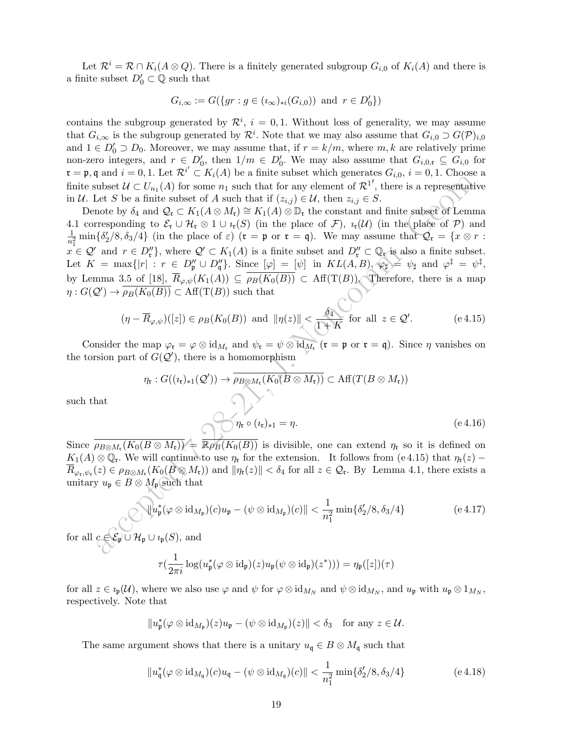Let $\mathcal{R}^i = \mathcal{R} \cap K_i(A \otimes Q)$. There is a finitely generated subgroup $G_{i,0}$ of $K_i(A)$ and there is a finite subset $D_0' \subset \mathbb{Q}$ such that

$$G_{i,\infty} := G(\{gr : g \in (\imath_\infty)_{*i}(G_{i,0})) \text{ and } r \in D_0'\})$$

contains the subgroup generated by $\mathcal{R}^i$, $i = 0, 1$. Without loss of generality, we may assume that $G_{i,\infty}$ is the subgroup generated by $\mathcal{R}^i$. Note that we may also assume that $G_{i,0} \supset G(\mathcal{P})_{i,0}$ and $1 \in D_0' \supset D_0$. Moreover, we may assume that, if $r = k/m$, where $m, k$ are relatively prime non-zero integers, and $r \in D_0'$, then $1/m \in D_0'$. We may also assume that $G_{i,0,\mathfrak{r}} \subseteq G_{i,0}$ for $\mathfrak{r} = \mathfrak{p}, \mathfrak{q}$ and $i = 0, 1$. Let $\mathcal{R}^{i'} \subset K_i(A)$ be a finite subset which generates $G_{i,0}$, $i = 0, 1$. Choose a finite subset $\mathcal{U} \subset U_{n_1}(A)$ for some $n_1$ such that for any element of $\mathcal{R}^{1'}$, there is a representative in $\mathcal{U}$. Let $S$ be a finite subset of $A$ such that if $(z_{i,j}) \in \mathcal{U}$, then $z_{i,j} \in S$.

Denote by $\delta_4$ and $\mathcal{Q}_\mathfrak{r} \subset K_1(A \otimes M_\mathfrak{r}) \cong K_1(A) \otimes \mathbb{D}_\mathfrak{r}$ the constant and finite subset of Lemma 4.1 corresponding to $\mathcal{E}_\mathfrak{r} \cup \mathcal{H}_\mathfrak{r} \otimes 1 \cup \imath_\mathfrak{r}(S)$ (in the place of $\mathcal{F}$), $\imath_\mathfrak{r}(\mathcal{U})$ (in the place of $\mathcal{P}$) and $\frac{1}{n_1^2}\min\{\delta_2'/8, \delta_3/4\}$ (in the place of $\varepsilon$) ($\mathfrak{r} = \mathfrak{p}$ or $\mathfrak{r} = \mathfrak{q}$). We may assume that $\mathcal{Q}_\mathfrak{r} = \{x \otimes r : x \in \mathcal{Q}' \text{ and } r \in D_\mathfrak{r}''\}$, where $\mathcal{Q}' \subset K_1(A)$ is a finite subset and $D_\mathfrak{r}'' \subset \mathbb{Q}_\mathfrak{r}$ is also a finite subset. Let $K = \max\{|r| : r \in D_\mathfrak{p}'' \cup D_\mathfrak{q}''\}$. Since $[\varphi] = [\psi]$ in $KL(A, B)$, $\varphi_\sharp = \psi_\sharp$ and $\varphi^\ddagger = \psi^\ddagger$, by Lemma 3.5 of [18], $\overline{R}_{\varphi,\psi}(K_1(A)) \subseteq \overline{\rho_B(K_0(B))} \subset \mathrm{Aff}(\mathrm{T}(B))$. Therefore, there is a map $\eta : G(\mathcal{Q}') \to \overline{\rho_B(K_0(B))} \subset \mathrm{Aff}(\mathrm{T}(B))$ such that

$$(\eta - \overline{R}_{\varphi,\psi})([z]) \in \rho_B(K_0(B)) \text{ and } \|\eta(z)\| < \frac{\delta_4}{1+K} \text{ for all } z \in \mathcal{Q}'. \tag{e 4.15}$$

Consider the map $\varphi_\mathfrak{r} = \varphi \otimes \mathrm{id}_{M_\mathfrak{r}}$ and $\psi_\mathfrak{r} = \psi \otimes \mathrm{id}_{M_\mathfrak{r}}$ ($\mathfrak{r} = \mathfrak{p}$ or $\mathfrak{r} = \mathfrak{q}$). Since $\eta$ vanishes on the torsion part of $G(\mathcal{Q}')$, there is a homomorphism

$$\eta_\mathfrak{r} : G((\imath_\mathfrak{r})_{*1}(\mathcal{Q}')) \to \overline{\rho_{B\otimes M_\mathfrak{r}}(K_0(B \otimes M_\mathfrak{r}))} \subset \mathrm{Aff}(T(B \otimes M_\mathfrak{r}))$$

such that

$$\eta_\mathfrak{r} \circ (\imath_\mathfrak{r})_{*1} = \eta. \tag{e 4.16}$$

Since $\overline{\rho_{B\otimes M_\mathfrak{r}}(K_0(B \otimes M_\mathfrak{r}))} = \mathbb{R}\overline{\rho_B(K_0(B))}$ is divisible, one can extend $\eta_\mathfrak{r}$ so it is defined on $K_1(A) \otimes \mathbb{Q}_\mathfrak{r}$. We will continue to use $\eta_\mathfrak{r}$ for the extension. It follows from (e 4.15) that $\eta_\mathfrak{r}(z) - \overline{R}_{\varphi_\mathfrak{r},\psi_\mathfrak{r}}(z) \in \rho_{B\otimes M_\mathfrak{r}}(K_0(B \otimes M_\mathfrak{r}))$ and $\|\eta_\mathfrak{r}(z)\| < \delta_4$ for all $z \in \mathcal{Q}_\mathfrak{r}$. By Lemma 4.1, there exists a unitary $u_\mathfrak{p} \in B \otimes M_\mathfrak{p}$ such that

$$\|u_\mathfrak{p}^*(\varphi \otimes \mathrm{id}_{M_\mathfrak{p}})(c)u_\mathfrak{p} - (\psi \otimes \mathrm{id}_{M_\mathfrak{p}})(c)\| < \frac{1}{n_1^2}\min\{\delta_2'/8, \delta_3/4\} \tag{e 4.17}$$

for all $c \in \mathcal{E}_\mathfrak{p} \cup \mathcal{H}_\mathfrak{p} \cup \imath_\mathfrak{p}(S)$, and

$$\tau(\frac{1}{2\pi i}\log(u_\mathfrak{p}^*(\varphi \otimes \mathrm{id}_\mathfrak{p})(z)u_\mathfrak{p}(\psi \otimes \mathrm{id}_\mathfrak{p})(z^*))) = \eta_\mathfrak{p}([z])(\tau)$$

for all $z \in \imath_\mathfrak{p}(\mathcal{U})$, where we also use $\varphi$ and $\psi$ for $\varphi \otimes \mathrm{id}_{M_N}$ and $\psi \otimes \mathrm{id}_{M_N}$, and $u_\mathfrak{p}$ with $u_\mathfrak{p} \otimes 1_{M_N}$, respectively. Note that

$$\|u_\mathfrak{p}^*(\varphi \otimes \mathrm{id}_{M_\mathfrak{p}})(z)u_\mathfrak{p} - (\psi \otimes \mathrm{id}_{M_\mathfrak{p}})(z)\| < \delta_3 \quad \text{for any } z \in \mathcal{U}.$$

The same argument shows that there is a unitary $u_\mathfrak{q} \in B \otimes M_\mathfrak{q}$ such that

$$\|u_\mathfrak{q}^*(\varphi \otimes \mathrm{id}_{M_\mathfrak{q}})(c)u_\mathfrak{q} - (\psi \otimes \mathrm{id}_{M_\mathfrak{q}})(c)\| < \frac{1}{n_1^2}\min\{\delta_2'/8, \delta_3/4\} \tag{e 4.18}$$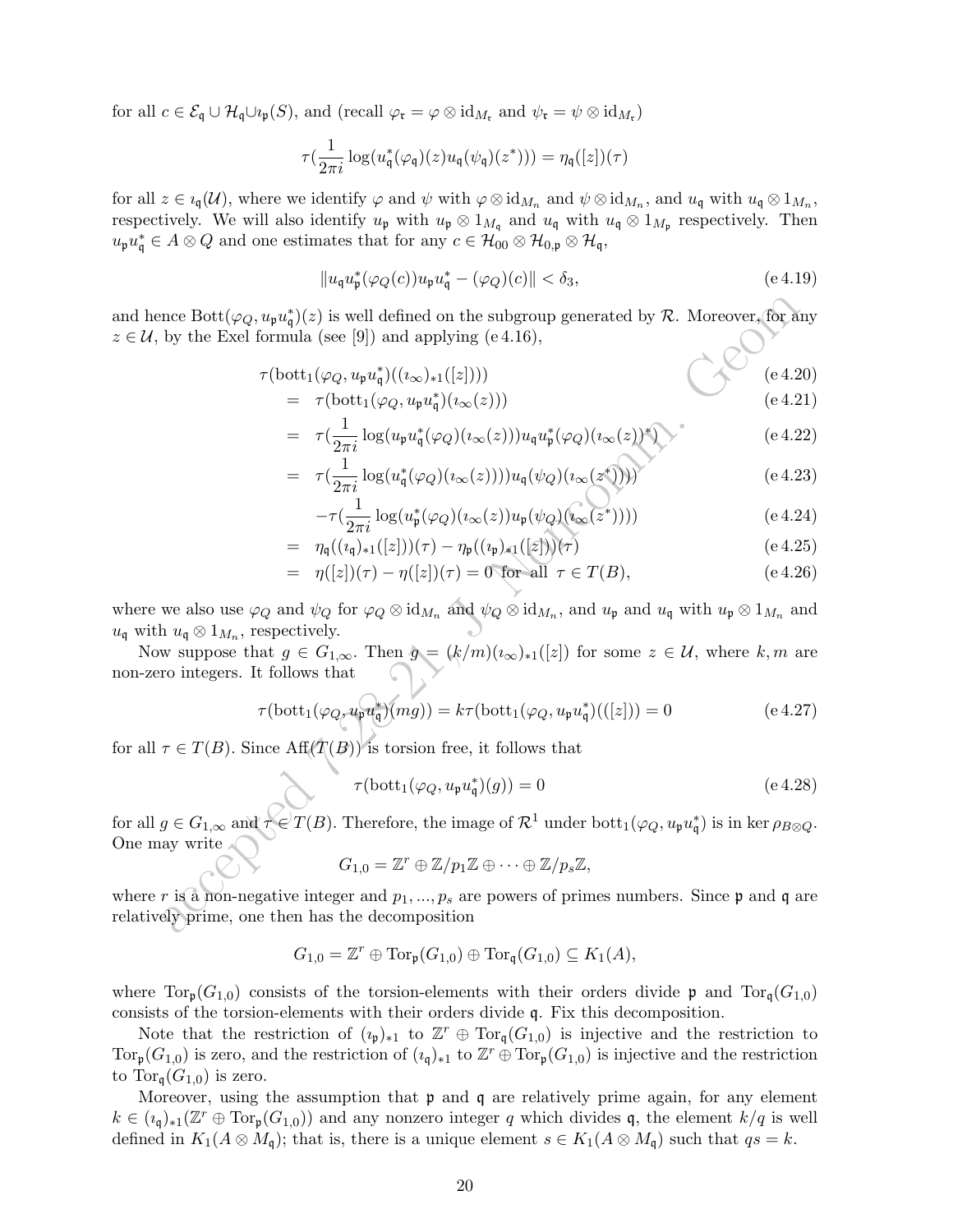for all $c \in \mathcal{E}_{\mathfrak{q}} \cup \mathcal{H}_{\mathfrak{q}} \cup \imath_{\mathfrak{p}}(S)$, and (recall $\varphi_{\mathfrak{r}} = \varphi \otimes \mathrm{id}_{M_{\mathfrak{r}}}$ and $\psi_{\mathfrak{r}} = \psi \otimes \mathrm{id}_{M_{\mathfrak{r}}}$)

$$\tau(\frac{1}{2\pi i}\log(u_{\mathfrak{q}}^*(\varphi_{\mathfrak{q}})(z)u_{\mathfrak{q}}(\psi_{\mathfrak{q}})(z^*))) = \eta_{\mathfrak{q}}([z])(\tau)$$

for all $z \in \imath_{\mathfrak{q}}(\mathcal{U})$, where we identify $\varphi$ and $\psi$ with $\varphi \otimes \mathrm{id}_{M_n}$ and $\psi \otimes \mathrm{id}_{M_n}$, and $u_{\mathfrak{q}}$ with $u_{\mathfrak{q}} \otimes 1_{M_n}$, respectively. We will also identify $u_{\mathfrak{p}}$ with $u_{\mathfrak{p}} \otimes 1_{M_{\mathfrak{q}}}$ and $u_{\mathfrak{q}}$ with $u_{\mathfrak{q}} \otimes 1_{M_{\mathfrak{p}}}$ respectively. Then $u_{\mathfrak{p}}u_{\mathfrak{q}}^* \in A \otimes Q$ and one estimates that for any $c \in \mathcal{H}_{00} \otimes \mathcal{H}_{0,\mathfrak{p}} \otimes \mathcal{H}_{\mathfrak{q}}$,

$$\|u_{\mathfrak{q}}u_{\mathfrak{p}}^*(\varphi_Q(c))u_{\mathfrak{p}}u_{\mathfrak{q}}^* - (\varphi_Q)(c)\| < \delta_3, \tag{e 4.19}$$

and hence $\mathrm{Bott}(\varphi_Q, u_{\mathfrak{p}}u_{\mathfrak{q}}^*)(z)$ is well defined on the subgroup generated by $\mathcal{R}$. Moreover, for any $z \in \mathcal{U}$, by the Exel formula (see [9]) and applying (e 4.16),

$$\begin{aligned}
&\tau(\mathrm{bott}_1(\varphi_Q, u_{\mathfrak{p}}u_{\mathfrak{q}}^*)((\imath_\infty)_{*1}([z]))) && \text{(e 4.20)}\\
&= \tau(\mathrm{bott}_1(\varphi_Q, u_{\mathfrak{p}}u_{\mathfrak{q}}^*)(\imath_\infty(z))) && \text{(e 4.21)}\\
&= \tau(\frac{1}{2\pi i}\log(u_{\mathfrak{p}}u_{\mathfrak{q}}^*(\varphi_Q)(\imath_\infty(z)))u_{\mathfrak{q}}u_{\mathfrak{p}}^*(\varphi_Q)(\imath_\infty(z))^*)) && \text{(e 4.22)}\\
&= \tau(\frac{1}{2\pi i}\log(u_{\mathfrak{q}}^*(\varphi_Q)(\imath_\infty(z))))u_{\mathfrak{q}}(\psi_Q)(\imath_\infty(z^*)))) && \text{(e 4.23)}\\
&\quad -\tau(\frac{1}{2\pi i}\log(u_{\mathfrak{p}}^*(\varphi_Q)(\imath_\infty(z))u_{\mathfrak{p}}(\psi_Q)(\imath_\infty(z^*)))) && \text{(e 4.24)}\\
&= \eta_{\mathfrak{q}}((\imath_{\mathfrak{q}})_{*1}([z]))(\tau) - \eta_{\mathfrak{p}}((\imath_{\mathfrak{p}})_{*1}([z]))(\tau) && \text{(e 4.25)}\\
&= \eta([z])(\tau) - \eta([z])(\tau) = 0 \text{ for all } \tau \in T(B), && \text{(e 4.26)}
\end{aligned}$$

where we also use $\varphi_Q$ and $\psi_Q$ for $\varphi_Q \otimes \mathrm{id}_{M_n}$ and $\psi_Q \otimes \mathrm{id}_{M_n}$, and $u_{\mathfrak{p}}$ and $u_{\mathfrak{q}}$ with $u_{\mathfrak{p}} \otimes 1_{M_n}$ and $u_{\mathfrak{q}}$ with $u_{\mathfrak{q}} \otimes 1_{M_n}$, respectively.

Now suppose that $g \in G_{1,\infty}$. Then $g = (k/m)(\imath_\infty)_{*1}([z])$ for some $z \in \mathcal{U}$, where $k, m$ are non-zero integers. It follows that

$$\tau(\mathrm{bott}_1(\varphi_Q, u_{\mathfrak{p}}u_{\mathfrak{q}}^*)(mg)) = k\tau(\mathrm{bott}_1(\varphi_Q, u_{\mathfrak{p}}u_{\mathfrak{q}}^*)(([z])) = 0 \tag{e 4.27}$$

for all $\tau \in T(B)$. Since $\mathrm{Aff}(T(B))$ is torsion free, it follows that

$$\tau(\mathrm{bott}_1(\varphi_Q, u_{\mathfrak{p}}u_{\mathfrak{q}}^*)(g)) = 0 \tag{e 4.28}$$

for all $g \in G_{1,\infty}$ and $\tau \in T(B)$. Therefore, the image of $\mathcal{R}^1$ under $\mathrm{bott}_1(\varphi_Q, u_{\mathfrak{p}}u_{\mathfrak{q}}^*)$ is in $\ker \rho_{B\otimes Q}$. One may write

$$G_{1,0} = \mathbb{Z}^r \oplus \mathbb{Z}/p_1\mathbb{Z} \oplus \cdots \oplus \mathbb{Z}/p_s\mathbb{Z},$$

where $r$ is a non-negative integer and $p_1, ..., p_s$ are powers of primes numbers. Since $\mathfrak{p}$ and $\mathfrak{q}$ are relatively prime, one then has the decomposition

$$G_{1,0} = \mathbb{Z}^r \oplus \mathrm{Tor}_{\mathfrak{p}}(G_{1,0}) \oplus \mathrm{Tor}_{\mathfrak{q}}(G_{1,0}) \subseteq K_1(A),$$

where $\mathrm{Tor}_{\mathfrak{p}}(G_{1,0})$ consists of the torsion-elements with their orders divide $\mathfrak{p}$ and $\mathrm{Tor}_{\mathfrak{q}}(G_{1,0})$ consists of the torsion-elements with their orders divide $\mathfrak{q}$. Fix this decomposition.

Note that the restriction of $(\imath_{\mathfrak{p}})_{*1}$ to $\mathbb{Z}^r \oplus \mathrm{Tor}_{\mathfrak{q}}(G_{1,0})$ is injective and the restriction to $\mathrm{Tor}_{\mathfrak{p}}(G_{1,0})$ is zero, and the restriction of $(\imath_{\mathfrak{q}})_{*1}$ to $\mathbb{Z}^r \oplus \mathrm{Tor}_{\mathfrak{p}}(G_{1,0})$ is injective and the restriction to $\mathrm{Tor}_{\mathfrak{q}}(G_{1,0})$ is zero.

Moreover, using the assumption that $\mathfrak{p}$ and $\mathfrak{q}$ are relatively prime again, for any element $k \in (\imath_{\mathfrak{q}})_{*1}(\mathbb{Z}^r \oplus \mathrm{Tor}_{\mathfrak{p}}(G_{1,0}))$ and any nonzero integer $q$ which divides $\mathfrak{q}$, the element $k/q$ is well defined in $K_1(A \otimes M_{\mathfrak{q}})$; that is, there is a unique element $s \in K_1(A \otimes M_{\mathfrak{q}})$ such that $qs = k$.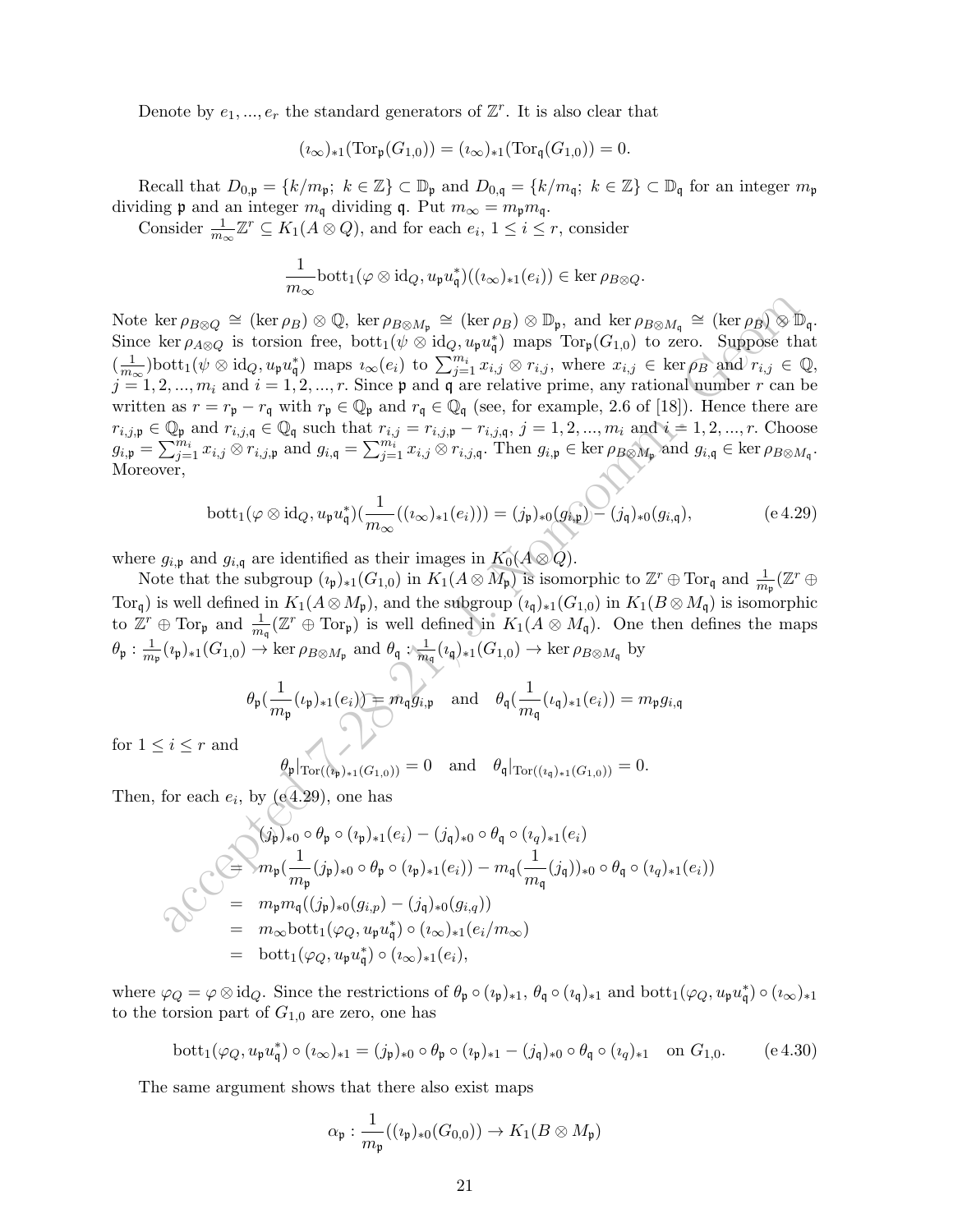Denote by $e_1, ..., e_r$ the standard generators of $\mathbb{Z}^r$. It is also clear that

$$(\imath_\infty)_{*1}(\mathrm{Tor}_{\mathfrak{p}}(G_{1,0})) = (\imath_\infty)_{*1}(\mathrm{Tor}_{\mathfrak{q}}(G_{1,0})) = 0.$$

Recall that $D_{0,\mathfrak{p}} = \{k/m_{\mathfrak{p}};\ k \in \mathbb{Z}\} \subset \mathbb{D}_{\mathfrak{p}}$ and $D_{0,\mathfrak{q}} = \{k/m_{\mathfrak{q}};\ k \in \mathbb{Z}\} \subset \mathbb{D}_{\mathfrak{q}}$ for an integer $m_{\mathfrak{p}}$ dividing $\mathfrak{p}$ and an integer $m_{\mathfrak{q}}$ dividing $\mathfrak{q}$. Put $m_\infty = m_{\mathfrak{p}} m_{\mathfrak{q}}$.

Consider $\frac{1}{m_\infty}\mathbb{Z}^r \subseteq K_1(A \otimes Q)$, and for each $e_i$, $1 \le i \le r$, consider

$$\frac{1}{m_\infty}\mathrm{bott}_1(\varphi \otimes \mathrm{id}_Q, u_{\mathfrak{p}} u_{\mathfrak{q}}^*)((\imath_\infty)_{*1}(e_i)) \in \ker \rho_{B \otimes Q}.$$

Note $\ker \rho_{B\otimes Q} \cong (\ker \rho_B) \otimes \mathbb{Q}$, $\ker \rho_{B \otimes M_{\mathfrak{p}}} \cong (\ker \rho_B) \otimes \mathbb{D}_{\mathfrak{p}}$, and $\ker \rho_{B\otimes M_{\mathfrak{q}}} \cong (\ker \rho_B) \otimes \mathbb{D}_{\mathfrak{q}}$. Since $\ker \rho_{A \otimes Q}$ is torsion free, $\mathrm{bott}_1(\psi \otimes \mathrm{id}_Q, u_{\mathfrak{p}} u_{\mathfrak{q}}^*)$ maps $\mathrm{Tor}_{\mathfrak{p}}(G_{1,0})$ to zero. Suppose that $(\frac{1}{m_\infty})\mathrm{bott}_1(\psi \otimes \mathrm{id}_Q, u_{\mathfrak{p}} u_{\mathfrak{q}}^*)$ maps $\imath_\infty(e_i)$ to $\sum_{j=1}^{m_i} x_{i,j} \otimes r_{i,j}$, where $x_{i,j} \in \ker \rho_B$ and $r_{i,j} \in \mathbb{Q}$, $j = 1, 2, ..., m_i$ and $i = 1, 2, ..., r$. Since $\mathfrak{p}$ and $\mathfrak{q}$ are relative prime, any rational number $r$ can be written as $r = r_{\mathfrak{p}} - r_{\mathfrak{q}}$ with $r_{\mathfrak{p}} \in \mathbb{Q}_{\mathfrak{p}}$ and $r_{\mathfrak{q}} \in \mathbb{Q}_{\mathfrak{q}}$ (see, for example, 2.6 of [18]). Hence there are $r_{i,j,\mathfrak{p}} \in \mathbb{Q}_{\mathfrak{p}}$ and $r_{i,j,\mathfrak{q}} \in \mathbb{Q}_{\mathfrak{q}}$ such that $r_{i,j} = r_{i,j,\mathfrak{p}} - r_{i,j,\mathfrak{q}}$, $j = 1, 2, ..., m_i$ and $i = 1, 2, ..., r$. Choose $g_{i,\mathfrak{p}} = \sum_{j=1}^{m_i} x_{i,j} \otimes r_{i,j,\mathfrak{p}}$ and $g_{i,\mathfrak{q}} = \sum_{j=1}^{m_i} x_{i,j} \otimes r_{i,j,\mathfrak{q}}$. Then $g_{i,\mathfrak{p}} \in \ker \rho_{B \otimes M_{\mathfrak{p}}}$ and $g_{i,\mathfrak{q}} \in \ker \rho_{B\otimes M_{\mathfrak{q}}}$. Moreover,

$$\mathrm{bott}_1(\varphi \otimes \mathrm{id}_Q, u_{\mathfrak{p}} u_{\mathfrak{q}}^*)(\frac{1}{m_\infty}((\imath_\infty)_{*1}(e_i))) = (j_{\mathfrak{p}})_{*0}(g_{i,\mathfrak{p}}) - (j_{\mathfrak{q}})_{*0}(g_{i,\mathfrak{q}}), \tag{e 4.29}$$

where $g_{i,\mathfrak{p}}$ and $g_{i,\mathfrak{q}}$ are identified as their images in $K_0(A \otimes Q)$.

Note that the subgroup $(\imath_{\mathfrak{p}})_{*1}(G_{1,0})$ in $K_1(A \otimes M_{\mathfrak{p}})$ is isomorphic to $\mathbb{Z}^r \oplus \mathrm{Tor}_{\mathfrak{q}}$ and $\frac{1}{m_{\mathfrak{p}}}(\mathbb{Z}^r \oplus \mathrm{Tor}_{\mathfrak{q}})$ is well defined in $K_1(A \otimes M_{\mathfrak{p}})$, and the subgroup $(\imath_{\mathfrak{q}})_{*1}(G_{1,0})$ in $K_1(B \otimes M_{\mathfrak{q}})$ is isomorphic to $\mathbb{Z}^r \oplus \mathrm{Tor}_{\mathfrak{p}}$ and $\frac{1}{m_{\mathfrak{q}}}(\mathbb{Z}^r \oplus \mathrm{Tor}_{\mathfrak{p}})$ is well defined in $K_1(A \otimes M_{\mathfrak{q}})$. One then defines the maps $\theta_{\mathfrak{p}} : \frac{1}{m_{\mathfrak{p}}}(\imath_{\mathfrak{p}})_{*1}(G_{1,0}) \to \ker \rho_{B\otimes M_{\mathfrak{p}}}$ and $\theta_{\mathfrak{q}} : \frac{1}{m_{\mathfrak{q}}}(\imath_{\mathfrak{q}})_{*1}(G_{1,0}) \to \ker \rho_{B \otimes M_{\mathfrak{q}}}$ by

$$\theta_{\mathfrak{p}}(\frac{1}{m_{\mathfrak{p}}}(\imath_{\mathfrak{p}})_{*1}(e_i)) = m_{\mathfrak{q}} g_{i,\mathfrak{p}} \quad \text{and} \quad \theta_{\mathfrak{q}}(\frac{1}{m_{\mathfrak{q}}}(\imath_{\mathfrak{q}})_{*1}(e_i)) = m_{\mathfrak{p}} g_{i,\mathfrak{q}}$$

for $1 \le i \le r$ and

$$\theta_{\mathfrak{p}}|_{\mathrm{Tor}((\imath_{\mathfrak{p}})_{*1}(G_{1,0}))} = 0 \quad \text{and} \quad \theta_{\mathfrak{q}}|_{\mathrm{Tor}((\imath_{\mathfrak{q}})_{*1}(G_{1,0}))} = 0.$$

Then, for each $e_i$, by (e 4.29), one has

$$\begin{aligned}
& (j_{\mathfrak{p}})_{*0} \circ \theta_{\mathfrak{p}} \circ (\imath_{\mathfrak{p}})_{*1}(e_i) - (j_{\mathfrak{q}})_{*0} \circ \theta_{\mathfrak{q}} \circ (\imath_q)_{*1}(e_i) \\
= \;& m_{\mathfrak{p}}(\frac{1}{m_{\mathfrak{p}}}(j_{\mathfrak{p}})_{*0} \circ \theta_{\mathfrak{p}} \circ (\imath_{\mathfrak{p}})_{*1}(e_i)) - m_{\mathfrak{q}}(\frac{1}{m_{\mathfrak{q}}}(j_{\mathfrak{q}}))_{*0} \circ \theta_{\mathfrak{q}} \circ (\imath_q)_{*1}(e_i)) \\
= \;& m_{\mathfrak{p}} m_{\mathfrak{q}}((j_{\mathfrak{p}})_{*0}(g_{i,p}) - (j_{\mathfrak{q}})_{*0}(g_{i,q})) \\
= \;& m_\infty \mathrm{bott}_1(\varphi_Q, u_{\mathfrak{p}} u_{\mathfrak{q}}^*) \circ (\imath_\infty)_{*1}(e_i/m_\infty) \\
= \;& \mathrm{bott}_1(\varphi_Q, u_{\mathfrak{p}} u_{\mathfrak{q}}^*) \circ (\imath_\infty)_{*1}(e_i),
\end{aligned}$$

where $\varphi_Q = \varphi \otimes \mathrm{id}_Q$. Since the restrictions of $\theta_{\mathfrak{p}} \circ (\imath_{\mathfrak{p}})_{*1}$, $\theta_{\mathfrak{q}} \circ (\imath_{\mathfrak{q}})_{*1}$ and $\mathrm{bott}_1(\varphi_Q, u_{\mathfrak{p}} u_{\mathfrak{q}}^*) \circ (\imath_\infty)_{*1}$ to the torsion part of $G_{1,0}$ are zero, one has

$$\mathrm{bott}_1(\varphi_Q, u_{\mathfrak{p}} u_{\mathfrak{q}}^*) \circ (\imath_\infty)_{*1} = (j_{\mathfrak{p}})_{*0} \circ \theta_{\mathfrak{p}} \circ (\imath_{\mathfrak{p}})_{*1} - (j_{\mathfrak{q}})_{*0} \circ \theta_{\mathfrak{q}} \circ (\imath_{\mathfrak{q}})_{*1} \quad \text{on } G_{1,0}. \tag{e 4.30}$$

The same argument shows that there also exist maps

$$\alpha_{\mathfrak{p}} : \frac{1}{m_{\mathfrak{p}}}((\imath_{\mathfrak{p}})_{*0}(G_{0,0})) \to K_1(B \otimes M_{\mathfrak{p}})$$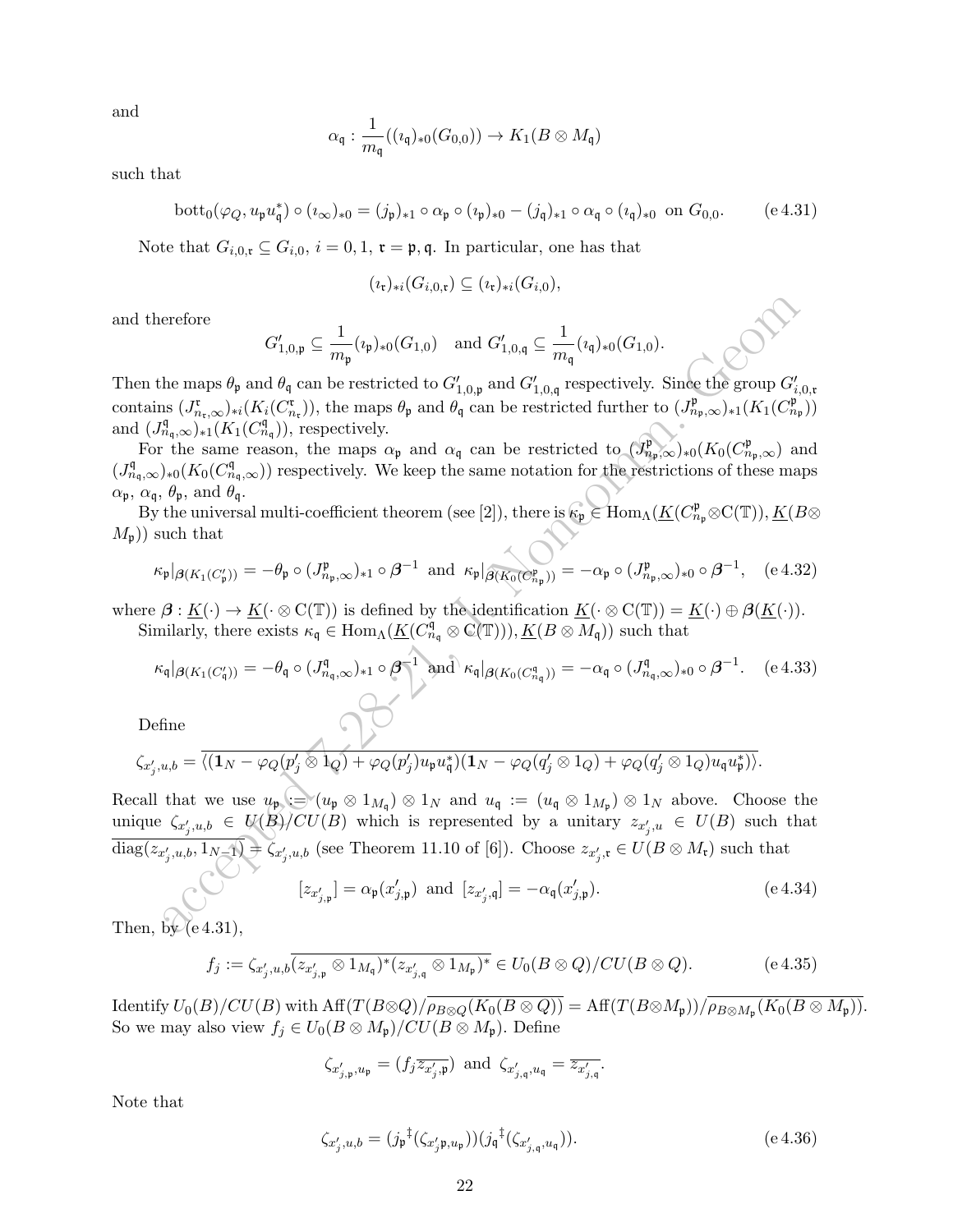and

$$\alpha_{\mathfrak{q}} : \frac{1}{m_{\mathfrak{q}}}((\imath_{\mathfrak{q}})_{*0}(G_{0,0})) \to K_1(B \otimes M_{\mathfrak{q}})$$

such that

$$\mathrm{bott}_0(\varphi_Q, u_{\mathfrak{p}} u_{\mathfrak{q}}^*) \circ (\imath_\infty)_{*0} = (j_{\mathfrak{p}})_{*1} \circ \alpha_{\mathfrak{p}} \circ (\imath_{\mathfrak{p}})_{*0} - (j_{\mathfrak{q}})_{*1} \circ \alpha_{\mathfrak{q}} \circ (\imath_{\mathfrak{q}})_{*0} \text{ on } G_{0,0}. \tag{e 4.31}$$

Note that $G_{i,0,\mathfrak{r}} \subseteq G_{i,0}$, $i = 0, 1$, $\mathfrak{r} = \mathfrak{p}, \mathfrak{q}$. In particular, one has that

$$(\imath_{\mathfrak{r}})_{*i}(G_{i,0,\mathfrak{r}}) \subseteq (\imath_{\mathfrak{r}})_{*i}(G_{i,0}),$$

and therefore

$$G'_{1,0,\mathfrak{p}} \subseteq \frac{1}{m_{\mathfrak{p}}}(\imath_{\mathfrak{p}})_{*0}(G_{1,0}) \quad \text{and } G'_{1,0,\mathfrak{q}} \subseteq \frac{1}{m_{\mathfrak{q}}}(\imath_{\mathfrak{q}})_{*0}(G_{1,0}).$$

Then the maps $\theta_{\mathfrak{p}}$ and $\theta_{\mathfrak{q}}$ can be restricted to $G'_{1,0,\mathfrak{p}}$ and $G'_{1,0,\mathfrak{q}}$ respectively. Since the group $G'_{i,0,\mathfrak{r}}$ contains $(J^{\mathfrak{r}}_{n_{\mathfrak{r}},\infty})_{*i}(K_i(C^{\mathfrak{r}}_{n_{\mathfrak{r}}}))$, the maps $\theta_{\mathfrak{p}}$ and $\theta_{\mathfrak{q}}$ can be restricted further to $(J^{\mathfrak{p}}_{n_{\mathfrak{p}},\infty})_{*1}(K_1(C^{\mathfrak{p}}_{n_{\mathfrak{p}}}))$ and $(J^{\mathfrak{q}}_{n_{\mathfrak{q}},\infty})_{*1}(K_1(C^{\mathfrak{q}}_{n_{\mathfrak{q}}}))$, respectively.

For the same reason, the maps $\alpha_{\mathfrak{p}}$ and $\alpha_{\mathfrak{q}}$ can be restricted to $(J^{\mathfrak{p}}_{n_{\mathfrak{p}},\infty})_{*0}(K_0(C^{\mathfrak{p}}_{n_{\mathfrak{p}},\infty})$ and $(J^{\mathfrak{q}}_{n_{\mathfrak{q}},\infty})_{*0}(K_0(C^{\mathfrak{q}}_{n_{\mathfrak{q}},\infty}))$ respectively. We keep the same notation for the restrictions of these maps $\alpha_{\mathfrak{p}}$, $\alpha_{\mathfrak{q}}$, $\theta_{\mathfrak{p}}$, and $\theta_{\mathfrak{q}}$.

By the universal multi-coefficient theorem (see [2]), there is $\kappa_{\mathfrak{p}} \in \mathrm{Hom}_\Lambda(\underline{K}(C^{\mathfrak{p}}_{n_{\mathfrak{p}}} \otimes \mathrm{C}(\mathbb{T})), \underline{K}(B \otimes M_{\mathfrak{p}}))$ such that

$$\kappa_{\mathfrak{p}}|_{\boldsymbol{\beta}(K_1(C'_{\mathfrak{p}}))} = -\theta_{\mathfrak{p}} \circ (J^{\mathfrak{p}}_{n_{\mathfrak{p}},\infty})_{*1} \circ \boldsymbol{\beta}^{-1} \text{ and } \kappa_{\mathfrak{p}}|_{\boldsymbol{\beta}(K_0(C^{\mathfrak{p}}_{n_{\mathfrak{p}}}))} = -\alpha_{\mathfrak{p}} \circ (J^{\mathfrak{p}}_{n_{\mathfrak{p}},\infty})_{*0} \circ \boldsymbol{\beta}^{-1}, \tag{e 4.32}$$

where $\boldsymbol{\beta} : \underline{K}(\cdot) \to \underline{K}(\cdot \otimes \mathrm{C}(\mathbb{T}))$ is defined by the identification $\underline{K}(\cdot \otimes \mathrm{C}(\mathbb{T})) = \underline{K}(\cdot) \oplus \boldsymbol{\beta}(\underline{K}(\cdot))$.

Similarly, there exists $\kappa_{\mathfrak{q}} \in \mathrm{Hom}_\Lambda(\underline{K}(C^{\mathfrak{q}}_{n_{\mathfrak{q}}} \otimes \mathrm{C}(\mathbb{T}))), \underline{K}(B \otimes M_{\mathfrak{q}}))$ such that

$$\kappa_{\mathfrak{q}}|_{\boldsymbol{\beta}(K_1(C'_{\mathfrak{q}}))} = -\theta_{\mathfrak{q}} \circ (J^{\mathfrak{q}}_{n_{\mathfrak{q}},\infty})_{*1} \circ \boldsymbol{\beta}^{-1} \text{ and } \kappa_{\mathfrak{q}}|_{\boldsymbol{\beta}(K_0(C^{\mathfrak{q}}_{n_{\mathfrak{q}}}))} = -\alpha_{\mathfrak{q}} \circ (J^{\mathfrak{q}}_{n_{\mathfrak{q}},\infty})_{*0} \circ \boldsymbol{\beta}^{-1}. \tag{e 4.33}$$

Define

$$\zeta_{x'_j,u,b} = \overline{\langle (\mathbf{1}_N - \varphi_Q(p'_j \otimes 1_Q) + \varphi_Q(p'_j) u_{\mathfrak{p}} u_{\mathfrak{q}}^*)(\mathbf{1}_N - \varphi_Q(q'_j \otimes 1_Q) + \varphi_Q(q'_j \otimes 1_Q) u_{\mathfrak{q}} u_{\mathfrak{p}}^*) \rangle}.$$

Recall that we use $u_{\mathfrak{p}} := (u_{\mathfrak{p}} \otimes 1_{M_{\mathfrak{q}}}) \otimes 1_N$ and $u_{\mathfrak{q}} := (u_{\mathfrak{q}} \otimes 1_{M_{\mathfrak{p}}}) \otimes 1_N$ above. Choose the unique $\zeta_{x'_j,u,b} \in U(B)/CU(B)$ which is represented by a unitary $z_{x'_j,u} \in U(B)$ such that $\overline{\mathrm{diag}(z_{x'_j,u,b}, 1_{N-1})} = \zeta_{x'_j,u,b}$ (see Theorem 11.10 of [6]). Choose $z_{x'_j,\mathfrak{r}} \in U(B \otimes M_{\mathfrak{r}})$ such that

$$[z_{x'_{j,\mathfrak{p}}}] = \alpha_{\mathfrak{p}}(x'_{j,\mathfrak{p}}) \text{ and } [z_{x'_{j,\mathfrak{q}}}] = -\alpha_{\mathfrak{q}}(x'_{j,\mathfrak{p}}). \tag{e 4.34}$$

Then, by (e 4.31),

$$f_j := \zeta_{x'_j,u,b} \overline{(z_{x'_{j,\mathfrak{p}}} \otimes 1_{M_{\mathfrak{q}}})^* (z_{x'_{j,\mathfrak{q}}} \otimes 1_{M_{\mathfrak{p}}})^*} \in U_0(B \otimes Q)/CU(B \otimes Q). \tag{e 4.35}$$

Identify $U_0(B)/CU(B)$ with $\mathrm{Aff}(T(B \otimes Q)/\overline{\rho_{B \otimes Q}(K_0(B \otimes Q))} = \mathrm{Aff}(T(B \otimes M_{\mathfrak{p}}))/\overline{\rho_{B \otimes M_{\mathfrak{p}}}(K_0(B \otimes M_{\mathfrak{p}}))}$. So we may also view $f_j \in U_0(B \otimes M_{\mathfrak{p}})/CU(B \otimes M_{\mathfrak{p}})$. Define

$$\zeta_{x'_{j,\mathfrak{p}},u_{\mathfrak{p}}} = (f_j \overline{z_{x'_{j,\mathfrak{p}}}}) \text{ and } \zeta_{x'_{j,\mathfrak{q}},u_{\mathfrak{q}}} = \overline{z_{x'_{j,\mathfrak{q}}}}.$$

Note that

$$\zeta_{x'_j,u,b} = ({j_{\mathfrak{p}}}^{\ddagger}(\zeta_{x'_j\mathfrak{p},u_{\mathfrak{p}}}))({j_{\mathfrak{q}}}^{\ddagger}(\zeta_{x'_{j,\mathfrak{q}},u_{\mathfrak{q}}})). \tag{e 4.36}$$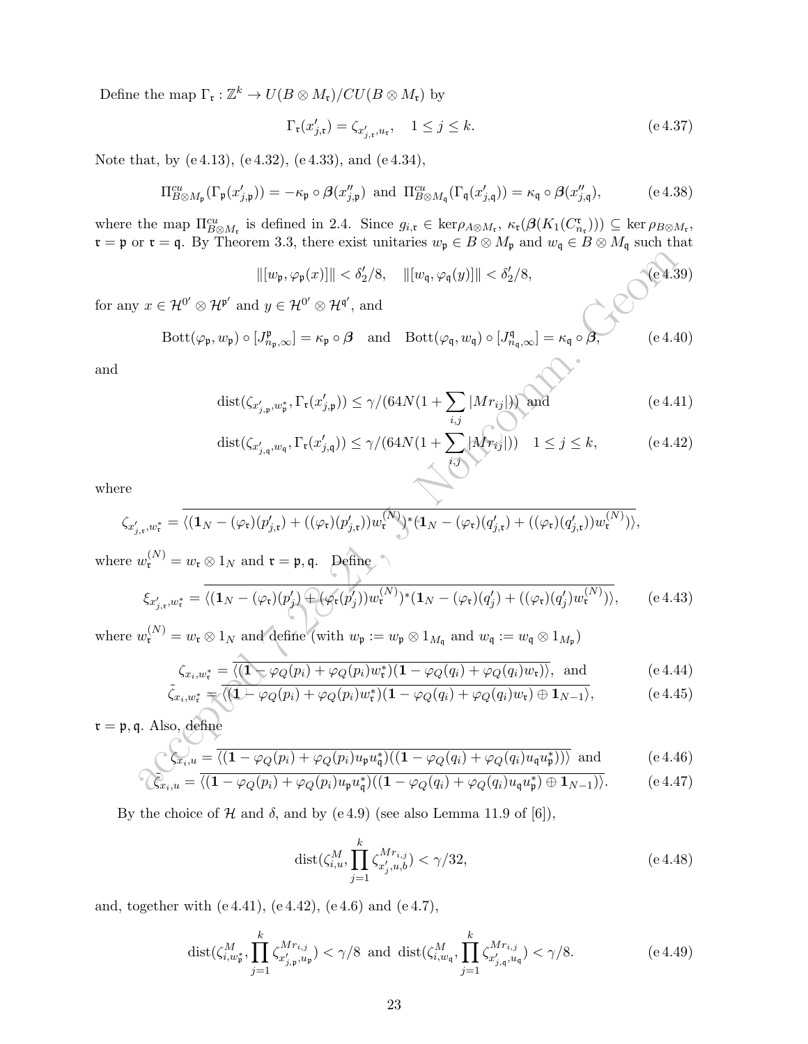Define the map $\Gamma_{\mathfrak{r}} : \mathbb{Z}^k \to U(B \otimes M_{\mathfrak{r}})/CU(B \otimes M_{\mathfrak{r}})$ by

$$\Gamma_{\mathfrak{r}}(x'_{j,\mathfrak{r}}) = \zeta_{x'_{j,\mathfrak{r}},u_{\mathfrak{r}}}, \quad 1 \le j \le k. \tag{e 4.37}$$

Note that, by (e 4.13), (e 4.32), (e 4.33), and (e 4.34),

$$\Pi^{cu}_{B\otimes M_{\mathfrak{p}}}(\Gamma_{\mathfrak{p}}(x'_{j,\mathfrak{p}})) = -\kappa_{\mathfrak{p}} \circ \boldsymbol{\beta}(x''_{j,\mathfrak{p}}) \text{ and } \Pi^{cu}_{B\otimes M_{\mathfrak{q}}}(\Gamma_{\mathfrak{q}}(x'_{j,\mathfrak{q}})) = \kappa_{\mathfrak{q}} \circ \boldsymbol{\beta}(x''_{j,\mathfrak{q}}), \tag{e 4.38}$$

where the map $\Pi^{cu}_{B\otimes M_{\mathfrak{r}}}$ is defined in 2.4. Since $g_{i,\mathfrak{r}} \in \ker \rho_{A\otimes M_{\mathfrak{r}}}$, $\kappa_{\mathfrak{r}}(\boldsymbol{\beta}(K_1(C^{\mathfrak{r}}_{n_{\mathfrak{r}}}))) \subseteq \ker \rho_{B\otimes M_{\mathfrak{r}}}$, $\mathfrak{r} = \mathfrak{p}$ or $\mathfrak{r} = \mathfrak{q}$. By Theorem 3.3, there exist unitaries $w_{\mathfrak{p}} \in B \otimes M_{\mathfrak{p}}$ and $w_{\mathfrak{q}} \in B \otimes M_{\mathfrak{q}}$ such that

$$\|[w_{\mathfrak{p}}, \varphi_{\mathfrak{p}}(x)]\| < \delta'_2/8, \quad \|[w_{\mathfrak{q}}, \varphi_{\mathfrak{q}}(y)]\| < \delta'_2/8, \tag{e 4.39}$$

for any $x \in \mathcal{H}^{0'} \otimes \mathcal{H}^{\mathfrak{p}'}$ and $y \in \mathcal{H}^{0'} \otimes \mathcal{H}^{\mathfrak{q}'}$, and

$$\mathrm{Bott}(\varphi_{\mathfrak{p}}, w_{\mathfrak{p}}) \circ [J^{\mathfrak{p}}_{n_{\mathfrak{p}},\infty}] = \kappa_{\mathfrak{p}} \circ \boldsymbol{\beta} \quad \text{and} \quad \mathrm{Bott}(\varphi_{\mathfrak{q}}, w_{\mathfrak{q}}) \circ [J^{\mathfrak{q}}_{n_{\mathfrak{q}},\infty}] = \kappa_{\mathfrak{q}} \circ \boldsymbol{\beta}, \tag{e 4.40}$$

and

$$\mathrm{dist}(\zeta_{x'_{j,\mathfrak{p}},w^*_{\mathfrak{p}}}, \Gamma_{\mathfrak{r}}(x'_{j,\mathfrak{p}})) \le \gamma/(64N(1 + \sum_{i,j}|Mr_{ij}|)) \text{ and} \tag{e 4.41}$$

$$\mathrm{dist}(\zeta_{x'_{j,\mathfrak{q}},w_{\mathfrak{q}}}, \Gamma_{\mathfrak{r}}(x'_{j,\mathfrak{q}})) \le \gamma/(64N(1 + \sum_{i,j}|Mr_{ij}|)) \quad 1 \le j \le k, \tag{e 4.42}$$

where

$$\zeta_{x'_{j,\mathfrak{r}},w^*_{\mathfrak{r}}} = \overline{\langle (\mathbf{1}_N - (\varphi_{\mathfrak{r}})(p'_{j,\mathfrak{r}}) + ((\varphi_{\mathfrak{r}})(p'_{j,\mathfrak{r}}))w^{(N)}_{\mathfrak{r}})^*(\mathbf{1}_N - (\varphi_{\mathfrak{r}})(q'_{j,\mathfrak{r}}) + ((\varphi_{\mathfrak{r}})(q'_{j,\mathfrak{r}}))w^{(N)}_{\mathfrak{r}})\rangle},$$

where $w^{(N)}_{\mathfrak{r}} = w_{\mathfrak{r}} \otimes 1_N$ and $\mathfrak{r} = \mathfrak{p}, \mathfrak{q}$. Define

$$\xi_{x'_{j,\mathfrak{r}},w^*_{\mathfrak{r}}} = \overline{\langle (\mathbf{1}_N - (\varphi_{\mathfrak{r}})(p'_j) + (\varphi_{\mathfrak{r}}(p'_j))w^{(N)}_{\mathfrak{r}})^*(\mathbf{1}_N - (\varphi_{\mathfrak{r}})(q'_j) + ((\varphi_{\mathfrak{r}})(q'_j)w^{(N)}_{\mathfrak{r}})\rangle}, \tag{e 4.43}$$

where $w^{(N)}_{\mathfrak{r}} = w_{\mathfrak{r}} \otimes 1_N$ and define (with $w_{\mathfrak{p}} := w_{\mathfrak{p}} \otimes 1_{M_{\mathfrak{q}}}$ and $w_{\mathfrak{q}} := w_{\mathfrak{q}} \otimes 1_{M_{\mathfrak{p}}}$)

$$\zeta_{x_i,w^*_{\mathfrak{r}}} = \overline{\langle (\mathbf{1} - \varphi_Q(p_i) + \varphi_Q(p_i)w^*_{\mathfrak{r}})(\mathbf{1} - \varphi_Q(q_i) + \varphi_Q(q_i)w_{\mathfrak{r}})\rangle}, \text{ and} \tag{e 4.44}$$

$$\tilde{\zeta}_{x_i,w^*_{\mathfrak{r}}} = \overline{\langle (\mathbf{1} - \varphi_Q(p_i) + \varphi_Q(p_i)w^*_{\mathfrak{r}})(\mathbf{1} - \varphi_Q(q_i) + \varphi_Q(q_i)w_{\mathfrak{r}} \oplus \mathbf{1}_{N-1}\rangle}, \tag{e 4.45}$$

$\mathfrak{r} = \mathfrak{p}, \mathfrak{q}$. Also, define

$$\zeta_{x_i,u} = \overline{\langle (\mathbf{1} - \varphi_Q(p_i) + \varphi_Q(p_i)u_{\mathfrak{p}}u^*_{\mathfrak{q}})((\mathbf{1} - \varphi_Q(q_i) + \varphi_Q(q_i)u_{\mathfrak{q}}u^*_{\mathfrak{p}}))\rangle} \text{ and} \tag{e 4.46}$$

$$\tilde{\zeta}_{x_i,u} = \overline{\langle (\mathbf{1} - \varphi_Q(p_i) + \varphi_Q(p_i)u_{\mathfrak{p}}u^*_{\mathfrak{q}})((\mathbf{1} - \varphi_Q(q_i) + \varphi_Q(q_i)u_{\mathfrak{q}}u^*_{\mathfrak{p}}) \oplus \mathbf{1}_{N-1})\rangle}. \tag{e 4.47}$$

By the choice of $\mathcal{H}$ and $\delta$, and by (e 4.9) (see also Lemma 11.9 of [6]),

$$\mathrm{dist}(\zeta^M_{i,u}, \prod_{j=1}^k \zeta^{Mr_{i,j}}_{x'_j,u,b}) < \gamma/32, \tag{e 4.48}$$

and, together with (e 4.41), (e 4.42), (e 4.6) and (e 4.7),

$$\mathrm{dist}(\zeta^M_{i,w^*_{\mathfrak{p}}}, \prod_{j=1}^k \zeta^{Mr_{i,j}}_{x'_{j,\mathfrak{p}},u_{\mathfrak{p}}}) < \gamma/8 \text{ and } \mathrm{dist}(\zeta^M_{i,w_{\mathfrak{q}}}, \prod_{j=1}^k \zeta^{Mr_{i,j}}_{x'_{j,\mathfrak{q}},u_{\mathfrak{q}}}) < \gamma/8. \tag{e 4.49}$$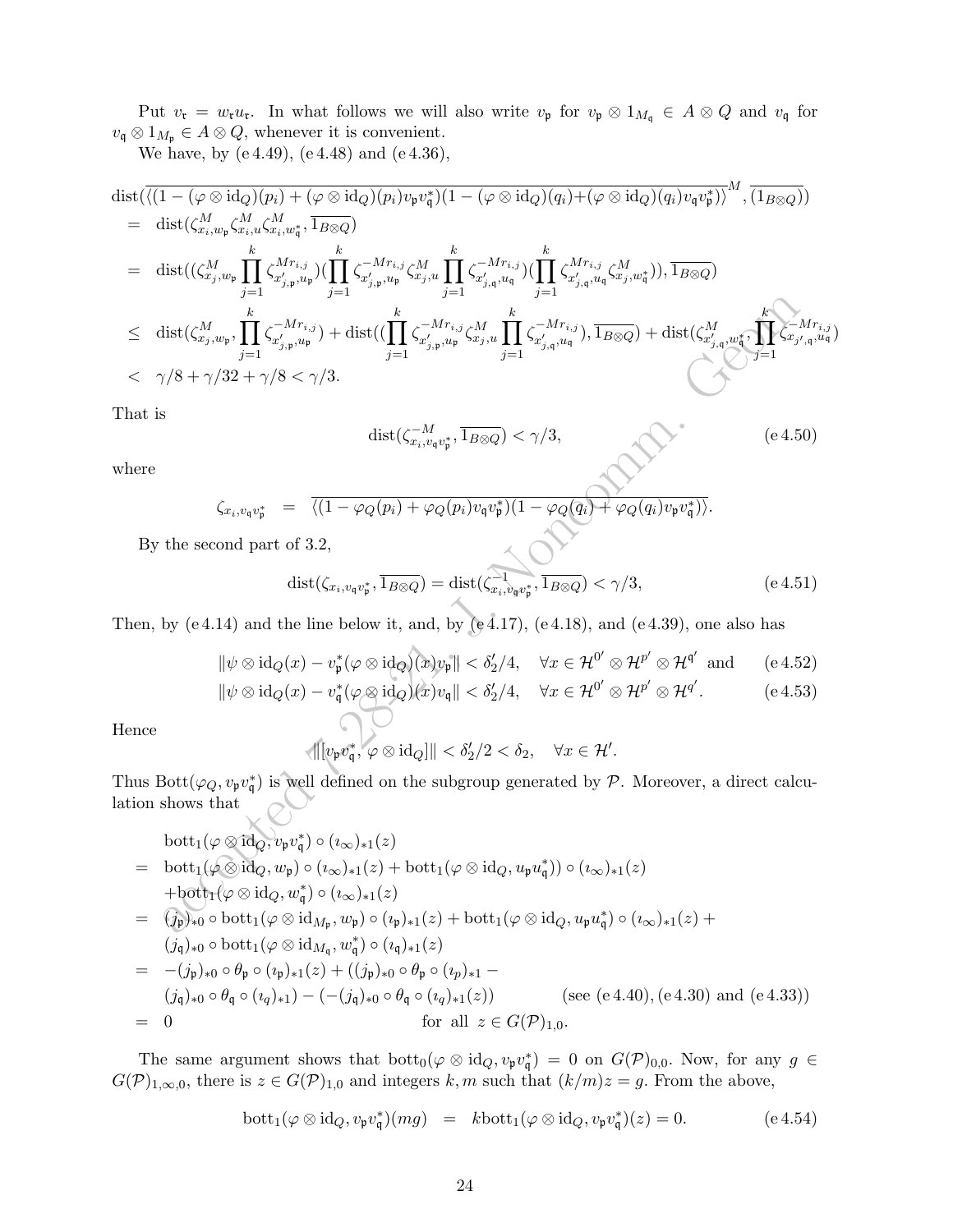Put $v_{\mathfrak{r}} = w_{\mathfrak{r}} u_{\mathfrak{r}}$. In what follows we will also write $v_{\mathfrak{p}}$ for $v_{\mathfrak{p}} \otimes 1_{M_{\mathfrak{q}}} \in A \otimes Q$ and $v_{\mathfrak{q}}$ for $v_{\mathfrak{q}} \otimes 1_{M_{\mathfrak{p}}} \in A \otimes Q$, whenever it is convenient.

We have, by (e 4.49), (e 4.48) and (e 4.36),

$$
\begin{aligned}
&\mathrm{dist}(\overline{\langle (1-(\varphi\otimes \mathrm{id}_Q)(p_i)+(\varphi\otimes \mathrm{id}_Q)(p_i)v_{\mathfrak{p}}v_{\mathfrak{q}}^*)(1-(\varphi\otimes \mathrm{id}_Q)(q_i)+(\varphi\otimes \mathrm{id}_Q)(q_i)v_{\mathfrak{q}}v_{\mathfrak{p}}^*)\rangle}^M, \overline{(1_{B\otimes Q})})\\
&= \mathrm{dist}(\zeta^M_{x_i,w_{\mathfrak{p}}}\zeta^M_{x_i,u}\zeta^M_{x_i,w_{\mathfrak{q}}^*}, \overline{1_{B\otimes Q}})\\
&= \mathrm{dist}((\zeta^M_{x_j,w_{\mathfrak{p}}}\prod_{j=1}^k \zeta^{Mr_{i,j}}_{x'_{j,\mathfrak{p}},u_{\mathfrak{p}}})(\prod_{j=1}^k \zeta^{-Mr_{i,j}}_{x'_{j,\mathfrak{p}},u_{\mathfrak{p}}}\zeta^M_{x_j,u}\prod_{j=1}^k \zeta^{-Mr_{i,j}}_{x'_{j,\mathfrak{q}},u_{\mathfrak{q}}})(\prod_{j=1}^k \zeta^{Mr_{i,j}}_{x'_{j,\mathfrak{q}},u_{\mathfrak{q}}}\zeta^M_{x_j,w_{\mathfrak{q}}^*})), \overline{1_{B\otimes Q}})\\
&\le \mathrm{dist}(\zeta^M_{x_j,w_{\mathfrak{p}}}, \prod_{j=1}^k \zeta^{-Mr_{i,j}}_{x'_{j,\mathfrak{p}},u_{\mathfrak{p}}}) + \mathrm{dist}((\prod_{j=1}^k \zeta^{-Mr_{i,j}}_{x'_{j,\mathfrak{p}},u_{\mathfrak{p}}}\zeta^M_{x_j,u}\prod_{j=1}^k \zeta^{-Mr_{i,j}}_{x'_{j,\mathfrak{q}},u_{\mathfrak{q}}}), \overline{1_{B\otimes Q}}) + \mathrm{dist}(\zeta^M_{x'_{j,\mathfrak{q}},w_{\mathfrak{q}}^*}, \prod_{j=1}^k \zeta^{-Mr_{i,j}}_{x_{j'},\mathfrak{q},u_{\mathfrak{q}}})\\
&< \gamma/8+\gamma/32+\gamma/8 < \gamma/3.
\end{aligned}
$$

That is

$$
\mathrm{dist}(\zeta^{-M}_{x_i,v_{\mathfrak{q}}v_{\mathfrak{p}}^*}, \overline{1_{B\otimes Q}}) < \gamma/3, \tag{e 4.50}
$$

where

$$
\zeta_{x_i,v_{\mathfrak{q}}v_{\mathfrak{p}}^*} = \overline{\langle (1-\varphi_Q(p_i)+\varphi_Q(p_i)v_{\mathfrak{q}}v_{\mathfrak{p}}^*)(1-\varphi_Q(q_i)+\varphi_Q(q_i)v_{\mathfrak{p}}v_{\mathfrak{q}}^*)\rangle}.
$$

By the second part of 3.2,

$$
\mathrm{dist}(\zeta_{x_i,v_{\mathfrak{q}}v_{\mathfrak{p}}^*}, \overline{1_{B\otimes Q}}) = \mathrm{dist}(\zeta^{-1}_{x_i,v_{\mathfrak{q}}v_{\mathfrak{p}}^*}, \overline{1_{B\otimes Q}}) < \gamma/3, \tag{e 4.51}
$$

Then, by (e 4.14) and the line below it, and, by (e 4.17), (e 4.18), and (e 4.39), one also has

$$
\|\psi\otimes \mathrm{id}_Q(x) - v_{\mathfrak{p}}^*(\varphi\otimes \mathrm{id}_Q)(x)v_{\mathfrak{p}}\| < \delta_2'/4, \quad \forall x\in \mathcal{H}^{0'}\otimes \mathcal{H}^{p'}\otimes \mathcal{H}^{q'} \text{ and} \tag{e 4.52}
$$

$$
\|\psi\otimes \mathrm{id}_Q(x) - v_{\mathfrak{q}}^*(\varphi\otimes \mathrm{id}_Q)(x)v_{\mathfrak{q}}\| < \delta_2'/4, \quad \forall x\in \mathcal{H}^{0'}\otimes \mathcal{H}^{p'}\otimes \mathcal{H}^{q'}. \tag{e 4.53}
$$

Hence

$$
\|[v_{\mathfrak{p}}v_{\mathfrak{q}}^*, \varphi\otimes \mathrm{id}_Q]\| < \delta_2'/2 < \delta_2, \quad \forall x\in \mathcal{H}'.
$$

Thus $\mathrm{Bott}(\varphi_Q, v_{\mathfrak{p}}v_{\mathfrak{q}}^*)$ is well defined on the subgroup generated by $\mathcal{P}$. Moreover, a direct calculation shows that

$$
\begin{aligned}
&\mathrm{bott}_1(\varphi\otimes \mathrm{id}_Q, v_{\mathfrak{p}}v_{\mathfrak{q}}^*)\circ(\imath_\infty)_{*1}(z)\\
&= \mathrm{bott}_1(\varphi\otimes \mathrm{id}_Q, w_{\mathfrak{p}})\circ(\imath_\infty)_{*1}(z) + \mathrm{bott}_1(\varphi\otimes \mathrm{id}_Q, u_{\mathfrak{p}}u_{\mathfrak{q}}^*))\circ(\imath_\infty)_{*1}(z)\\
&\quad + \mathrm{bott}_1(\varphi\otimes \mathrm{id}_Q, w_{\mathfrak{q}}^*)\circ(\imath_\infty)_{*1}(z)\\
&= (j_{\mathfrak{p}})_{*0}\circ \mathrm{bott}_1(\varphi\otimes \mathrm{id}_{M_{\mathfrak{p}}}, w_{\mathfrak{p}})\circ(\imath_{\mathfrak{p}})_{*1}(z) + \mathrm{bott}_1(\varphi\otimes \mathrm{id}_Q, u_{\mathfrak{p}}u_{\mathfrak{q}}^*)\circ(\imath_\infty)_{*1}(z) +\\
&\quad (j_{\mathfrak{q}})_{*0}\circ \mathrm{bott}_1(\varphi\otimes \mathrm{id}_{M_{\mathfrak{q}}}, w_{\mathfrak{q}}^*)\circ(\imath_{\mathfrak{q}})_{*1}(z)\\
&= -(j_{\mathfrak{p}})_{*0}\circ\theta_{\mathfrak{p}}\circ(\imath_{\mathfrak{p}})_{*1}(z) + ((j_{\mathfrak{p}})_{*0}\circ\theta_{\mathfrak{p}}\circ(\imath_p)_{*1} -\\
&\quad (j_{\mathfrak{q}})_{*0}\circ\theta_{\mathfrak{q}}\circ(\imath_q)_{*1}) - (-(j_{\mathfrak{q}})_{*0}\circ\theta_{\mathfrak{q}}\circ(\imath_q)_{*1}(z)) \qquad \text{(see (e 4.40), (e 4.30) and (e 4.33))}\\
&= 0 \qquad\qquad \text{for all } z\in G(\mathcal{P})_{1,0}.
\end{aligned}
$$

The same argument shows that $\mathrm{bott}_0(\varphi\otimes \mathrm{id}_Q, v_{\mathfrak{p}}v_{\mathfrak{q}}^*) = 0$ on $G(\mathcal{P})_{0,0}$. Now, for any $g\in G(\mathcal{P})_{1,\infty,0}$, there is $z\in G(\mathcal{P})_{1,0}$ and integers $k, m$ such that $(k/m)z = g$. From the above,

$$
\mathrm{bott}_1(\varphi\otimes \mathrm{id}_Q, v_{\mathfrak{p}}v_{\mathfrak{q}}^*)(mg) = k\,\mathrm{bott}_1(\varphi\otimes \mathrm{id}_Q, v_{\mathfrak{p}}v_{\mathfrak{q}}^*)(z) = 0. \tag{e 4.54}
$$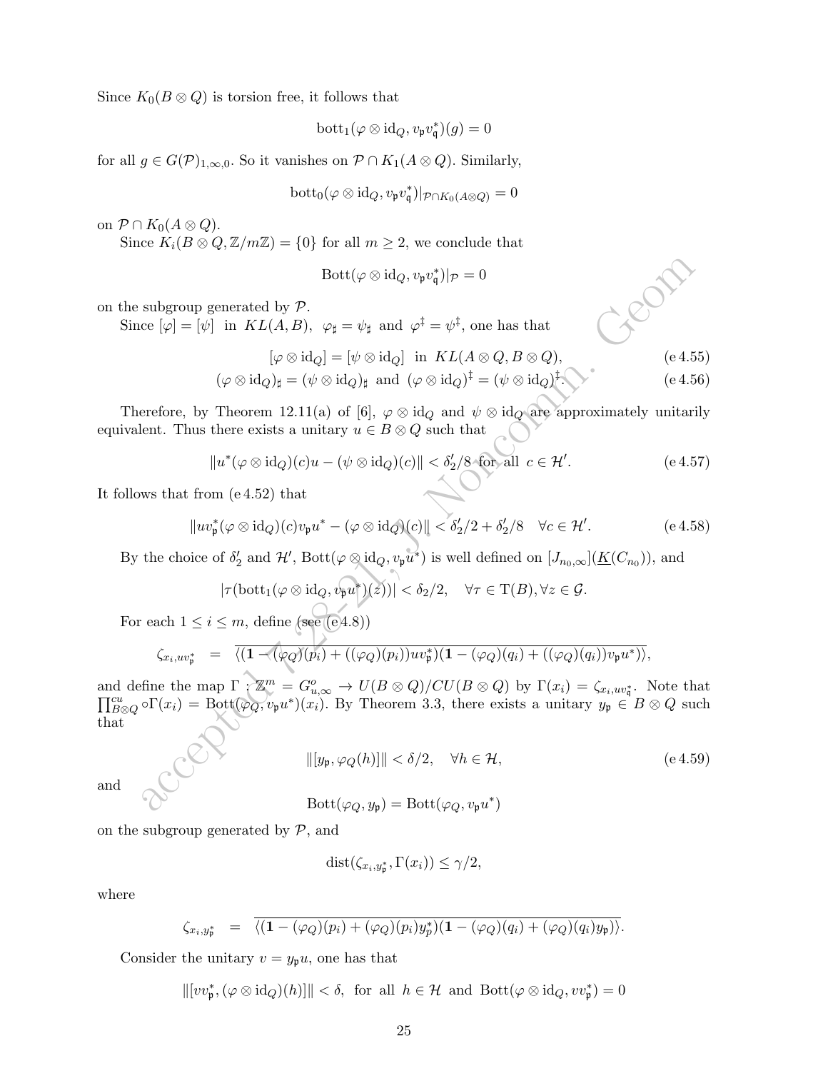Since $K_0(B\otimes Q)$ is torsion free, it follows that

$$\mathrm{bott}_1(\varphi\otimes \mathrm{id}_Q, v_{\mathfrak{p}}v_{\mathfrak{q}}^*)(g)=0$$

for all $g\in G(\mathcal{P})_{1,\infty,0}$. So it vanishes on $\mathcal{P}\cap K_1(A\otimes Q)$. Similarly,

$$\mathrm{bott}_0(\varphi\otimes \mathrm{id}_Q, v_{\mathfrak{p}}v_{\mathfrak{q}}^*)|_{\mathcal{P}\cap K_0(A\otimes Q)}=0$$

on $\mathcal{P}\cap K_0(A\otimes Q)$.

Since $K_i(B\otimes Q,\mathbb{Z}/m\mathbb{Z})=\{0\}$ for all $m\geq 2$, we conclude that

$$\mathrm{Bott}(\varphi\otimes \mathrm{id}_Q, v_{\mathfrak{p}}v_{\mathfrak{q}}^*)|_{\mathcal{P}}=0$$

on the subgroup generated by $\mathcal{P}$.

Since $[\varphi]=[\psi]$ in $KL(A,B)$, $\varphi_\sharp=\psi_\sharp$ and $\varphi^\ddagger=\psi^\ddagger$, one has that

$$[\varphi\otimes \mathrm{id}_Q]=[\psi\otimes \mathrm{id}_Q] \text{ in } KL(A\otimes Q, B\otimes Q), \tag{e 4.55}$$
$$(\varphi\otimes \mathrm{id}_Q)_\sharp=(\psi\otimes \mathrm{id}_Q)_\sharp \text{ and } (\varphi\otimes \mathrm{id}_Q)^\ddagger=(\psi\otimes \mathrm{id}_Q)^\ddagger. \tag{e 4.56}$$

Therefore, by Theorem 12.11(a) of [6], $\varphi\otimes \mathrm{id}_Q$ and $\psi\otimes \mathrm{id}_Q$ are approximately unitarily equivalent. Thus there exists a unitary $u\in B\otimes Q$ such that

$$\|u^*(\varphi\otimes \mathrm{id}_Q)(c)u-(\psi\otimes \mathrm{id}_Q)(c)\|<\delta_2'/8 \text{ for all } c\in\mathcal{H}'. \tag{e 4.57}$$

It follows that from (e 4.52) that

$$\|uv_{\mathfrak{p}}^*(\varphi\otimes \mathrm{id}_Q)(c)v_{\mathfrak{p}}u^*-(\varphi\otimes \mathrm{id}_Q)(c)\|<\delta_2'/2+\delta_2'/8 \quad \forall c\in\mathcal{H}'. \tag{e 4.58}$$

By the choice of $\delta_2'$ and $\mathcal{H}'$, $\mathrm{Bott}(\varphi\otimes \mathrm{id}_Q, v_{\mathfrak{p}}u^*)$ is well defined on $[J_{n_0,\infty}](\underline{K}(C_{n_0}))$, and

$$|\tau(\mathrm{bott}_1(\varphi\otimes \mathrm{id}_Q, v_{\mathfrak{p}}u^*)(z))|<\delta_2/2, \quad \forall \tau\in \mathrm{T}(B), \forall z\in\mathcal{G}.$$

For each $1\leq i\leq m$, define (see (e 4.8))

$$\zeta_{x_i,uv_{\mathfrak{p}}^*} = \overline{\langle(\mathbf{1}-(\varphi_Q)(p_i)+((\varphi_Q)(p_i))uv_{\mathfrak{p}}^*)(\mathbf{1}-(\varphi_Q)(q_i)+((\varphi_Q)(q_i))v_{\mathfrak{p}}u^*)\rangle},$$

and define the map $\Gamma:\mathbb{Z}^m=G^o_{u,\infty}\to U(B\otimes Q)/CU(B\otimes Q)$ by $\Gamma(x_i)=\zeta_{x_i,uv_{\mathfrak{q}}^*}$. Note that $\prod^{cu}_{B\otimes Q}\circ\Gamma(x_i)=\mathrm{Bott}(\varphi_Q, v_{\mathfrak{p}}u^*)(x_i)$. By Theorem 3.3, there exists a unitary $y_{\mathfrak{p}}\in B\otimes Q$ such that

$$\|[y_{\mathfrak{p}},\varphi_Q(h)]\|<\delta/2, \quad \forall h\in\mathcal{H}, \tag{e 4.59}$$

and

$$\mathrm{Bott}(\varphi_Q, y_{\mathfrak{p}})=\mathrm{Bott}(\varphi_Q, v_{\mathfrak{p}}u^*)$$

on the subgroup generated by $\mathcal{P}$, and

$$\mathrm{dist}(\zeta_{x_i,y_{\mathfrak{p}}^*},\Gamma(x_i))\leq\gamma/2,$$

where

$$\zeta_{x_i,y_{\mathfrak{p}}^*} = \overline{\langle(\mathbf{1}-(\varphi_Q)(p_i)+(\varphi_Q)(p_i)y_p^*)(\mathbf{1}-(\varphi_Q)(q_i)+(\varphi_Q)(q_i)y_{\mathfrak{p}})\rangle}.$$

Consider the unitary $v=y_{\mathfrak{p}}u$, one has that

$$\|[vv_{\mathfrak{p}}^*,(\varphi\otimes \mathrm{id}_Q)(h)]\|<\delta, \text{ for all } h\in\mathcal{H} \text{ and } \mathrm{Bott}(\varphi\otimes \mathrm{id}_Q, vv_{\mathfrak{p}}^*)=0$$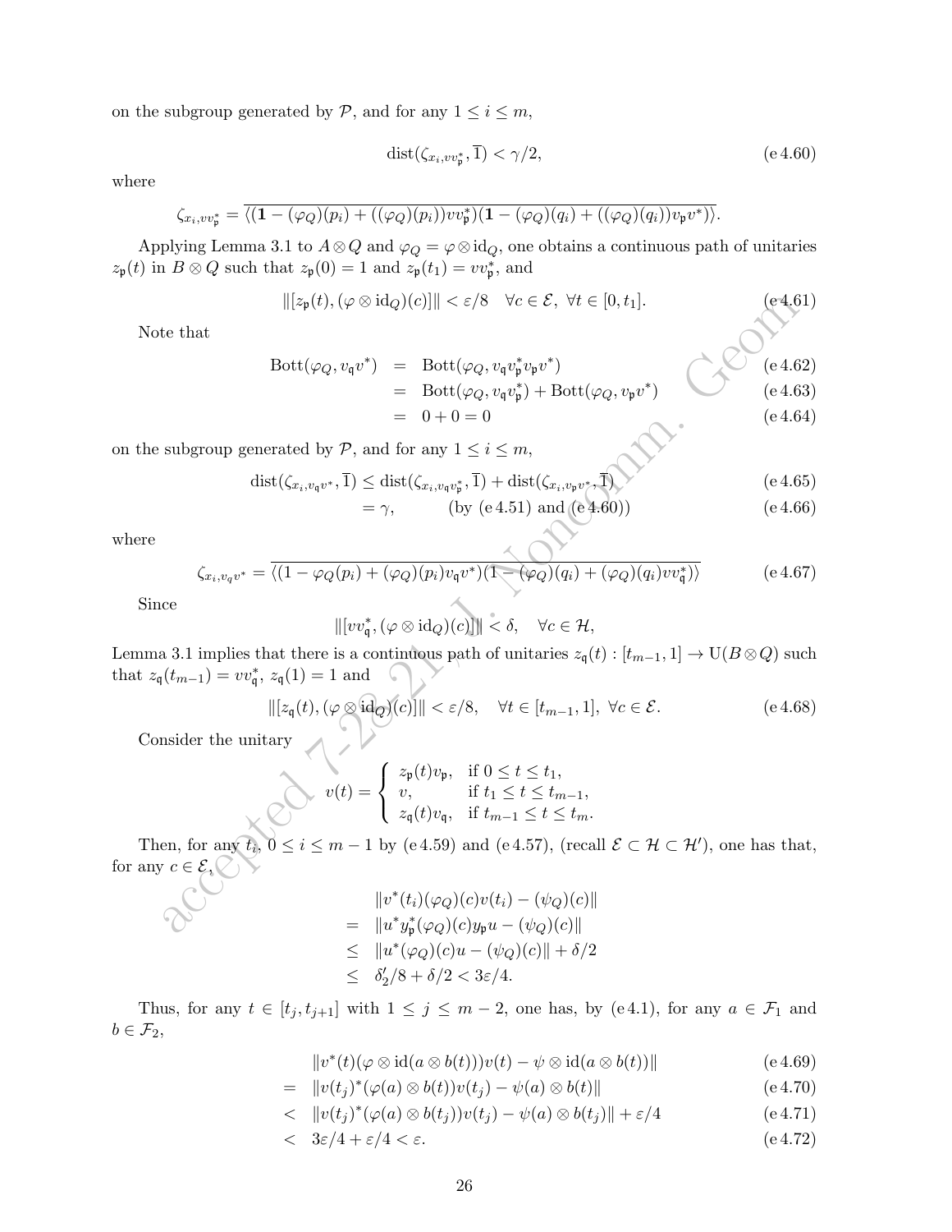on the subgroup generated by $\mathcal{P}$, and for any $1 \le i \le m$,

$$\operatorname{dist}(\zeta_{x_i, vv_{\mathfrak{p}}^*}, \overline{1}) < \gamma/2, \tag{e 4.60}$$

where

$$\zeta_{x_i, vv_{\mathfrak{p}}^*} = \overline{\langle (\mathbf{1} - (\varphi_Q)(p_i) + ((\varphi_Q)(p_i))vv_{\mathfrak{p}}^*)(\mathbf{1} - (\varphi_Q)(q_i) + ((\varphi_Q)(q_i))v_{\mathfrak{p}}v^*) \rangle}.$$

Applying Lemma 3.1 to $A \otimes Q$ and $\varphi_Q = \varphi \otimes \mathrm{id}_Q$, one obtains a continuous path of unitaries $z_{\mathfrak{p}}(t)$ in $B \otimes Q$ such that $z_{\mathfrak{p}}(0) = 1$ and $z_{\mathfrak{p}}(t_1) = vv_{\mathfrak{p}}^*$, and

$$\|[z_{\mathfrak{p}}(t), (\varphi \otimes \mathrm{id}_Q)(c)]\| < \varepsilon/8 \quad \forall c \in \mathcal{E},\ \forall t \in [0, t_1]. \tag{e 4.61}$$

Note that

$$\begin{aligned}
\mathrm{Bott}(\varphi_Q, v_{\mathfrak{q}}v^*) &= \mathrm{Bott}(\varphi_Q, v_{\mathfrak{q}}v_{\mathfrak{p}}^*v_{\mathfrak{p}}v^*) && \text{(e 4.62)}\\
&= \mathrm{Bott}(\varphi_Q, v_{\mathfrak{q}}v_{\mathfrak{p}}^*) + \mathrm{Bott}(\varphi_Q, v_{\mathfrak{p}}v^*) && \text{(e 4.63)}\\
&= 0 + 0 = 0 && \text{(e 4.64)}
\end{aligned}$$

on the subgroup generated by $\mathcal{P}$, and for any $1 \le i \le m$,

$$\begin{aligned}
\operatorname{dist}(\zeta_{x_i, v_{\mathfrak{q}}v^*}, \overline{1}) &\le \operatorname{dist}(\zeta_{x_i, v_{\mathfrak{q}}v_{\mathfrak{p}}^*}, \overline{1}) + \operatorname{dist}(\zeta_{x_i, v_{\mathfrak{p}}v^*}, \overline{1}) && \text{(e 4.65)}\\
&= \gamma, \qquad \text{(by (e 4.51) and (e 4.60))} && \text{(e 4.66)}
\end{aligned}$$

where

$$\zeta_{x_i, v_q v^*} = \overline{\langle (1 - \varphi_Q(p_i) + (\varphi_Q)(p_i)v_{\mathfrak{q}}v^*)(1 - (\varphi_Q)(q_i) + (\varphi_Q)(q_i)vv_{\mathfrak{q}}^*) \rangle} \tag{e 4.67}$$

Since

$$\|[vv_{\mathfrak{q}}^*, (\varphi \otimes \mathrm{id}_Q)(c)]\| < \delta, \quad \forall c \in \mathcal{H},$$

Lemma 3.1 implies that there is a continuous path of unitaries $z_{\mathfrak{q}}(t) : [t_{m-1}, 1] \to \mathrm{U}(B \otimes Q)$ such that $z_{\mathfrak{q}}(t_{m-1}) = vv_{\mathfrak{q}}^*$, $z_{\mathfrak{q}}(1) = 1$ and

$$\|[z_{\mathfrak{q}}(t), (\varphi \otimes \mathrm{id}_Q)(c)]\| < \varepsilon/8, \quad \forall t \in [t_{m-1}, 1],\ \forall c \in \mathcal{E}. \tag{e 4.68}$$

Consider the unitary

$$v(t) = \begin{cases} z_{\mathfrak{p}}(t)v_{\mathfrak{p}}, & \text{if } 0 \le t \le t_1, \\ v, & \text{if } t_1 \le t \le t_{m-1}, \\ z_{\mathfrak{q}}(t)v_{\mathfrak{q}}, & \text{if } t_{m-1} \le t \le t_m. \end{cases}$$

Then, for any $t_i$, $0 \le i \le m-1$ by (e 4.59) and (e 4.57), (recall $\mathcal{E} \subset \mathcal{H} \subset \mathcal{H}'$), one has that, for any $c \in \mathcal{E}$,

$$\begin{aligned}
&\|v^*(t_i)(\varphi_Q)(c)v(t_i) - (\psi_Q)(c)\| \\
=\ &\|u^*y_{\mathfrak{p}}^*(\varphi_Q)(c)y_{\mathfrak{p}}u - (\psi_Q)(c)\| \\
\le\ &\|u^*(\varphi_Q)(c)u - (\psi_Q)(c)\| + \delta/2 \\
\le\ &\delta_2'/8 + \delta/2 < 3\varepsilon/4.
\end{aligned}$$

Thus, for any $t \in [t_j, t_{j+1}]$ with $1 \le j \le m-2$, one has, by (e 4.1), for any $a \in \mathcal{F}_1$ and $b \in \mathcal{F}_2$,

$$\begin{aligned}
&\|v^*(t)(\varphi \otimes \mathrm{id}(a \otimes b(t)))v(t) - \psi \otimes \mathrm{id}(a \otimes b(t))\| && \text{(e 4.69)}\\
=\ &\|v(t_j)^*(\varphi(a) \otimes b(t))v(t_j) - \psi(a) \otimes b(t)\| && \text{(e 4.70)}\\
<\ &\|v(t_j)^*(\varphi(a) \otimes b(t_j))v(t_j) - \psi(a) \otimes b(t_j)\| + \varepsilon/4 && \text{(e 4.71)}\\
<\ &3\varepsilon/4 + \varepsilon/4 < \varepsilon. && \text{(e 4.72)}
\end{aligned}$$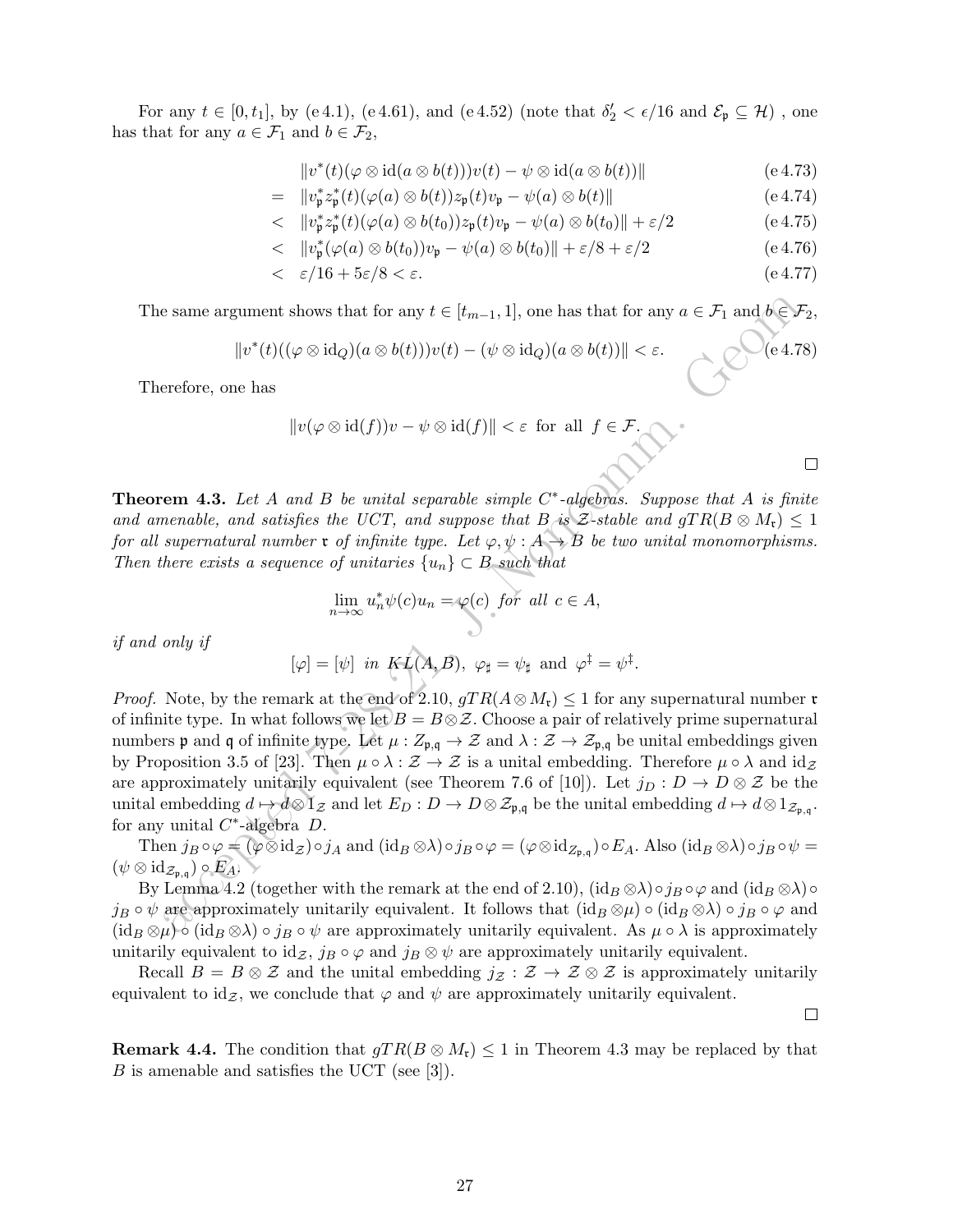For any $t \in [0, t_1]$, by (e 4.1), (e 4.61), and (e 4.52) (note that $\delta_2' < \epsilon/16$ and $\mathcal{E}_{\mathfrak{p}} \subseteq \mathcal{H}$) , one has that for any $a \in \mathcal{F}_1$ and $b \in \mathcal{F}_2$,

$$
\begin{aligned}
& \|v^*(t)(\varphi \otimes \mathrm{id}(a \otimes b(t)))v(t) - \psi \otimes \mathrm{id}(a \otimes b(t))\| && \text{(e 4.73)}\\
= \; & \|v_{\mathfrak{p}}^* z_{\mathfrak{p}}^*(t)(\varphi(a) \otimes b(t))z_{\mathfrak{p}}(t)v_{\mathfrak{p}} - \psi(a) \otimes b(t)\| && \text{(e 4.74)}\\
< \; & \|v_{\mathfrak{p}}^* z_{\mathfrak{p}}^*(t)(\varphi(a) \otimes b(t_0))z_{\mathfrak{p}}(t)v_{\mathfrak{p}} - \psi(a) \otimes b(t_0)\| + \varepsilon/2 && \text{(e 4.75)}\\
< \; & \|v_{\mathfrak{p}}^*(\varphi(a) \otimes b(t_0))v_{\mathfrak{p}} - \psi(a) \otimes b(t_0)\| + \varepsilon/8 + \varepsilon/2 && \text{(e 4.76)}\\
< \; & \varepsilon/16 + 5\varepsilon/8 < \varepsilon. && \text{(e 4.77)}
\end{aligned}
$$

The same argument shows that for any $t \in [t_{m-1}, 1]$, one has that for any $a \in \mathcal{F}_1$ and $b \in \mathcal{F}_2$,

$$
\|v^*(t)((\varphi \otimes \mathrm{id}_Q)(a \otimes b(t)))v(t) - (\psi \otimes \mathrm{id}_Q)(a \otimes b(t))\| < \varepsilon. \qquad \text{(e 4.78)}
$$

Therefore, one has

$$
\|v(\varphi \otimes \mathrm{id}(f))v - \psi \otimes \mathrm{id}(f)\| < \varepsilon \text{ for all } f \in \mathcal{F}.
$$

□

**Theorem 4.3.** *Let $A$ and $B$ be unital separable simple $C^*$-algebras. Suppose that $A$ is finite and amenable, and satisfies the UCT, and suppose that $B$ is $\mathcal{Z}$-stable and $gTR(B \otimes M_{\mathfrak{r}}) \leq 1$ for all supernatural number $\mathfrak{r}$ of infinite type. Let $\varphi, \psi : A \to B$ be two unital monomorphisms. Then there exists a sequence of unitaries $\{u_n\} \subset B$ such that*

$$
\lim_{n\to\infty} u_n^* \psi(c) u_n = \varphi(c) \text{ for all } c \in A,
$$

*if and only if*

$$
[\varphi] = [\psi] \text{ in } KL(A, B), \; \varphi_\sharp = \psi_\sharp \text{ and } \varphi^\ddagger = \psi^\ddagger.
$$

*Proof.* Note, by the remark at the end of 2.10, $gTR(A \otimes M_{\mathfrak{r}}) \leq 1$ for any supernatural number $\mathfrak{r}$ of infinite type. In what follows we let $B = B \otimes \mathcal{Z}$. Choose a pair of relatively prime supernatural numbers $\mathfrak{p}$ and $\mathfrak{q}$ of infinite type. Let $\mu : Z_{\mathfrak{p},\mathfrak{q}} \to \mathcal{Z}$ and $\lambda : \mathcal{Z} \to \mathcal{Z}_{\mathfrak{p},\mathfrak{q}}$ be unital embeddings given by Proposition 3.5 of [23]. Then $\mu \circ \lambda : \mathcal{Z} \to \mathcal{Z}$ is a unital embedding. Therefore $\mu \circ \lambda$ and $\mathrm{id}_{\mathcal{Z}}$ are approximately unitarily equivalent (see Theorem 7.6 of [10]). Let $j_D : D \to D \otimes \mathcal{Z}$ be the unital embedding $d \mapsto d \otimes 1_{\mathcal{Z}}$ and let $E_D : D \to D \otimes \mathcal{Z}_{\mathfrak{p},\mathfrak{q}}$ be the unital embedding $d \mapsto d \otimes 1_{\mathcal{Z}_{\mathfrak{p},\mathfrak{q}}}$. for any unital $C^*$-algebra $D$.

Then $j_B \circ \varphi = (\varphi \otimes \mathrm{id}_{\mathcal{Z}}) \circ j_A$ and $(\mathrm{id}_B \otimes \lambda) \circ j_B \circ \varphi = (\varphi \otimes \mathrm{id}_{Z_{\mathfrak{p},\mathfrak{q}}}) \circ E_A$. Also $(\mathrm{id}_B \otimes \lambda) \circ j_B \circ \psi = (\psi \otimes \mathrm{id}_{\mathcal{Z}_{\mathfrak{p},\mathfrak{q}}}) \circ E_A$.

By Lemma 4.2 (together with the remark at the end of 2.10), $(\mathrm{id}_B \otimes \lambda) \circ j_B \circ \varphi$ and $(\mathrm{id}_B \otimes \lambda) \circ j_B \circ \psi$ are approximately unitarily equivalent. It follows that $(\mathrm{id}_B \otimes \mu) \circ (\mathrm{id}_B \otimes \lambda) \circ j_B \circ \varphi$ and $(\mathrm{id}_B \otimes \mu) \circ (\mathrm{id}_B \otimes \lambda) \circ j_B \circ \psi$ are approximately unitarily equivalent. As $\mu \circ \lambda$ is approximately unitarily equivalent to $\mathrm{id}_{\mathcal{Z}}$, $j_B \circ \varphi$ and $j_B \otimes \psi$ are approximately unitarily equivalent.

Recall $B = B \otimes \mathcal{Z}$ and the unital embedding $j_{\mathcal{Z}} : \mathcal{Z} \to \mathcal{Z} \otimes \mathcal{Z}$ is approximately unitarily equivalent to $\mathrm{id}_{\mathcal{Z}}$, we conclude that $\varphi$ and $\psi$ are approximately unitarily equivalent.

□

**Remark 4.4.** The condition that $gTR(B \otimes M_{\mathfrak{r}}) \leq 1$ in Theorem 4.3 may be replaced by that $B$ is amenable and satisfies the UCT (see [3]).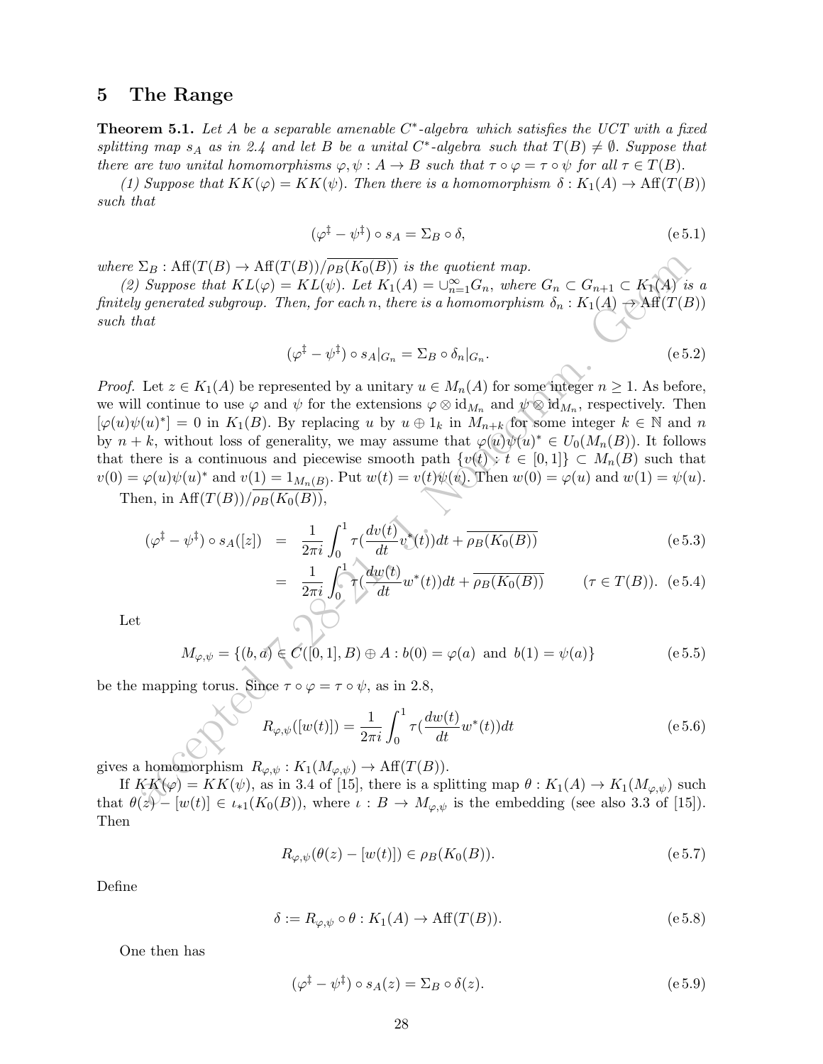## 5 The Range

**Theorem 5.1.** *Let $A$ be a separable amenable $C^*$-algebra which satisfies the UCT with a fixed splitting map $s_A$ as in 2.4 and let $B$ be a unital $C^*$-algebra such that $T(B) \neq \emptyset$. Suppose that there are two unital homomorphisms $\varphi, \psi : A \to B$ such that $\tau \circ \varphi = \tau \circ \psi$ for all $\tau \in T(B)$.*

*(1) Suppose that $KK(\varphi) = KK(\psi)$. Then there is a homomorphism $\delta : K_1(A) \to \mathrm{Aff}(T(B))$ such that*

$$(\varphi^\ddagger - \psi^\ddagger) \circ s_A = \Sigma_B \circ \delta, \tag{e 5.1}$$

*where $\Sigma_B : \mathrm{Aff}(T(B) \to \mathrm{Aff}(T(B))/\overline{\rho_B(K_0(B))}$ is the quotient map.*

*(2) Suppose that $KL(\varphi) = KL(\psi)$. Let $K_1(A) = \cup_{n=1}^\infty G_n$, where $G_n \subset G_{n+1} \subset K_1(A)$ is a finitely generated subgroup. Then, for each $n$, there is a homomorphism $\delta_n : K_1(A) \to \mathrm{Aff}(T(B))$ such that*

$$(\varphi^\ddagger - \psi^\ddagger) \circ s_A|_{G_n} = \Sigma_B \circ \delta_n|_{G_n}. \tag{e 5.2}$$

*Proof.* Let $z \in K_1(A)$ be represented by a unitary $u \in M_n(A)$ for some integer $n \geq 1$. As before, we will continue to use $\varphi$ and $\psi$ for the extensions $\varphi \otimes \mathrm{id}_{M_n}$ and $\psi \otimes \mathrm{id}_{M_n}$, respectively. Then $[\varphi(u)\psi(u)^*] = 0$ in $K_1(B)$. By replacing $u$ by $u \oplus 1_k$ in $M_{n+k}$ for some integer $k \in \mathbb{N}$ and $n$ by $n + k$, without loss of generality, we may assume that $\varphi(u)\psi(u)^* \in U_0(M_n(B))$. It follows that there is a continuous and piecewise smooth path $\{v(t) : t \in [0, 1]\} \subset M_n(B)$ such that $v(0) = \varphi(u)\psi(u)^*$ and $v(1) = 1_{M_n(B)}$. Put $w(t) = v(t)\psi(u)$. Then $w(0) = \varphi(u)$ and $w(1) = \psi(u)$.

Then, in $\mathrm{Aff}(T(B))/\overline{\rho_B(K_0(B))}$,

$$\begin{aligned}(\varphi^\ddagger - \psi^\ddagger) \circ s_A([z]) &= \frac{1}{2\pi i}\int_0^1 \tau(\frac{dv(t)}{dt}v^*(t))dt + \overline{\rho_B(K_0(B))} &\text{(e 5.3)}\\ &= \frac{1}{2\pi i}\int_0^1 \tau(\frac{dw(t)}{dt}w^*(t))dt + \overline{\rho_B(K_0(B))} \qquad (\tau \in T(B)). &\text{(e 5.4)}\end{aligned}$$

Let

$$M_{\varphi,\psi} = \{(b, a) \in C([0, 1], B) \oplus A : b(0) = \varphi(a) \text{ and } b(1) = \psi(a)\} \tag{e 5.5}$$

be the mapping torus. Since $\tau \circ \varphi = \tau \circ \psi$, as in 2.8,

$$R_{\varphi,\psi}([w(t)]) = \frac{1}{2\pi i}\int_0^1 \tau(\frac{dw(t)}{dt}w^*(t))dt \tag{e 5.6}$$

gives a homomorphism $R_{\varphi,\psi} : K_1(M_{\varphi,\psi}) \to \mathrm{Aff}(T(B))$.

If $KK(\varphi) = KK(\psi)$, as in 3.4 of [15], there is a splitting map $\theta : K_1(A) \to K_1(M_{\varphi,\psi})$ such that $\theta(z) - [w(t)] \in \iota_{*1}(K_0(B))$, where $\iota : B \to M_{\varphi,\psi}$ is the embedding (see also 3.3 of [15]). Then

$$R_{\varphi,\psi}(\theta(z) - [w(t)]) \in \rho_B(K_0(B)). \tag{e 5.7}$$

Define

$$\delta := R_{\varphi,\psi} \circ \theta : K_1(A) \to \mathrm{Aff}(T(B)). \tag{e 5.8}$$

One then has

$$(\varphi^\ddagger - \psi^\ddagger) \circ s_A(z) = \Sigma_B \circ \delta(z). \tag{e 5.9}$$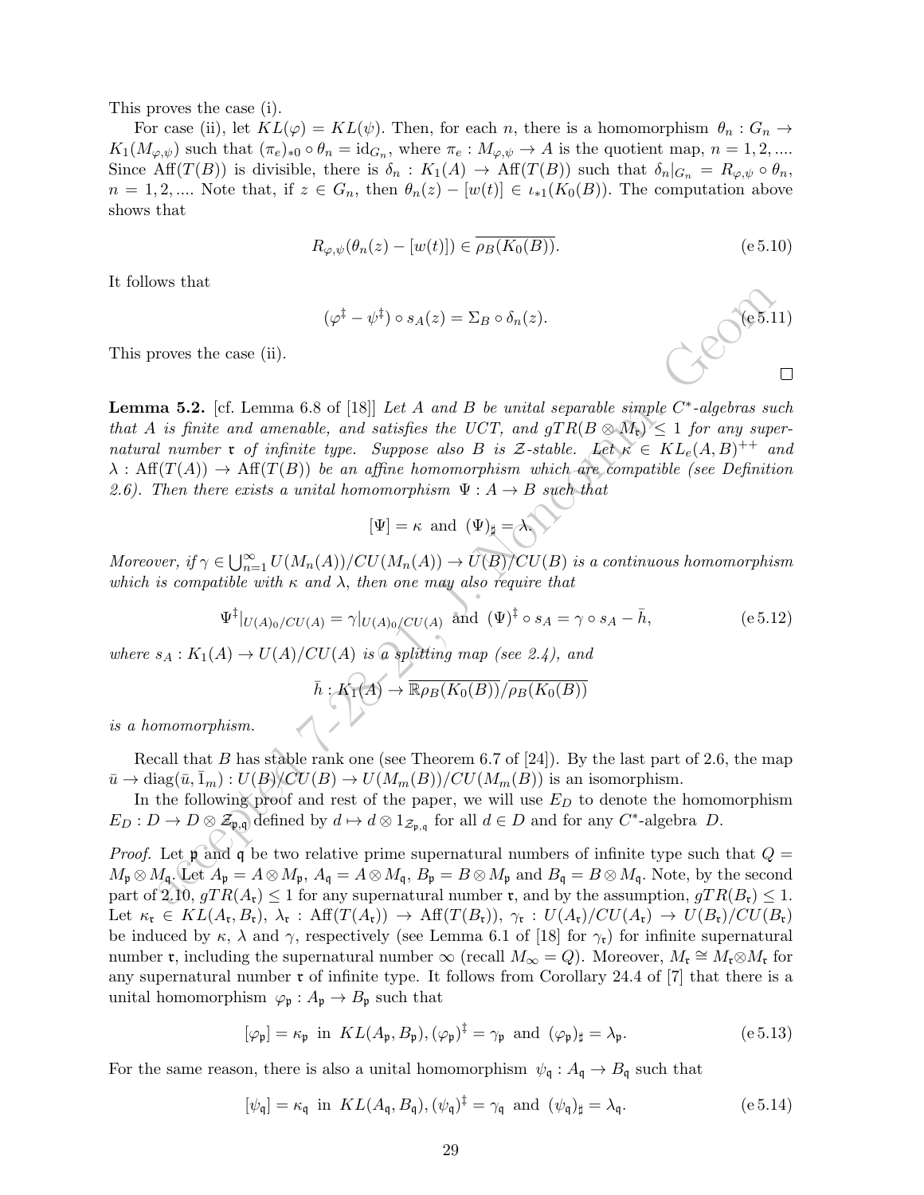This proves the case (i).

For case (ii), let $KL(\varphi) = KL(\psi)$. Then, for each $n$, there is a homomorphism $\theta_n : G_n \to K_1(M_{\varphi,\psi})$ such that $(\pi_e)_{*0} \circ \theta_n = \mathrm{id}_{G_n}$, where $\pi_e : M_{\varphi,\psi} \to A$ is the quotient map, $n = 1, 2, ....$ Since $\mathrm{Aff}(T(B))$ is divisible, there is $\delta_n : K_1(A) \to \mathrm{Aff}(T(B))$ such that $\delta_n|_{G_n} = R_{\varphi,\psi} \circ \theta_n$, $n = 1, 2, ....$ Note that, if $z \in G_n$, then $\theta_n(z) - [w(t)] \in \iota_{*1}(K_0(B))$. The computation above shows that

$$R_{\varphi,\psi}(\theta_n(z) - [w(t)]) \in \overline{\rho_B(K_0(B))}. \tag{e 5.10}$$

It follows that

$$(\varphi^{\ddagger} - \psi^{\ddagger}) \circ s_A(z) = \Sigma_B \circ \delta_n(z). \tag{e 5.11}$$

This proves the case (ii).

□

**Lemma 5.2.** [cf. Lemma 6.8 of [18]] *Let $A$ and $B$ be unital separable simple $C^*$-algebras such that $A$ is finite and amenable, and satisfies the UCT, and $gTR(B \otimes M_{\mathfrak{r}}) \le 1$ for any supernatural number $\mathfrak{r}$ of infinite type. Suppose also $B$ is $\mathcal{Z}$-stable. Let $\kappa \in KL_e(A, B)^{++}$ and $\lambda : \mathrm{Aff}(T(A)) \to \mathrm{Aff}(T(B))$ be an affine homomorphism which are compatible (see Definition 2.6). Then there exists a unital homomorphism $\Psi : A \to B$ such that*

$$[\Psi] = \kappa \text{ and } (\Psi)_\sharp = \lambda.$$

*Moreover, if $\gamma \in \bigcup_{n=1}^\infty U(M_n(A))/CU(M_n(A)) \to U(B)/CU(B)$ is a continuous homomorphism which is compatible with $\kappa$ and $\lambda$, then one may also require that*

$$\Psi^{\ddagger}|_{U(A)_0/CU(A)} = \gamma|_{U(A)_0/CU(A)} \text{ and } (\Psi)^{\ddagger} \circ s_A = \gamma \circ s_A - \bar{h}, \tag{e 5.12}$$

*where $s_A : K_1(A) \to U(A)/CU(A)$ is a splitting map (see 2.4), and*

$$\bar{h} : K_1(A) \to \overline{\mathbb{R}\rho_B(K_0(B))}/\overline{\rho_B(K_0(B))}$$

*is a homomorphism.*

Recall that $B$ has stable rank one (see Theorem 6.7 of [24]). By the last part of 2.6, the map $\bar{u} \to \mathrm{diag}(\bar{u}, \bar{1}_m) : U(B)/CU(B) \to U(M_m(B))/CU(M_m(B))$ is an isomorphism.

In the following proof and rest of the paper, we will use $E_D$ to denote the homomorphism $E_D : D \to D \otimes \mathcal{Z}_{\mathfrak{p},\mathfrak{q}}$ defined by $d \mapsto d \otimes 1_{\mathcal{Z}_{\mathfrak{p},\mathfrak{q}}}$ for all $d \in D$ and for any $C^*$-algebra $D$.

*Proof.* Let $\mathfrak{p}$ and $\mathfrak{q}$ be two relative prime supernatural numbers of infinite type such that $Q = M_{\mathfrak{p}} \otimes M_{\mathfrak{q}}$. Let $A_{\mathfrak{p}} = A \otimes M_{\mathfrak{p}}$, $A_{\mathfrak{q}} = A \otimes M_{\mathfrak{q}}$, $B_{\mathfrak{p}} = B \otimes M_{\mathfrak{p}}$ and $B_{\mathfrak{q}} = B \otimes M_{\mathfrak{q}}$. Note, by the second part of 2.10, $gTR(A_{\mathfrak{r}}) \le 1$ for any supernatural number $\mathfrak{r}$, and by the assumption, $gTR(B_{\mathfrak{r}}) \le 1$. Let $\kappa_{\mathfrak{r}} \in KL(A_{\mathfrak{r}}, B_{\mathfrak{r}})$, $\lambda_{\mathfrak{r}} : \mathrm{Aff}(T(A_{\mathfrak{r}})) \to \mathrm{Aff}(T(B_{\mathfrak{r}}))$, $\gamma_{\mathfrak{r}} : U(A_{\mathfrak{r}})/CU(A_{\mathfrak{r}}) \to U(B_{\mathfrak{r}})/CU(B_{\mathfrak{r}})$ be induced by $\kappa$, $\lambda$ and $\gamma$, respectively (see Lemma 6.1 of [18] for $\gamma_{\mathfrak{r}}$) for infinite supernatural number $\mathfrak{r}$, including the supernatural number $\infty$ (recall $M_\infty = Q$). Moreover, $M_{\mathfrak{r}} \cong M_{\mathfrak{r}} \bar{\otimes} M_{\mathfrak{r}}$ for any supernatural number $\mathfrak{r}$ of infinite type. It follows from Corollary 24.4 of [7] that there is a unital homomorphism $\varphi_{\mathfrak{p}} : A_{\mathfrak{p}} \to B_{\mathfrak{p}}$ such that

$$[\varphi_{\mathfrak{p}}] = \kappa_{\mathfrak{p}} \text{ in } KL(A_{\mathfrak{p}}, B_{\mathfrak{p}}), (\varphi_{\mathfrak{p}})^{\ddagger} = \gamma_{\mathfrak{p}} \text{ and } (\varphi_{\mathfrak{p}})_\sharp = \lambda_{\mathfrak{p}}. \tag{e 5.13}$$

For the same reason, there is also a unital homomorphism $\psi_{\mathfrak{q}} : A_{\mathfrak{q}} \to B_{\mathfrak{q}}$ such that

$$[\psi_{\mathfrak{q}}] = \kappa_{\mathfrak{q}} \text{ in } KL(A_{\mathfrak{q}}, B_{\mathfrak{q}}), (\psi_{\mathfrak{q}})^{\ddagger} = \gamma_{\mathfrak{q}} \text{ and } (\psi_{\mathfrak{q}})_\sharp = \lambda_{\mathfrak{q}}. \tag{e 5.14}$$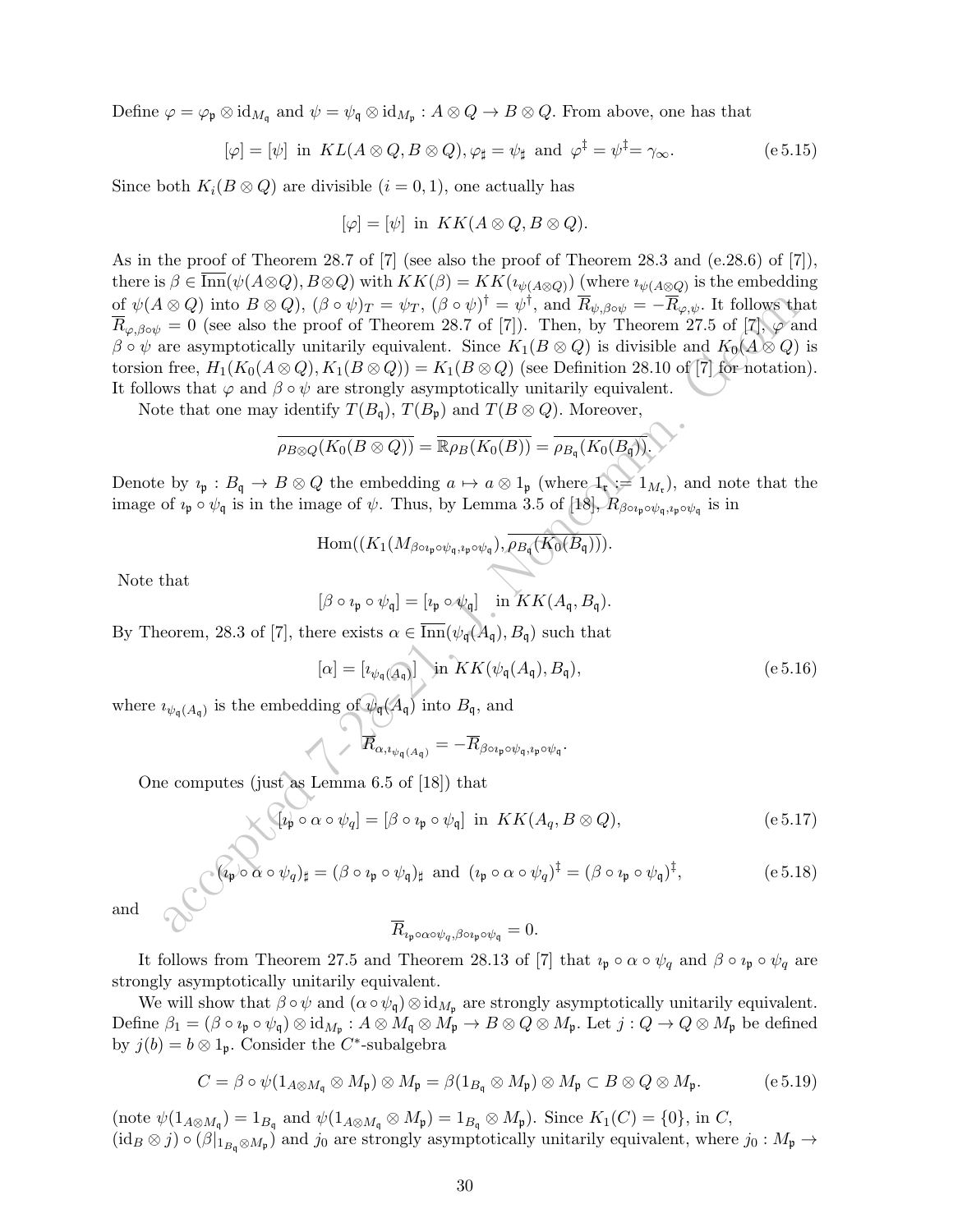Define $\varphi = \varphi_{\mathfrak{p}} \otimes \mathrm{id}_{M_{\mathfrak{q}}}$ and $\psi = \psi_{\mathfrak{q}} \otimes \mathrm{id}_{M_{\mathfrak{p}}} : A \otimes Q \to B \otimes Q$. From above, one has that

$$[\varphi] = [\psi] \text{ in } KL(A \otimes Q, B \otimes Q), \varphi_{\sharp} = \psi_{\sharp} \text{ and } \varphi^{\ddagger} = \psi^{\ddagger} = \gamma_{\infty}. \tag{e 5.15}$$

Since both $K_i(B \otimes Q)$ are divisible $(i = 0, 1)$, one actually has

$$[\varphi] = [\psi] \text{ in } KK(A \otimes Q, B \otimes Q).$$

As in the proof of Theorem 28.7 of [7] (see also the proof of Theorem 28.3 and (e.28.6) of [7]), there is $\beta \in \overline{\mathrm{Inn}}(\psi(A \otimes Q), B \otimes Q)$ with $KK(\beta) = KK(\imath_{\psi(A \otimes Q)})$ (where $\imath_{\psi(A \otimes Q)}$ is the embedding of $\psi(A \otimes Q)$ into $B \otimes Q$), $(\beta \circ \psi)_T = \psi_T$, $(\beta \circ \psi)^{\dagger} = \psi^{\dagger}$, and $\overline{R}_{\psi, \beta \circ \psi} = -\overline{R}_{\varphi, \psi}$. It follows that $\overline{R}_{\varphi, \beta \circ \psi} = 0$ (see also the proof of Theorem 28.7 of [7]). Then, by Theorem 27.5 of [7], $\varphi$ and $\beta \circ \psi$ are asymptotically unitarily equivalent. Since $K_1(B \otimes Q)$ is divisible and $K_0(A \otimes Q)$ is torsion free, $H_1(K_0(A \otimes Q), K_1(B \otimes Q)) = K_1(B \otimes Q)$ (see Definition 28.10 of [7] for notation). It follows that $\varphi$ and $\beta \circ \psi$ are strongly asymptotically unitarily equivalent.

Note that one may identify $T(B_{\mathfrak{q}})$, $T(B_{\mathfrak{p}})$ and $T(B \otimes Q)$. Moreover,

$$\overline{\rho_{B \otimes Q}(K_0(B \otimes Q))} = \overline{\mathbb{R}\rho_B(K_0(B))} = \overline{\rho_{B_{\mathfrak{q}}}(K_0(B_{\mathfrak{q}}))}.$$

Denote by $\imath_{\mathfrak{p}} : B_{\mathfrak{q}} \to B \otimes Q$ the embedding $a \mapsto a \otimes 1_{\mathfrak{p}}$ (where $1_{\mathfrak{r}} := 1_{M_{\mathfrak{r}}}$), and note that the image of $\imath_{\mathfrak{p}} \circ \psi_{\mathfrak{q}}$ is in the image of $\psi$. Thus, by Lemma 3.5 of [18], $R_{\beta \circ \imath_{\mathfrak{p}} \circ \psi_{\mathfrak{q}}, \imath_{\mathfrak{p}} \circ \psi_{\mathfrak{q}}}$ is in

$$\mathrm{Hom}((K_1(M_{\beta \circ \imath_{\mathfrak{p}} \circ \psi_{\mathfrak{q}}, \imath_{\mathfrak{p}} \circ \psi_{\mathfrak{q}}}), \overline{\rho_{B_{\mathfrak{q}}}(K_0(B_{\mathfrak{q}}))}).$$

Note that

$$[\beta \circ \imath_{\mathfrak{p}} \circ \psi_{\mathfrak{q}}] = [\imath_{\mathfrak{p}} \circ \psi_{\mathfrak{q}}] \quad \text{in } KK(A_{\mathfrak{q}}, B_{\mathfrak{q}}).$$

By Theorem, 28.3 of [7], there exists $\alpha \in \overline{\mathrm{Inn}}(\psi_{\mathfrak{q}}(A_{\mathfrak{q}}), B_{\mathfrak{q}})$ such that

$$[\alpha] = [\imath_{\psi_{\mathfrak{q}}(A_{\mathfrak{q}})}] \quad \text{in } KK(\psi_{\mathfrak{q}}(A_{\mathfrak{q}}), B_{\mathfrak{q}}), \tag{e 5.16}$$

where $\imath_{\psi_{\mathfrak{q}}(A_{\mathfrak{q}})}$ is the embedding of $\psi_{\mathfrak{q}}(A_{\mathfrak{q}})$ into $B_{\mathfrak{q}}$, and

$$\overline{R}_{\alpha, \imath_{\psi_{\mathfrak{q}}(A_{\mathfrak{q}})}} = -\overline{R}_{\beta \circ \imath_{\mathfrak{p}} \circ \psi_{\mathfrak{q}}, \imath_{\mathfrak{p}} \circ \psi_{\mathfrak{q}}}.$$

One computes (just as Lemma 6.5 of [18]) that

$$[\imath_{\mathfrak{p}} \circ \alpha \circ \psi_q] = [\beta \circ \imath_{\mathfrak{p}} \circ \psi_{\mathfrak{q}}] \text{ in } KK(A_q, B \otimes Q), \tag{e 5.17}$$

$$(\imath_{\mathfrak{p}} \circ \alpha \circ \psi_q)_{\sharp} = (\beta \circ \imath_{\mathfrak{p}} \circ \psi_{\mathfrak{q}})_{\sharp} \text{ and } (\imath_{\mathfrak{p}} \circ \alpha \circ \psi_q)^{\ddagger} = (\beta \circ \imath_{\mathfrak{p}} \circ \psi_{\mathfrak{q}})^{\ddagger}, \tag{e 5.18}$$

and

$$\overline{R}_{\imath_{\mathfrak{p}} \circ \alpha \circ \psi_q, \beta \circ \imath_{\mathfrak{p}} \circ \psi_{\mathfrak{q}}} = 0.$$

It follows from Theorem 27.5 and Theorem 28.13 of [7] that $\imath_{\mathfrak{p}} \circ \alpha \circ \psi_q$ and $\beta \circ \imath_{\mathfrak{p}} \circ \psi_q$ are strongly asymptotically unitarily equivalent.

We will show that $\beta \circ \psi$ and $(\alpha \circ \psi_{\mathfrak{q}}) \otimes \mathrm{id}_{M_{\mathfrak{p}}}$ are strongly asymptotically unitarily equivalent. Define $\beta_1 = (\beta \circ \imath_{\mathfrak{p}} \circ \psi_{\mathfrak{q}}) \otimes \mathrm{id}_{M_{\mathfrak{p}}} : A \otimes M_{\mathfrak{q}} \otimes M_{\mathfrak{p}} \to B \otimes Q \otimes M_{\mathfrak{p}}$. Let $j : Q \to Q \otimes M_{\mathfrak{p}}$ be defined by $j(b) = b \otimes 1_{\mathfrak{p}}$. Consider the $C^*$-subalgebra

$$C = \beta \circ \psi(1_{A \otimes M_{\mathfrak{q}}} \otimes M_{\mathfrak{p}}) \otimes M_{\mathfrak{p}} = \beta(1_{B_{\mathfrak{q}}} \otimes M_{\mathfrak{p}}) \otimes M_{\mathfrak{p}} \subset B \otimes Q \otimes M_{\mathfrak{p}}. \tag{e 5.19}$$

(note $\psi(1_{A \otimes M_{\mathfrak{q}}}) = 1_{B_{\mathfrak{q}}}$ and $\psi(1_{A \otimes M_{\mathfrak{q}}} \otimes M_{\mathfrak{p}}) = 1_{B_{\mathfrak{q}}} \otimes M_{\mathfrak{p}}$). Since $K_1(C) = \{0\}$, in $C$, $(\mathrm{id}_B \otimes j) \circ (\beta|_{1_{B_{\mathfrak{q}}} \otimes M_{\mathfrak{p}}})$ and $j_0$ are strongly asymptotically unitarily equivalent, where $j_0 : M_{\mathfrak{p}} \to$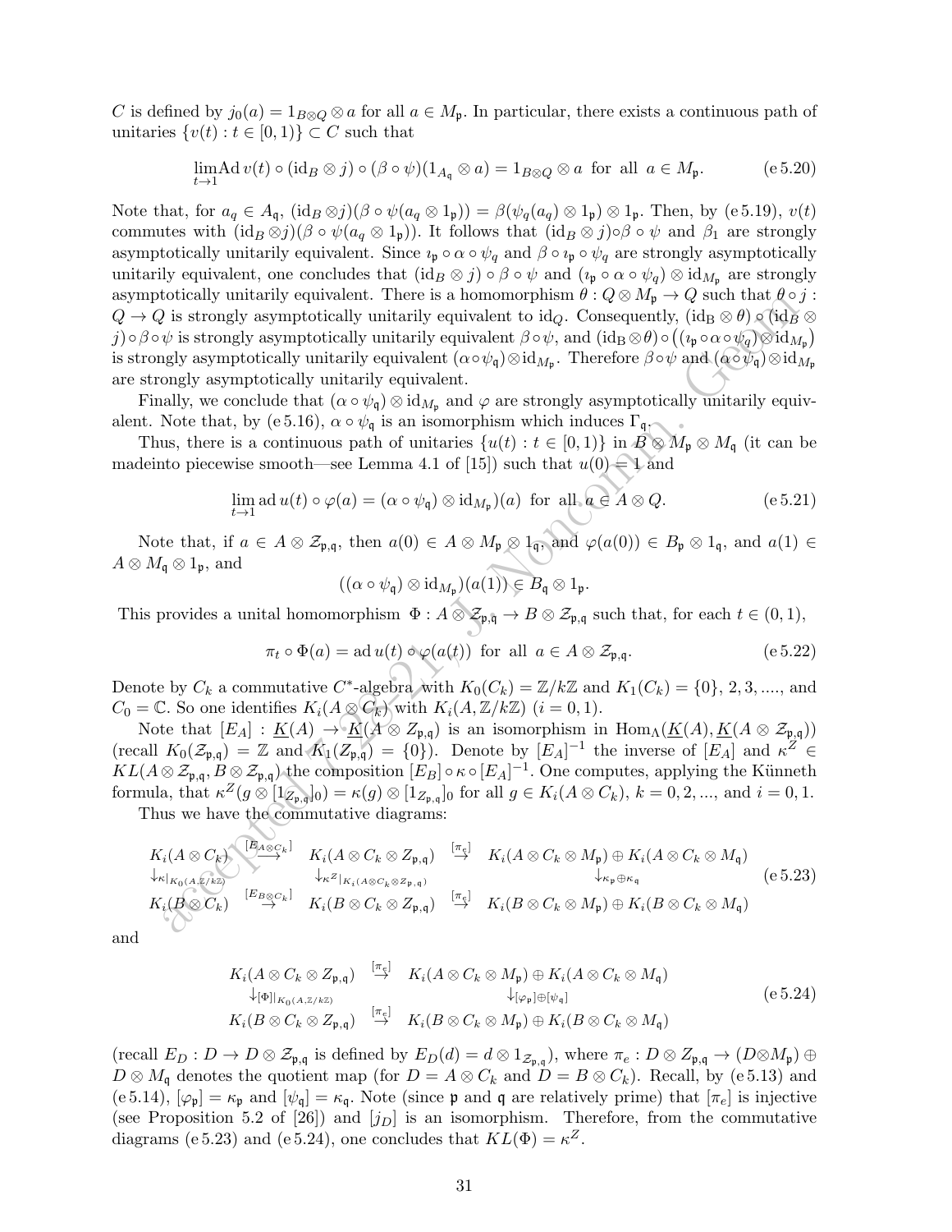$C$ is defined by $j_0(a) = 1_{B\otimes Q}\otimes a$ for all $a\in M_{\mathfrak{p}}$. In particular, there exists a continuous path of unitaries $\{v(t): t\in[0,1)\}\subset C$ such that

$$\lim_{t\to 1}\mathrm{Ad}\, v(t)\circ(\mathrm{id}_B\otimes j)\circ(\beta\circ\psi)(1_{A_q}\otimes a) = 1_{B\otimes Q}\otimes a \ \text{ for all } \ a\in M_{\mathfrak{p}}. \tag{e 5.20}$$

Note that, for $a_q\in A_{\mathfrak{q}}$, $(\mathrm{id}_B\otimes j)(\beta\circ\psi(a_q\otimes 1_{\mathfrak{p}})) = \beta(\psi_q(a_q)\otimes 1_{\mathfrak{p}})\otimes 1_{\mathfrak{p}}$. Then, by (e 5.19), $v(t)$ commutes with $(\mathrm{id}_B\otimes j)(\beta\circ\psi(a_q\otimes 1_{\mathfrak{p}}))$. It follows that $(\mathrm{id}_B\otimes j)\circ\beta\circ\psi$ and $\beta_1$ are strongly asymptotically unitarily equivalent. Since $\imath_{\mathfrak{p}}\circ\alpha\circ\psi_q$ and $\beta\circ\imath_{\mathfrak{p}}\circ\psi_q$ are strongly asymptotically unitarily equivalent, one concludes that $(\mathrm{id}_B\otimes j)\circ\beta\circ\psi$ and $(\imath_{\mathfrak{p}}\circ\alpha\circ\psi_q)\otimes\mathrm{id}_{M_{\mathfrak{p}}}$ are strongly asymptotically unitarily equivalent. There is a homomorphism $\theta: Q\otimes M_{\mathfrak{p}}\to Q$ such that $\theta\circ j: Q\to Q$ is strongly asymptotically unitarily equivalent to $\mathrm{id}_Q$. Consequently, $(\mathrm{id_B}\otimes\theta)\circ(\mathrm{id}_B\otimes j)\circ\beta\circ\psi$ is strongly asymptotically unitarily equivalent $\beta\circ\psi$, and $(\mathrm{id_B}\otimes\theta)\circ\big((\imath_{\mathfrak{p}}\circ\alpha\circ\psi_q)\otimes\mathrm{id}_{M_{\mathfrak{p}}}\big)$ is strongly asymptotically unitarily equivalent $(\alpha\circ\psi_{\mathfrak{q}})\otimes\mathrm{id}_{M_{\mathfrak{p}}}$. Therefore $\beta\circ\psi$ and $(\alpha\circ\psi_q)\otimes\mathrm{id}_{M_{\mathfrak{p}}}$ are strongly asymptotically unitarily equivalent.

Finally, we conclude that $(\alpha\circ\psi_{\mathfrak{q}})\otimes\mathrm{id}_{M_{\mathfrak{p}}}$ and $\varphi$ are strongly asymptotically unitarily equivalent. Note that, by (e 5.16), $\alpha\circ\psi_{\mathfrak{q}}$ is an isomorphism which induces $\Gamma_{\mathfrak{q}}$.

Thus, there is a continuous path of unitaries $\{u(t): t\in[0,1)\}$ in $B\otimes M_{\mathfrak{p}}\otimes M_{\mathfrak{q}}$ (it can be madeinto piecewise smooth—see Lemma 4.1 of [15]) such that $u(0)=1$ and

$$\lim_{t\to 1}\mathrm{ad}\, u(t)\circ\varphi(a) = (\alpha\circ\psi_{\mathfrak{q}})\otimes\mathrm{id}_{M_{\mathfrak{p}}})(a) \ \text{ for all } a\in A\otimes Q. \tag{e 5.21}$$

Note that, if $a\in A\otimes\mathcal{Z}_{\mathfrak{p},\mathfrak{q}}$, then $a(0)\in A\otimes M_{\mathfrak{p}}\otimes 1_{\mathfrak{q}}$, and $\varphi(a(0))\in B_{\mathfrak{p}}\otimes 1_{\mathfrak{q}}$, and $a(1)\in A\otimes M_{\mathfrak{q}}\otimes 1_{\mathfrak{p}}$, and

$$((\alpha\circ\psi_{\mathfrak{q}})\otimes\mathrm{id}_{M_{\mathfrak{p}}})(a(1))\in B_{\mathfrak{q}}\otimes 1_{\mathfrak{p}}.$$

This provides a unital homomorphism $\Phi: A\otimes\mathcal{Z}_{\mathfrak{p},\mathfrak{q}}\to B\otimes\mathcal{Z}_{\mathfrak{p},\mathfrak{q}}$ such that, for each $t\in(0,1)$,

$$\pi_t\circ\Phi(a) = \mathrm{ad}\, u(t)\circ\varphi(a(t)) \ \text{ for all } \ a\in A\otimes\mathcal{Z}_{\mathfrak{p},\mathfrak{q}}. \tag{e 5.22}$$

Denote by $C_k$ a commutative $C^*$-algebra with $K_0(C_k)=\mathbb{Z}/k\mathbb{Z}$ and $K_1(C_k)=\{0\}$, $2,3,....$, and $C_0=\mathbb{C}$. So one identifies $K_i(A\otimes C_k)$ with $K_i(A,\mathbb{Z}/k\mathbb{Z})$ $(i=0,1)$.

Note that $[E_A]: \underline{K}(A)\to\underline{K}(A\otimes Z_{\mathfrak{p},\mathfrak{q}})$ is an isomorphism in $\mathrm{Hom}_\Lambda(\underline{K}(A),\underline{K}(A\otimes\mathcal{Z}_{\mathfrak{p},\mathfrak{q}}))$ (recall $K_0(\mathcal{Z}_{\mathfrak{p},\mathfrak{q}})=\mathbb{Z}$ and $K_1(Z_{\mathfrak{p},\mathfrak{q}})=\{0\}$). Denote by $[E_A]^{-1}$ the inverse of $[E_A]$ and $\kappa^Z\in KL(A\otimes\mathcal{Z}_{\mathfrak{p},\mathfrak{q}}, B\otimes\mathcal{Z}_{\mathfrak{p},\mathfrak{q}})$ the composition $[E_B]\circ\kappa\circ[E_A]^{-1}$. One computes, applying the Künneth formula, that $\kappa^Z(g\otimes[1_{Z_{\mathfrak{p},\mathfrak{q}}}]_0)=\kappa(g)\otimes[1_{Z_{\mathfrak{p},\mathfrak{q}}}]_0$ for all $g\in K_i(A\otimes C_k)$, $k=0,2,...$, and $i=0,1$.

Thus we have the commutative diagrams:

$$\begin{array}{ccccc} K_i(A\otimes C_k) & \stackrel{[E_{A\otimes C_k}]}{\longrightarrow} & K_i(A\otimes C_k\otimes Z_{\mathfrak{p},\mathfrak{q}}) & \stackrel{[\pi_e]}{\to} & K_i(A\otimes C_k\otimes M_{\mathfrak{p}})\oplus K_i(A\otimes C_k\otimes M_{\mathfrak{q}}) \\ \downarrow_{\kappa|_{K_0(A,\mathbb{Z}/k\mathbb{Z})}} & & \downarrow_{\kappa^Z|_{K_i(A\otimes C_k\otimes Z_{\mathfrak{p},\mathfrak{q}})}} & & \downarrow_{\kappa_{\mathfrak{p}}\oplus\kappa_{\mathfrak{q}}} \\ K_i(B\otimes C_k) & \stackrel{[E_{B\otimes C_k}]}{\to} & K_i(B\otimes C_k\otimes Z_{\mathfrak{p},\mathfrak{q}}) & \stackrel{[\pi_e]}{\to} & K_i(B\otimes C_k\otimes M_{\mathfrak{p}})\oplus K_i(B\otimes C_k\otimes M_{\mathfrak{q}}) \end{array} \tag{e 5.23}$$

and

$$\begin{array}{ccc} K_i(A\otimes C_k\otimes Z_{\mathfrak{p},\mathfrak{q}}) & \stackrel{[\pi_e]}{\to} & K_i(A\otimes C_k\otimes M_{\mathfrak{p}})\oplus K_i(A\otimes C_k\otimes M_{\mathfrak{q}}) \\ \downarrow_{[\Phi]|_{K_0(A,\mathbb{Z}/k\mathbb{Z})}} & & \downarrow_{[\varphi_{\mathfrak{p}}]\oplus[\psi_{\mathfrak{q}}]} \\ K_i(B\otimes C_k\otimes Z_{\mathfrak{p},\mathfrak{q}}) & \stackrel{[\pi_e]}{\to} & K_i(B\otimes C_k\otimes M_{\mathfrak{p}})\oplus K_i(B\otimes C_k\otimes M_{\mathfrak{q}}) \end{array} \tag{e 5.24}$$

(recall $E_D: D\to D\otimes\mathcal{Z}_{\mathfrak{p},\mathfrak{q}}$ is defined by $E_D(d)=d\otimes 1_{\mathcal{Z}_{\mathfrak{p},\mathfrak{q}}}$), where $\pi_e: D\otimes Z_{\mathfrak{p},\mathfrak{q}}\to(D\otimes M_{\mathfrak{p}})\oplus D\otimes M_{\mathfrak{q}}$ denotes the quotient map (for $D=A\otimes C_k$ and $D=B\otimes C_k$). Recall, by (e 5.13) and (e 5.14), $[\varphi_{\mathfrak{p}}]=\kappa_{\mathfrak{p}}$ and $[\psi_{\mathfrak{q}}]=\kappa_{\mathfrak{q}}$. Note (since $\mathfrak{p}$ and $\mathfrak{q}$ are relatively prime) that $[\pi_e]$ is injective (see Proposition 5.2 of [26]) and $[j_D]$ is an isomorphism. Therefore, from the commutative diagrams (e 5.23) and (e 5.24), one concludes that $KL(\Phi)=\kappa^Z$.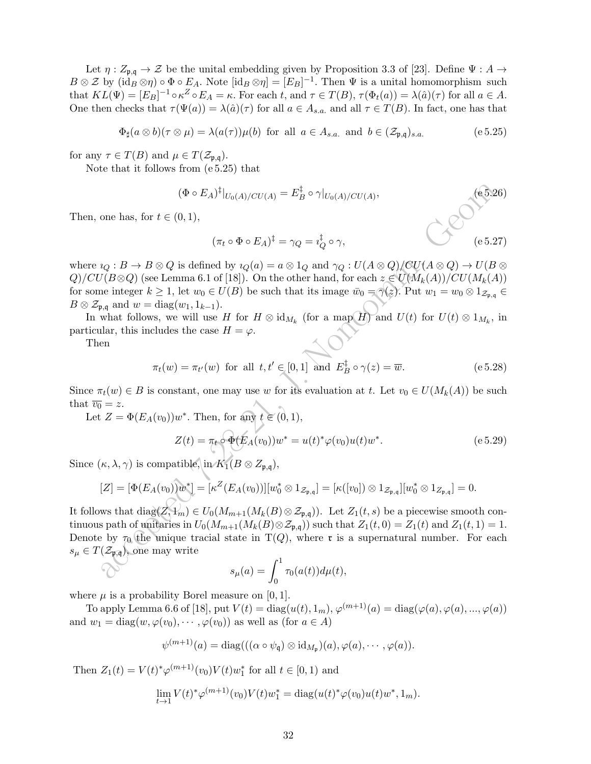Let $\eta : Z_{\mathfrak{p},\mathfrak{q}} \to \mathcal{Z}$ be the unital embedding given by Proposition 3.3 of [23]. Define $\Psi : A \to B \otimes \mathcal{Z}$ by $(\mathrm{id}_B \otimes \eta) \circ \Phi \circ E_A$. Note $[\mathrm{id}_B \otimes \eta] = [E_B]^{-1}$. Then $\Psi$ is a unital homomorphism such that $KL(\Psi) = [E_B]^{-1} \circ \kappa^Z \circ E_A = \kappa$. For each $t$, and $\tau \in T(B)$, $\tau(\Phi_t(a)) = \lambda(\hat{a})(\tau)$ for all $a \in A$. One then checks that $\tau(\Psi(a)) = \lambda(\hat{a})(\tau)$ for all $a \in A_{s.a.}$ and all $\tau \in T(B)$. In fact, one has that

$$\Phi_\sharp(a \otimes b)(\tau \otimes \mu) = \lambda(a(\tau))\mu(b) \text{ for all } a \in A_{s.a.} \text{ and } b \in (\mathcal{Z}_{\mathfrak{p},\mathfrak{q}})_{s.a.} \tag{e 5.25}$$

for any $\tau \in T(B)$ and $\mu \in T(\mathcal{Z}_{\mathfrak{p},\mathfrak{q}})$.

Note that it follows from (e 5.25) that

$$(\Phi \circ E_A)^\ddagger|_{U_0(A)/CU(A)} = E_B^\ddagger \circ \gamma|_{U_0(A)/CU(A)}, \tag{e 5.26}$$

Then, one has, for $t \in (0,1)$,

$$(\pi_t \circ \Phi \circ E_A)^\ddagger = \gamma_Q = \imath_Q^\ddagger \circ \gamma, \tag{e 5.27}$$

where $\imath_Q : B \to B \otimes Q$ is defined by $\imath_Q(a) = a \otimes 1_Q$ and $\gamma_Q : U(A \otimes Q)/CU(A \otimes Q) \to U(B \otimes Q)/CU(B \otimes Q)$ (see Lemma 6.1 of [18]). On the other hand, for each $z \in U(M_k(A))/CU(M_k(A))$ for some integer $k \geq 1$, let $w_0 \in U(B)$ be such that its image $\bar{w}_0 = \gamma(z)$. Put $w_1 = w_0 \otimes 1_{\mathcal{Z}_{\mathfrak{p},\mathfrak{q}}} \in B \otimes \mathcal{Z}_{\mathfrak{p},\mathfrak{q}}$ and $w = \mathrm{diag}(w_1, 1_{k-1})$.

In what follows, we will use $H$ for $H \otimes \mathrm{id}_{M_k}$ (for a map $H$) and $U(t)$ for $U(t) \otimes 1_{M_k}$, in particular, this includes the case $H = \varphi$.

Then

$$\pi_t(w) = \pi_{t'}(w) \text{ for all } t, t' \in [0,1] \text{ and } E_B^\ddagger \circ \gamma(z) = \overline{w}. \tag{e 5.28}$$

Since $\pi_t(w) \in B$ is constant, one may use $w$ for its evaluation at $t$. Let $v_0 \in U(M_k(A))$ be such that $\overline{v_0} = z$.

Let $Z = \Phi(E_A(v_0))w^*$. Then, for any $t \in (0,1)$,

$$Z(t) = \pi_t \circ \Phi(E_A(v_0))w^* = u(t)^* \varphi(v_0) u(t) w^*. \tag{e 5.29}$$

Since $(\kappa, \lambda, \gamma)$ is compatible, in $K_1(B \otimes Z_{\mathfrak{p},\mathfrak{q}})$,

$$[Z] = [\Phi(E_A(v_0))w^*] = [\kappa^Z(E_A(v_0))][w_0^* \otimes 1_{\mathcal{Z}_{\mathfrak{p},\mathfrak{q}}}] = [\kappa([v_0]) \otimes 1_{\mathcal{Z}_{\mathfrak{p},\mathfrak{q}}}][w_0^* \otimes 1_{Z_{\mathfrak{p},\mathfrak{q}}}] = 0.$$

It follows that $\mathrm{diag}(Z, 1_m) \in U_0(M_{m+1}(M_k(B) \otimes \mathcal{Z}_{\mathfrak{p},\mathfrak{q}}))$. Let $Z_1(t,s)$ be a piecewise smooth continuous path of unitaries in $U_0(M_{m+1}(M_k(B) \otimes \mathcal{Z}_{\mathfrak{p},\mathfrak{q}}))$ such that $Z_1(t,0) = Z_1(t)$ and $Z_1(t,1) = 1$. Denote by $\tau_0$ the unique tracial state in $\mathrm{T}(Q)$, where $\mathfrak{r}$ is a supernatural number. For each $s_\mu \in T(\mathcal{Z}_{\mathfrak{p},\mathfrak{q}})$, one may write

$$s_\mu(a) = \int_0^1 \tau_0(a(t)) d\mu(t),$$

where $\mu$ is a probability Borel measure on $[0,1]$.

To apply Lemma 6.6 of [18], put $V(t) = \mathrm{diag}(u(t), 1_m)$, $\varphi^{(m+1)}(a) = \mathrm{diag}(\varphi(a), \varphi(a), ..., \varphi(a))$ and $w_1 = \mathrm{diag}(w, \varphi(v_0), \cdots, \varphi(v_0))$ as well as (for $a \in A$)

$$\psi^{(m+1)}(a) = \mathrm{diag}(((\alpha \circ \psi_{\mathfrak{q}}) \otimes \mathrm{id}_{M_{\mathfrak{p}}})(a), \varphi(a), \cdots, \varphi(a)).$$

Then $Z_1(t) = V(t)^* \varphi^{(m+1)}(v_0) V(t) w_1^*$ for all $t \in [0,1)$ and

$$\lim_{t \to 1} V(t)^* \varphi^{(m+1)}(v_0) V(t) w_1^* = \mathrm{diag}(u(t)^* \varphi(v_0) u(t) w^*, 1_m).$$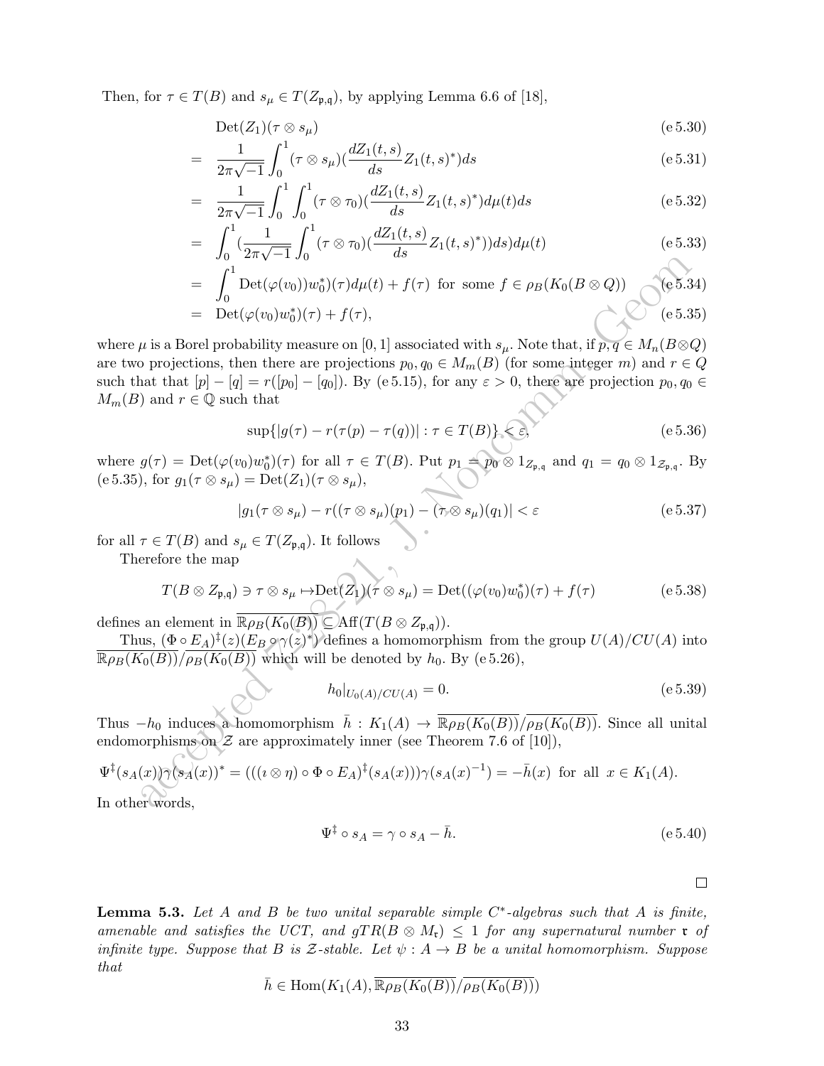Then, for $\tau \in T(B)$ and $s_\mu \in T(Z_{\mathfrak{p},\mathfrak{q}})$, by applying Lemma 6.6 of [18],

$$
\begin{aligned}
&\mathrm{Det}(Z_1)(\tau \otimes s_\mu) && \text{(e 5.30)}\\
&= \frac{1}{2\pi\sqrt{-1}}\int_0^1 (\tau\otimes s_\mu)\Big(\frac{dZ_1(t,s)}{ds}Z_1(t,s)^*\Big)ds && \text{(e 5.31)}\\
&= \frac{1}{2\pi\sqrt{-1}}\int_0^1\int_0^1 (\tau\otimes \tau_0)\Big(\frac{dZ_1(t,s)}{ds}Z_1(t,s)^*\Big)d\mu(t)ds && \text{(e 5.32)}\\
&= \int_0^1 \Big(\frac{1}{2\pi\sqrt{-1}}\int_0^1 (\tau\otimes \tau_0)\Big(\frac{dZ_1(t,s)}{ds}Z_1(t,s)^*\Big)ds\Big)d\mu(t) && \text{(e 5.33)}\\
&= \int_0^1 \mathrm{Det}(\varphi(v_0))w_0^*)(\tau)d\mu(t) + f(\tau) \ \text{ for some } f\in \rho_B(K_0(B\otimes Q)) && \text{(e 5.34)}\\
&= \mathrm{Det}(\varphi(v_0)w_0^*)(\tau) + f(\tau), && \text{(e 5.35)}
\end{aligned}
$$

where $\mu$ is a Borel probability measure on $[0,1]$ associated with $s_\mu$. Note that, if $p, q \in M_n(B\otimes Q)$ are two projections, then there are projections $p_0, q_0 \in M_m(B)$ (for some integer $m$) and $r \in Q$ such that that $[p]-[q] = r([p_0]-[q_0])$. By (e 5.15), for any $\varepsilon > 0$, there are projection $p_0, q_0 \in M_m(B)$ and $r \in \mathbb{Q}$ such that

$$
\sup\{|g(\tau) - r(\tau(p) - \tau(q))| : \tau \in T(B)\} < \varepsilon, \tag{e 5.36}
$$

where $g(\tau) = \mathrm{Det}(\varphi(v_0)w_0^*)(\tau)$ for all $\tau \in T(B)$. Put $p_1 = p_0 \otimes 1_{Z_{\mathfrak{p},\mathfrak{q}}}$ and $q_1 = q_0 \otimes 1_{\mathcal{Z}_{\mathfrak{p},\mathfrak{q}}}$. By (e 5.35), for $g_1(\tau\otimes s_\mu) = \mathrm{Det}(Z_1)(\tau\otimes s_\mu)$,

$$
|g_1(\tau\otimes s_\mu) - r((\tau\otimes s_\mu)(p_1) - (\tau\otimes s_\mu)(q_1)| < \varepsilon \tag{e 5.37}
$$

for all $\tau \in T(B)$ and $s_\mu \in T(Z_{\mathfrak{p},\mathfrak{q}})$. It follows

Therefore the map

$$
T(B\otimes Z_{\mathfrak{p},\mathfrak{q}}) \ni \tau\otimes s_\mu \mapsto \mathrm{Det}(Z_1)(\tau\otimes s_\mu) = \mathrm{Det}((\varphi(v_0)w_0^*)(\tau) + f(\tau) \tag{e 5.38}
$$

defines an element in $\overline{\mathbb{R}\rho_B(K_0(B))} \subset \mathrm{Aff}(T(B\otimes Z_{\mathfrak{p},\mathfrak{q}}))$.

Thus, $(\Phi\circ E_A)^\ddagger(z)(E_B\circ\gamma(z^*)$ defines a homomorphism from the group $U(A)/CU(A)$ into $\overline{\mathbb{R}\rho_B(K_0(B))}/\overline{\rho_B(K_0(B))}$ which will be denoted by $h_0$. By (e 5.26),

$$
h_0|_{U_0(A)/CU(A)} = 0. \tag{e 5.39}
$$

Thus $-h_0$ induces a homomorphism $\bar{h} : K_1(A) \to \overline{\mathbb{R}\rho_B(K_0(B))}/\overline{\rho_B(K_0(B))}$. Since all unital endomorphisms on $\mathcal{Z}$ are approximately inner (see Theorem 7.6 of [10]),

$$
\Psi^\ddagger(s_A(x))\gamma(s_A(x))^* = (((\imath\otimes\eta)\circ\Phi\circ E_A)^\ddagger(s_A(x)))\gamma(s_A(x)^{-1}) = -\bar{h}(x) \ \text{ for all } \ x\in K_1(A).
$$

In other words,

$$
\Psi^\ddagger\circ s_A = \gamma\circ s_A - \bar{h}. \tag{e 5.40}
$$

□

**Lemma 5.3.** *Let $A$ and $B$ be two unital separable simple $C^*$-algebras such that $A$ is finite, amenable and satisfies the UCT, and $gTR(B\otimes M_{\mathfrak{r}}) \le 1$ for any supernatural number $\mathfrak{r}$ of infinite type. Suppose that $B$ is $\mathcal{Z}$-stable. Let $\psi : A \to B$ be a unital homomorphism. Suppose that*

$$
\bar{h} \in \mathrm{Hom}(K_1(A), \overline{\mathbb{R}\rho_B(K_0(B))}/\overline{\rho_B(K_0(B))})
$$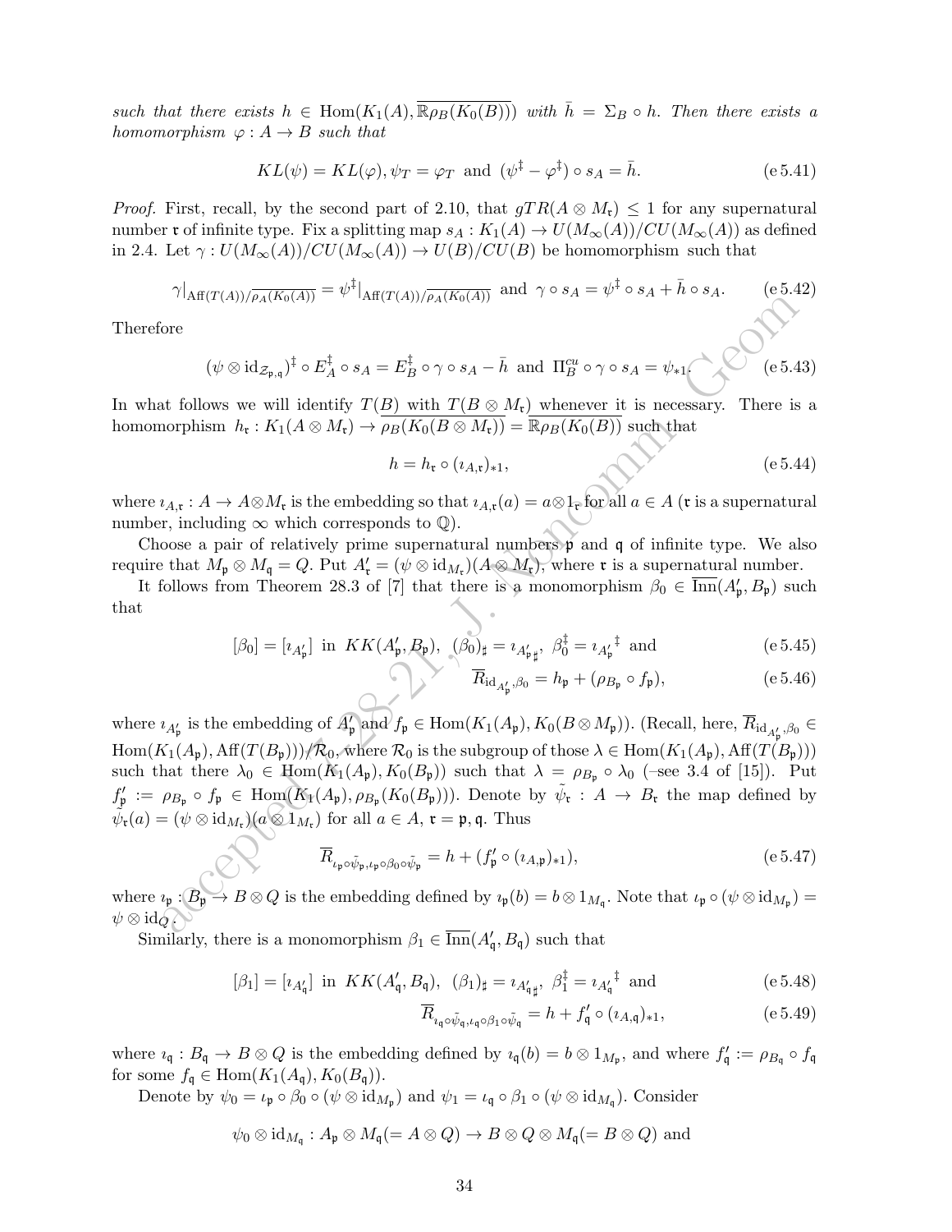*such that there exists* $h \in \mathrm{Hom}(K_1(A), \overline{\mathbb{R}\rho_B(K_0(B))})$ *with* $\bar{h} = \Sigma_B \circ h$. *Then there exists a homomorphism* $\varphi : A \to B$ *such that*

$$KL(\psi) = KL(\varphi), \psi_T = \varphi_T \text{ and } (\psi^\ddagger - \varphi^\ddagger) \circ s_A = \bar{h}. \tag{e 5.41}$$

*Proof.* First, recall, by the second part of 2.10, that $gTR(A \otimes M_\mathfrak{r}) \leq 1$ for any supernatural number $\mathfrak{r}$ of infinite type. Fix a splitting map $s_A : K_1(A) \to U(M_\infty(A))/CU(M_\infty(A))$ as defined in 2.4. Let $\gamma : U(M_\infty(A))/CU(M_\infty(A)) \to U(B)/CU(B)$ be homomorphism such that

$$\gamma|_{\mathrm{Aff}(T(A))/\overline{\rho_A(K_0(A))}} = \psi^\ddagger|_{\mathrm{Aff}(T(A))/\overline{\rho_A(K_0(A))}} \text{ and } \gamma \circ s_A = \psi^\ddagger \circ s_A + \bar{h} \circ s_A. \tag{e 5.42}$$

Therefore

$$(\psi \otimes \mathrm{id}_{\mathcal{Z}_{\mathfrak{p},\mathfrak{q}}})^\ddagger \circ E_A^\ddagger \circ s_A = E_B^\ddagger \circ \gamma \circ s_A - \bar{h} \text{ and } \Pi_B^{cu} \circ \gamma \circ s_A = \psi_{*1}. \tag{e 5.43}$$

In what follows we will identify $T(B)$ with $T(B \otimes M_\mathfrak{r})$ whenever it is necessary. There is a homomorphism $h_\mathfrak{r} : K_1(A \otimes M_\mathfrak{r}) \to \overline{\rho_B(K_0(B \otimes M_\mathfrak{r}))} = \overline{\mathbb{R}\rho_B(K_0(B))}$ such that

$$h = h_\mathfrak{r} \circ (\imath_{A,\mathfrak{r}})_{*1}, \tag{e 5.44}$$

where $\imath_{A,\mathfrak{r}} : A \to A \otimes M_\mathfrak{r}$ is the embedding so that $\imath_{A,\mathfrak{r}}(a) = a \otimes 1_\mathfrak{r}$ for all $a \in A$ ($\mathfrak{r}$ is a supernatural number, including $\infty$ which corresponds to $\mathbb{Q}$).

Choose a pair of relatively prime supernatural numbers $\mathfrak{p}$ and $\mathfrak{q}$ of infinite type. We also require that $M_\mathfrak{p} \otimes M_\mathfrak{q} = Q$. Put $A'_\mathfrak{r} = (\psi \otimes \mathrm{id}_{M_\mathfrak{r}})(A \otimes M_\mathfrak{r})$, where $\mathfrak{r}$ is a supernatural number.

It follows from Theorem 28.3 of [7] that there is a monomorphism $\beta_0 \in \overline{\mathrm{Inn}}(A'_\mathfrak{p}, B_\mathfrak{p})$ such that

$$[\beta_0] = [\imath_{A'_\mathfrak{p}}] \text{ in } KK(A'_\mathfrak{p}, B_\mathfrak{p}),\ (\beta_0)_\sharp = \imath_{A'_\mathfrak{p}\sharp},\ \beta_0^\ddagger = \imath_{A'_\mathfrak{p}}{}^\ddagger \text{ and} \tag{e 5.45}$$

$$\overline{R}_{\mathrm{id}_{A'_\mathfrak{p}},\beta_0} = h_\mathfrak{p} + (\rho_{B_\mathfrak{p}} \circ f_\mathfrak{p}), \tag{e 5.46}$$

where $\imath_{A'_\mathfrak{p}}$ is the embedding of $A'_\mathfrak{p}$ and $f_\mathfrak{p} \in \mathrm{Hom}(K_1(A_\mathfrak{p}), K_0(B \otimes M_\mathfrak{p}))$. (Recall, here, $\overline{R}_{\mathrm{id}_{A'_\mathfrak{p}},\beta_0} \in \mathrm{Hom}(K_1(A_\mathfrak{p}), \mathrm{Aff}(T(B_\mathfrak{p})))/\mathcal{R}_0$, where $\mathcal{R}_0$ is the subgroup of those $\lambda \in \mathrm{Hom}(K_1(A_\mathfrak{p}), \mathrm{Aff}(T(B_\mathfrak{p})))$ such that there $\lambda_0 \in \mathrm{Hom}(K_1(A_\mathfrak{p}), K_0(B_\mathfrak{p}))$ such that $\lambda = \rho_{B_\mathfrak{p}} \circ \lambda_0$ (–see 3.4 of [15]). Put $f'_\mathfrak{p} := \rho_{B_\mathfrak{p}} \circ f_\mathfrak{p} \in \mathrm{Hom}(K_1(A_\mathfrak{p}), \rho_{B_\mathfrak{p}}(K_0(B_\mathfrak{p})))$. Denote by $\tilde{\psi_\mathfrak{r}} : A \to B_\mathfrak{r}$ the map defined by $\tilde{\psi_\mathfrak{r}}(a) = (\psi \otimes \mathrm{id}_{M_\mathfrak{r}})(a \otimes 1_{M_\mathfrak{r}})$ for all $a \in A$, $\mathfrak{r} = \mathfrak{p}, \mathfrak{q}$. Thus

$$\overline{R}_{\imath_\mathfrak{p} \circ \tilde{\psi_\mathfrak{p}}, \imath_\mathfrak{p} \circ \beta_0 \circ \tilde{\psi_\mathfrak{p}}} = h + (f'_\mathfrak{p} \circ (\imath_{A,\mathfrak{p}})_{*1}), \tag{e 5.47}$$

where $\imath_\mathfrak{p} : B_\mathfrak{p} \to B \otimes Q$ is the embedding defined by $\imath_\mathfrak{p}(b) = b \otimes 1_{M_\mathfrak{q}}$. Note that $\imath_\mathfrak{p} \circ (\psi \otimes \mathrm{id}_{M_\mathfrak{p}}) = \psi \otimes \mathrm{id}_Q$.

Similarly, there is a monomorphism $\beta_1 \in \overline{\mathrm{Inn}}(A'_\mathfrak{q}, B_\mathfrak{q})$ such that

$$[\beta_1] = [\imath_{A'_\mathfrak{q}}] \text{ in } KK(A'_\mathfrak{q}, B_\mathfrak{q}),\ (\beta_1)_\sharp = \imath_{A'_\mathfrak{q}\sharp},\ \beta_1^\ddagger = \imath_{A'_\mathfrak{q}}{}^\ddagger \text{ and} \tag{e 5.48}$$

$$\overline{R}_{\imath_\mathfrak{q} \circ \tilde{\psi_\mathfrak{q}}, \imath_\mathfrak{q} \circ \beta_1 \circ \tilde{\psi_\mathfrak{q}}} = h + f'_\mathfrak{q} \circ (\imath_{A,\mathfrak{q}})_{*1}, \tag{e 5.49}$$

where $\imath_\mathfrak{q} : B_\mathfrak{q} \to B \otimes Q$ is the embedding defined by $\imath_\mathfrak{q}(b) = b \otimes 1_{M_\mathfrak{p}}$, and where $f'_\mathfrak{q} := \rho_{B_\mathfrak{q}} \circ f_\mathfrak{q}$ for some $f_\mathfrak{q} \in \mathrm{Hom}(K_1(A_\mathfrak{q}), K_0(B_\mathfrak{q}))$.

Denote by $\psi_0 = \imath_\mathfrak{p} \circ \beta_0 \circ (\psi \otimes \mathrm{id}_{M_\mathfrak{p}})$ and $\psi_1 = \imath_\mathfrak{q} \circ \beta_1 \circ (\psi \otimes \mathrm{id}_{M_\mathfrak{q}})$. Consider

$$\psi_0 \otimes \mathrm{id}_{M_\mathfrak{q}} : A_\mathfrak{p} \otimes M_\mathfrak{q} (= A \otimes Q) \to B \otimes Q \otimes M_\mathfrak{q} (= B \otimes Q) \text{ and}$$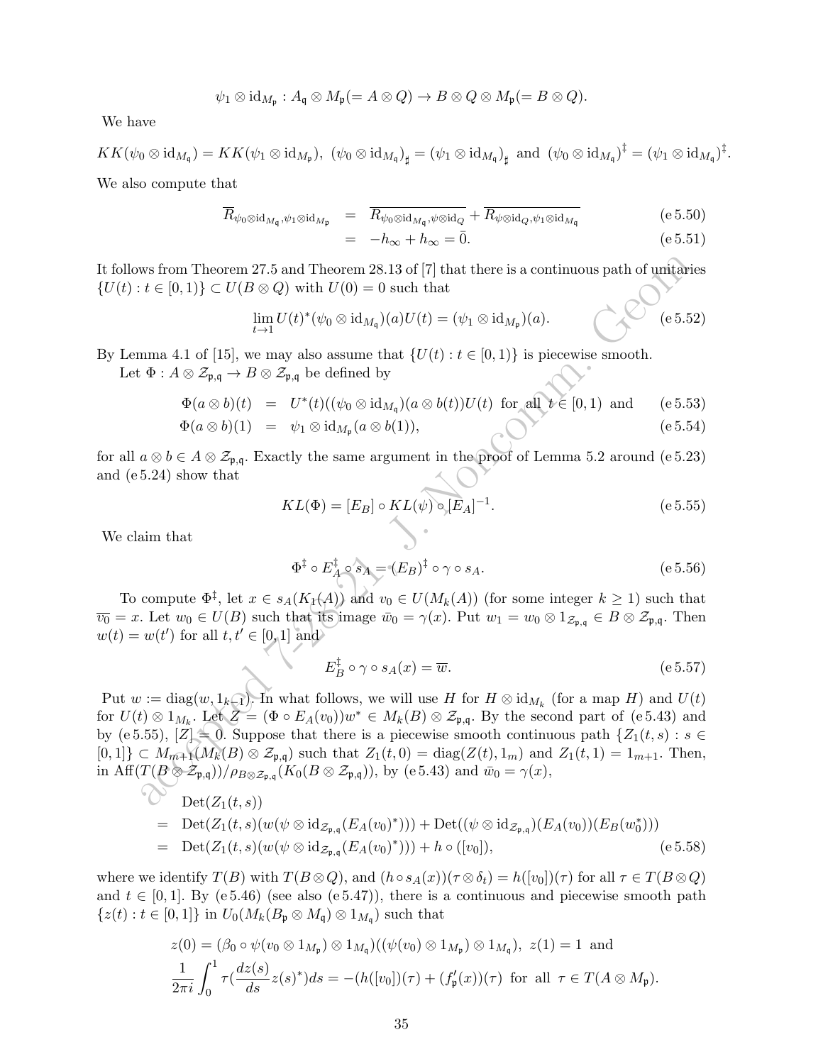$$\psi_1 \otimes \mathrm{id}_{M_{\mathfrak{p}}} : A_{\mathfrak{q}} \otimes M_{\mathfrak{p}} (= A \otimes Q) \to B \otimes Q \otimes M_{\mathfrak{p}} (= B \otimes Q).$$

We have

$$KK(\psi_0 \otimes \mathrm{id}_{M_{\mathfrak{q}}}) = KK(\psi_1 \otimes \mathrm{id}_{M_{\mathfrak{p}}}),\ (\psi_0 \otimes \mathrm{id}_{M_{\mathfrak{q}}})_{\sharp} = (\psi_1 \otimes \mathrm{id}_{M_{\mathfrak{q}}})_{\sharp} \text{ and } (\psi_0 \otimes \mathrm{id}_{M_{\mathfrak{q}}})^{\ddagger} = (\psi_1 \otimes \mathrm{id}_{M_{\mathfrak{q}}})^{\ddagger}.$$

We also compute that

$$\overline{R}_{\psi_0 \otimes \mathrm{id}_{M_{\mathfrak{q}}}, \psi_1 \otimes \mathrm{id}_{M_{\mathfrak{p}}}} = \overline{R_{\psi_0 \otimes \mathrm{id}_{M_{\mathfrak{q}}}, \psi \otimes \mathrm{id}_Q}} + \overline{R_{\psi \otimes \mathrm{id}_Q, \psi_1 \otimes \mathrm{id}_{M_{\mathfrak{q}}}}} \tag{e 5.50}$$

$$= -h_\infty + h_\infty = \bar{0}. \tag{e 5.51}$$

It follows from Theorem 27.5 and Theorem 28.13 of [7] that there is a continuous path of unitaries $\{U(t) : t \in [0,1)\} \subset U(B \otimes Q)$ with $U(0) = 0$ such that

$$\lim_{t \to 1} U(t)^* (\psi_0 \otimes \mathrm{id}_{M_{\mathfrak{q}}})(a) U(t) = (\psi_1 \otimes \mathrm{id}_{M_{\mathfrak{p}}})(a). \tag{e 5.52}$$

By Lemma 4.1 of [15], we may also assume that $\{U(t) : t \in [0,1)\}$ is piecewise smooth.

Let $\Phi : A \otimes \mathcal{Z}_{\mathfrak{p},\mathfrak{q}} \to B \otimes \mathcal{Z}_{\mathfrak{p},\mathfrak{q}}$ be defined by

$$\Phi(a \otimes b)(t) = U^*(t)((\psi_0 \otimes \mathrm{id}_{M_{\mathfrak{q}}})(a \otimes b(t))U(t) \text{ for all } t \in [0,1) \text{ and} \tag{e 5.53}$$

$$\Phi(a \otimes b)(1) = \psi_1 \otimes \mathrm{id}_{M_{\mathfrak{p}}}(a \otimes b(1)), \tag{e 5.54}$$

for all $a \otimes b \in A \otimes \mathcal{Z}_{\mathfrak{p},\mathfrak{q}}$. Exactly the same argument in the proof of Lemma 5.2 around (e 5.23) and (e 5.24) show that

$$KL(\Phi) = [E_B] \circ KL(\psi) \circ [E_A]^{-1}. \tag{e 5.55}$$

We claim that

$$\Phi^{\ddagger} \circ E_A^{\ddagger} \circ s_A = (E_B)^{\ddagger} \circ \gamma \circ s_A. \tag{e 5.56}$$

To compute $\Phi^{\ddagger}$, let $x \in s_A(K_1(A))$ and $v_0 \in U(M_k(A))$ (for some integer $k \geq 1$) such that $\overline{v_0} = x$. Let $w_0 \in U(B)$ such that its image $\bar{w}_0 = \gamma(x)$. Put $w_1 = w_0 \otimes 1_{\mathcal{Z}_{\mathfrak{p},\mathfrak{q}}} \in B \otimes \mathcal{Z}_{\mathfrak{p},\mathfrak{q}}$. Then $w(t) = w(t')$ for all $t, t' \in [0,1]$ and

$$E_B^{\ddagger} \circ \gamma \circ s_A(x) = \overline{w}. \tag{e 5.57}$$

Put $w := \mathrm{diag}(w, 1_{k-1})$. In what follows, we will use $H$ for $H \otimes \mathrm{id}_{M_k}$ (for a map $H$) and $U(t)$ for $U(t) \otimes 1_{M_k}$. Let $Z = (\Phi \circ E_A(v_0))w^* \in M_k(B) \otimes \mathcal{Z}_{\mathfrak{p},\mathfrak{q}}$. By the second part of (e 5.43) and by (e 5.55), $[Z] = 0$. Suppose that there is a piecewise smooth continuous path $\{Z_1(t,s) : s \in [0,1]\} \subset M_{m+1}(M_k(B) \otimes \mathcal{Z}_{\mathfrak{p},\mathfrak{q}})$ such that $Z_1(t,0) = \mathrm{diag}(Z(t), 1_m)$ and $Z_1(t,1) = 1_{m+1}$. Then, in $\mathrm{Aff}(T(B \otimes \mathcal{Z}_{\mathfrak{p},\mathfrak{q}}))/\rho_{B \otimes \mathcal{Z}_{\mathfrak{p},\mathfrak{q}}}(K_0(B \otimes \mathcal{Z}_{\mathfrak{p},\mathfrak{q}}))$, by (e 5.43) and $\bar{w}_0 = \gamma(x)$,

$$\begin{aligned}
&\mathrm{Det}(Z_1(t,s)) \\
&= \mathrm{Det}(Z_1(t,s)(w(\psi \otimes \mathrm{id}_{\mathcal{Z}_{\mathfrak{p},\mathfrak{q}}}(E_A(v_0)^*))) + \mathrm{Det}((\psi \otimes \mathrm{id}_{\mathcal{Z}_{\mathfrak{p},\mathfrak{q}}})(E_A(v_0))(E_B(w_0^*))) \\
&= \mathrm{Det}(Z_1(t,s)(w(\psi \otimes \mathrm{id}_{\mathcal{Z}_{\mathfrak{p},\mathfrak{q}}}(E_A(v_0)^*))) + h \circ ([v_0]),
\end{aligned} \tag{e 5.58}$$

where we identify $T(B)$ with $T(B \otimes Q)$, and $(h \circ s_A(x))(\tau \otimes \delta_t) = h([v_0])(\tau)$ for all $\tau \in T(B \otimes Q)$ and $t \in [0,1]$. By (e 5.46) (see also (e 5.47)), there is a continuous and piecewise smooth path $\{z(t) : t \in [0,1]\}$ in $U_0(M_k(B_{\mathfrak{p}} \otimes M_{\mathfrak{q}}) \otimes 1_{M_{\mathfrak{q}}})$ such that

$$z(0) = (\beta_0 \circ \psi(v_0 \otimes 1_{M_{\mathfrak{p}}}) \otimes 1_{M_{\mathfrak{q}}})((\psi(v_0) \otimes 1_{M_{\mathfrak{p}}}) \otimes 1_{M_{\mathfrak{q}}}),\ z(1) = 1 \text{ and}$$

$$\frac{1}{2\pi i} \int_0^1 \tau\left(\frac{dz(s)}{ds} z(s)^*\right) ds = -(h([v_0])(\tau) + (f'_{\mathfrak{p}}(x))(\tau) \text{ for all } \tau \in T(A \otimes M_{\mathfrak{p}}).$$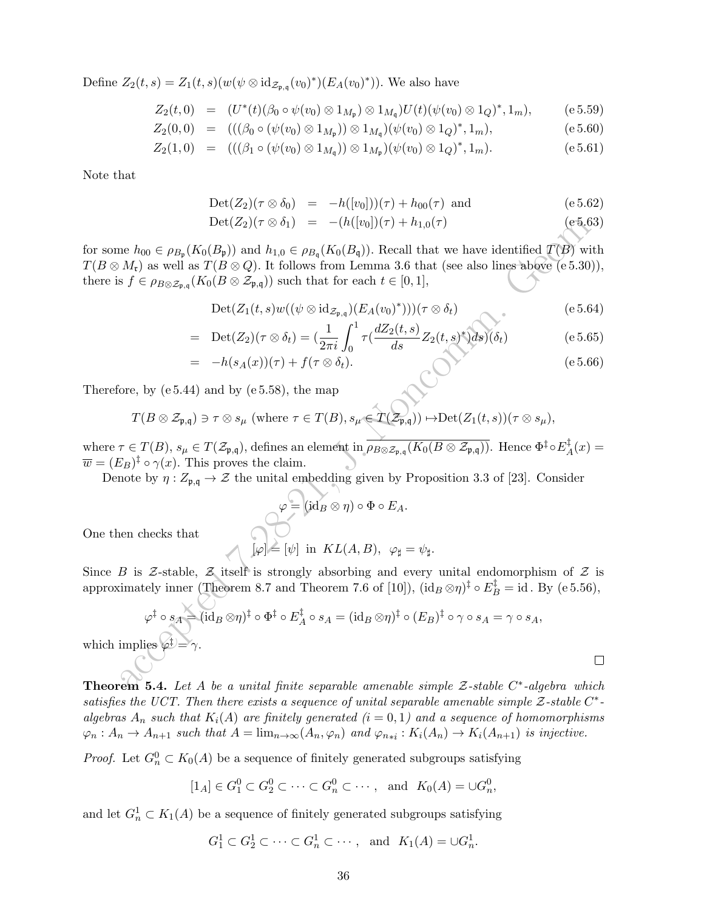Define $Z_2(t,s) = Z_1(t,s)(w(\psi \otimes \mathrm{id}_{\mathcal{Z}_{\mathfrak{p},\mathfrak{q}}}(v_0)^*)(E_A(v_0)^*))$. We also have

$$
\begin{aligned}
Z_2(t,0) &= (U^*(t)(\beta_0 \circ \psi(v_0) \otimes 1_{M_\mathfrak{p}}) \otimes 1_{M_\mathfrak{q}})U(t)(\psi(v_0) \otimes 1_Q)^*, 1_m), && \text{(e 5.59)}\\
Z_2(0,0) &= (((\beta_0 \circ (\psi(v_0) \otimes 1_{M_\mathfrak{p}})) \otimes 1_{M_\mathfrak{q}})(\psi(v_0) \otimes 1_Q)^*, 1_m), && \text{(e 5.60)}\\
Z_2(1,0) &= (((\beta_1 \circ (\psi(v_0) \otimes 1_{M_\mathfrak{q}})) \otimes 1_{M_\mathfrak{p}})(\psi(v_0) \otimes 1_Q)^*, 1_m). && \text{(e 5.61)}
\end{aligned}
$$

Note that

$$
\begin{aligned}
\mathrm{Det}(Z_2)(\tau \otimes \delta_0) &= -h([v_0]))(\tau) + h_{00}(\tau) \text{ and} && \text{(e 5.62)}\\
\mathrm{Det}(Z_2)(\tau \otimes \delta_1) &= -(h([v_0])(\tau) + h_{1,0}(\tau) && \text{(e 5.63)}
\end{aligned}
$$

for some $h_{00} \in \rho_{B_\mathfrak{p}}(K_0(B_\mathfrak{p}))$ and $h_{1,0} \in \rho_{B_\mathfrak{q}}(K_0(B_\mathfrak{q}))$. Recall that we have identified $T(B)$ with $T(B \otimes M_\mathfrak{r})$ as well as $T(B \otimes Q)$. It follows from Lemma 3.6 that (see also lines above (e 5.30)), there is $f \in \rho_{B \otimes \mathcal{Z}_{\mathfrak{p},\mathfrak{q}}}(K_0(B \otimes \mathcal{Z}_{\mathfrak{p},\mathfrak{q}}))$ such that for each $t \in [0,1]$,

$$
\begin{aligned}
&\mathrm{Det}(Z_1(t,s)w((\psi \otimes \mathrm{id}_{\mathcal{Z}_{\mathfrak{p},\mathfrak{q}}})(E_A(v_0)^*)))(\tau \otimes \delta_t) && \text{(e 5.64)}\\
=\ & \mathrm{Det}(Z_2)(\tau \otimes \delta_t) = (\frac{1}{2\pi i}\int_0^1 \tau(\frac{dZ_2(t,s)}{ds}Z_2(t,s)^*)ds)(\delta_t) && \text{(e 5.65)}\\
=\ & -h(s_A(x))(\tau) + f(\tau \otimes \delta_t). && \text{(e 5.66)}
\end{aligned}
$$

Therefore, by (e 5.44) and by (e 5.58), the map

$$
T(B \otimes \mathcal{Z}_{\mathfrak{p},\mathfrak{q}}) \ni \tau \otimes s_\mu \text{ (where } \tau \in T(B), s_\mu \in T(\mathcal{Z}_{\mathfrak{p},\mathfrak{q}})) \mapsto \mathrm{Det}(Z_1(t,s))(\tau \otimes s_\mu),
$$

where $\tau \in T(B)$, $s_\mu \in T(\mathcal{Z}_{\mathfrak{p},\mathfrak{q}})$, defines an element in $\overline{\rho_{B \otimes \mathcal{Z}_{\mathfrak{p},\mathfrak{q}}}(K_0(B \otimes \mathcal{Z}_{\mathfrak{p},\mathfrak{q}}))}$. Hence $\Phi^\ddagger \circ E_A^\ddagger(x) = \overline{w} = (E_B)^\ddagger \circ \gamma(x)$. This proves the claim.

Denote by $\eta : Z_{\mathfrak{p},\mathfrak{q}} \to \mathcal{Z}$ the unital embedding given by Proposition 3.3 of [23]. Consider

$$
\varphi = (\mathrm{id}_B \otimes \eta) \circ \Phi \circ E_A.
$$

One then checks that

$$
[\varphi] = [\psi] \text{ in } KL(A,B), \ \ \varphi_\sharp = \psi_\sharp.
$$

Since $B$ is $\mathcal{Z}$-stable, $\mathcal{Z}$ itself is strongly absorbing and every unital endomorphism of $\mathcal{Z}$ is approximately inner (Theorem 8.7 and Theorem 7.6 of [10]), $(\mathrm{id}_B \otimes \eta)^\ddagger \circ E_B^\ddagger = \mathrm{id}$. By (e 5.56),

$$
\varphi^\ddagger \circ s_A = (\mathrm{id}_B \otimes \eta)^\ddagger \circ \Phi^\ddagger \circ E_A^\ddagger \circ s_A = (\mathrm{id}_B \otimes \eta)^\ddagger \circ (E_B)^\ddagger \circ \gamma \circ s_A = \gamma \circ s_A,
$$

which implies $\varphi^\ddagger = \gamma$.

□

**Theorem 5.4.** *Let $A$ be a unital finite separable amenable simple $\mathcal{Z}$-stable $C^*$-algebra which satisfies the UCT. Then there exists a sequence of unital separable amenable simple $\mathcal{Z}$-stable $C^*$-algebras $A_n$ such that $K_i(A)$ are finitely generated ($i = 0,1$) and a sequence of homomorphisms $\varphi_n : A_n \to A_{n+1}$ such that $A = \lim_{n\to\infty}(A_n, \varphi_n)$ and $\varphi_{n*i} : K_i(A_n) \to K_i(A_{n+1})$ is injective.*

*Proof.* Let $G_n^0 \subset K_0(A)$ be a sequence of finitely generated subgroups satisfying

$$
[1_A] \in G_1^0 \subset G_2^0 \subset \cdots \subset G_n^0 \subset \cdots, \ \text{ and } \ K_0(A) = \cup G_n^0,
$$

and let $G_n^1 \subset K_1(A)$ be a sequence of finitely generated subgroups satisfying

$$
G_1^1 \subset G_2^1 \subset \cdots \subset G_n^1 \subset \cdots, \ \text{ and } \ K_1(A) = \cup G_n^1.
$$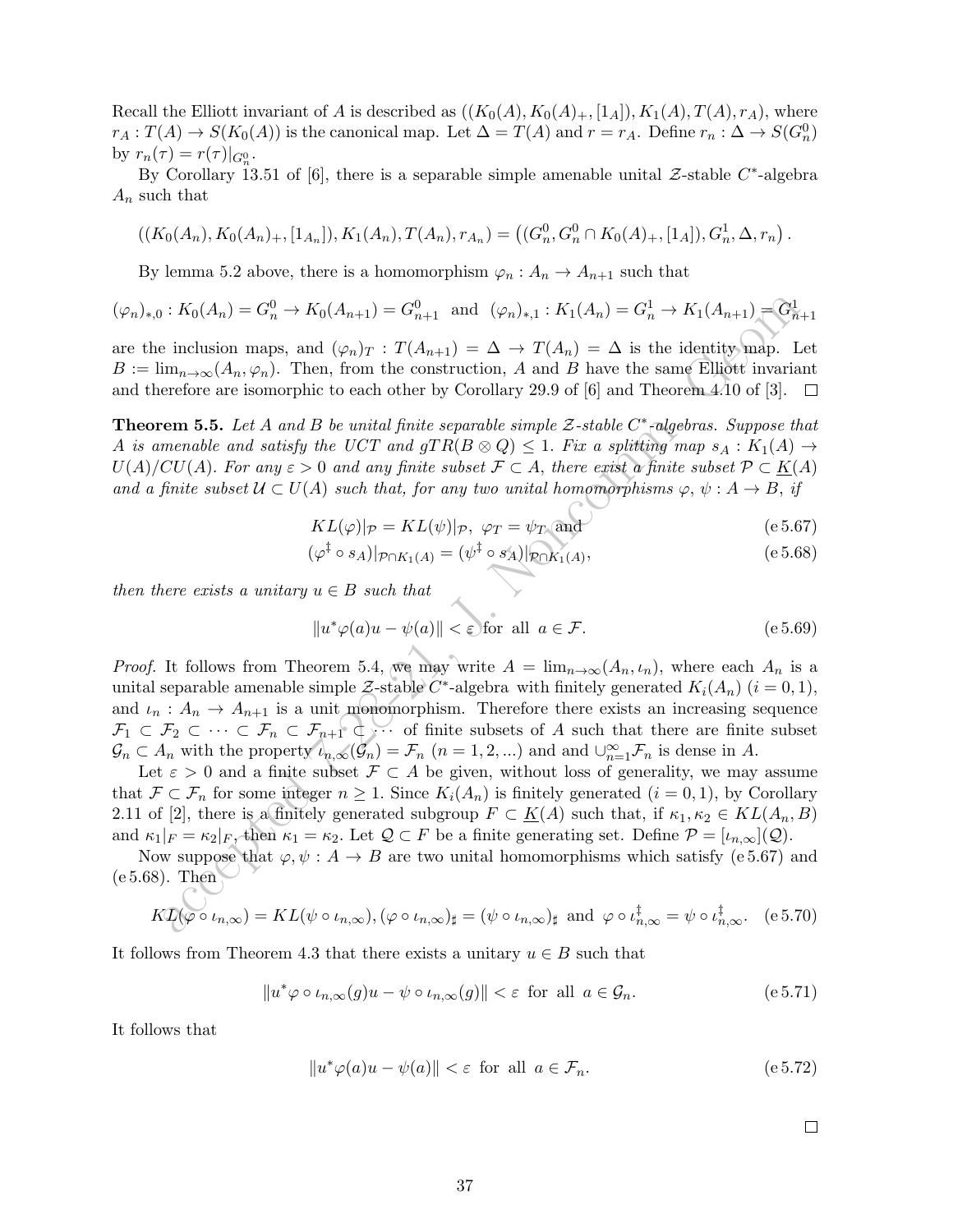Recall the Elliott invariant of $A$ is described as $((K_0(A), K_0(A)_+, [1_A]), K_1(A), T(A), r_A)$, where $r_A : T(A) \to S(K_0(A))$ is the canonical map. Let $\Delta = T(A)$ and $r = r_A$. Define $r_n : \Delta \to S(G_n^0)$ by $r_n(\tau) = r(\tau)|_{G_n^0}$.

By Corollary 13.51 of [6], there is a separable simple amenable unital $\mathcal{Z}$-stable $C^*$-algebra $A_n$ such that

$$((K_0(A_n), K_0(A_n)_+, [1_{A_n}]), K_1(A_n), T(A_n), r_{A_n}) = \left((G_n^0, G_n^0 \cap K_0(A)_+, [1_A]), G_n^1, \Delta, r_n\right).$$

By lemma 5.2 above, there is a homomorphism $\varphi_n : A_n \to A_{n+1}$ such that

$$(\varphi_n)_{*,0} : K_0(A_n) = G_n^0 \to K_0(A_{n+1}) = G_{n+1}^0 \text{ and } (\varphi_n)_{*,1} : K_1(A_n) = G_n^1 \to K_1(A_{n+1}) = G_{n+1}^1$$

are the inclusion maps, and $(\varphi_n)_T : T(A_{n+1}) = \Delta \to T(A_n) = \Delta$ is the identity map. Let $B := \lim_{n\to\infty}(A_n, \varphi_n)$. Then, from the construction, $A$ and $B$ have the same Elliott invariant and therefore are isomorphic to each other by Corollary 29.9 of [6] and Theorem 4.10 of [3]. $\square$

**Theorem 5.5.** *Let $A$ and $B$ be unital finite separable simple $\mathcal{Z}$-stable $C^*$-algebras. Suppose that $A$ is amenable and satisfy the UCT and $gTR(B \otimes Q) \leq 1$. Fix a splitting map $s_A : K_1(A) \to U(A)/CU(A)$. For any $\varepsilon > 0$ and any finite subset $\mathcal{F} \subset A$, there exist a finite subset $\mathcal{P} \subset \underline{K}(A)$ and a finite subset $\mathcal{U} \subset U(A)$ such that, for any two unital homomorphisms $\varphi, \psi : A \to B$, if*

$$KL(\varphi)|_{\mathcal{P}} = KL(\psi)|_{\mathcal{P}}, \ \varphi_T = \psi_T \text{ and} \tag{e 5.67}$$

$$(\varphi^\ddagger \circ s_A)|_{\mathcal{P} \cap K_1(A)} = (\psi^\ddagger \circ s_A)|_{\mathcal{P} \cap K_1(A)}, \tag{e 5.68}$$

*then there exists a unitary $u \in B$ such that*

$$\|u^* \varphi(a) u - \psi(a)\| < \varepsilon \text{ for all } a \in \mathcal{F}. \tag{e 5.69}$$

*Proof.* It follows from Theorem 5.4, we may write $A = \lim_{n\to\infty}(A_n, \iota_n)$, where each $A_n$ is a unital separable amenable simple $\mathcal{Z}$-stable $C^*$-algebra with finitely generated $K_i(A_n)$ $(i = 0, 1)$, and $\iota_n : A_n \to A_{n+1}$ is a unit monomorphism. Therefore there exists an increasing sequence $\mathcal{F}_1 \subset \mathcal{F}_2 \subset \cdots \subset \mathcal{F}_n \subset \mathcal{F}_{n+1} \subset \cdots$ of finite subsets of $A$ such that there are finite subset $\mathcal{G}_n \subset A_n$ with the property $\iota_{n,\infty}(\mathcal{G}_n) = \mathcal{F}_n$ $(n = 1, 2, ...)$ and and $\cup_{n=1}^\infty \mathcal{F}_n$ is dense in $A$.

Let $\varepsilon > 0$ and a finite subset $\mathcal{F} \subset A$ be given, without loss of generality, we may assume that $\mathcal{F} \subset \mathcal{F}_n$ for some integer $n \geq 1$. Since $K_i(A_n)$ is finitely generated $(i = 0, 1)$, by Corollary 2.11 of [2], there is a finitely generated subgroup $F \subset \underline{K}(A)$ such that, if $\kappa_1, \kappa_2 \in KL(A_n, B)$ and $\kappa_1|_F = \kappa_2|_F$, then $\kappa_1 = \kappa_2$. Let $\mathcal{Q} \subset F$ be a finite generating set. Define $\mathcal{P} = [\iota_{n,\infty}](\mathcal{Q})$.

Now suppose that $\varphi, \psi : A \to B$ are two unital homomorphisms which satisfy (e 5.67) and (e 5.68). Then

$$KL(\varphi \circ \iota_{n,\infty}) = KL(\psi \circ \iota_{n,\infty}), (\varphi \circ \iota_{n,\infty})_\sharp = (\psi \circ \iota_{n,\infty})_\sharp \text{ and } \varphi \circ \iota_{n,\infty}^\ddagger = \psi \circ \iota_{n,\infty}^\ddagger. \tag{e 5.70}$$

It follows from Theorem 4.3 that there exists a unitary $u \in B$ such that

$$\|u^* \varphi \circ \iota_{n,\infty}(g) u - \psi \circ \iota_{n,\infty}(g)\| < \varepsilon \text{ for all } a \in \mathcal{G}_n. \tag{e 5.71}$$

It follows that

$$\|u^* \varphi(a) u - \psi(a)\| < \varepsilon \text{ for all } a \in \mathcal{F}_n. \tag{e 5.72}$$

$\square$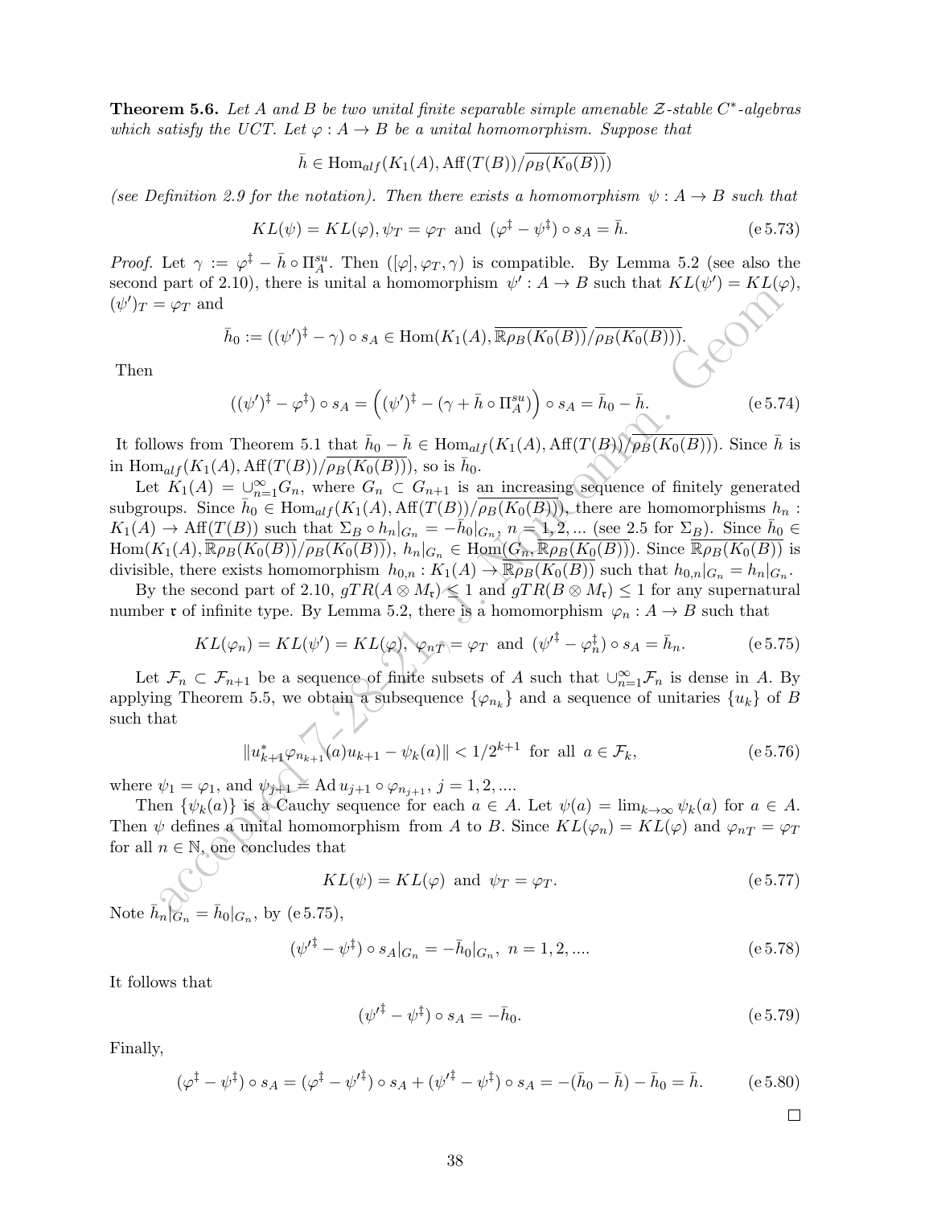**Theorem 5.6.** *Let $A$ and $B$ be two unital finite separable simple amenable $\mathcal{Z}$-stable $C^*$-algebras which satisfy the UCT. Let $\varphi : A \to B$ be a unital homomorphism. Suppose that*

$$\bar{h} \in \mathrm{Hom}_{alf}(K_1(A), \mathrm{Aff}(T(B))/\overline{\rho_B(K_0(B))})$$

*(see Definition 2.9 for the notation). Then there exists a homomorphism $\psi : A \to B$ such that*

$$KL(\psi) = KL(\varphi), \psi_T = \varphi_T \text{ and } (\varphi^\ddagger - \psi^\ddagger) \circ s_A = \bar{h}. \tag{e 5.73}$$

*Proof.* Let $\gamma := \varphi^\ddagger - \bar{h} \circ \Pi_A^{su}$. Then $([\varphi], \varphi_T, \gamma)$ is compatible. By Lemma 5.2 (see also the second part of 2.10), there is unital a homomorphism $\psi' : A \to B$ such that $KL(\psi') = KL(\varphi)$, $(\psi')_T = \varphi_T$ and

$$\bar{h}_0 := ((\psi')^\ddagger - \gamma) \circ s_A \in \mathrm{Hom}(K_1(A), \overline{\mathbb{R}\rho_B(K_0(B))}/\overline{\rho_B(K_0(B))}).$$

Then

$$((\psi')^\ddagger - \varphi^\ddagger) \circ s_A = \Big((\psi')^\ddagger - (\gamma + \bar{h} \circ \Pi_A^{su})\Big) \circ s_A = \bar{h}_0 - \bar{h}. \tag{e 5.74}$$

It follows from Theorem 5.1 that $\bar{h}_0 - \bar{h} \in \mathrm{Hom}_{alf}(K_1(A), \mathrm{Aff}(T(B))/\overline{\rho_B(K_0(B))})$. Since $\bar{h}$ is in $\mathrm{Hom}_{alf}(K_1(A), \mathrm{Aff}(T(B))/\overline{\rho_B(K_0(B))})$, so is $\bar{h}_0$.

Let $K_1(A) = \cup_{n=1}^\infty G_n$, where $G_n \subset G_{n+1}$ is an increasing sequence of finitely generated subgroups. Since $\bar{h}_0 \in \mathrm{Hom}_{alf}(K_1(A), \mathrm{Aff}(T(B))/\overline{\rho_B(K_0(B))})$, there are homomorphisms $h_n : K_1(A) \to \mathrm{Aff}(T(B))$ such that $\Sigma_B \circ h_n|_{G_n} = -\bar{h}_0|_{G_n}$, $n = 1, 2, ...$ (see 2.5 for $\Sigma_B$). Since $\bar{h}_0 \in \mathrm{Hom}(K_1(A), \overline{\mathbb{R}\rho_B(K_0(B))}/\overline{\rho_B(K_0(B))})$, $h_n|_{G_n} \in \mathrm{Hom}(G_n, \overline{\mathbb{R}\rho_B(K_0(B))})$. Since $\overline{\mathbb{R}\rho_B(K_0(B))}$ is divisible, there exists homomorphism $h_{0,n} : K_1(A) \to \overline{\mathbb{R}\rho_B(K_0(B))}$ such that $h_{0,n}|_{G_n} = h_n|_{G_n}$.

By the second part of 2.10, $gTR(A \otimes M_\mathfrak{r}) \le 1$ and $gTR(B \otimes M_\mathfrak{r}) \le 1$ for any supernatural number $\mathfrak{r}$ of infinite type. By Lemma 5.2, there is a homomorphism $\varphi_n : A \to B$ such that

$$KL(\varphi_n) = KL(\psi') = KL(\varphi), \ \varphi_{nT} = \varphi_T \text{ and } ({\psi'}^\ddagger - \varphi_n^\ddagger) \circ s_A = \bar{h}_n. \tag{e 5.75}$$

Let $\mathcal{F}_n \subset \mathcal{F}_{n+1}$ be a sequence of finite subsets of $A$ such that $\cup_{n=1}^\infty \mathcal{F}_n$ is dense in $A$. By applying Theorem 5.5, we obtain a subsequence $\{\varphi_{n_k}\}$ and a sequence of unitaries $\{u_k\}$ of $B$ such that

$$\|u_{k+1}^* \varphi_{n_{k+1}}(a) u_{k+1} - \psi_k(a)\| < 1/2^{k+1} \text{ for all } a \in \mathcal{F}_k, \tag{e 5.76}$$

where $\psi_1 = \varphi_1$, and $\psi_{j+1} = \mathrm{Ad}\, u_{j+1} \circ \varphi_{n_{j+1}}$, $j = 1, 2, ....$

Then $\{\psi_k(a)\}$ is a Cauchy sequence for each $a \in A$. Let $\psi(a) = \lim_{k\to\infty} \psi_k(a)$ for $a \in A$. Then $\psi$ defines a unital homomorphism from $A$ to $B$. Since $KL(\varphi_n) = KL(\varphi)$ and $\varphi_{nT} = \varphi_T$ for all $n \in \mathbb{N}$, one concludes that

$$KL(\psi) = KL(\varphi) \text{ and } \psi_T = \varphi_T. \tag{e 5.77}$$

Note $\bar{h}_n|_{G_n} = \bar{h}_0|_{G_n}$, by (e 5.75),

$$({\psi'}^\ddagger - \psi^\ddagger) \circ s_A|_{G_n} = -\bar{h}_0|_{G_n}, \ n = 1, 2, .... \tag{e 5.78}$$

It follows that

$$({\psi'}^\ddagger - \psi^\ddagger) \circ s_A = -\bar{h}_0. \tag{e 5.79}$$

Finally,

$$(\varphi^\ddagger - \psi^\ddagger) \circ s_A = (\varphi^\ddagger - {\psi'}^\ddagger) \circ s_A + ({\psi'}^\ddagger - \psi^\ddagger) \circ s_A = -(\bar{h}_0 - \bar{h}) - \bar{h}_0 = \bar{h}. \tag{e 5.80}$$

□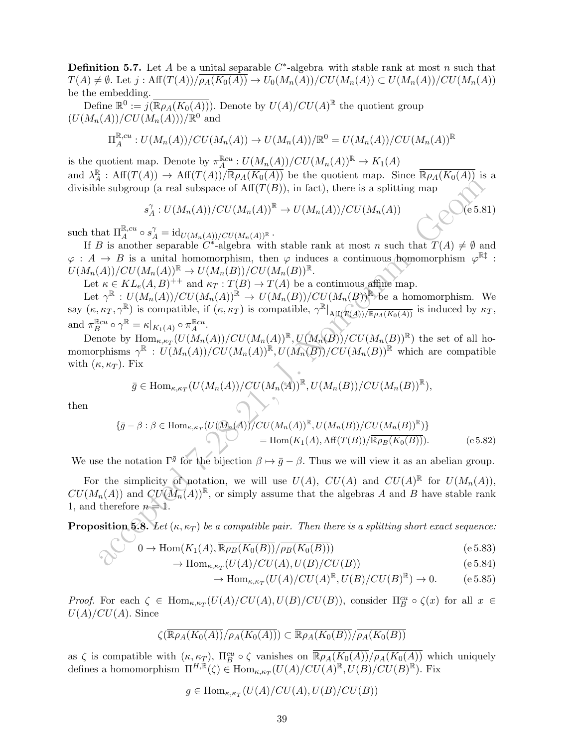**Definition 5.7.** Let $A$ be a unital separable $C^*$-algebra with stable rank at most $n$ such that $T(A) \neq \emptyset$. Let $j : \mathrm{Aff}(T(A))/\overline{\rho_A(K_0(A))} \to U_0(M_n(A))/CU(M_n(A)) \subset U(M_n(A))/CU(M_n(A))$ be the embedding.

Define $\mathbb{R}^0 := j(\overline{\mathbb{R}\rho_A(K_0(A))})$. Denote by $U(A)/CU(A)^{\mathbb{R}}$ the quotient group $(U(M_n(A))/CU(M_n(A)))/\mathbb{R}^0$ and

$$\Pi_A^{\mathbb{R},cu} : U(M_n(A))/CU(M_n(A)) \to U(M_n(A))/\mathbb{R}^0 = U(M_n(A))/CU(M_n(A))^{\mathbb{R}}$$

is the quotient map. Denote by $\pi_A^{\mathbb{R}cu} : U(M_n(A))/CU(M_n(A))^{\mathbb{R}} \to K_1(A)$ and $\lambda_A^{\mathbb{R}} : \mathrm{Aff}(T(A)) \to \mathrm{Aff}(T(A))/\overline{\mathbb{R}\rho_A(K_0(A))}$ be the quotient map. Since $\overline{\mathbb{R}\rho_A(K_0(A))}$ is a divisible subgroup (a real subspace of $\mathrm{Aff}(T(B))$, in fact), there is a splitting map

$$s_A^{\gamma} : U(M_n(A))/CU(M_n(A))^{\mathbb{R}} \to U(M_n(A))/CU(M_n(A)) \tag{e 5.81}$$

such that $\Pi_A^{\mathbb{R},cu} \circ s_A^{\gamma} = \mathrm{id}_{U(M_n(A))/CU(M_n(A))^{\mathbb{R}}}$.

If $B$ is another separable $C^*$-algebra with stable rank at most $n$ such that $T(A) \neq \emptyset$ and $\varphi : A \to B$ is a unital homomorphism, then $\varphi$ induces a continuous homomorphism $\varphi^{\mathbb{R}\ddagger} : U(M_n(A))/CU(M_n(A))^{\mathbb{R}} \to U(M_n(B))/CU(M_n(B))^{\mathbb{R}}$.

Let $\kappa \in KL_e(A,B)^{++}$ and $\kappa_T : T(B) \to T(A)$ be a continuous affine map.

Let $\gamma^{\mathbb{R}} : U(M_n(A))/CU(M_n(A))^{\mathbb{R}} \to U(M_n(B))/CU(M_n(B))^{\mathbb{R}}$ be a homomorphism. We say $(\kappa, \kappa_T, \gamma^{\mathbb{R}})$ is compatible, if $(\kappa, \kappa_T)$ is compatible, $\gamma^{\mathbb{R}}|_{\mathrm{Aff}(T(A))/\overline{\mathbb{R}\rho_A(K_0(A))}}$ is induced by $\kappa_T$, and $\pi_B^{\mathbb{R}cu} \circ \gamma^{\mathbb{R}} = \kappa|_{K_1(A)} \circ \pi_A^{\mathbb{R}cu}$.

Denote by $\mathrm{Hom}_{\kappa,\kappa_T}(U(M_n(A))/CU(M_n(A))^{\mathbb{R}}, U(M_n(B))/CU(M_n(B))^{\mathbb{R}})$ the set of all homomorphisms $\gamma^{\mathbb{R}} : U(M_n(A))/CU(M_n(A))^{\mathbb{R}}, U(M_n(B))/CU(M_n(B))^{\mathbb{R}}$ which are compatible with $(\kappa, \kappa_T)$. Fix

$$\bar{g} \in \mathrm{Hom}_{\kappa,\kappa_T}(U(M_n(A))/CU(M_n(A))^{\mathbb{R}}, U(M_n(B))/CU(M_n(B))^{\mathbb{R}}),$$

then

$$\begin{aligned}\{\bar{g} - \beta : \beta \in \mathrm{Hom}_{\kappa,\kappa_T}(U(M_n(A))/CU(M_n(A))^{\mathbb{R}}, U(M_n(B))/CU(M_n(B))^{\mathbb{R}})\}\\ = \mathrm{Hom}(K_1(A), \mathrm{Aff}(T(B))/\overline{\mathbb{R}\rho_B(K_0(B))}).\end{aligned} \tag{e 5.82}$$

We use the notation $\Gamma^{\bar{g}}$ for the bijection $\beta \mapsto \bar{g} - \beta$. Thus we will view it as an abelian group.

For the simplicity of notation, we will use $U(A)$, $CU(A)$ and $CU(A)^{\mathbb{R}}$ for $U(M_n(A))$, $CU(M_n(A))$ and $CU(M_n(A))^{\mathbb{R}}$, or simply assume that the algebras $A$ and $B$ have stable rank 1, and therefore $n = 1$.

**Proposition 5.8.** *Let $(\kappa, \kappa_T)$ be a compatible pair. Then there is a splitting short exact sequence:*

$$0 \to \mathrm{Hom}(K_1(A), \overline{\mathbb{R}\rho_B(K_0(B))}/\overline{\rho_B(K_0(B))}) \tag{e 5.83}$$

$$\to \mathrm{Hom}_{\kappa,\kappa_T}(U(A)/CU(A), U(B)/CU(B)) \tag{e 5.84}$$

$$\to \mathrm{Hom}_{\kappa,\kappa_T}(U(A)/CU(A)^{\mathbb{R}}, U(B)/CU(B)^{\mathbb{R}}) \to 0. \tag{e 5.85}$$

*Proof.* For each $\zeta \in \mathrm{Hom}_{\kappa,\kappa_T}(U(A)/CU(A), U(B)/CU(B))$, consider $\Pi_B^{cu} \circ \zeta(x)$ for all $x \in U(A)/CU(A)$. Since

$$\zeta(\overline{\mathbb{R}\rho_A(K_0(A))}/\overline{\rho_A(K_0(A))}) \subset \overline{\mathbb{R}\rho_A(K_0(B))}/\overline{\rho_A(K_0(B))}$$

as $\zeta$ is compatible with $(\kappa, \kappa_T)$, $\Pi_B^{cu} \circ \zeta$ vanishes on $\overline{\mathbb{R}\rho_A(K_0(A))}/\overline{\rho_A(K_0(A))}$ which uniquely defines a homomorphism $\Pi^{H,\mathbb{R}}(\zeta) \in \mathrm{Hom}_{\kappa,\kappa_T}(U(A)/CU(A)^{\mathbb{R}}, U(B)/CU(B)^{\mathbb{R}})$. Fix

$$g \in \mathrm{Hom}_{\kappa,\kappa_T}(U(A)/CU(A), U(B)/CU(B))$$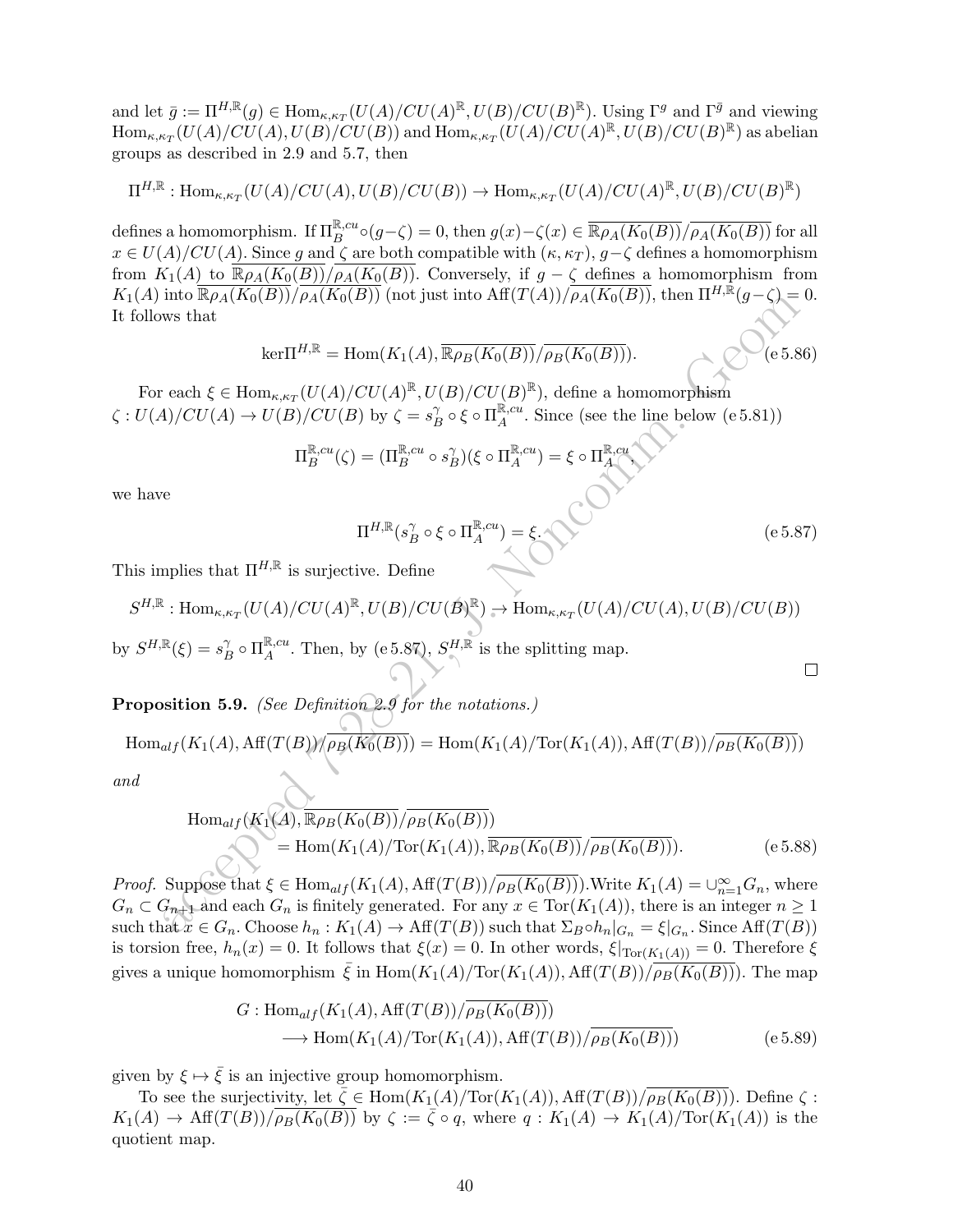and let $\bar{g} := \Pi^{H,\mathbb{R}}(g) \in \mathrm{Hom}_{\kappa,\kappa_T}(U(A)/CU(A)^{\mathbb{R}}, U(B)/CU(B)^{\mathbb{R}})$. Using $\Gamma^g$ and $\Gamma^{\bar{g}}$ and viewing $\mathrm{Hom}_{\kappa,\kappa_T}(U(A)/CU(A), U(B)/CU(B))$ and $\mathrm{Hom}_{\kappa,\kappa_T}(U(A)/CU(A)^{\mathbb{R}}, U(B)/CU(B)^{\mathbb{R}})$ as abelian groups as described in 2.9 and 5.7, then

$$\Pi^{H,\mathbb{R}} : \mathrm{Hom}_{\kappa,\kappa_T}(U(A)/CU(A), U(B)/CU(B)) \to \mathrm{Hom}_{\kappa,\kappa_T}(U(A)/CU(A)^{\mathbb{R}}, U(B)/CU(B)^{\mathbb{R}})$$

defines a homomorphism. If $\Pi_B^{\mathbb{R},cu} \circ (g-\zeta) = 0$, then $g(x)-\zeta(x) \in \overline{\mathbb{R}\rho_A(K_0(B))}/\overline{\rho_A(K_0(B))}$ for all $x \in U(A)/CU(A)$. Since $g$ and $\zeta$ are both compatible with $(\kappa, \kappa_T)$, $g-\zeta$ defines a homomorphism from $K_1(A)$ to $\overline{\mathbb{R}\rho_A(K_0(B))}/\overline{\rho_A(K_0(B))}$. Conversely, if $g-\zeta$ defines a homomorphism from $K_1(A)$ into $\overline{\mathbb{R}\rho_A(K_0(B))}/\overline{\rho_A(K_0(B))}$ (not just into $\mathrm{Aff}(T(A))/\overline{\rho_A(K_0(B))}$), then $\Pi^{H,\mathbb{R}}(g-\zeta) = 0$. It follows that

$$\ker\Pi^{H,\mathbb{R}} = \mathrm{Hom}(K_1(A), \overline{\mathbb{R}\rho_B(K_0(B))}/\overline{\rho_B(K_0(B))}). \tag{e 5.86}$$

For each $\xi \in \mathrm{Hom}_{\kappa,\kappa_T}(U(A)/CU(A)^{\mathbb{R}}, U(B)/CU(B)^{\mathbb{R}})$, define a homomorphism $\zeta : U(A)/CU(A) \to U(B)/CU(B)$ by $\zeta = s_B^{\gamma} \circ \xi \circ \Pi_A^{\mathbb{R},cu}$. Since (see the line below (e 5.81))

$$\Pi_B^{\mathbb{R},cu}(\zeta) = (\Pi_B^{\mathbb{R},cu} \circ s_B^{\gamma})(\xi \circ \Pi_A^{\mathbb{R},cu}) = \xi \circ \Pi_A^{\mathbb{R},cu},$$

we have

$$\Pi^{H,\mathbb{R}}(s_B^{\gamma} \circ \xi \circ \Pi_A^{\mathbb{R},cu}) = \xi. \tag{e 5.87}$$

This implies that $\Pi^{H,\mathbb{R}}$ is surjective. Define

$$S^{H,\mathbb{R}} : \mathrm{Hom}_{\kappa,\kappa_T}(U(A)/CU(A)^{\mathbb{R}}, U(B)/CU(B)^{\mathbb{R}}) \to \mathrm{Hom}_{\kappa,\kappa_T}(U(A)/CU(A), U(B)/CU(B))$$

by $S^{H,\mathbb{R}}(\xi) = s_B^{\gamma} \circ \Pi_A^{\mathbb{R},cu}$. Then, by (e 5.87), $S^{H,\mathbb{R}}$ is the splitting map. ∎

**Proposition 5.9.** *(See Definition 2.9 for the notations.)*

$$\mathrm{Hom}_{alf}(K_1(A), \mathrm{Aff}(T(B))/\overline{\rho_B(K_0(B))}) = \mathrm{Hom}(K_1(A)/\mathrm{Tor}(K_1(A)), \mathrm{Aff}(T(B))/\overline{\rho_B(K_0(B))})$$

*and*

$$\begin{aligned}\mathrm{Hom}_{alf}&(K_1(A), \overline{\mathbb{R}\rho_B(K_0(B))}/\overline{\rho_B(K_0(B))}) \\ &= \mathrm{Hom}(K_1(A)/\mathrm{Tor}(K_1(A)), \overline{\mathbb{R}\rho_B(K_0(B))}/\overline{\rho_B(K_0(B))}).\end{aligned} \tag{e 5.88}$$

*Proof.* Suppose that $\xi \in \mathrm{Hom}_{alf}(K_1(A), \mathrm{Aff}(T(B))/\overline{\rho_B(K_0(B))})$. Write $K_1(A) = \cup_{n=1}^{\infty} G_n$, where $G_n \subset G_{n+1}$ and each $G_n$ is finitely generated. For any $x \in \mathrm{Tor}(K_1(A))$, there is an integer $n \geq 1$ such that $x \in G_n$. Choose $h_n : K_1(A) \to \mathrm{Aff}(T(B))$ such that $\Sigma_B \circ h_n|_{G_n} = \xi|_{G_n}$. Since $\mathrm{Aff}(T(B))$ is torsion free, $h_n(x) = 0$. It follows that $\xi(x) = 0$. In other words, $\xi|_{\mathrm{Tor}(K_1(A))} = 0$. Therefore $\xi$ gives a unique homomorphism $\bar{\xi}$ in $\mathrm{Hom}(K_1(A)/\mathrm{Tor}(K_1(A)), \mathrm{Aff}(T(B))/\overline{\rho_B(K_0(B))})$. The map

$$\begin{aligned}G : \mathrm{Hom}_{alf}&(K_1(A), \mathrm{Aff}(T(B))/\overline{\rho_B(K_0(B))}) \\ &\longrightarrow \mathrm{Hom}(K_1(A)/\mathrm{Tor}(K_1(A)), \mathrm{Aff}(T(B))/\overline{\rho_B(K_0(B))})\end{aligned} \tag{e 5.89}$$

given by $\xi \mapsto \bar{\xi}$ is an injective group homomorphism.

To see the surjectivity, let $\bar{\zeta} \in \mathrm{Hom}(K_1(A)/\mathrm{Tor}(K_1(A)), \mathrm{Aff}(T(B))/\overline{\rho_B(K_0(B))})$. Define $\zeta : K_1(A) \to \mathrm{Aff}(T(B))/\overline{\rho_B(K_0(B))}$ by $\zeta := \bar{\zeta} \circ q$, where $q : K_1(A) \to K_1(A)/\mathrm{Tor}(K_1(A))$ is the quotient map.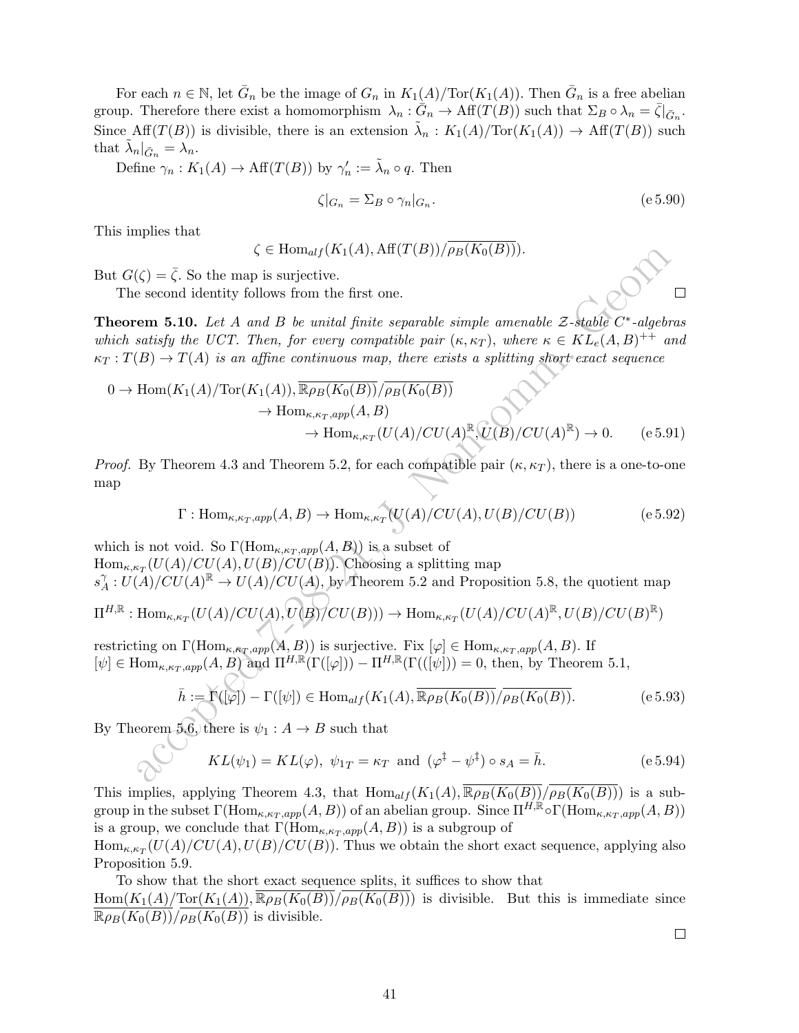For each $n \in \mathbb{N}$, let $\bar{G}_n$ be the image of $G_n$ in $K_1(A)/\mathrm{Tor}(K_1(A))$. Then $\bar{G}_n$ is a free abelian group. Therefore there exist a homomorphism $\lambda_n : \bar{G}_n \to \mathrm{Aff}(T(B))$ such that $\Sigma_B \circ \lambda_n = \bar{\zeta}|_{\bar{G}_n}$. Since $\mathrm{Aff}(T(B))$ is divisible, there is an extension $\tilde{\lambda}_n : K_1(A)/\mathrm{Tor}(K_1(A)) \to \mathrm{Aff}(T(B))$ such that $\tilde{\lambda}_n|_{\bar{G}_n} = \lambda_n$.

Define $\gamma_n : K_1(A) \to \mathrm{Aff}(T(B))$ by $\gamma_n' := \tilde{\lambda}_n \circ q$. Then

$$\zeta|_{G_n} = \Sigma_B \circ \gamma_n|_{G_n}. \tag{e 5.90}$$

This implies that

$$\zeta \in \mathrm{Hom}_{alf}(K_1(A), \mathrm{Aff}(T(B))/\overline{\rho_B(K_0(B))}).$$

But $G(\zeta) = \bar{\zeta}$. So the map is surjective.

The second identity follows from the first one. □

**Theorem 5.10.** *Let $A$ and $B$ be unital finite separable simple amenable $\mathcal{Z}$-stable $C^*$-algebras which satisfy the UCT. Then, for every compatible pair $(\kappa, \kappa_T)$, where $\kappa \in KL_e(A,B)^{++}$ and $\kappa_T : T(B) \to T(A)$ is an affine continuous map, there exists a splitting short exact sequence*

$$\begin{aligned} 0 \to \mathrm{Hom}(K_1(A)/\mathrm{Tor}(K_1(A)), &\overline{\mathbb{R}\rho_B(K_0(B))}/\overline{\rho_B(K_0(B))}) \\ &\to \mathrm{Hom}_{\kappa,\kappa_T,app}(A,B) \\ &\quad \to \mathrm{Hom}_{\kappa,\kappa_T}(U(A)/CU(A)^{\mathbb{R}}, U(B)/CU(A)^{\mathbb{R}}) \to 0. \end{aligned} \tag{e 5.91}$$

*Proof.* By Theorem 4.3 and Theorem 5.2, for each compatible pair $(\kappa, \kappa_T)$, there is a one-to-one map

$$\Gamma : \mathrm{Hom}_{\kappa,\kappa_T,app}(A,B) \to \mathrm{Hom}_{\kappa,\kappa_T}(U(A)/CU(A), U(B)/CU(B)) \tag{e 5.92}$$

which is not void. So $\Gamma(\mathrm{Hom}_{\kappa,\kappa_T,app}(A,B))$ is a subset of $\mathrm{Hom}_{\kappa,\kappa_T}(U(A)/CU(A), U(B)/CU(B))$. Choosing a splitting map $s_A^{\gamma} : U(A)/CU(A)^{\mathbb{R}} \to U(A)/CU(A)$, by Theorem 5.2 and Proposition 5.8, the quotient map

$$\Pi^{H,\mathbb{R}} : \mathrm{Hom}_{\kappa,\kappa_T}(U(A)/CU(A), U(B)/CU(B))) \to \mathrm{Hom}_{\kappa,\kappa_T}(U(A)/CU(A)^{\mathbb{R}}, U(B)/CU(B)^{\mathbb{R}})$$

restricting on $\Gamma(\mathrm{Hom}_{\kappa,\kappa_T,app}(A,B))$ is surjective. Fix $[\varphi] \in \mathrm{Hom}_{\kappa,\kappa_T,app}(A,B)$. If $[\psi] \in \mathrm{Hom}_{\kappa,\kappa_T,app}(A,B)$ and $\Pi^{H,\mathbb{R}}(\Gamma([\varphi])) - \Pi^{H,\mathbb{R}}(\Gamma(([\psi])) = 0$, then, by Theorem 5.1,

$$\bar{h} := \Gamma([\varphi]) - \Gamma([\psi]) \in \mathrm{Hom}_{alf}(K_1(A), \overline{\mathbb{R}\rho_B(K_0(B))}/\overline{\rho_B(K_0(B))}). \tag{e 5.93}$$

By Theorem 5.6, there is $\psi_1 : A \to B$ such that

$$KL(\psi_1) = KL(\varphi),\ \psi_{1T} = \kappa_T \text{ and } (\varphi^{\ddagger} - \psi^{\ddagger}) \circ s_A = \bar{h}. \tag{e 5.94}$$

This implies, applying Theorem 4.3, that $\mathrm{Hom}_{alf}(K_1(A), \overline{\mathbb{R}\rho_B(K_0(B))}/\overline{\rho_B(K_0(B))})$ is a subgroup in the subset $\Gamma(\mathrm{Hom}_{\kappa,\kappa_T,app}(A,B))$ of an abelian group. Since $\Pi^{H,\mathbb{R}} \circ \Gamma(\mathrm{Hom}_{\kappa,\kappa_T,app}(A,B))$ is a group, we conclude that $\Gamma(\mathrm{Hom}_{\kappa,\kappa_T,app}(A,B))$ is a subgroup of $\mathrm{Hom}_{\kappa,\kappa_T}(U(A)/CU(A), U(B)/CU(B))$. Thus we obtain the short exact sequence, applying also Proposition 5.9.

To show that the short exact sequence splits, it suffices to show that $\mathrm{Hom}(K_1(A)/\mathrm{Tor}(K_1(A)), \overline{\mathbb{R}\rho_B(K_0(B))}/\overline{\rho_B(K_0(B))})$ is divisible. But this is immediate since $\overline{\mathbb{R}\rho_B(K_0(B))}/\overline{\rho_B(K_0(B))}$ is divisible.

□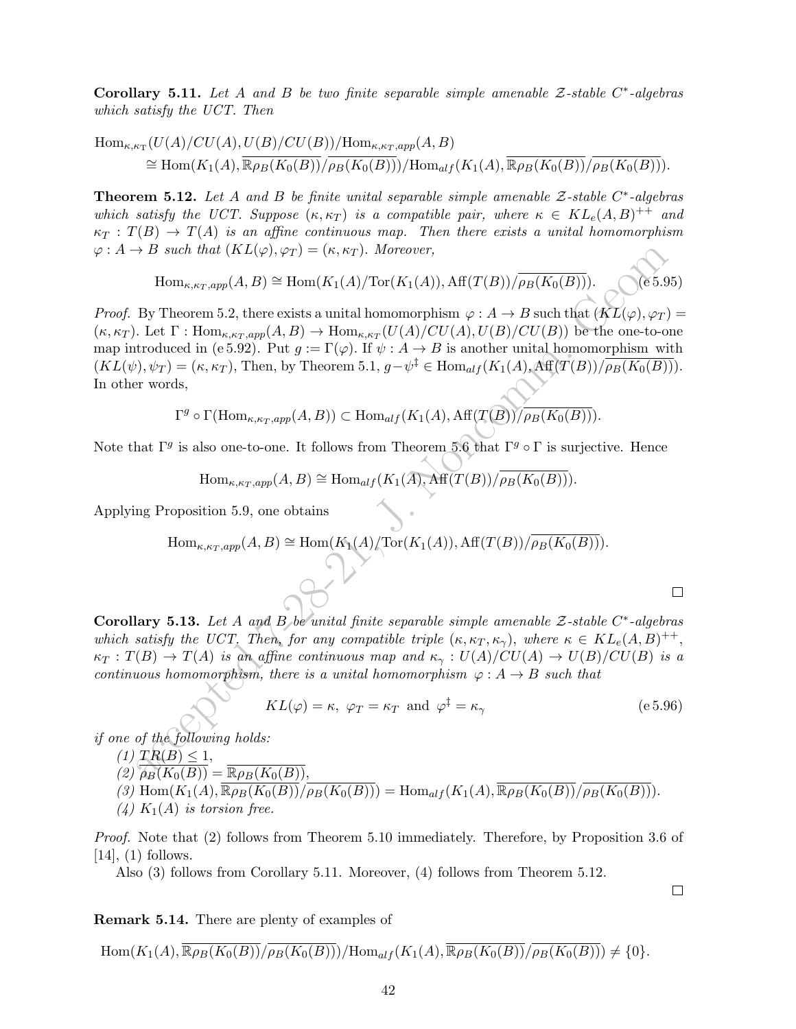**Corollary 5.11.** *Let $A$ and $B$ be two finite separable simple amenable $\mathcal{Z}$-stable $C^*$-algebras which satisfy the UCT. Then*

$$\begin{aligned}&\mathrm{Hom}_{\kappa,\kappa_T}(U(A)/CU(A),U(B)/CU(B))/\mathrm{Hom}_{\kappa,\kappa_T,app}(A,B)\\ &\qquad\cong \mathrm{Hom}(K_1(A),\overline{\mathbb{R}\rho_B(K_0(B))}/\overline{\rho_B(K_0(B))})/\mathrm{Hom}_{alf}(K_1(A),\overline{\mathbb{R}\rho_B(K_0(B))}/\overline{\rho_B(K_0(B))}).\end{aligned}$$

**Theorem 5.12.** *Let $A$ and $B$ be finite unital separable simple amenable $\mathcal{Z}$-stable $C^*$-algebras which satisfy the UCT. Suppose $(\kappa,\kappa_T)$ is a compatible pair, where $\kappa\in KL_e(A,B)^{++}$ and $\kappa_T: T(B)\to T(A)$ is an affine continuous map. Then there exists a unital homomorphism $\varphi: A\to B$ such that $(KL(\varphi),\varphi_T)=(\kappa,\kappa_T)$. Moreover,*

$$\mathrm{Hom}_{\kappa,\kappa_T,app}(A,B)\cong \mathrm{Hom}(K_1(A)/\mathrm{Tor}(K_1(A)),\mathrm{Aff}(T(B))/\overline{\rho_B(K_0(B))}). \tag{e 5.95}$$

*Proof.* By Theorem 5.2, there exists a unital homomorphism $\varphi: A\to B$ such that $(KL(\varphi),\varphi_T)=(\kappa,\kappa_T)$. Let $\Gamma:\mathrm{Hom}_{\kappa,\kappa_T,app}(A,B)\to\mathrm{Hom}_{\kappa,\kappa_T}(U(A)/CU(A),U(B)/CU(B))$ be the one-to-one map introduced in (e 5.92). Put $g:=\Gamma(\varphi)$. If $\psi: A\to B$ is another unital homomorphism with $(KL(\psi),\psi_T)=(\kappa,\kappa_T)$, Then, by Theorem 5.1, $g-\psi^{\ddagger}\in\mathrm{Hom}_{alf}(K_1(A),\mathrm{Aff}(T(B))/\overline{\rho_B(K_0(B))})$. In other words,

$$\Gamma^g\circ\Gamma(\mathrm{Hom}_{\kappa,\kappa_T,app}(A,B))\subset\mathrm{Hom}_{alf}(K_1(A),\mathrm{Aff}(T(B))/\overline{\rho_B(K_0(B))}).$$

Note that $\Gamma^g$ is also one-to-one. It follows from Theorem 5.6 that $\Gamma^g\circ\Gamma$ is surjective. Hence

$$\mathrm{Hom}_{\kappa,\kappa_T,app}(A,B)\cong\mathrm{Hom}_{alf}(K_1(A),\mathrm{Aff}(T(B))/\overline{\rho_B(K_0(B))}).$$

Applying Proposition 5.9, one obtains

$$\mathrm{Hom}_{\kappa,\kappa_T,app}(A,B)\cong\mathrm{Hom}(K_1(A)/\mathrm{Tor}(K_1(A)),\mathrm{Aff}(T(B))/\overline{\rho_B(K_0(B))}).$$

□

**Corollary 5.13.** *Let $A$ and $B$ be unital finite separable simple amenable $\mathcal{Z}$-stable $C^*$-algebras which satisfy the UCT. Then, for any compatible triple $(\kappa,\kappa_T,\kappa_\gamma)$, where $\kappa\in KL_e(A,B)^{++}$, $\kappa_T: T(B)\to T(A)$ is an affine continuous map and $\kappa_\gamma: U(A)/CU(A)\to U(B)/CU(B)$ is a continuous homomorphism, there is a unital homomorphism $\varphi: A\to B$ such that*

$$KL(\varphi)=\kappa,\ \varphi_T=\kappa_T\ \text{and}\ \varphi^{\ddagger}=\kappa_\gamma \tag{e 5.96}$$

*if one of the following holds:*

*(1)* $TR(B)\le 1$,

*(2)* $\overline{\rho_B(K_0(B))}=\overline{\mathbb{R}\rho_B(K_0(B))}$,

*(3)* $\mathrm{Hom}(K_1(A),\overline{\mathbb{R}\rho_B(K_0(B))}/\overline{\rho_B(K_0(B))})=\mathrm{Hom}_{alf}(K_1(A),\overline{\mathbb{R}\rho_B(K_0(B))}/\overline{\rho_B(K_0(B))})$.

*(4)* $K_1(A)$ *is torsion free.*

*Proof.* Note that (2) follows from Theorem 5.10 immediately. Therefore, by Proposition 3.6 of [14], (1) follows.

Also (3) follows from Corollary 5.11. Moreover, (4) follows from Theorem 5.12.

□

**Remark 5.14.** There are plenty of examples of

$$\mathrm{Hom}(K_1(A),\overline{\mathbb{R}\rho_B(K_0(B))}/\overline{\rho_B(K_0(B))})/\mathrm{Hom}_{alf}(K_1(A),\overline{\mathbb{R}\rho_B(K_0(B))}/\overline{\rho_B(K_0(B))})\neq\{0\}.$$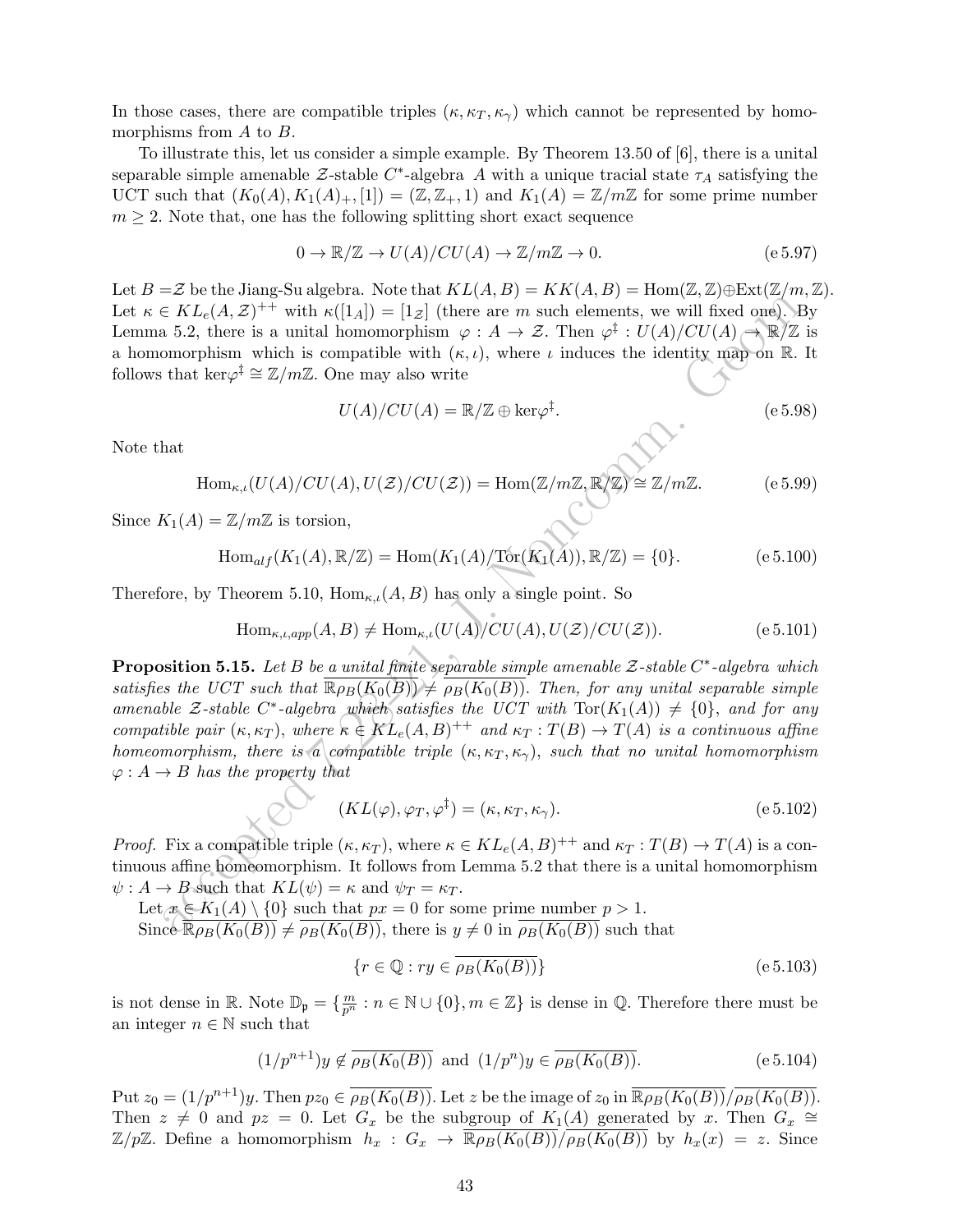In those cases, there are compatible triples $(\kappa, \kappa_T, \kappa_\gamma)$ which cannot be represented by homomorphisms from $A$ to $B$.

To illustrate this, let us consider a simple example. By Theorem 13.50 of [6], there is a unital separable simple amenable $\mathcal{Z}$-stable $C^*$-algebra $A$ with a unique tracial state $\tau_A$ satisfying the UCT such that $(K_0(A), K_1(A)_+, [1]) = (\mathbb{Z}, \mathbb{Z}_+, 1)$ and $K_1(A) = \mathbb{Z}/m\mathbb{Z}$ for some prime number $m \geq 2$. Note that, one has the following splitting short exact sequence

$$0 \to \mathbb{R}/\mathbb{Z} \to U(A)/CU(A) \to \mathbb{Z}/m\mathbb{Z} \to 0. \tag{e 5.97}$$

Let $B = \mathcal{Z}$ be the Jiang-Su algebra. Note that $KL(A, B) = KK(A, B) = \mathrm{Hom}(\mathbb{Z}, \mathbb{Z}) \oplus \mathrm{Ext}(\mathbb{Z}/m, \mathbb{Z})$. Let $\kappa \in KL_e(A, \mathcal{Z})^{++}$ with $\kappa([1_A]) = [1_{\mathcal{Z}}]$ (there are $m$ such elements, we will fixed one). By Lemma 5.2, there is a unital homomorphism $\varphi : A \to \mathcal{Z}$. Then $\varphi^\ddagger : U(A)/CU(A) \to \mathbb{R}/\mathbb{Z}$ is a homomorphism which is compatible with $(\kappa, \iota)$, where $\iota$ induces the identity map on $\mathbb{R}$. It follows that $\mathrm{ker}\varphi^\ddagger \cong \mathbb{Z}/m\mathbb{Z}$. One may also write

$$U(A)/CU(A) = \mathbb{R}/\mathbb{Z} \oplus \mathrm{ker}\varphi^\ddagger. \tag{e 5.98}$$

Note that

$$\mathrm{Hom}_{\kappa,\iota}(U(A)/CU(A), U(\mathcal{Z})/CU(\mathcal{Z})) = \mathrm{Hom}(\mathbb{Z}/m\mathbb{Z}, \mathbb{R}/\mathbb{Z}) \cong \mathbb{Z}/m\mathbb{Z}. \tag{e 5.99}$$

Since $K_1(A) = \mathbb{Z}/m\mathbb{Z}$ is torsion,

$$\mathrm{Hom}_{alf}(K_1(A), \mathbb{R}/\mathbb{Z}) = \mathrm{Hom}(K_1(A)/\mathrm{Tor}(K_1(A)), \mathbb{R}/\mathbb{Z}) = \{0\}. \tag{e 5.100}$$

Therefore, by Theorem 5.10, $\mathrm{Hom}_{\kappa,\iota}(A, B)$ has only a single point. So

$$\mathrm{Hom}_{\kappa,\iota,app}(A, B) \neq \mathrm{Hom}_{\kappa,\iota}(U(A)/CU(A), U(\mathcal{Z})/CU(\mathcal{Z})). \tag{e 5.101}$$

**Proposition 5.15.** *Let $B$ be a unital finite separable simple amenable $\mathcal{Z}$-stable $C^*$-algebra which satisfies the UCT such that $\overline{\mathbb{R}\rho_B(K_0(B))} \neq \overline{\rho_B(K_0(B))}$. Then, for any unital separable simple amenable $\mathcal{Z}$-stable $C^*$-algebra which satisfies the UCT with $\mathrm{Tor}(K_1(A)) \neq \{0\}$, and for any compatible pair $(\kappa, \kappa_T)$, where $\kappa \in KL_e(A, B)^{++}$ and $\kappa_T : T(B) \to T(A)$ is a continuous affine homeomorphism, there is a compatible triple $(\kappa, \kappa_T, \kappa_\gamma)$, such that no unital homomorphism $\varphi : A \to B$ has the property that*

$$(KL(\varphi), \varphi_T, \varphi^\ddagger) = (\kappa, \kappa_T, \kappa_\gamma). \tag{e 5.102}$$

*Proof.* Fix a compatible triple $(\kappa, \kappa_T)$, where $\kappa \in KL_e(A, B)^{++}$ and $\kappa_T : T(B) \to T(A)$ is a continuous affine homeomorphism. It follows from Lemma 5.2 that there is a unital homomorphism $\psi : A \to B$ such that $KL(\psi) = \kappa$ and $\psi_T = \kappa_T$.

Let $x \in K_1(A) \setminus \{0\}$ such that $px = 0$ for some prime number $p > 1$.

Since $\overline{\mathbb{R}\rho_B(K_0(B))} \neq \overline{\rho_B(K_0(B))}$, there is $y \neq 0$ in $\overline{\rho_B(K_0(B))}$ such that

$$\{r \in \mathbb{Q} : ry \in \overline{\rho_B(K_0(B))}\} \tag{e 5.103}$$

is not dense in $\mathbb{R}$. Note $\mathbb{D}_{\mathfrak{p}} = \{\frac{m}{p^n} : n \in \mathbb{N} \cup \{0\}, m \in \mathbb{Z}\}$ is dense in $\mathbb{Q}$. Therefore there must be an integer $n \in \mathbb{N}$ such that

$$(1/p^{n+1})y \notin \overline{\rho_B(K_0(B))} \text{ and } (1/p^n)y \in \overline{\rho_B(K_0(B))}. \tag{e 5.104}$$

Put $z_0 = (1/p^{n+1})y$. Then $pz_0 \in \overline{\rho_B(K_0(B))}$. Let $z$ be the image of $z_0$ in $\overline{\mathbb{R}\rho_B(K_0(B))}/\overline{\rho_B(K_0(B))}$. Then $z \neq 0$ and $pz = 0$. Let $G_x$ be the subgroup of $K_1(A)$ generated by $x$. Then $G_x \cong \mathbb{Z}/p\mathbb{Z}$. Define a homomorphism $h_x : G_x \to \overline{\mathbb{R}\rho_B(K_0(B))}/\overline{\rho_B(K_0(B))}$ by $h_x(x) = z$. Since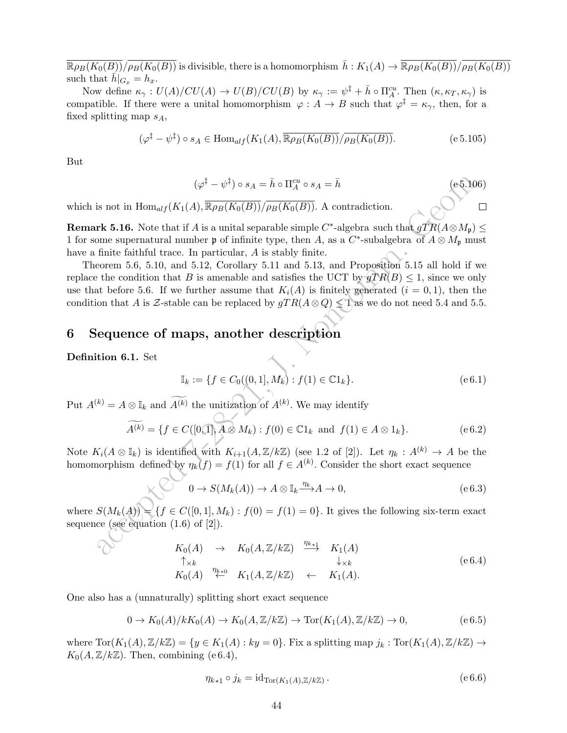$\overline{\mathbb{R}\rho_B(K_0(B))}/\overline{\rho_B(K_0(B))}$ is divisible, there is a homomorphism $\bar{h} : K_1(A) \to \overline{\mathbb{R}\rho_B(K_0(B))}/\overline{\rho_B(K_0(B))}$ such that $\bar{h}|_{G_x} = h_x$.

Now define $\kappa_\gamma : U(A)/CU(A) \to U(B)/CU(B)$ by $\kappa_\gamma := \psi^\ddagger + \bar{h} \circ \Pi_A^{cu}$. Then $(\kappa, \kappa_T, \kappa_\gamma)$ is compatible. If there were a unital homomorphism $\varphi : A \to B$ such that $\varphi^\ddagger = \kappa_\gamma$, then, for a fixed splitting map $s_A$,

$$(\varphi^\ddagger - \psi^\ddagger) \circ s_A \in \mathrm{Hom}_{alf}(K_1(A), \overline{\mathbb{R}\rho_B(K_0(B))}/\overline{\rho_B(K_0(B))}). \tag{e 5.105}$$

But

$$(\varphi^\ddagger - \psi^\ddagger) \circ s_A = \bar{h} \circ \Pi_A^{cu} \circ s_A = \bar{h} \tag{e 5.106}$$

which is not in $\mathrm{Hom}_{alf}(K_1(A), \overline{\mathbb{R}\rho_B(K_0(B))}/\overline{\rho_B(K_0(B))})$. A contradiction. $\square$

**Remark 5.16.** Note that if $A$ is a unital separable simple $C^*$-algebra such that $gTR(A \otimes M_{\mathfrak{p}}) \le 1$ for some supernatural number $\mathfrak{p}$ of infinite type, then $A$, as a $C^*$-subalgebra of $A \otimes M_{\mathfrak{p}}$ must have a finite faithful trace. In particular, $A$ is stably finite.

Theorem 5.6, 5.10, and 5.12, Corollary 5.11 and 5.13, and Proposition 5.15 all hold if we replace the condition that $B$ is amenable and satisfies the UCT by $gTR(B) \le 1$, since we only use that before 5.6. If we further assume that $K_i(A)$ is finitely generated ($i = 0, 1$), then the condition that $A$ is $\mathcal{Z}$-stable can be replaced by $gTR(A \otimes Q) \le 1$ as we do not need 5.4 and 5.5.

## 6 Sequence of maps, another description

**Definition 6.1.** Set

$$\mathbb{I}_k := \{f \in C_0((0,1], M_k) : f(1) \in \mathbb{C}1_k\}. \tag{e 6.1}$$

Put $A^{(k)} = A \otimes \mathbb{I}_k$ and $\widetilde{A^{(k)}}$ the unitization of $A^{(k)}$. We may identify

$$\widetilde{A^{(k)}} = \{f \in C([0,1], A \otimes M_k) : f(0) \in \mathbb{C}1_k \text{ and } f(1) \in A \otimes 1_k\}. \tag{e 6.2}$$

Note $K_i(A \otimes \mathbb{I}_k)$ is identified with $K_{i+1}(A, \mathbb{Z}/k\mathbb{Z})$ (see 1.2 of [2]). Let $\eta_k : A^{(k)} \to A$ be the homomorphism defined by $\eta_k(f) = f(1)$ for all $f \in A^{(k)}$. Consider the short exact sequence

$$0 \to S(M_k(A)) \to A \otimes \mathbb{I}_k \xrightarrow{\eta_k} A \to 0, \tag{e 6.3}$$

where $S(M_k(A)) = \{f \in C([0,1], M_k) : f(0) = f(1) = 0\}$. It gives the following six-term exact sequence (see equation (1.6) of [2]).

$$\begin{array}{ccccc} K_0(A) & \to & K_0(A, \mathbb{Z}/k\mathbb{Z}) & \xrightarrow{\eta_{k*1}} & K_1(A) \\ \uparrow_{\times k} & & & & \downarrow_{\times k} \\ K_0(A) & \xleftarrow{\eta_{k*0}} & K_1(A, \mathbb{Z}/k\mathbb{Z}) & \leftarrow & K_1(A). \end{array} \tag{e 6.4}$$

One also has a (unnaturally) splitting short exact sequence

$$0 \to K_0(A)/kK_0(A) \to K_0(A, \mathbb{Z}/k\mathbb{Z}) \to \mathrm{Tor}(K_1(A), \mathbb{Z}/k\mathbb{Z}) \to 0, \tag{e 6.5}$$

where $\mathrm{Tor}(K_1(A), \mathbb{Z}/k\mathbb{Z}) = \{y \in K_1(A) : ky = 0\}$. Fix a splitting map $j_k : \mathrm{Tor}(K_1(A), \mathbb{Z}/k\mathbb{Z}) \to K_0(A, \mathbb{Z}/k\mathbb{Z})$. Then, combining (e 6.4),

$$\eta_{k*1} \circ j_k = \mathrm{id}_{\mathrm{Tor}(K_1(A), \mathbb{Z}/k\mathbb{Z})}. \tag{e 6.6}$$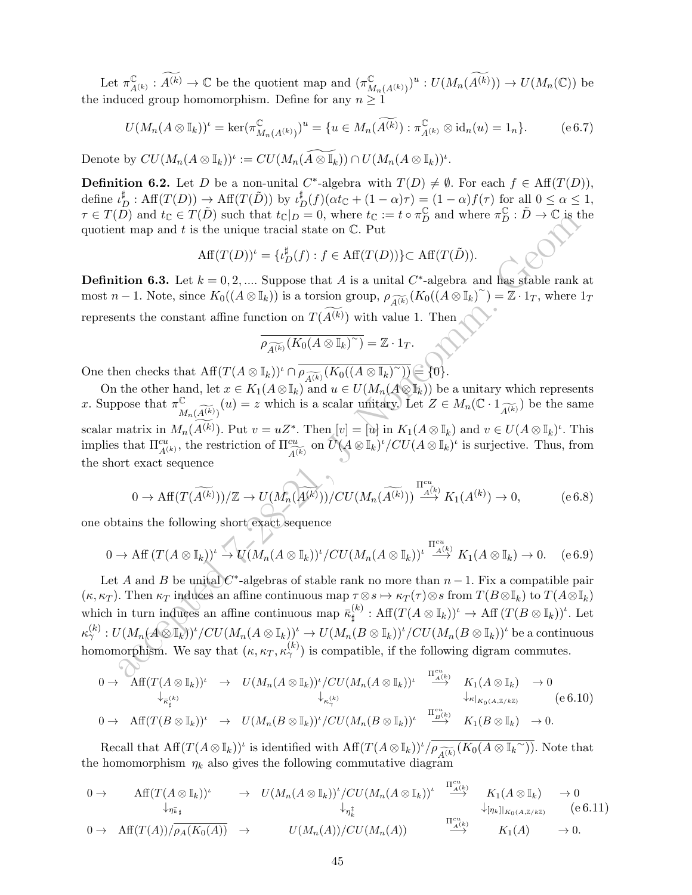Let $\pi^{\mathbb{C}}_{A^{(k)}} : \widetilde{A^{(k)}} \to \mathbb{C}$ be the quotient map and $(\pi^{\mathbb{C}}_{M_n(A^{(k)})})^u : U(M_n(\widetilde{A^{(k)}})) \to U(M_n(\mathbb{C}))$ be the induced group homomorphism. Define for any $n \geq 1$

$$U(M_n(A \otimes \mathbb{I}_k))^\iota = \ker(\pi^{\mathbb{C}}_{M_n(A^{(k)})})^u = \{u \in M_n(\widetilde{A^{(k)}}) : \pi^{\mathbb{C}}_{A^{(k)}} \otimes \mathrm{id}_n(u) = 1_n\}. \tag{e 6.7}$$

Denote by $CU(M_n(A \otimes \mathbb{I}_k))^\iota := CU(M_n(\widetilde{A \otimes \mathbb{I}_k})) \cap U(M_n(A \otimes \mathbb{I}_k))^\iota$.

**Definition 6.2.** Let $D$ be a non-unital $C^*$-algebra with $T(D) \neq \emptyset$. For each $f \in \mathrm{Aff}(T(D))$, define $\iota_D^\sharp : \mathrm{Aff}(T(D)) \to \mathrm{Aff}(T(\tilde{D}))$ by $\iota_D^\sharp(f)(\alpha t_{\mathbb{C}} + (1-\alpha)\tau) = (1-\alpha)f(\tau)$ for all $0 \leq \alpha \leq 1$, $\tau \in T(D)$ and $t_{\mathbb{C}} \in T(\tilde{D})$ such that $t_{\mathbb{C}}|_D = 0$, where $t_{\mathbb{C}} := t \circ \pi_D^{\mathbb{C}}$ and where $\pi_D^{\mathbb{C}} : \tilde{D} \to \mathbb{C}$ is the quotient map and $t$ is the unique tracial state on $\mathbb{C}$. Put

$$\mathrm{Aff}(T(D))^\iota = \{\iota_D^\sharp(f) : f \in \mathrm{Aff}(T(D))\} \subset \mathrm{Aff}(T(\tilde{D})).$$

**Definition 6.3.** Let $k = 0, 2, ....$ Suppose that $A$ is a unital $C^*$-algebra and has stable rank at most $n-1$. Note, since $K_0((A \otimes \mathbb{I}_k))$ is a torsion group, $\rho_{\widetilde{A^{(k)}}}(K_0((A \otimes \mathbb{I}_k)^{\sim}) = \mathbb{Z} \cdot 1_T$, where $1_T$ represents the constant affine function on $T(\widetilde{A^{(k)}})$ with value 1. Then

$$\overline{\rho_{\widetilde{A^{(k)}}}(K_0(A \otimes \mathbb{I}_k)^{\sim})} = \mathbb{Z} \cdot 1_T.$$

One then checks that $\mathrm{Aff}(T(A \otimes \mathbb{I}_k))^\iota \cap \overline{\rho_{\widetilde{A^{(k)}}}(K_0((A \otimes \mathbb{I}_k)^{\sim}))} = \{0\}$.

On the other hand, let $x \in K_1(A \otimes \mathbb{I}_k)$ and $u \in U(M_n(A \otimes \mathbb{I}_k))$ be a unitary which represents $x$. Suppose that $\pi^{\mathbb{C}}_{M_n(\widetilde{A^{(k)}})}(u) = z$ which is a scalar unitary. Let $Z \in M_n(\mathbb{C} \cdot 1_{\widetilde{A^{(k)}}})$ be the same scalar matrix in $M_n(\widetilde{A^{(k)}})$. Put $v = uZ^*$. Then $[v] = [u]$ in $K_1(A \otimes \mathbb{I}_k)$ and $v \in U(A \otimes \mathbb{I}_k)^\iota$. This implies that $\Pi^{cu}_{A^{(k)}}$, the restriction of $\Pi^{cu}_{\widetilde{A^{(k)}}}$ on $U(A \otimes \mathbb{I}_k)^\iota / CU(A \otimes \mathbb{I}_k)^\iota$ is surjective. Thus, from the short exact sequence

$$0 \to \mathrm{Aff}(T(\widetilde{A^{(k)}}))/\mathbb{Z} \to U(M_n(\widetilde{A^{(k)}}))/CU(M_n(\widetilde{A^{(k)}})) \xrightarrow{\Pi^{cu}_{\widetilde{A^{(k)}}}} K_1(A^{(k)}) \to 0, \tag{e 6.8}$$

one obtains the following short exact sequence

$$0 \to \mathrm{Aff}\,(T(A \otimes \mathbb{I}_k))^\iota \to U(M_n(A \otimes \mathbb{I}_k))^\iota / CU(M_n(A \otimes \mathbb{I}_k))^\iota \xrightarrow{\Pi^{cu}_{A^{(k)}}} K_1(A \otimes \mathbb{I}_k) \to 0. \tag{e 6.9}$$

Let $A$ and $B$ be unital $C^*$-algebras of stable rank no more than $n-1$. Fix a compatible pair $(\kappa, \kappa_T)$. Then $\kappa_T$ induces an affine continuous map $\tau \otimes s \mapsto \kappa_T(\tau) \otimes s$ from $T(B \otimes \mathbb{I}_k)$ to $T(A \otimes \mathbb{I}_k)$ which in turn induces an affine continuous map $\bar{\kappa}^{(k)}_\sharp : \mathrm{Aff}(T(A \otimes \mathbb{I}_k))^\iota \to \mathrm{Aff}\,(T(B \otimes \mathbb{I}_k))^\iota$. Let $\kappa^{(k)}_\gamma : U(M_n(A \otimes \mathbb{I}_k))^\iota / CU(M_n(A \otimes \mathbb{I}_k))^\iota \to U(M_n(B \otimes \mathbb{I}_k))^\iota / CU(M_n(B \otimes \mathbb{I}_k))^\iota$ be a continuous homomorphism. We say that $(\kappa, \kappa_T, \kappa^{(k)}_\gamma)$ is compatible, if the following digram commutes.

$$\begin{array}{ccccccc}
0 \to & \mathrm{Aff}(T(A \otimes \mathbb{I}_k))^\iota & \to & U(M_n(A \otimes \mathbb{I}_k))^\iota / CU(M_n(A \otimes \mathbb{I}_k))^\iota & \xrightarrow{\Pi^{cu}_{A^{(k)}}} & K_1(A \otimes \mathbb{I}_k) & \to 0 \\
& \downarrow_{\bar{\kappa}^{(k)}_\sharp} & & \downarrow_{\kappa^{(k)}_\gamma} & & \downarrow_{\kappa|_{K_0(A, \mathbb{Z}/k\mathbb{Z})}} & \\
0 \to & \mathrm{Aff}(T(B \otimes \mathbb{I}_k))^\iota & \to & U(M_n(B \otimes \mathbb{I}_k))^\iota / CU(M_n(B \otimes \mathbb{I}_k))^\iota & \xrightarrow{\Pi^{cu}_{B^{(k)}}} & K_1(B \otimes \mathbb{I}_k) & \to 0.
\end{array} \tag{e 6.10}$$

Recall that $\mathrm{Aff}(T(A \otimes \mathbb{I}_k))^\iota$ is identified with $\mathrm{Aff}(T(A \otimes \mathbb{I}_k))^\iota / \overline{\rho_{\widetilde{A^{(k)}}}(K_0(A \otimes \mathbb{I}_k{}^{\sim}))}$. Note that the homomorphism $\eta_k$ also gives the following commutative diagram

$$\begin{array}{ccccccc}
0 \to & \mathrm{Aff}(T(A \otimes \mathbb{I}_k))^\iota & \to & U(M_n(A \otimes \mathbb{I}_k))^\iota / CU(M_n(A \otimes \mathbb{I}_k))^\iota & \xrightarrow{\Pi^{cu}_{A^{(k)}}} & K_1(A \otimes \mathbb{I}_k) & \to 0 \\
& \downarrow_{\eta_{\bar{k}_\sharp}} & & \downarrow_{\eta_k^\ddagger} & & \downarrow_{[\eta_k]|_{K_0(A, \mathbb{Z}/k\mathbb{Z})}} & \\
0 \to & \mathrm{Aff}(T(A))/\overline{\rho_A(K_0(A))} & \to & U(M_n(A))/CU(M_n(A)) & \xrightarrow{\Pi^{cu}_{A^{(k)}}} & K_1(A) & \to 0.
\end{array} \tag{e 6.11}$$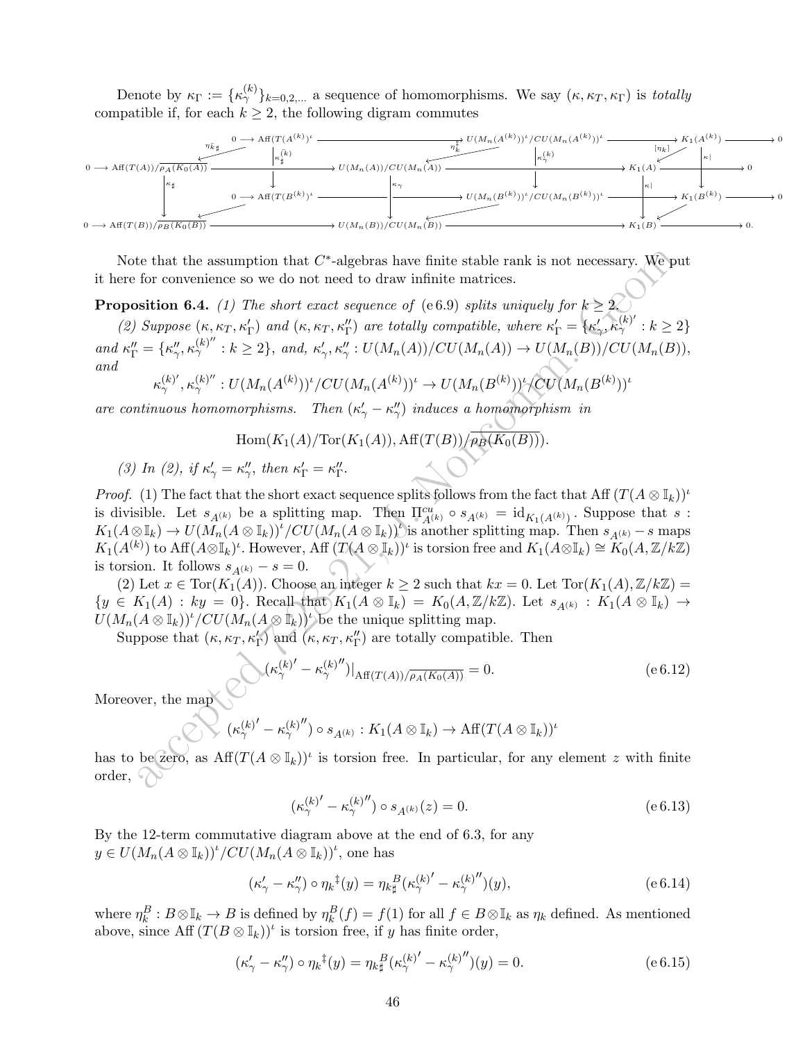Denote by $\kappa_\Gamma := \{\kappa_\gamma^{(k)}\}_{k=0,2,...}$ a sequence of homomorphisms. We say $(\kappa, \kappa_T, \kappa_\Gamma)$ is *totally compatible* if, for each $k \geq 2$, the following digram commutes

$$
\begin{array}{ccccccccc}
& & 0 \to \mathrm{Aff}(T(A^{(k)})^\iota & \longrightarrow & U(M_n(A^{(k)}))^\iota/CU(M_n(A^{(k)}))^\iota & \longrightarrow & K_1(A^{(k)}) & \longrightarrow & 0 \\
& \swarrow^{\eta_{k\sharp}^{\sim}} & \downarrow \kappa_\sharp^{(k)} & \swarrow^{\eta_k^{\ddagger}} & \downarrow \kappa_\gamma^{(k)} & \swarrow^{[\eta_k]} & \downarrow \kappa| & & \\
0 \to \mathrm{Aff}(T(A))/\overline{\rho_A(K_0(A))} & \longrightarrow & U(M_n(A))/CU(M_n(A)) & \longrightarrow & K_1(A) & \longrightarrow & 0 & & \\
\downarrow \kappa_\sharp & & \downarrow \kappa_\gamma & & \downarrow \kappa| & & & & \\
& & 0 \to \mathrm{Aff}(T(B^{(k)})^\iota & \longrightarrow & U(M_n(B^{(k)}))^\iota/CU(M_n(B^{(k)}))^\iota & \longrightarrow & K_1(B^{(k)}) & \longrightarrow & 0 \\
& \swarrow & & \swarrow & & \swarrow & & & \\
0 \to \mathrm{Aff}(T(B))/\overline{\rho_B(K_0(B))} & \longrightarrow & U(M_n(B))/CU(M_n(B)) & \longrightarrow & K_1(B) & \longrightarrow & 0. & &
\end{array}
$$

Note that the assumption that $C^*$-algebras have finite stable rank is not necessary. We put it here for convenience so we do not need to draw infinite matrices.

**Proposition 6.4.** *(1) The short exact sequence of* (e 6.9) *splits uniquely for* $k \geq 2$.

*(2) Suppose* $(\kappa, \kappa_T, \kappa'_\Gamma)$ *and* $(\kappa, \kappa_T, \kappa''_\Gamma)$ *are totally compatible, where* $\kappa'_\Gamma = \{\kappa'_\gamma, {\kappa_\gamma^{(k)}}' : k \geq 2\}$ *and* $\kappa''_\Gamma = \{\kappa''_\gamma, {\kappa_\gamma^{(k)}}'' : k \geq 2\}$, *and,* $\kappa'_\gamma, \kappa''_\gamma : U(M_n(A))/CU(M_n(A)) \to U(M_n(B))/CU(M_n(B))$, *and*

$$
{\kappa_\gamma^{(k)}}', {\kappa_\gamma^{(k)}}'' : U(M_n(A^{(k)}))^\iota/CU(M_n(A^{(k)}))^\iota \to U(M_n(B^{(k)}))^\iota/CU(M_n(B^{(k)}))^\iota
$$

*are continuous homomorphisms. Then* $(\kappa'_\gamma - \kappa''_\gamma)$ *induces a homomorphism in*

$$
\mathrm{Hom}(K_1(A)/\mathrm{Tor}(K_1(A)), \mathrm{Aff}(T(B))/\overline{\rho_B(K_0(B))}).
$$

*(3) In (2), if* $\kappa'_\gamma = \kappa''_\gamma$, *then* $\kappa'_\Gamma = \kappa''_\Gamma$.

*Proof.* (1) The fact that the short exact sequence splits follows from the fact that $\mathrm{Aff}\,(T(A \otimes \mathbb{I}_k))^\iota$ is divisible. Let $s_{A^{(k)}}$ be a splitting map. Then $\Pi^{cu}_{A^{(k)}} \circ s_{A^{(k)}} = \mathrm{id}_{K_1(A^{(k)})}$. Suppose that $s : K_1(A \otimes \mathbb{I}_k) \to U(M_n(A \otimes \mathbb{I}_k))^\iota/CU(M_n(A \otimes \mathbb{I}_k))^\iota$ is another splitting map. Then $s_{A^{(k)}} - s$ maps $K_1(A^{(k)})$ to $\mathrm{Aff}(A \otimes \mathbb{I}_k)^\iota$. However, $\mathrm{Aff}\,(T(A \otimes \mathbb{I}_k))^\iota$ is torsion free and $K_1(A \otimes \mathbb{I}_k) \cong K_0(A, \mathbb{Z}/k\mathbb{Z})$ is torsion. It follows $s_{A^{(k)}} - s = 0$.

(2) Let $x \in \mathrm{Tor}(K_1(A))$. Choose an integer $k \geq 2$ such that $kx = 0$. Let $\mathrm{Tor}(K_1(A), \mathbb{Z}/k\mathbb{Z}) = \{y \in K_1(A) : ky = 0\}$. Recall that $K_1(A \otimes \mathbb{I}_k) = K_0(A, \mathbb{Z}/k\mathbb{Z})$. Let $s_{A^{(k)}} : K_1(A \otimes \mathbb{I}_k) \to U(M_n(A \otimes \mathbb{I}_k))^\iota/CU(M_n(A \otimes \mathbb{I}_k))^\iota$ be the unique splitting map.

Suppose that $(\kappa, \kappa_T, \kappa'_\Gamma)$ and $(\kappa, \kappa_T, \kappa''_\Gamma)$ are totally compatible. Then

$$
({\kappa_\gamma^{(k)}}' - {\kappa_\gamma^{(k)}}'')|_{\mathrm{Aff}(T(A))/\overline{\rho_A(K_0(A))}} = 0. \tag{e 6.12}
$$

Moreover, the map

$$
({\kappa_\gamma^{(k)}}' - {\kappa_\gamma^{(k)}}'') \circ s_{A^{(k)}} : K_1(A \otimes \mathbb{I}_k) \to \mathrm{Aff}(T(A \otimes \mathbb{I}_k))^\iota
$$

has to be zero, as $\mathrm{Aff}(T(A \otimes \mathbb{I}_k))^\iota$ is torsion free. In particular, for any element $z$ with finite order,

$$
({\kappa_\gamma^{(k)}}' - {\kappa_\gamma^{(k)}}'') \circ s_{A^{(k)}}(z) = 0. \tag{e 6.13}
$$

By the 12-term commutative diagram above at the end of 6.3, for any $y \in U(M_n(A \otimes \mathbb{I}_k))^\iota/CU(M_n(A \otimes \mathbb{I}_k))^\iota$, one has

$$
(\kappa'_\gamma - \kappa''_\gamma) \circ {\eta_k}^{\ddagger}(y) = {\eta_k}^B_\sharp({\kappa_\gamma^{(k)}}' - {\kappa_\gamma^{(k)}}'')(y), \tag{e 6.14}
$$

where $\eta_k^B : B \otimes \mathbb{I}_k \to B$ is defined by $\eta_k^B(f) = f(1)$ for all $f \in B \otimes \mathbb{I}_k$ as $\eta_k$ defined. As mentioned above, since $\mathrm{Aff}\,(T(B \otimes \mathbb{I}_k))^\iota$ is torsion free, if $y$ has finite order,

$$
(\kappa'_\gamma - \kappa''_\gamma) \circ {\eta_k}^{\ddagger}(y) = {\eta_k}^B_\sharp({\kappa_\gamma^{(k)}}' - {\kappa_\gamma^{(k)}}'')(y) = 0. \tag{e 6.15}
$$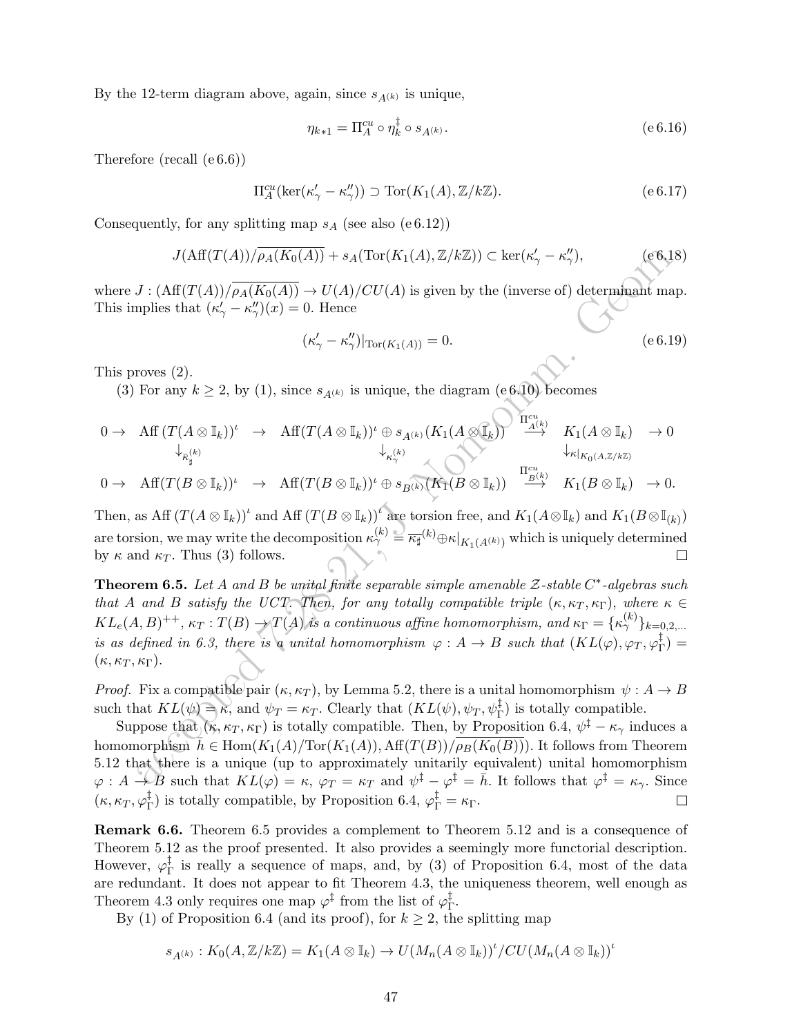By the 12-term diagram above, again, since $s_{A^{(k)}}$ is unique,

$$\eta_{k*1} = \Pi_A^{cu} \circ \eta_k^{\ddagger} \circ s_{A^{(k)}}. \tag{e 6.16}$$

Therefore (recall (e 6.6))

$$\Pi_A^{cu}(\ker(\kappa_\gamma' - \kappa_\gamma'')) \supset \mathrm{Tor}(K_1(A), \mathbb{Z}/k\mathbb{Z}). \tag{e 6.17}$$

Consequently, for any splitting map $s_A$ (see also (e 6.12))

$$J(\mathrm{Aff}(T(A))/\overline{\rho_A(K_0(A))} + s_A(\mathrm{Tor}(K_1(A), \mathbb{Z}/k\mathbb{Z})) \subset \ker(\kappa_\gamma' - \kappa_\gamma''), \tag{e 6.18}$$

where $J : (\mathrm{Aff}(T(A))/\overline{\rho_A(K_0(A))} \to U(A)/CU(A)$ is given by the (inverse of) determinant map. This implies that $(\kappa_\gamma' - \kappa_\gamma'')(x) = 0$. Hence

$$(\kappa_\gamma' - \kappa_\gamma'')|_{\mathrm{Tor}(K_1(A))} = 0. \tag{e 6.19}$$

This proves (2).

(3) For any $k \geq 2$, by (1), since $s_{A^{(k)}}$ is unique, the diagram (e 6.10) becomes

$$\begin{array}{ccccccccc}
0 \to & \mathrm{Aff}\,(T(A\otimes \mathbb{I}_k))^\iota & \to & \mathrm{Aff}(T(A\otimes\mathbb{I}_k))^\iota \oplus s_{A^{(k)}}(K_1(A\otimes\mathbb{I}_k)) & \stackrel{\Pi^{cu}_{A^{(k)}}}{\longrightarrow} & K_1(A\otimes\mathbb{I}_k) & \to 0\\
& \downarrow_{\overline{\kappa_\sharp}^{(k)}} & & \downarrow_{\kappa_\gamma^{(k)}} & & \downarrow_{\kappa|_{K_0(A,\mathbb{Z}/k\mathbb{Z})}} & \\
0 \to & \mathrm{Aff}(T(B\otimes\mathbb{I}_k))^\iota & \to & \mathrm{Aff}(T(B\otimes\mathbb{I}_k))^\iota \oplus s_{B^{(k)}}(K_1(B\otimes\mathbb{I}_k)) & \stackrel{\Pi^{cu}_{B^{(k)}}}{\longrightarrow} & K_1(B\otimes\mathbb{I}_k) & \to 0.
\end{array}$$

Then, as Aff $(T(A\otimes\mathbb{I}_k))^\iota$ and Aff $(T(B\otimes\mathbb{I}_k))^\iota$ are torsion free, and $K_1(A\otimes\mathbb{I}_k)$ and $K_1(B\otimes\mathbb{I}_{(k)})$ are torsion, we may write the decomposition $\kappa_\gamma^{(k)} = \overline{\kappa_\sharp}^{(k)} \oplus \kappa|_{K_1(A^{(k)})}$ which is uniquely determined by $\kappa$ and $\kappa_T$. Thus (3) follows. $\square$

**Theorem 6.5.** *Let $A$ and $B$ be unital finite separable simple amenable $\mathcal{Z}$-stable $C^*$-algebras such that $A$ and $B$ satisfy the UCT. Then, for any totally compatible triple $(\kappa, \kappa_T, \kappa_\Gamma)$, where $\kappa \in KL_e(A,B)^{++}$, $\kappa_T : T(B) \to T(A)$ is a continuous affine homomorphism, and $\kappa_\Gamma = \{\kappa_\gamma^{(k)}\}_{k=0,2,...}$ is as defined in 6.3, there is a unital homomorphism $\varphi : A \to B$ such that $(KL(\varphi), \varphi_T, \varphi_\Gamma^\ddagger) = (\kappa, \kappa_T, \kappa_\Gamma)$.*

*Proof.* Fix a compatible pair $(\kappa, \kappa_T)$, by Lemma 5.2, there is a unital homomorphism $\psi : A \to B$ such that $KL(\psi) = \kappa$, and $\psi_T = \kappa_T$. Clearly that $(KL(\psi), \psi_T, \psi_\Gamma^\ddagger)$ is totally compatible.

Suppose that $(\kappa, \kappa_T, \kappa_\Gamma)$ is totally compatible. Then, by Proposition 6.4, $\psi^\ddagger - \kappa_\gamma$ induces a homomorphism $\bar{h} \in \mathrm{Hom}(K_1(A)/\mathrm{Tor}(K_1(A)), \mathrm{Aff}(T(B))/\overline{\rho_B(K_0(B))})$. It follows from Theorem 5.12 that there is a unique (up to approximately unitarily equivalent) unital homomorphism $\varphi : A \to B$ such that $KL(\varphi) = \kappa$, $\varphi_T = \kappa_T$ and $\psi^\ddagger - \varphi^\ddagger = \bar{h}$. It follows that $\varphi^\ddagger = \kappa_\gamma$. Since $(\kappa, \kappa_T, \varphi_\Gamma^\ddagger)$ is totally compatible, by Proposition 6.4, $\varphi_\Gamma^\ddagger = \kappa_\Gamma$. $\square$

**Remark 6.6.** Theorem 6.5 provides a complement to Theorem 5.12 and is a consequence of Theorem 5.12 as the proof presented. It also provides a seemingly more functorial description. However, $\varphi_\Gamma^\ddagger$ is really a sequence of maps, and, by (3) of Proposition 6.4, most of the data are redundant. It does not appear to fit Theorem 4.3, the uniqueness theorem, well enough as Theorem 4.3 only requires one map $\varphi^\ddagger$ from the list of $\varphi_\Gamma^\ddagger$.

By (1) of Proposition 6.4 (and its proof), for $k \geq 2$, the splitting map

$$s_{A^{(k)}} : K_0(A, \mathbb{Z}/k\mathbb{Z}) = K_1(A\otimes\mathbb{I}_k) \to U(M_n(A\otimes\mathbb{I}_k))^\iota / CU(M_n(A\otimes\mathbb{I}_k))^\iota$$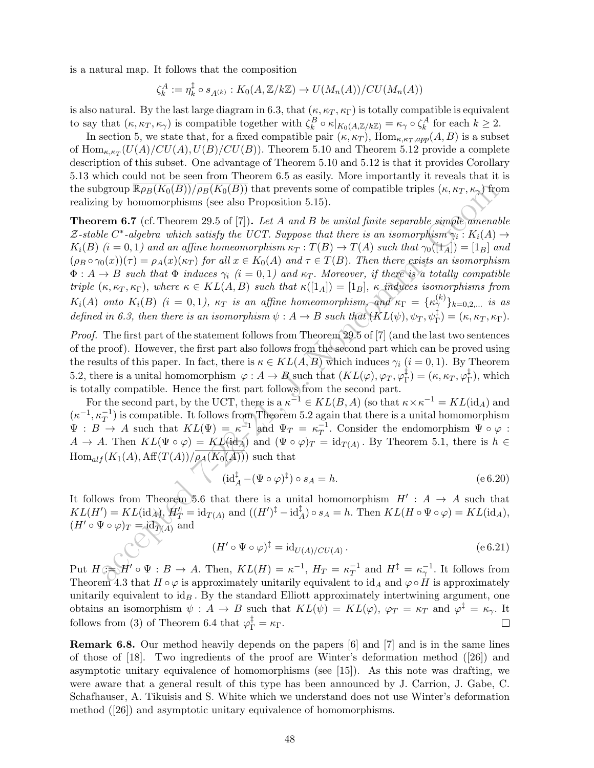is a natural map. It follows that the composition

$$\zeta_k^A := \eta_k^\ddagger \circ s_{A^{(k)}} : K_0(A, \mathbb{Z}/k\mathbb{Z}) \to U(M_n(A))/CU(M_n(A))$$

is also natural. By the last large diagram in 6.3, that $(\kappa, \kappa_T, \kappa_\Gamma)$ is totally compatible is equivalent to say that $(\kappa, \kappa_T, \kappa_\gamma)$ is compatible together with $\zeta_k^B \circ \kappa|_{K_0(A,\mathbb{Z}/k\mathbb{Z})} = \kappa_\gamma \circ \zeta_k^A$ for each $k \geq 2$.

In section 5, we state that, for a fixed compatible pair $(\kappa, \kappa_T)$, $\mathrm{Hom}_{\kappa,\kappa_T,app}(A, B)$ is a subset of $\mathrm{Hom}_{\kappa,\kappa_T}(U(A)/CU(A), U(B)/CU(B))$. Theorem 5.10 and Theorem 5.12 provide a complete description of this subset. One advantage of Theorem 5.10 and 5.12 is that it provides Corollary 5.13 which could not be seen from Theorem 6.5 as easily. More importantly it reveals that it is the subgroup $\overline{\mathbb{R}\rho_B(K_0(B))}/\overline{\rho_B(K_0(B))}$ that prevents some of compatible triples $(\kappa, \kappa_T, \kappa_\gamma)$ from realizing by homomorphisms (see also Proposition 5.15).

**Theorem 6.7** (cf. Theorem 29.5 of [7])**.** *Let $A$ and $B$ be unital finite separable simple amenable $\mathcal{Z}$-stable $C^*$-algebra which satisfy the UCT. Suppose that there is an isomorphism $\gamma_i : K_i(A) \to K_i(B)$ $(i = 0, 1)$ and an affine homeomorphism $\kappa_T : T(B) \to T(A)$ such that $\gamma_0([1_A]) = [1_B]$ and $(\rho_B \circ \gamma_0(x))(\tau) = \rho_A(x)(\kappa_T)$ for all $x \in K_0(A)$ and $\tau \in T(B)$. Then there exists an isomorphism $\Phi : A \to B$ such that $\Phi$ induces $\gamma_i$ $(i = 0, 1)$ and $\kappa_T$. Moreover, if there is a totally compatible triple $(\kappa, \kappa_T, \kappa_\Gamma)$, where $\kappa \in KL(A, B)$ such that $\kappa([1_A]) = [1_B]$, $\kappa$ induces isomorphisms from $K_i(A)$ onto $K_i(B)$ $(i = 0, 1)$, $\kappa_T$ is an affine homeomorphism, and $\kappa_\Gamma = \{\kappa_\gamma^{(k)}\}_{k=0,2,\ldots}$ is as defined in 6.3, then there is an isomorphism $\psi : A \to B$ such that $(KL(\psi), \psi_T, \psi_\Gamma^\ddagger) = (\kappa, \kappa_T, \kappa_\Gamma)$.*

*Proof.* The first part of the statement follows from Theorem 29.5 of [7] (and the last two sentences of the proof). However, the first part also follows from the second part which can be proved using the results of this paper. In fact, there is $\kappa \in KL(A, B)$ which induces $\gamma_i$ $(i = 0, 1)$. By Theorem 5.2, there is a unital homomorphism $\varphi : A \to B$ such that $(KL(\varphi), \varphi_T, \varphi_\Gamma^\ddagger) = (\kappa, \kappa_T, \varphi_\Gamma^\ddagger)$, which is totally compatible. Hence the first part follows from the second part.

For the second part, by the UCT, there is a $\kappa^{-1} \in KL(B, A)$ (so that $\kappa \times \kappa^{-1} = KL(\mathrm{id}_A)$ and $(\kappa^{-1}, \kappa_T^{-1})$ is compatible. It follows from Theorem 5.2 again that there is a unital homomorphism $\Psi : B \to A$ such that $KL(\Psi) = \kappa^{-1}$ and $\Psi_T = \kappa_T^{-1}$. Consider the endomorphism $\Psi \circ \varphi : A \to A$. Then $KL(\Psi \circ \varphi) = KL(\mathrm{id}_A)$ and $(\Psi \circ \varphi)_T = \mathrm{id}_{T(A)}$. By Theorem 5.1, there is $h \in \mathrm{Hom}_{alf}(K_1(A), \mathrm{Aff}(T(A))/\overline{\rho_A(K_0(A))})$ such that

$$(\mathrm{id}_A^\ddagger - (\Psi \circ \varphi)^\ddagger) \circ s_A = h. \tag{e 6.20}$$

It follows from Theorem 5.6 that there is a unital homomorphism $H' : A \to A$ such that $KL(H') = KL(\mathrm{id}_A)$, $H'_T = \mathrm{id}_{T(A)}$ and $((H')^\ddagger - \mathrm{id}_A^\ddagger) \circ s_A = h$. Then $KL(H \circ \Psi \circ \varphi) = KL(\mathrm{id}_A)$, $(H' \circ \Psi \circ \varphi)_T = \mathrm{id}_{T(A)}$ and

$$(H' \circ \Psi \circ \varphi)^\ddagger = \mathrm{id}_{U(A)/CU(A)}\,. \tag{e 6.21}$$

Put $H := H' \circ \Psi : B \to A$. Then, $KL(H) = \kappa^{-1}$, $H_T = \kappa_T^{-1}$ and $H^\ddagger = \kappa_\gamma^{-1}$. It follows from Theorem 4.3 that $H \circ \varphi$ is approximately unitarily equivalent to $\mathrm{id}_A$ and $\varphi \circ H$ is approximately unitarily equivalent to $\mathrm{id}_B$. By the standard Elliott approximately intertwining argument, one obtains an isomorphism $\psi : A \to B$ such that $KL(\psi) = KL(\varphi)$, $\varphi_T = \kappa_T$ and $\varphi^\ddagger = \kappa_\gamma$. It follows from (3) of Theorem 6.4 that $\varphi_\Gamma^\ddagger = \kappa_\Gamma$. $\square$

**Remark 6.8.** Our method heavily depends on the papers [6] and [7] and is in the same lines of those of [18]. Two ingredients of the proof are Winter's deformation method ([26]) and asymptotic unitary equivalence of homomorphisms (see [15]). As this note was drafting, we were aware that a general result of this type has been announced by J. Carrion, J. Gabe, C. Schafhauser, A. Tikuisis and S. White which we understand does not use Winter's deformation method ([26]) and asymptotic unitary equivalence of homomorphisms.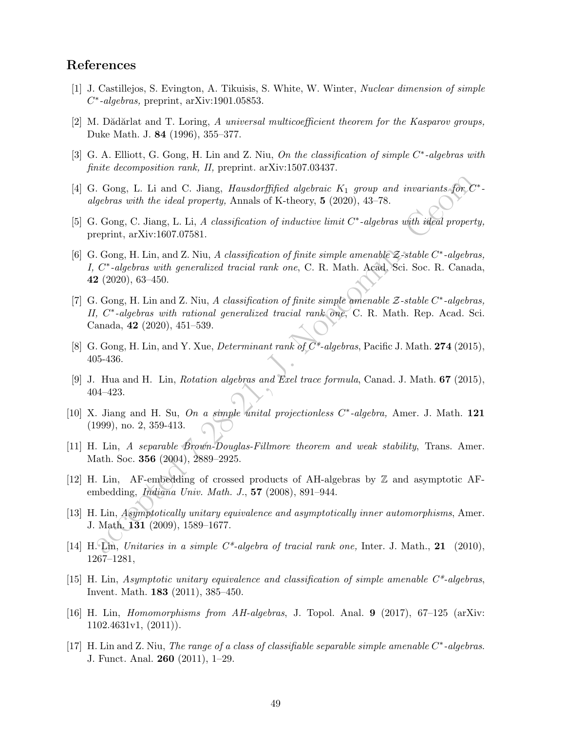## References

[1] J. Castillejos, S. Evington, A. Tikuisis, S. White, W. Winter, *Nuclear dimension of simple $C^*$-algebras,* preprint, arXiv:1901.05853.

[2] M. Dădărlat and T. Loring, *A universal multicoefficient theorem for the Kasparov groups,* Duke Math. J. **84** (1996), 355–377.

[3] G. A. Elliott, G. Gong, H. Lin and Z. Niu, *On the classification of simple $C^*$-algebras with finite decomposition rank, II,* preprint. arXiv:1507.03437.

[4] G. Gong, L. Li and C. Jiang, *Hausdorffified algebraic $K_1$ group and invariants for $C^*$-algebras with the ideal property,* Annals of K-theory, **5** (2020), 43–78.

[5] G. Gong, C. Jiang, L. Li, *A classification of inductive limit $C^*$-algebras with ideal property,* preprint, arXiv:1607.07581.

[6] G. Gong, H. Lin, and Z. Niu, *A classification of finite simple amenable $\mathcal{Z}$-stable $C^*$-algebras, I, $C^*$-algebras with generalized tracial rank one*, C. R. Math. Acad. Sci. Soc. R. Canada, **42** (2020), 63–450.

[7] G. Gong, H. Lin and Z. Niu, *A classification of finite simple amenable $\mathcal{Z}$-stable $C^*$-algebras, II, $C^*$-algebras with rational generalized tracial rank one*, C. R. Math. Rep. Acad. Sci. Canada, **42** (2020), 451–539.

[8] G. Gong, H. Lin, and Y. Xue, *Determinant rank of $C^*$-algebras*, Pacific J. Math. **274** (2015), 405-436.

[9] J. Hua and H. Lin, *Rotation algebras and Exel trace formula*, Canad. J. Math. **67** (2015), 404–423.

[10] X. Jiang and H. Su, *On a simple unital projectionless $C^*$-algebra,* Amer. J. Math. **121** (1999), no. 2, 359-413.

[11] H. Lin, *A separable Brown-Douglas-Fillmore theorem and weak stability*, Trans. Amer. Math. Soc. **356** (2004), 2889–2925.

[12] H. Lin, AF-embedding of crossed products of AH-algebras by $\mathbb{Z}$ and asymptotic AF-embedding, *Indiana Univ. Math. J.*, **57** (2008), 891–944.

[13] H. Lin, *Asymptotically unitary equivalence and asymptotically inner automorphisms*, Amer. J. Math. **131** (2009), 1589–1677.

[14] H. Lin, *Unitaries in a simple $C^*$-algebra of tracial rank one,* Inter. J. Math., **21** (2010), 1267–1281,

[15] H. Lin, *Asymptotic unitary equivalence and classification of simple amenable $C^*$-algebras*, Invent. Math. **183** (2011), 385–450.

[16] H. Lin, *Homomorphisms from AH-algebras*, J. Topol. Anal. **9** (2017), 67–125 (arXiv: 1102.4631v1, (2011)).

[17] H. Lin and Z. Niu, *The range of a class of classifiable separable simple amenable $C^*$-algebras*. J. Funct. Anal. **260** (2011), 1–29.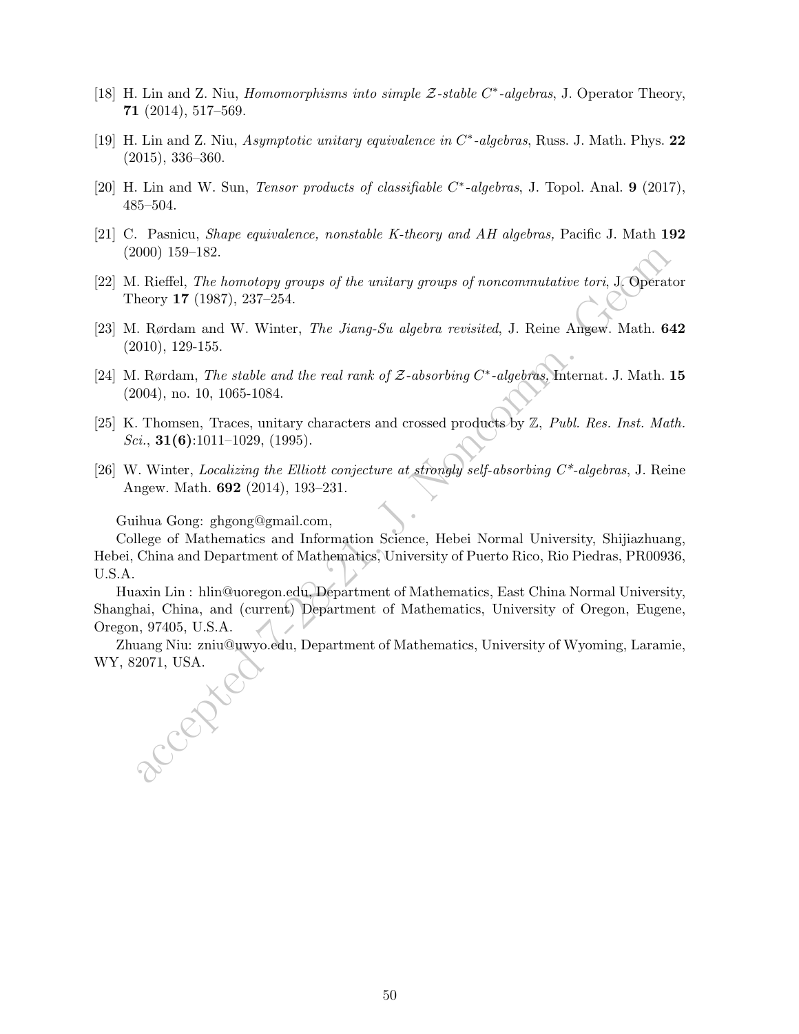[18] H. Lin and Z. Niu, *Homomorphisms into simple $\mathcal{Z}$-stable $C^*$-algebras*, J. Operator Theory, **71** (2014), 517–569.

[19] H. Lin and Z. Niu, *Asymptotic unitary equivalence in $C^*$-algebras*, Russ. J. Math. Phys. **22** (2015), 336–360.

[20] H. Lin and W. Sun, *Tensor products of classifiable $C^*$-algebras*, J. Topol. Anal. **9** (2017), 485–504.

[21] C. Pasnicu, *Shape equivalence, nonstable K-theory and AH algebras,* Pacific J. Math **192** (2000) 159–182.

[22] M. Rieffel, *The homotopy groups of the unitary groups of noncommutative tori*, J. Operator Theory **17** (1987), 237–254.

[23] M. Rørdam and W. Winter, *The Jiang-Su algebra revisited*, J. Reine Angew. Math. **642** (2010), 129-155.

[24] M. Rørdam, *The stable and the real rank of $\mathcal{Z}$-absorbing $C^*$-algebras*, Internat. J. Math. **15** (2004), no. 10, 1065-1084.

[25] K. Thomsen, Traces, unitary characters and crossed products by $\mathbb{Z}$, *Publ. Res. Inst. Math. Sci.*, **31(6)**:1011–1029, (1995).

[26] W. Winter, *Localizing the Elliott conjecture at strongly self-absorbing $C^*$-algebras*, J. Reine Angew. Math. **692** (2014), 193–231.

Guihua Gong: ghgong@gmail.com,
College of Mathematics and Information Science, Hebei Normal University, Shijiazhuang, Hebei, China and Department of Mathematics, University of Puerto Rico, Rio Piedras, PR00936, U.S.A.

Huaxin Lin : hlin@uoregon.edu, Department of Mathematics, East China Normal University, Shanghai, China, and (current) Department of Mathematics, University of Oregon, Eugene, Oregon, 97405, U.S.A.

Zhuang Niu: zniu@uwyo.edu, Department of Mathematics, University of Wyoming, Laramie, WY, 82071, USA.